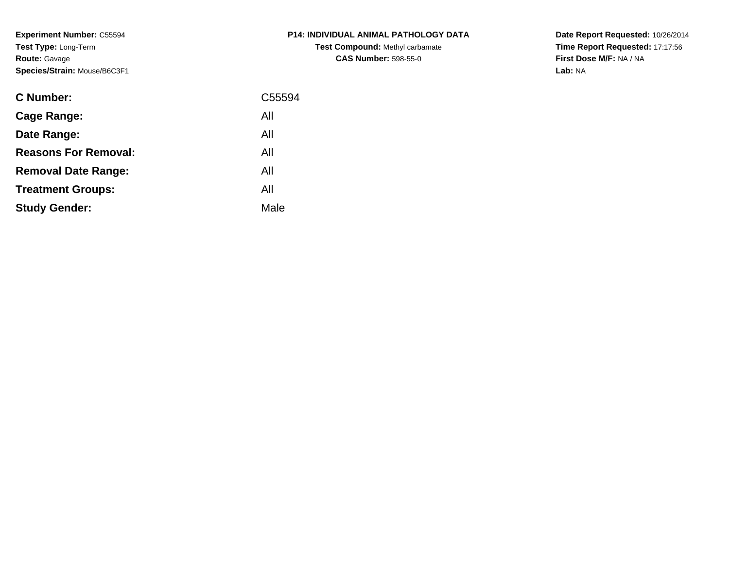**Experiment Number:** C55594
**Test Type:** Long-Term
**Route:** Gavage
**Species/Strain:** Mouse/B6C3F1

**P14: INDIVIDUAL ANIMAL PATHOLOGY DATA**
**Test Compound:** Methyl carbamate
**CAS Number:** 598-55-0

**Date Report Requested:** 10/26/2014
**Time Report Requested:** 17:17:56
**First Dose M/F:** NA / NA
**Lab:** NA

| | |
|---|---|
| **C Number:** | C55594 |
| **Cage Range:** | All |
| **Date Range:** | All |
| **Reasons For Removal:** | All |
| **Removal Date Range:** | All |
| **Treatment Groups:** | All |
| **Study Gender:** | Male |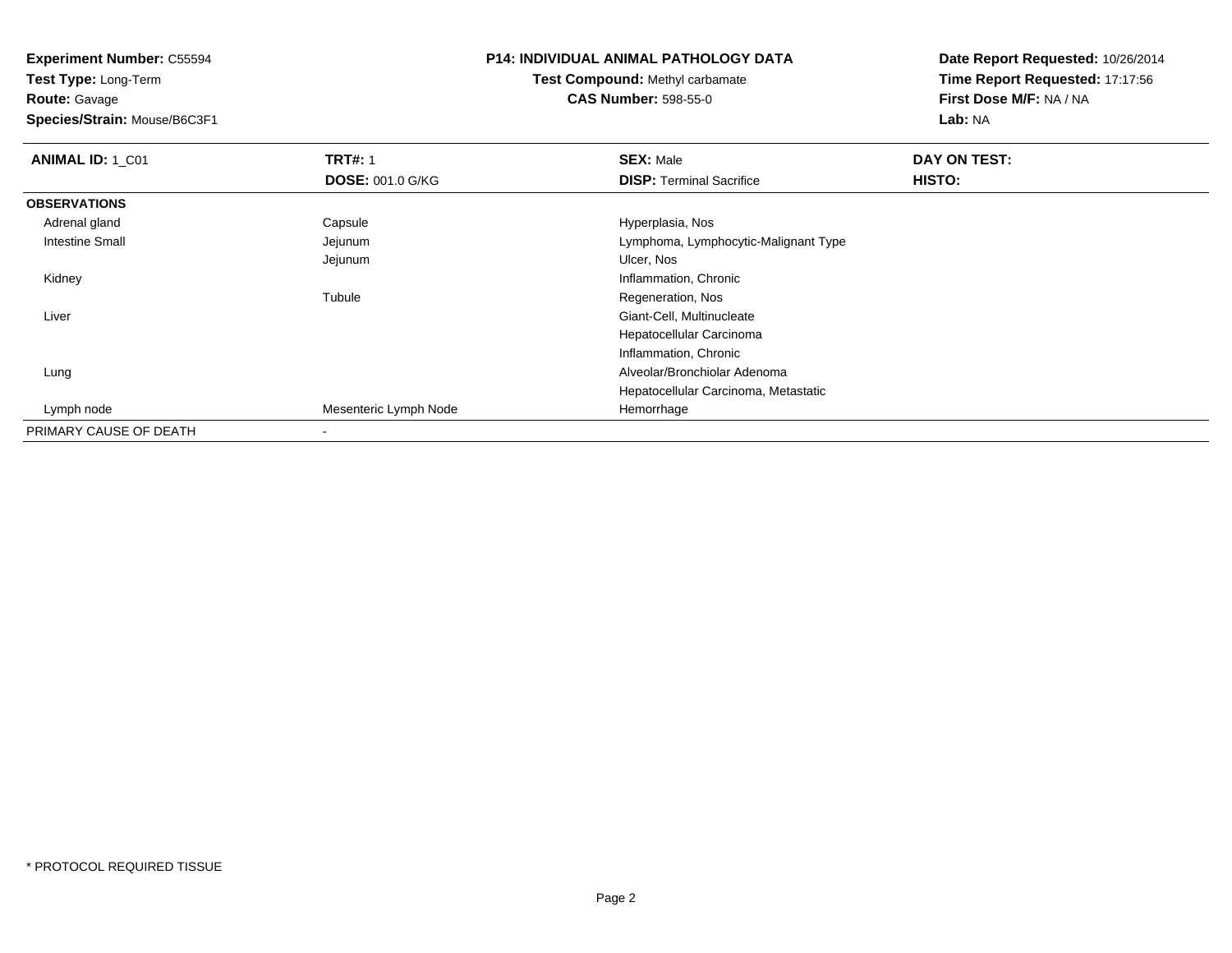**Experiment Number:** C55594
**Test Type:** Long-Term
**Route:** Gavage
**Species/Strain:** Mouse/B6C3F1

**P14: INDIVIDUAL ANIMAL PATHOLOGY DATA**
**Test Compound:** Methyl carbamate
**CAS Number:** 598-55-0

**Date Report Requested:** 10/26/2014
**Time Report Requested:** 17:17:56
**First Dose M/F:** NA / NA
**Lab:** NA

| **ANIMAL ID:** 1_C01 | **TRT#:** 1 | **SEX:** Male | **DAY ON TEST:** |
|---|---|---|---|
| | **DOSE:** 001.0 G/KG | **DISP:** Terminal Sacrifice | **HISTO:** |
| **OBSERVATIONS** | | | |
| Adrenal gland | Capsule | Hyperplasia, Nos | |
| Intestine Small | Jejunum | Lymphoma, Lymphocytic-Malignant Type | |
| | Jejunum | Ulcer, Nos | |
| Kidney | | Inflammation, Chronic | |
| | Tubule | Regeneration, Nos | |
| Liver | | Giant-Cell, Multinucleate | |
| | | Hepatocellular Carcinoma | |
| | | Inflammation, Chronic | |
| Lung | | Alveolar/Bronchiolar Adenoma | |
| | | Hepatocellular Carcinoma, Metastatic | |
| Lymph node | Mesenteric Lymph Node | Hemorrhage | |
| PRIMARY CAUSE OF DEATH | - | | |

* PROTOCOL REQUIRED TISSUE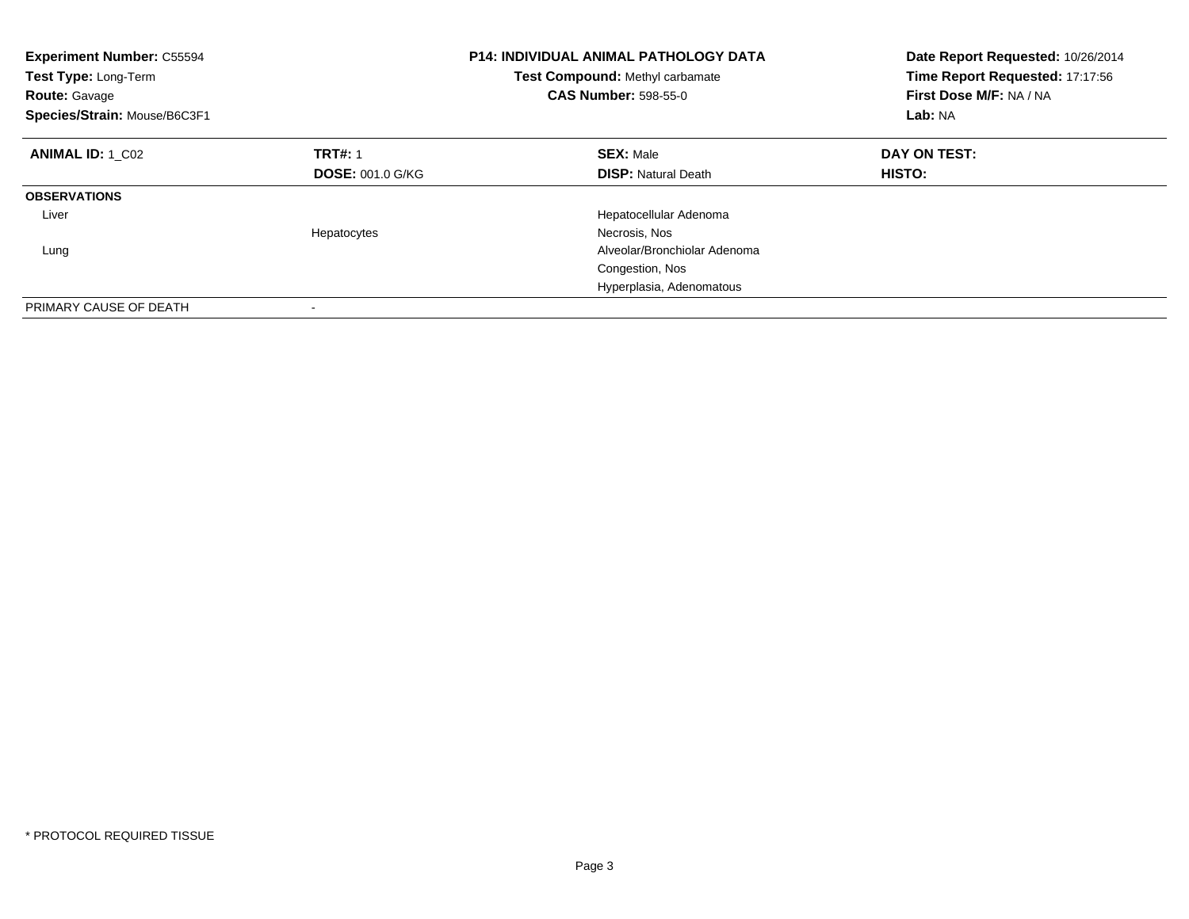**Experiment Number:** C55594
**Test Type:** Long-Term
**Route:** Gavage
**Species/Strain:** Mouse/B6C3F1

**P14: INDIVIDUAL ANIMAL PATHOLOGY DATA**
**Test Compound:** Methyl carbamate
**CAS Number:** 598-55-0

**Date Report Requested:** 10/26/2014
**Time Report Requested:** 17:17:56
**First Dose M/F:** NA / NA
**Lab:** NA

| **ANIMAL ID:** 1_C02 | **TRT#:** 1 | **SEX:** Male | **DAY ON TEST:** |
|---|---|---|---|
| | **DOSE:** 001.0 G/KG | **DISP:** Natural Death | **HISTO:** |
| **OBSERVATIONS** | | | |
| Liver | | Hepatocellular Adenoma | |
| | Hepatocytes | Necrosis, Nos | |
| Lung | | Alveolar/Bronchiolar Adenoma | |
| | | Congestion, Nos | |
| | | Hyperplasia, Adenomatous | |
| PRIMARY CAUSE OF DEATH | - | | |

* PROTOCOL REQUIRED TISSUE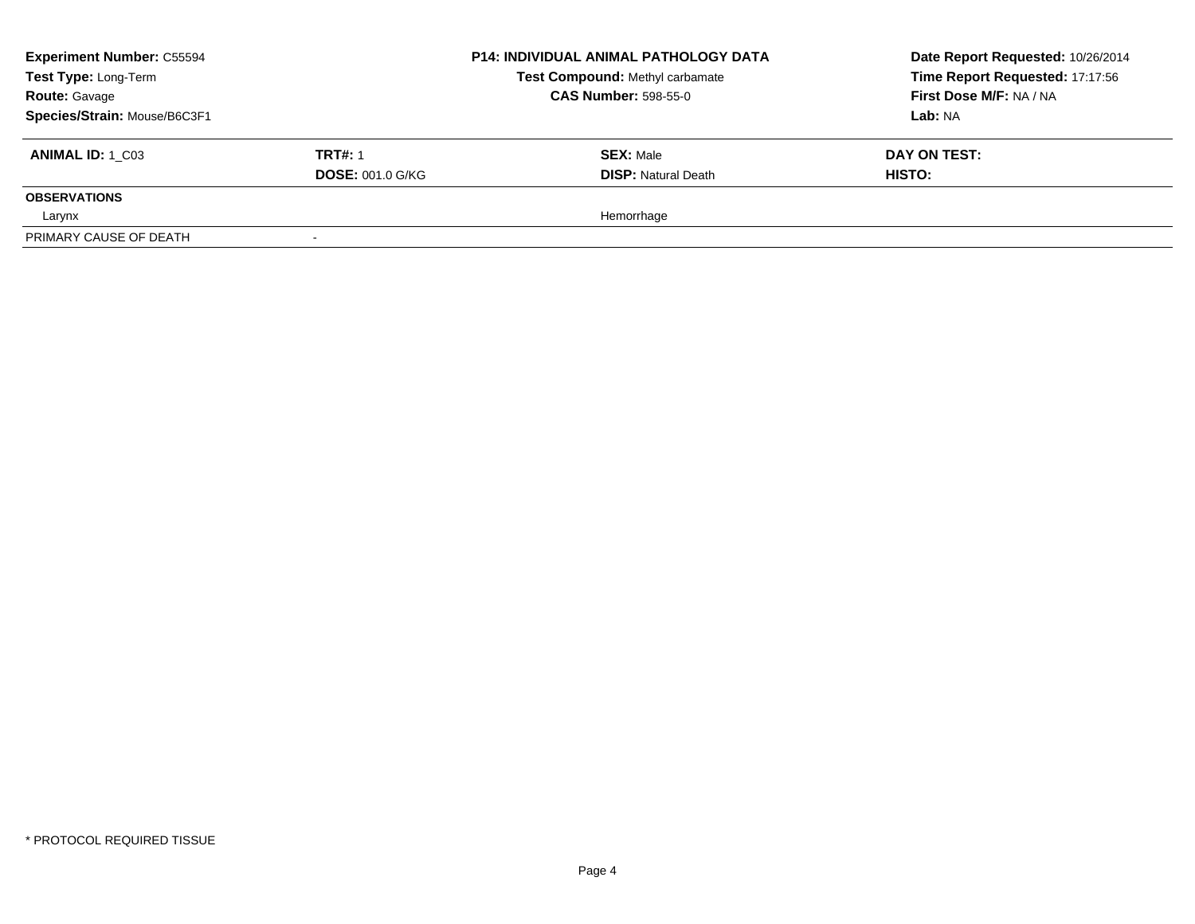**Experiment Number:** C55594
**Test Type:** Long-Term
**Route:** Gavage
**Species/Strain:** Mouse/B6C3F1

**P14: INDIVIDUAL ANIMAL PATHOLOGY DATA**
**Test Compound:** Methyl carbamate
**CAS Number:** 598-55-0

**Date Report Requested:** 10/26/2014
**Time Report Requested:** 17:17:56
**First Dose M/F:** NA / NA
**Lab:** NA

| **ANIMAL ID:** 1_C03 | **TRT#:** 1 | **SEX:** Male | **DAY ON TEST:** |
|---|---|---|---|
| | **DOSE:** 001.0 G/KG | **DISP:** Natural Death | **HISTO:** |
| **OBSERVATIONS** | | | |
| Larynx | | Hemorrhage | |
| PRIMARY CAUSE OF DEATH | - | | |

* PROTOCOL REQUIRED TISSUE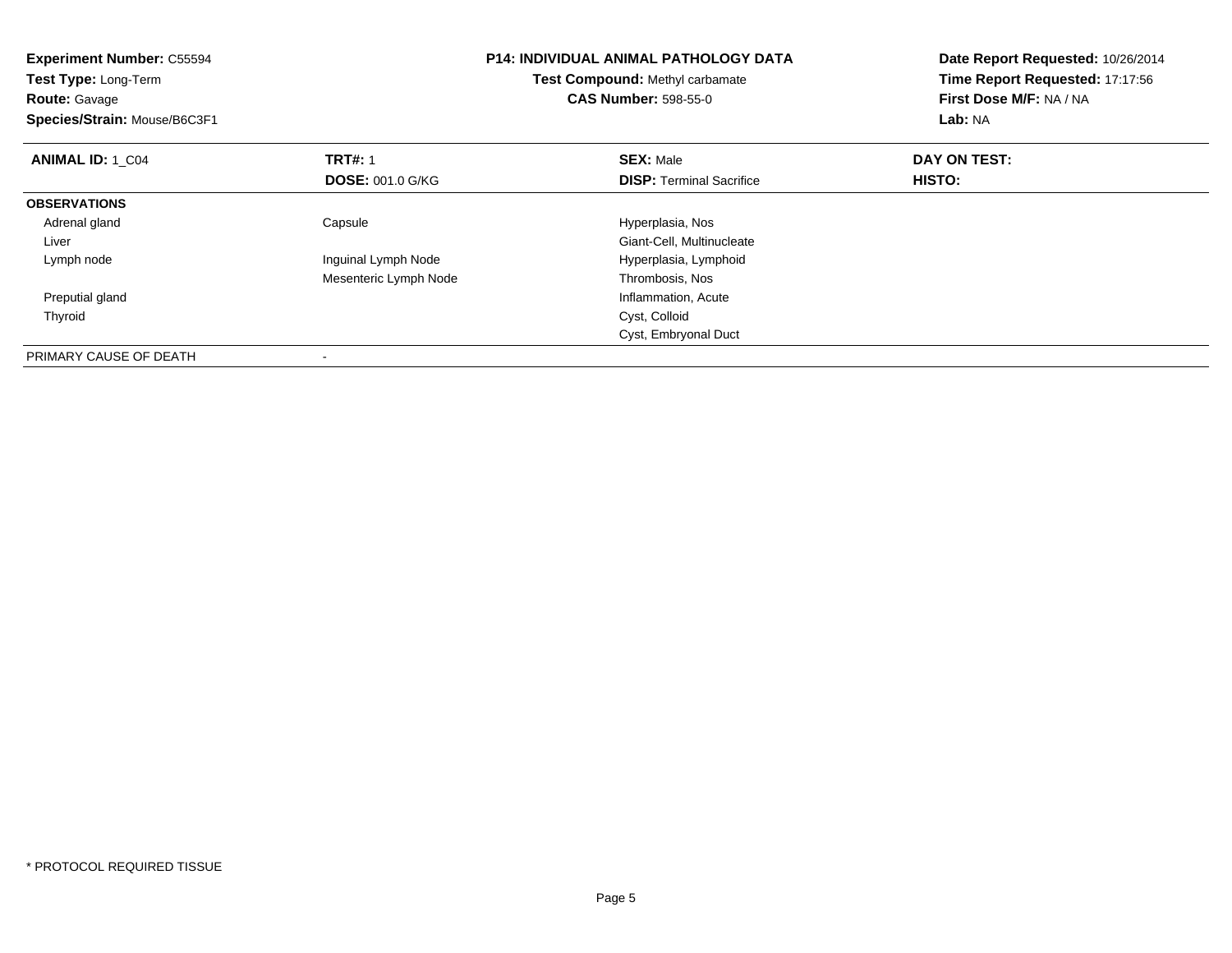**Experiment Number:** C55594
**Test Type:** Long-Term
**Route:** Gavage
**Species/Strain:** Mouse/B6C3F1

**P14: INDIVIDUAL ANIMAL PATHOLOGY DATA**
**Test Compound:** Methyl carbamate
**CAS Number:** 598-55-0

**Date Report Requested:** 10/26/2014
**Time Report Requested:** 17:17:56
**First Dose M/F:** NA / NA
**Lab:** NA

| **ANIMAL ID:** 1_C04 | **TRT#:** 1 | **SEX:** Male | **DAY ON TEST:** |
|---|---|---|---|
| | **DOSE:** 001.0 G/KG | **DISP:** Terminal Sacrifice | **HISTO:** |
| **OBSERVATIONS** | | | |
| Adrenal gland | Capsule | Hyperplasia, Nos | |
| Liver | | Giant-Cell, Multinucleate | |
| Lymph node | Inguinal Lymph Node | Hyperplasia, Lymphoid | |
| | Mesenteric Lymph Node | Thrombosis, Nos | |
| Preputial gland | | Inflammation, Acute | |
| Thyroid | | Cyst, Colloid | |
| | | Cyst, Embryonal Duct | |
| PRIMARY CAUSE OF DEATH | - | | |

* PROTOCOL REQUIRED TISSUE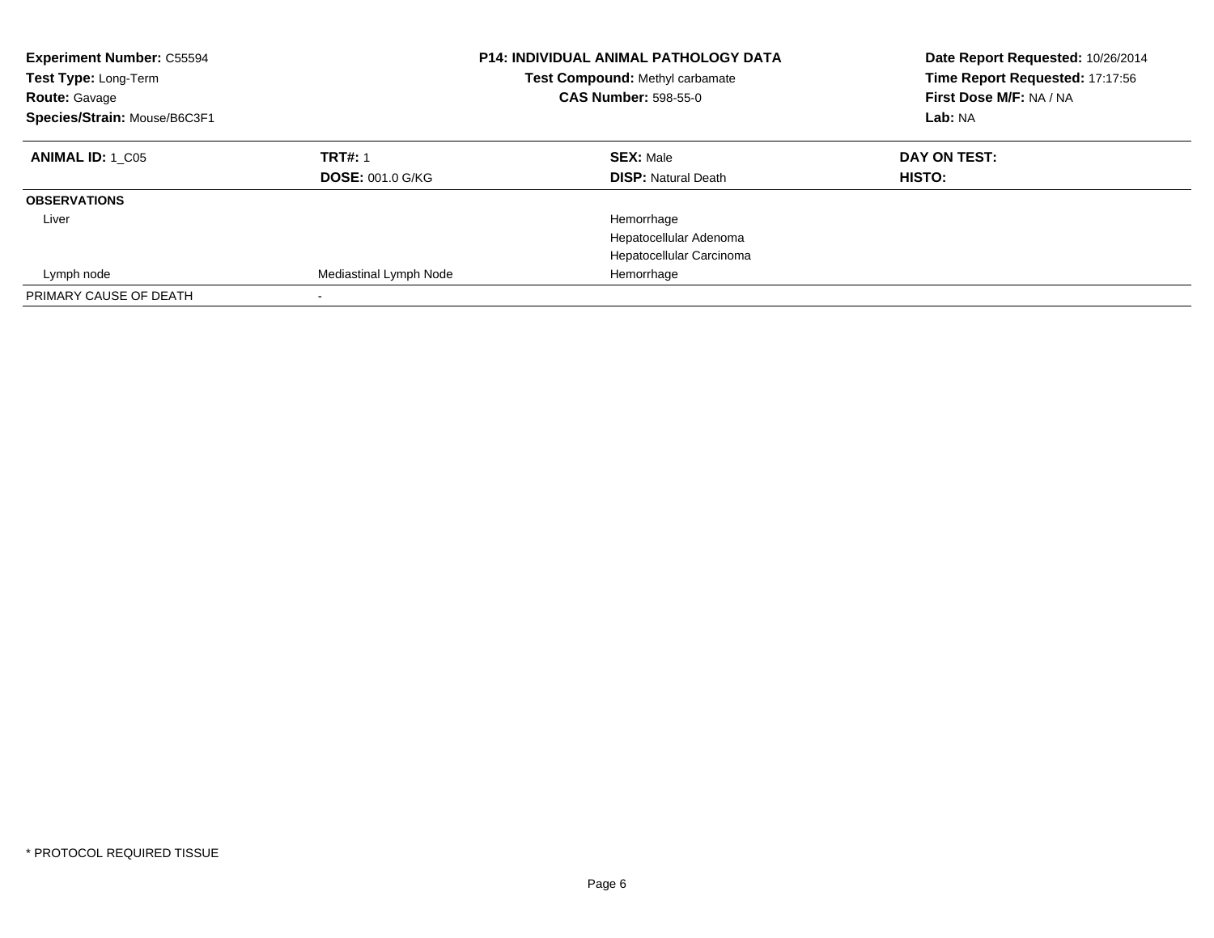**Experiment Number:** C55594
**Test Type:** Long-Term
**Route:** Gavage
**Species/Strain:** Mouse/B6C3F1

**P14: INDIVIDUAL ANIMAL PATHOLOGY DATA**
**Test Compound:** Methyl carbamate
**CAS Number:** 598-55-0

**Date Report Requested:** 10/26/2014
**Time Report Requested:** 17:17:56
**First Dose M/F:** NA / NA
**Lab:** NA

| **ANIMAL ID:** 1_C05 | **TRT#:** 1 | **SEX:** Male | **DAY ON TEST:** |
|---|---|---|---|
| | **DOSE:** 001.0 G/KG | **DISP:** Natural Death | **HISTO:** |
| **OBSERVATIONS** | | | |
| Liver | | Hemorrhage | |
| | | Hepatocellular Adenoma | |
| | | Hepatocellular Carcinoma | |
| Lymph node | Mediastinal Lymph Node | Hemorrhage | |
| PRIMARY CAUSE OF DEATH | - | | |

\* PROTOCOL REQUIRED TISSUE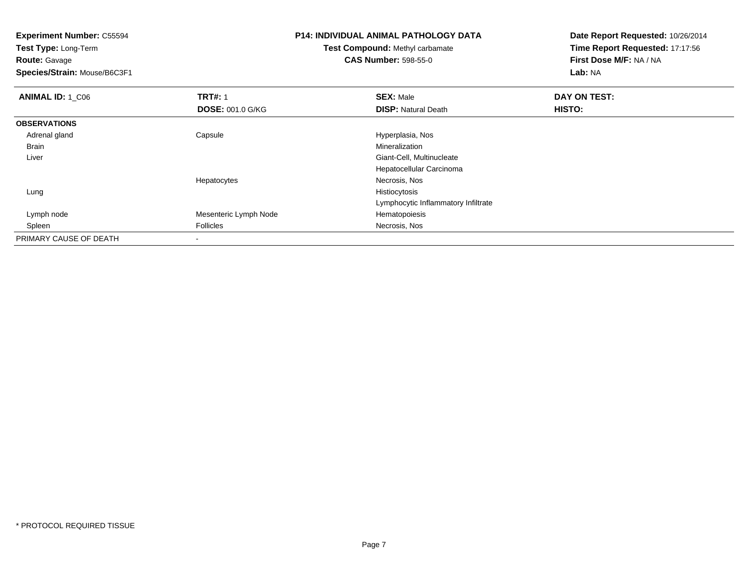**Experiment Number:** C55594
**Test Type:** Long-Term
**Route:** Gavage
**Species/Strain:** Mouse/B6C3F1

**P14: INDIVIDUAL ANIMAL PATHOLOGY DATA**
**Test Compound:** Methyl carbamate
**CAS Number:** 598-55-0

**Date Report Requested:** 10/26/2014
**Time Report Requested:** 17:17:56
**First Dose M/F:** NA / NA
**Lab:** NA

| **ANIMAL ID:** 1_C06 | **TRT#:** 1 | **SEX:** Male | **DAY ON TEST:** |
|---|---|---|---|
| | **DOSE:** 001.0 G/KG | **DISP:** Natural Death | **HISTO:** |
| **OBSERVATIONS** | | | |
| Adrenal gland | Capsule | Hyperplasia, Nos | |
| Brain | | Mineralization | |
| Liver | | Giant-Cell, Multinucleate | |
| | | Hepatocellular Carcinoma | |
| | Hepatocytes | Necrosis, Nos | |
| Lung | | Histiocytosis | |
| | | Lymphocytic Inflammatory Infiltrate | |
| Lymph node | Mesenteric Lymph Node | Hematopoiesis | |
| Spleen | Follicles | Necrosis, Nos | |
| PRIMARY CAUSE OF DEATH | - | | |

* PROTOCOL REQUIRED TISSUE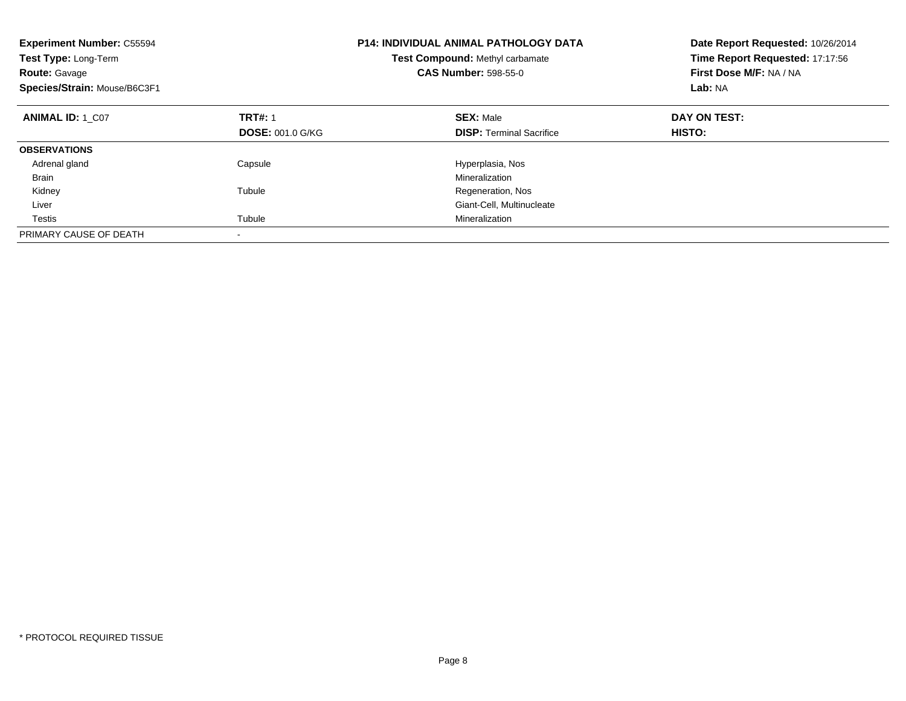**Experiment Number:** C55594
**Test Type:** Long-Term
**Route:** Gavage
**Species/Strain:** Mouse/B6C3F1

**P14: INDIVIDUAL ANIMAL PATHOLOGY DATA**
**Test Compound:** Methyl carbamate
**CAS Number:** 598-55-0

**Date Report Requested:** 10/26/2014
**Time Report Requested:** 17:17:56
**First Dose M/F:** NA / NA
**Lab:** NA

| **ANIMAL ID:** 1_C07 | **TRT#:** 1 | **SEX:** Male | **DAY ON TEST:** |
|---|---|---|---|
| | **DOSE:** 001.0 G/KG | **DISP:** Terminal Sacrifice | **HISTO:** |
| **OBSERVATIONS** | | | |
| Adrenal gland | Capsule | Hyperplasia, Nos | |
| Brain | | Mineralization | |
| Kidney | Tubule | Regeneration, Nos | |
| Liver | | Giant-Cell, Multinucleate | |
| Testis | Tubule | Mineralization | |
| PRIMARY CAUSE OF DEATH | - | | |

* PROTOCOL REQUIRED TISSUE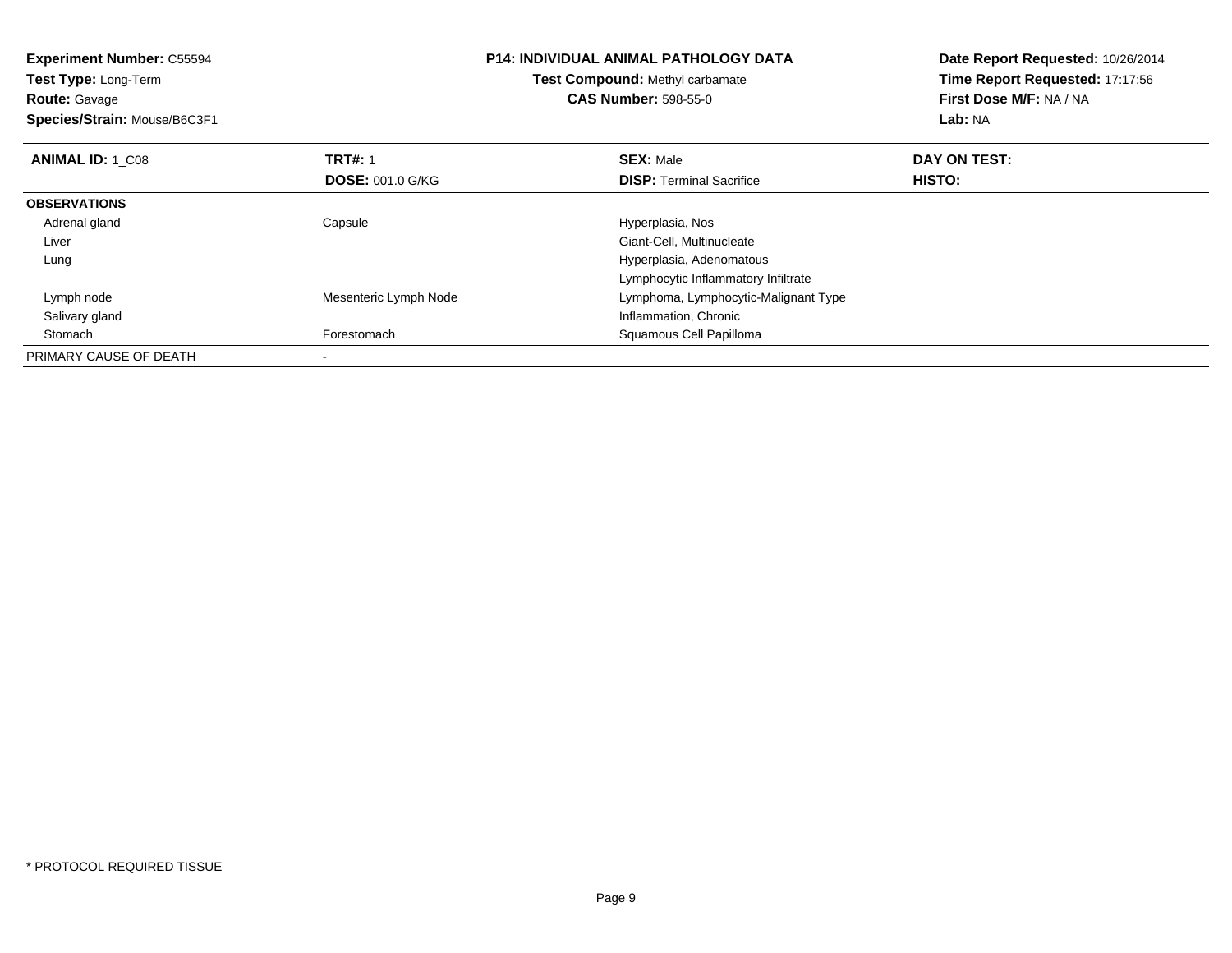**Experiment Number:** C55594
**Test Type:** Long-Term
**Route:** Gavage
**Species/Strain:** Mouse/B6C3F1

**P14: INDIVIDUAL ANIMAL PATHOLOGY DATA**
**Test Compound:** Methyl carbamate
**CAS Number:** 598-55-0

**Date Report Requested:** 10/26/2014
**Time Report Requested:** 17:17:56
**First Dose M/F:** NA / NA
**Lab:** NA

| **ANIMAL ID:** 1_C08 | **TRT#:** 1 | **SEX:** Male | **DAY ON TEST:** |
|---|---|---|---|
| | **DOSE:** 001.0 G/KG | **DISP:** Terminal Sacrifice | **HISTO:** |
| **OBSERVATIONS** | | | |
| Adrenal gland | Capsule | Hyperplasia, Nos | |
| Liver | | Giant-Cell, Multinucleate | |
| Lung | | Hyperplasia, Adenomatous | |
| | | Lymphocytic Inflammatory Infiltrate | |
| Lymph node | Mesenteric Lymph Node | Lymphoma, Lymphocytic-Malignant Type | |
| Salivary gland | | Inflammation, Chronic | |
| Stomach | Forestomach | Squamous Cell Papilloma | |
| PRIMARY CAUSE OF DEATH | - | | |

* PROTOCOL REQUIRED TISSUE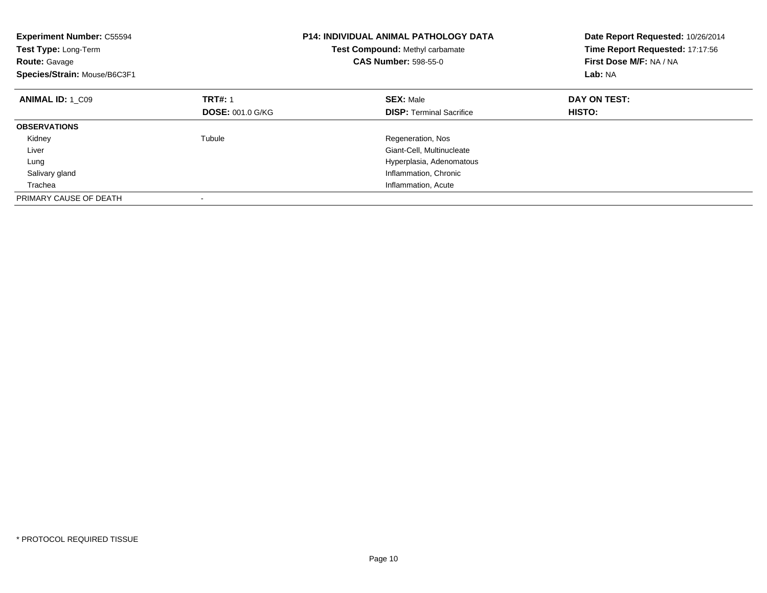**Experiment Number:** C55594
**Test Type:** Long-Term
**Route:** Gavage
**Species/Strain:** Mouse/B6C3F1

**P14: INDIVIDUAL ANIMAL PATHOLOGY DATA**
**Test Compound:** Methyl carbamate
**CAS Number:** 598-55-0

**Date Report Requested:** 10/26/2014
**Time Report Requested:** 17:17:56
**First Dose M/F:** NA / NA
**Lab:** NA

| **ANIMAL ID:** 1_C09 | **TRT#:** 1 | **SEX:** Male | **DAY ON TEST:** |
|---|---|---|---|
| | **DOSE:** 001.0 G/KG | **DISP:** Terminal Sacrifice | **HISTO:** |
| **OBSERVATIONS** | | | |
| Kidney | Tubule | Regeneration, Nos | |
| Liver | | Giant-Cell, Multinucleate | |
| Lung | | Hyperplasia, Adenomatous | |
| Salivary gland | | Inflammation, Chronic | |
| Trachea | | Inflammation, Acute | |
| PRIMARY CAUSE OF DEATH | - | | |

* PROTOCOL REQUIRED TISSUE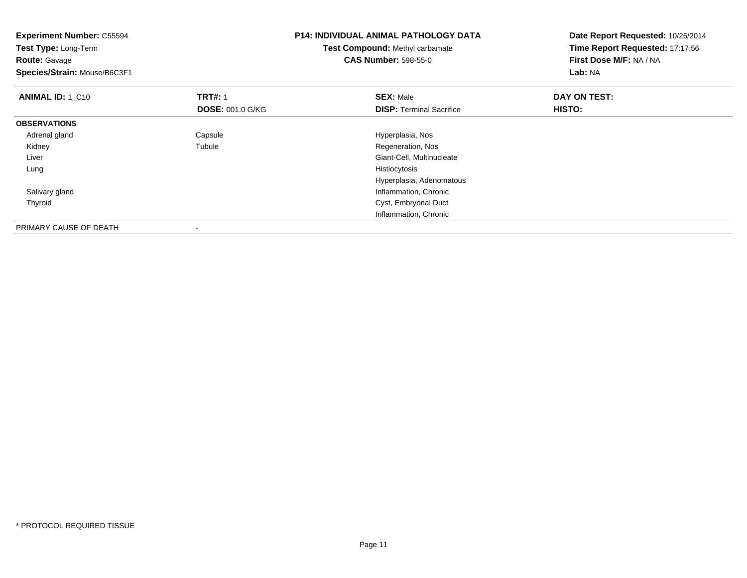**Experiment Number:** C55594
**Test Type:** Long-Term
**Route:** Gavage
**Species/Strain:** Mouse/B6C3F1

**P14: INDIVIDUAL ANIMAL PATHOLOGY DATA**
**Test Compound:** Methyl carbamate
**CAS Number:** 598-55-0

**Date Report Requested:** 10/26/2014
**Time Report Requested:** 17:17:56
**First Dose M/F:** NA / NA
**Lab:** NA

| **ANIMAL ID:** 1_C10 | **TRT#:** 1 | **SEX:** Male | **DAY ON TEST:** |
|---|---|---|---|
| | **DOSE:** 001.0 G/KG | **DISP:** Terminal Sacrifice | **HISTO:** |
| **OBSERVATIONS** | | | |
| Adrenal gland | Capsule | Hyperplasia, Nos | |
| Kidney | Tubule | Regeneration, Nos | |
| Liver | | Giant-Cell, Multinucleate | |
| Lung | | Histiocytosis | |
| | | Hyperplasia, Adenomatous | |
| Salivary gland | | Inflammation, Chronic | |
| Thyroid | | Cyst, Embryonal Duct | |
| | | Inflammation, Chronic | |
| PRIMARY CAUSE OF DEATH | - | | |

* PROTOCOL REQUIRED TISSUE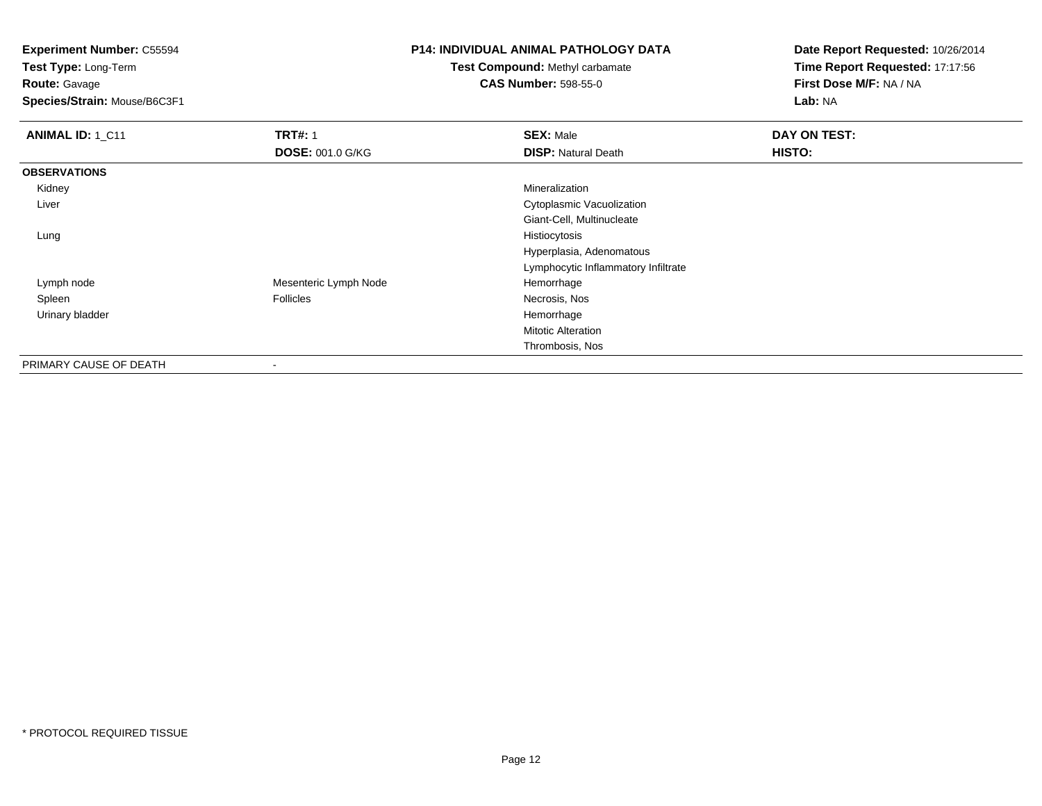**Experiment Number:** C55594
**Test Type:** Long-Term
**Route:** Gavage
**Species/Strain:** Mouse/B6C3F1

**P14: INDIVIDUAL ANIMAL PATHOLOGY DATA**
**Test Compound:** Methyl carbamate
**CAS Number:** 598-55-0

**Date Report Requested:** 10/26/2014
**Time Report Requested:** 17:17:56
**First Dose M/F:** NA / NA
**Lab:** NA

| **ANIMAL ID:** 1_C11 | **TRT#:** 1 | **SEX:** Male | **DAY ON TEST:** |
|---|---|---|---|
| | **DOSE:** 001.0 G/KG | **DISP:** Natural Death | **HISTO:** |
| **OBSERVATIONS** | | | |
| Kidney | | Mineralization | |
| Liver | | Cytoplasmic Vacuolization | |
| | | Giant-Cell, Multinucleate | |
| Lung | | Histiocytosis | |
| | | Hyperplasia, Adenomatous | |
| | | Lymphocytic Inflammatory Infiltrate | |
| Lymph node | Mesenteric Lymph Node | Hemorrhage | |
| Spleen | Follicles | Necrosis, Nos | |
| Urinary bladder | | Hemorrhage | |
| | | Mitotic Alteration | |
| | | Thrombosis, Nos | |
| PRIMARY CAUSE OF DEATH | - | | |

* PROTOCOL REQUIRED TISSUE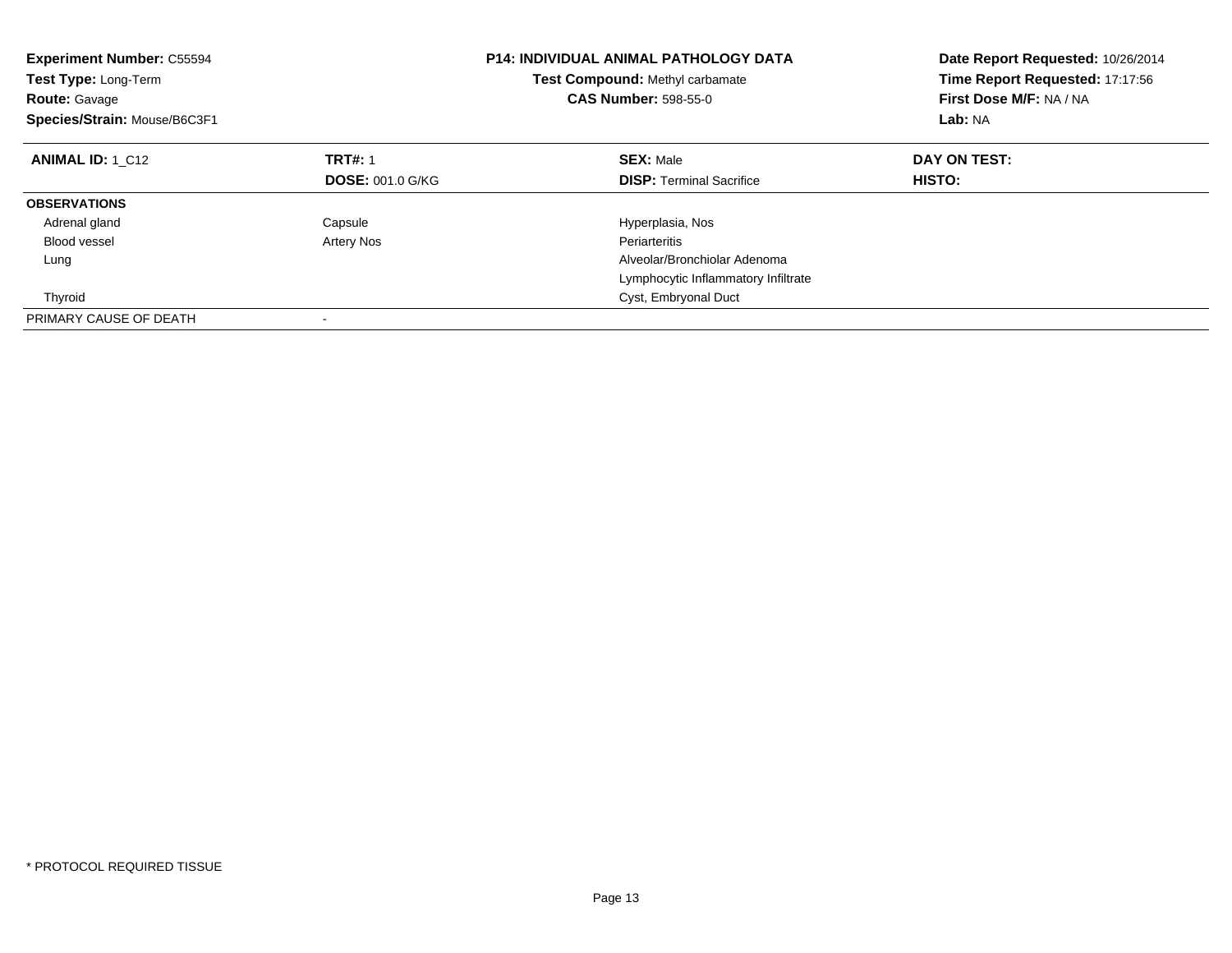**Experiment Number:** C55594
**Test Type:** Long-Term
**Route:** Gavage
**Species/Strain:** Mouse/B6C3F1

**P14: INDIVIDUAL ANIMAL PATHOLOGY DATA**
**Test Compound:** Methyl carbamate
**CAS Number:** 598-55-0

**Date Report Requested:** 10/26/2014
**Time Report Requested:** 17:17:56
**First Dose M/F:** NA / NA
**Lab:** NA

| **ANIMAL ID:** 1_C12 | **TRT#:** 1 | **SEX:** Male | **DAY ON TEST:** |
|---|---|---|---|
| | **DOSE:** 001.0 G/KG | **DISP:** Terminal Sacrifice | **HISTO:** |
| **OBSERVATIONS** | | | |
| Adrenal gland | Capsule | Hyperplasia, Nos | |
| Blood vessel | Artery Nos | Periarteritis | |
| Lung | | Alveolar/Bronchiolar Adenoma | |
| | | Lymphocytic Inflammatory Infiltrate | |
| Thyroid | | Cyst, Embryonal Duct | |
| PRIMARY CAUSE OF DEATH | - | | |

\* PROTOCOL REQUIRED TISSUE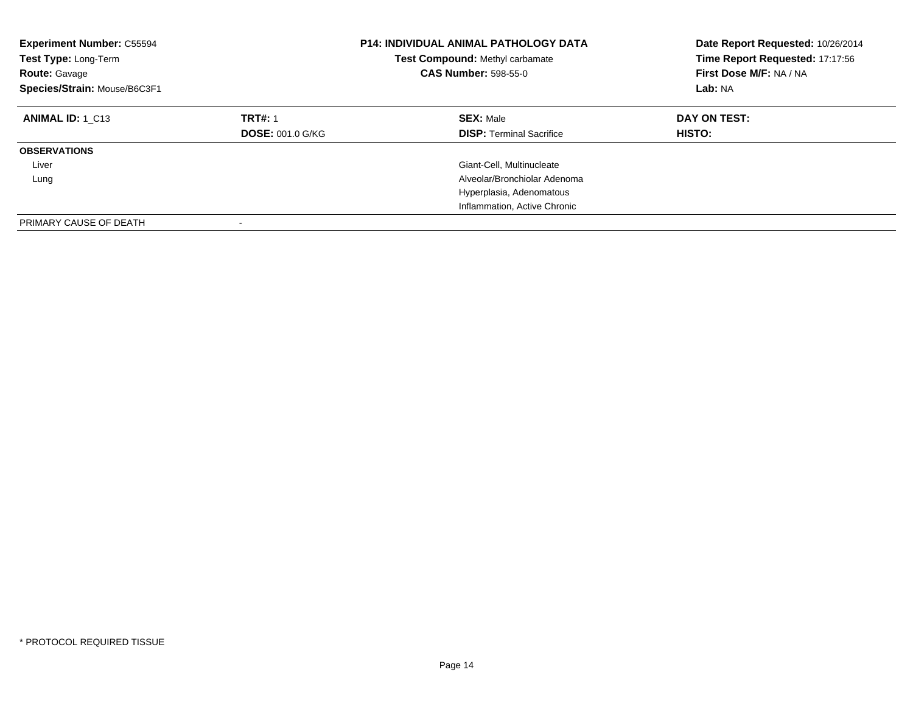**Experiment Number:** C55594
**Test Type:** Long-Term
**Route:** Gavage
**Species/Strain:** Mouse/B6C3F1

**P14: INDIVIDUAL ANIMAL PATHOLOGY DATA**
**Test Compound:** Methyl carbamate
**CAS Number:** 598-55-0

**Date Report Requested:** 10/26/2014
**Time Report Requested:** 17:17:56
**First Dose M/F:** NA / NA
**Lab:** NA

| **ANIMAL ID:** 1_C13 | **TRT#:** 1 | **SEX:** Male | **DAY ON TEST:** |
|---|---|---|---|
| | **DOSE:** 001.0 G/KG | **DISP:** Terminal Sacrifice | **HISTO:** |
| **OBSERVATIONS** | | | |
| Liver | | Giant-Cell, Multinucleate | |
| Lung | | Alveolar/Bronchiolar Adenoma | |
| | | Hyperplasia, Adenomatous | |
| | | Inflammation, Active Chronic | |
| PRIMARY CAUSE OF DEATH | - | | |

* PROTOCOL REQUIRED TISSUE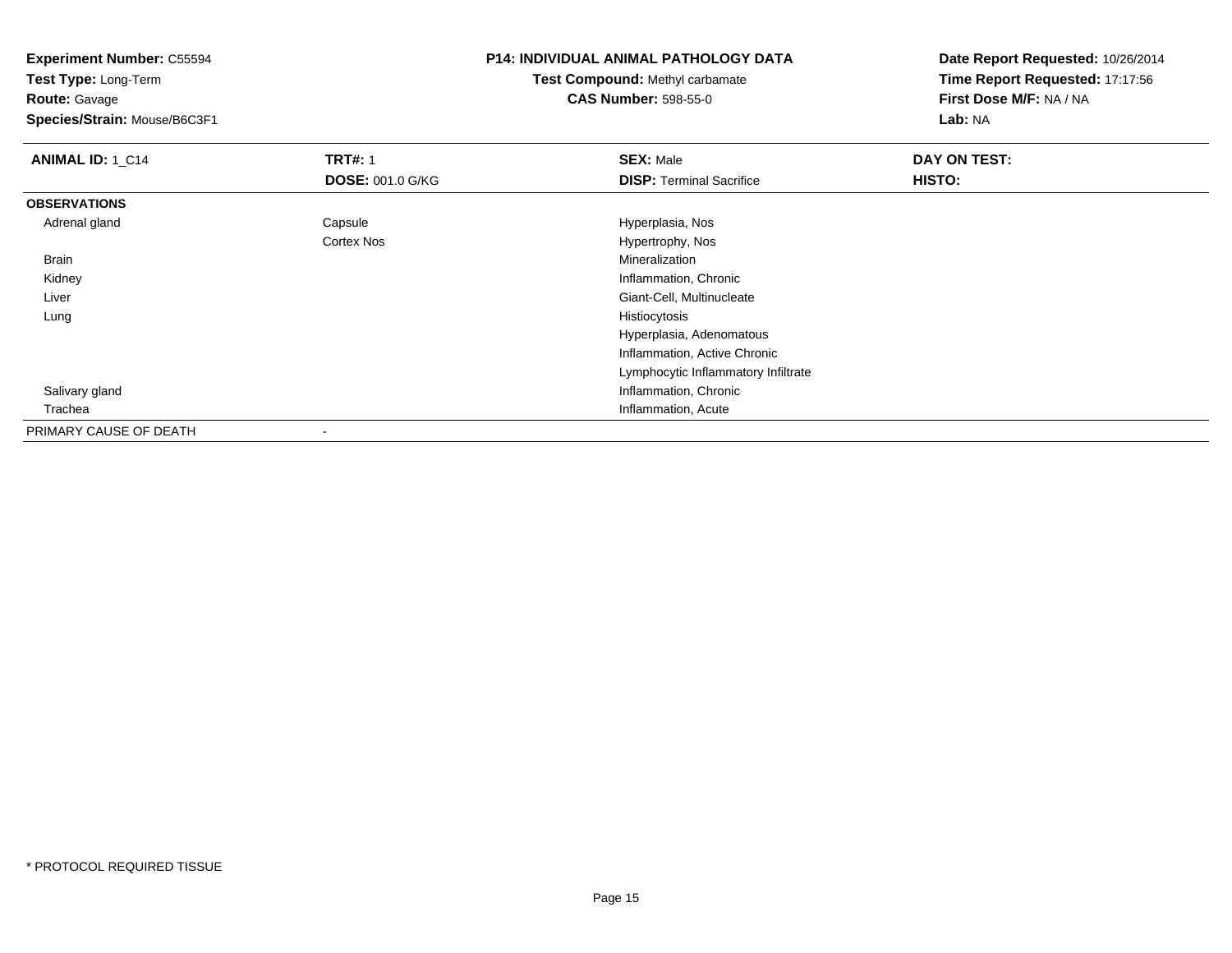**Experiment Number:** C55594
**Test Type:** Long-Term
**Route:** Gavage
**Species/Strain:** Mouse/B6C3F1

**P14: INDIVIDUAL ANIMAL PATHOLOGY DATA**
**Test Compound:** Methyl carbamate
**CAS Number:** 598-55-0

**Date Report Requested:** 10/26/2014
**Time Report Requested:** 17:17:56
**First Dose M/F:** NA / NA
**Lab:** NA

| **ANIMAL ID:** 1_C14 | **TRT#:** 1 | **SEX:** Male | **DAY ON TEST:** |
|---|---|---|---|
| | **DOSE:** 001.0 G/KG | **DISP:** Terminal Sacrifice | **HISTO:** |
| **OBSERVATIONS** | | | |
| Adrenal gland | Capsule | Hyperplasia, Nos | |
| | Cortex Nos | Hypertrophy, Nos | |
| Brain | | Mineralization | |
| Kidney | | Inflammation, Chronic | |
| Liver | | Giant-Cell, Multinucleate | |
| Lung | | Histiocytosis | |
| | | Hyperplasia, Adenomatous | |
| | | Inflammation, Active Chronic | |
| | | Lymphocytic Inflammatory Infiltrate | |
| Salivary gland | | Inflammation, Chronic | |
| Trachea | | Inflammation, Acute | |
| PRIMARY CAUSE OF DEATH | - | | |

\* PROTOCOL REQUIRED TISSUE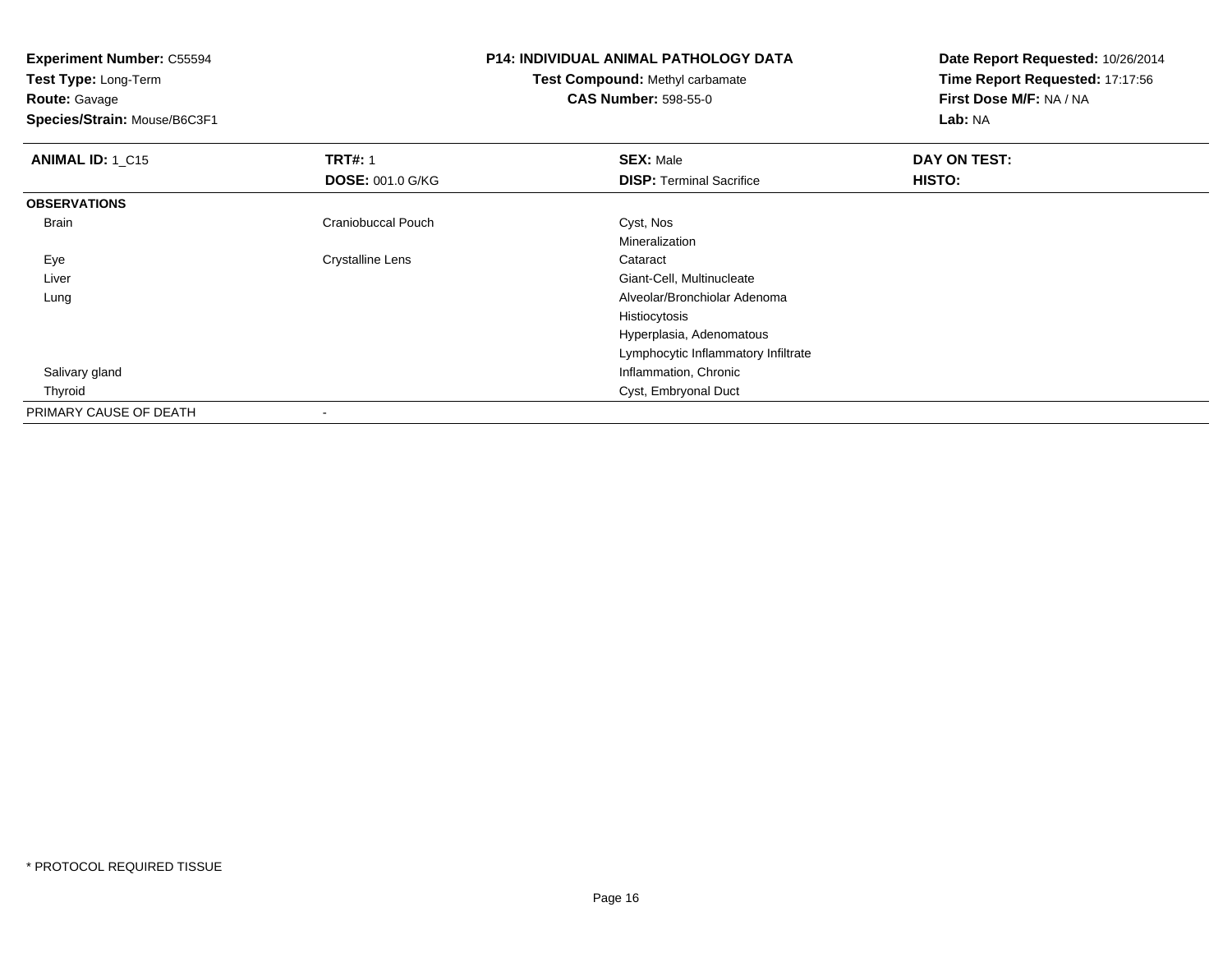**Experiment Number:** C55594
**Test Type:** Long-Term
**Route:** Gavage
**Species/Strain:** Mouse/B6C3F1

**P14: INDIVIDUAL ANIMAL PATHOLOGY DATA**
**Test Compound:** Methyl carbamate
**CAS Number:** 598-55-0

**Date Report Requested:** 10/26/2014
**Time Report Requested:** 17:17:56
**First Dose M/F:** NA / NA
**Lab:** NA

| **ANIMAL ID:** 1_C15 | **TRT#:** 1 | **SEX:** Male | **DAY ON TEST:** |
|---|---|---|---|
| | **DOSE:** 001.0 G/KG | **DISP:** Terminal Sacrifice | **HISTO:** |
| **OBSERVATIONS** | | | |
| Brain | Craniobuccal Pouch | Cyst, Nos | |
| | | Mineralization | |
| Eye | Crystalline Lens | Cataract | |
| Liver | | Giant-Cell, Multinucleate | |
| Lung | | Alveolar/Bronchiolar Adenoma | |
| | | Histiocytosis | |
| | | Hyperplasia, Adenomatous | |
| | | Lymphocytic Inflammatory Infiltrate | |
| Salivary gland | | Inflammation, Chronic | |
| Thyroid | | Cyst, Embryonal Duct | |
| PRIMARY CAUSE OF DEATH | - | | |

* PROTOCOL REQUIRED TISSUE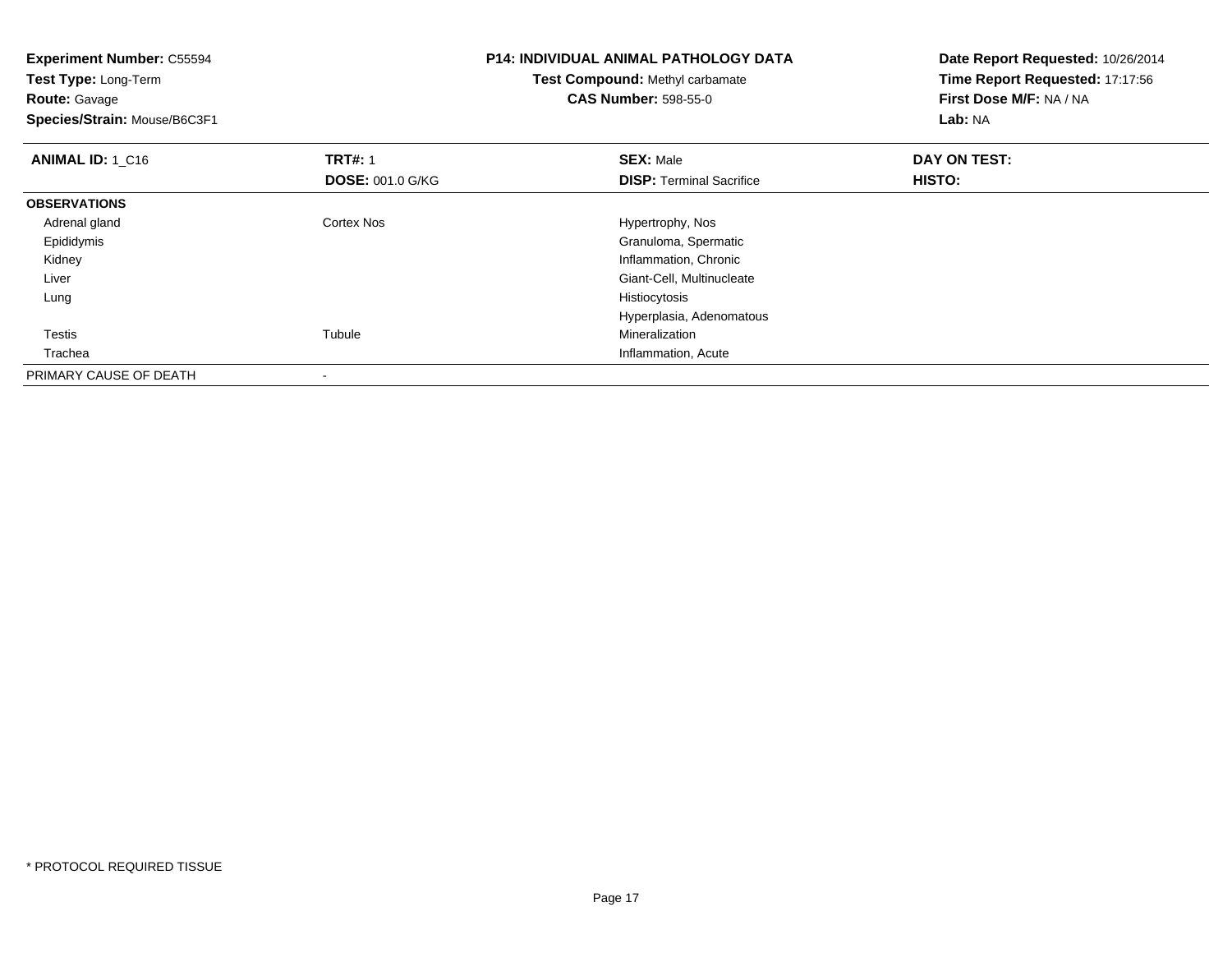**Experiment Number:** C55594
**Test Type:** Long-Term
**Route:** Gavage
**Species/Strain:** Mouse/B6C3F1

**P14: INDIVIDUAL ANIMAL PATHOLOGY DATA**
**Test Compound:** Methyl carbamate
**CAS Number:** 598-55-0

**Date Report Requested:** 10/26/2014
**Time Report Requested:** 17:17:56
**First Dose M/F:** NA / NA
**Lab:** NA

| **ANIMAL ID:** 1_C16 | **TRT#:** 1 | **SEX:** Male | **DAY ON TEST:** |
|---|---|---|---|
| | **DOSE:** 001.0 G/KG | **DISP:** Terminal Sacrifice | **HISTO:** |
| **OBSERVATIONS** | | | |
| Adrenal gland | Cortex Nos | Hypertrophy, Nos | |
| Epididymis | | Granuloma, Spermatic | |
| Kidney | | Inflammation, Chronic | |
| Liver | | Giant-Cell, Multinucleate | |
| Lung | | Histiocytosis | |
| | | Hyperplasia, Adenomatous | |
| Testis | Tubule | Mineralization | |
| Trachea | | Inflammation, Acute | |
| PRIMARY CAUSE OF DEATH | - | | |

* PROTOCOL REQUIRED TISSUE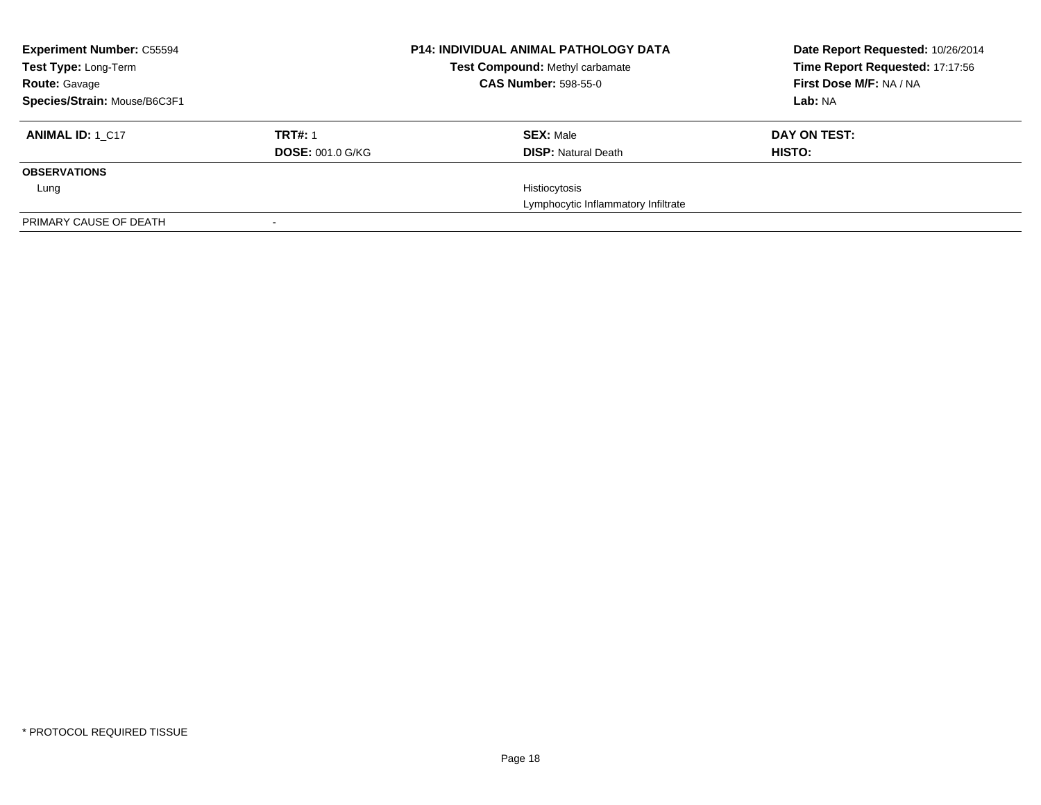**Experiment Number:** C55594
**Test Type:** Long-Term
**Route:** Gavage
**Species/Strain:** Mouse/B6C3F1

**P14: INDIVIDUAL ANIMAL PATHOLOGY DATA**
**Test Compound:** Methyl carbamate
**CAS Number:** 598-55-0

**Date Report Requested:** 10/26/2014
**Time Report Requested:** 17:17:56
**First Dose M/F:** NA / NA
**Lab:** NA

| **ANIMAL ID:** 1_C17 | **TRT#:** 1 | **SEX:** Male | **DAY ON TEST:** |
|---|---|---|---|
| | **DOSE:** 001.0 G/KG | **DISP:** Natural Death | **HISTO:** |
| **OBSERVATIONS** | | | |
| Lung | | Histiocytosis | |
| | | Lymphocytic Inflammatory Infiltrate | |
| PRIMARY CAUSE OF DEATH | - | | |

* PROTOCOL REQUIRED TISSUE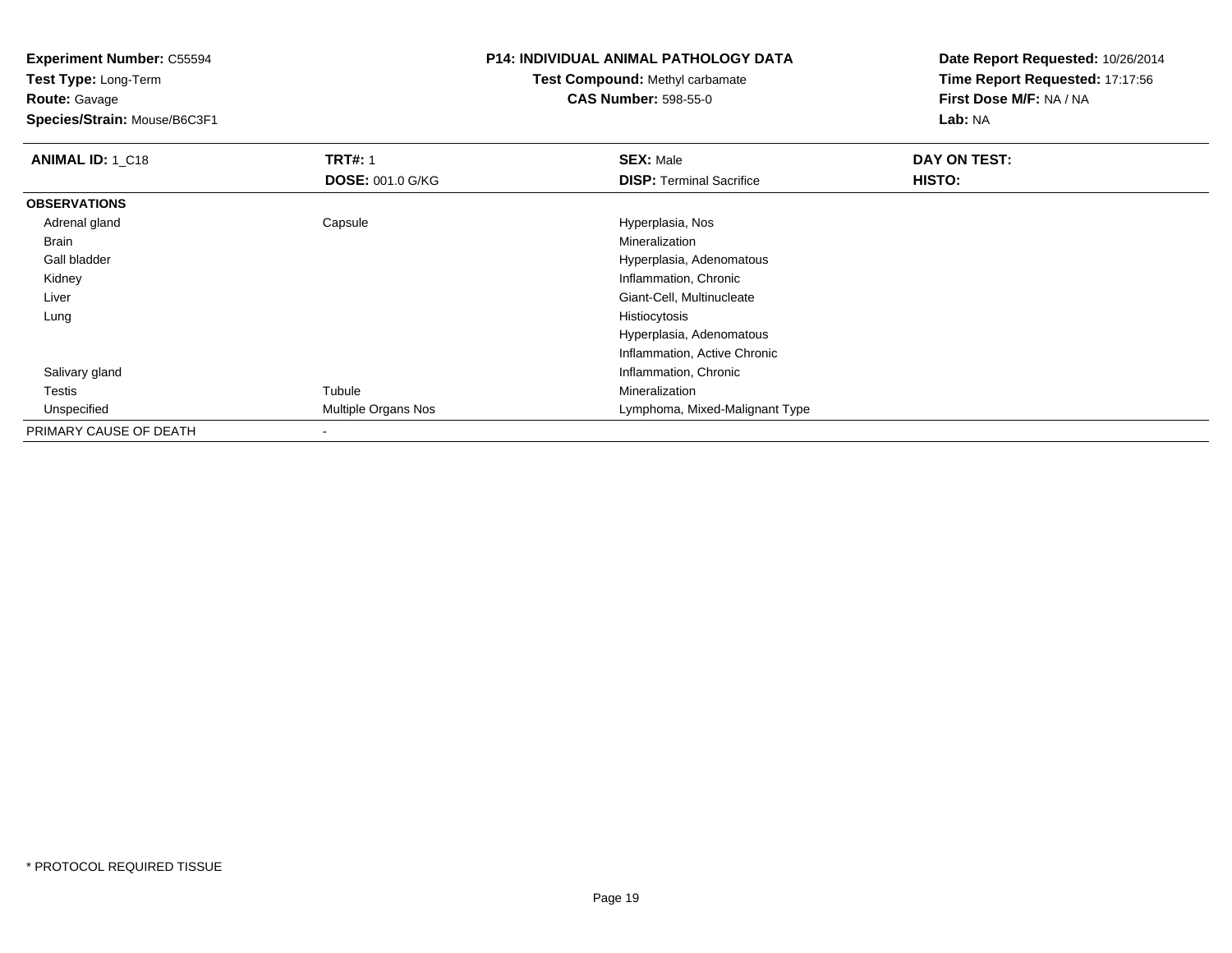**Experiment Number:** C55594
**Test Type:** Long-Term
**Route:** Gavage
**Species/Strain:** Mouse/B6C3F1

**P14: INDIVIDUAL ANIMAL PATHOLOGY DATA**
**Test Compound:** Methyl carbamate
**CAS Number:** 598-55-0

**Date Report Requested:** 10/26/2014
**Time Report Requested:** 17:17:56
**First Dose M/F:** NA / NA
**Lab:** NA

| **ANIMAL ID:** 1_C18 | **TRT#:** 1 | **SEX:** Male | **DAY ON TEST:** |
|---|---|---|---|
| | **DOSE:** 001.0 G/KG | **DISP:** Terminal Sacrifice | **HISTO:** |
| **OBSERVATIONS** | | | |
| Adrenal gland | Capsule | Hyperplasia, Nos | |
| Brain | | Mineralization | |
| Gall bladder | | Hyperplasia, Adenomatous | |
| Kidney | | Inflammation, Chronic | |
| Liver | | Giant-Cell, Multinucleate | |
| Lung | | Histiocytosis | |
| | | Hyperplasia, Adenomatous | |
| | | Inflammation, Active Chronic | |
| Salivary gland | | Inflammation, Chronic | |
| Testis | Tubule | Mineralization | |
| Unspecified | Multiple Organs Nos | Lymphoma, Mixed-Malignant Type | |
| PRIMARY CAUSE OF DEATH | - | | |

* PROTOCOL REQUIRED TISSUE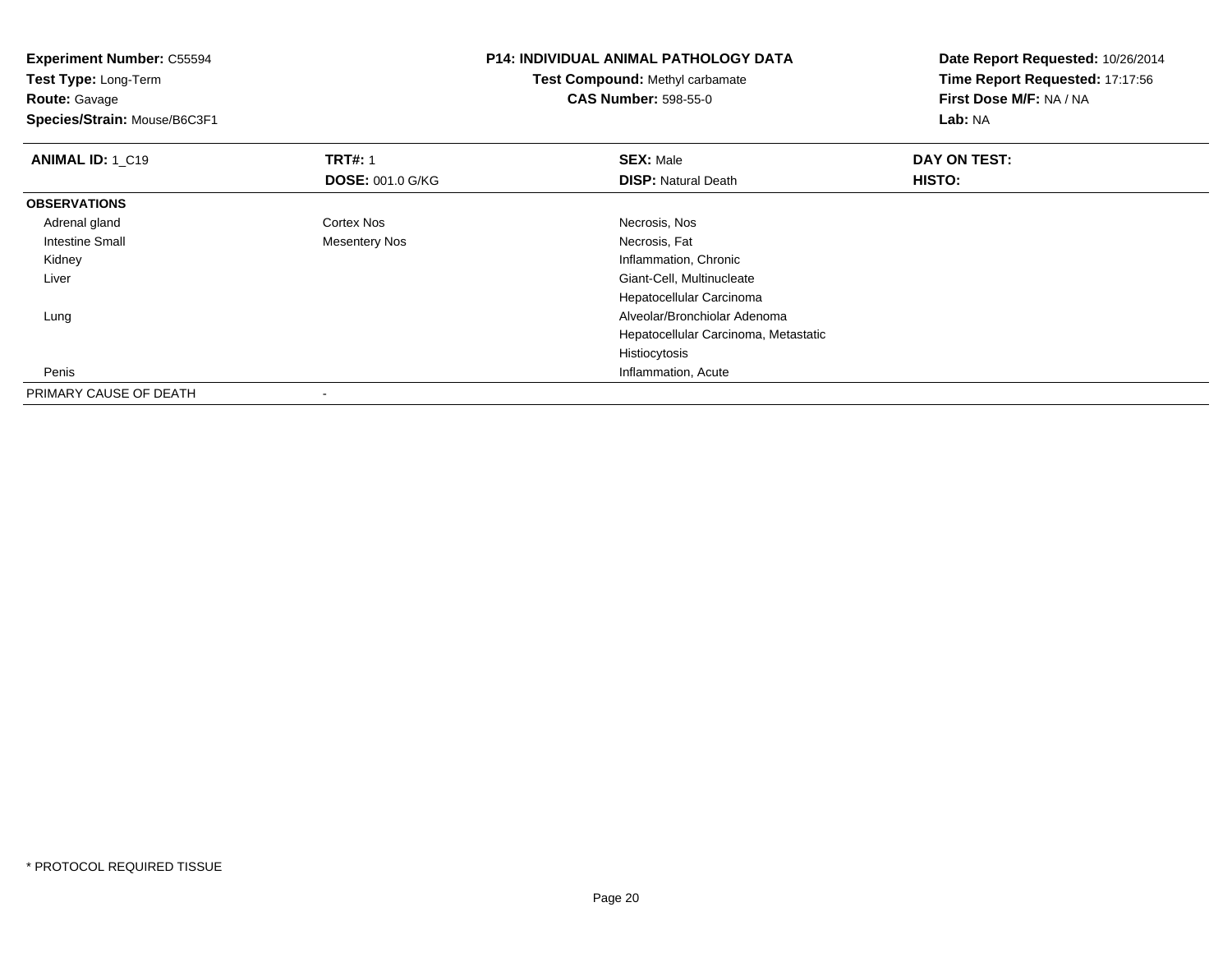**Experiment Number:** C55594
**Test Type:** Long-Term
**Route:** Gavage
**Species/Strain:** Mouse/B6C3F1

**P14: INDIVIDUAL ANIMAL PATHOLOGY DATA**
**Test Compound:** Methyl carbamate
**CAS Number:** 598-55-0

**Date Report Requested:** 10/26/2014
**Time Report Requested:** 17:17:56
**First Dose M/F:** NA / NA
**Lab:** NA

| **ANIMAL ID:** 1_C19 | **TRT#:** 1 | **SEX:** Male | **DAY ON TEST:** |
|---|---|---|---|
| | **DOSE:** 001.0 G/KG | **DISP:** Natural Death | **HISTO:** |
| **OBSERVATIONS** | | | |
| Adrenal gland | Cortex Nos | Necrosis, Nos | |
| Intestine Small | Mesentery Nos | Necrosis, Fat | |
| Kidney | | Inflammation, Chronic | |
| Liver | | Giant-Cell, Multinucleate | |
| | | Hepatocellular Carcinoma | |
| Lung | | Alveolar/Bronchiolar Adenoma | |
| | | Hepatocellular Carcinoma, Metastatic | |
| | | Histiocytosis | |
| Penis | | Inflammation, Acute | |
| PRIMARY CAUSE OF DEATH | - | | |

* PROTOCOL REQUIRED TISSUE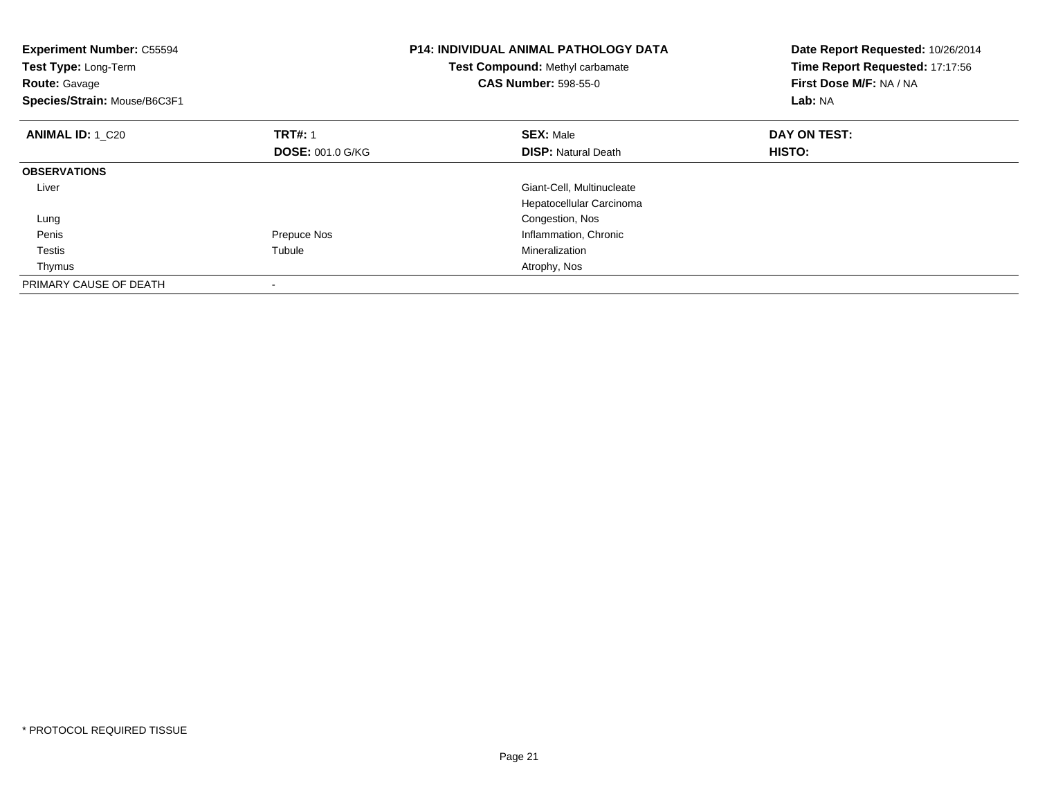**Experiment Number:** C55594
**Test Type:** Long-Term
**Route:** Gavage
**Species/Strain:** Mouse/B6C3F1

**P14: INDIVIDUAL ANIMAL PATHOLOGY DATA**
**Test Compound:** Methyl carbamate
**CAS Number:** 598-55-0

**Date Report Requested:** 10/26/2014
**Time Report Requested:** 17:17:56
**First Dose M/F:** NA / NA
**Lab:** NA

| **ANIMAL ID:** 1_C20 | **TRT#:** 1 | **SEX:** Male | **DAY ON TEST:** |
|---|---|---|---|
| | **DOSE:** 001.0 G/KG | **DISP:** Natural Death | **HISTO:** |
| **OBSERVATIONS** | | | |
| Liver | | Giant-Cell, Multinucleate | |
| | | Hepatocellular Carcinoma | |
| Lung | | Congestion, Nos | |
| Penis | Prepuce Nos | Inflammation, Chronic | |
| Testis | Tubule | Mineralization | |
| Thymus | | Atrophy, Nos | |
| PRIMARY CAUSE OF DEATH | - | | |

* PROTOCOL REQUIRED TISSUE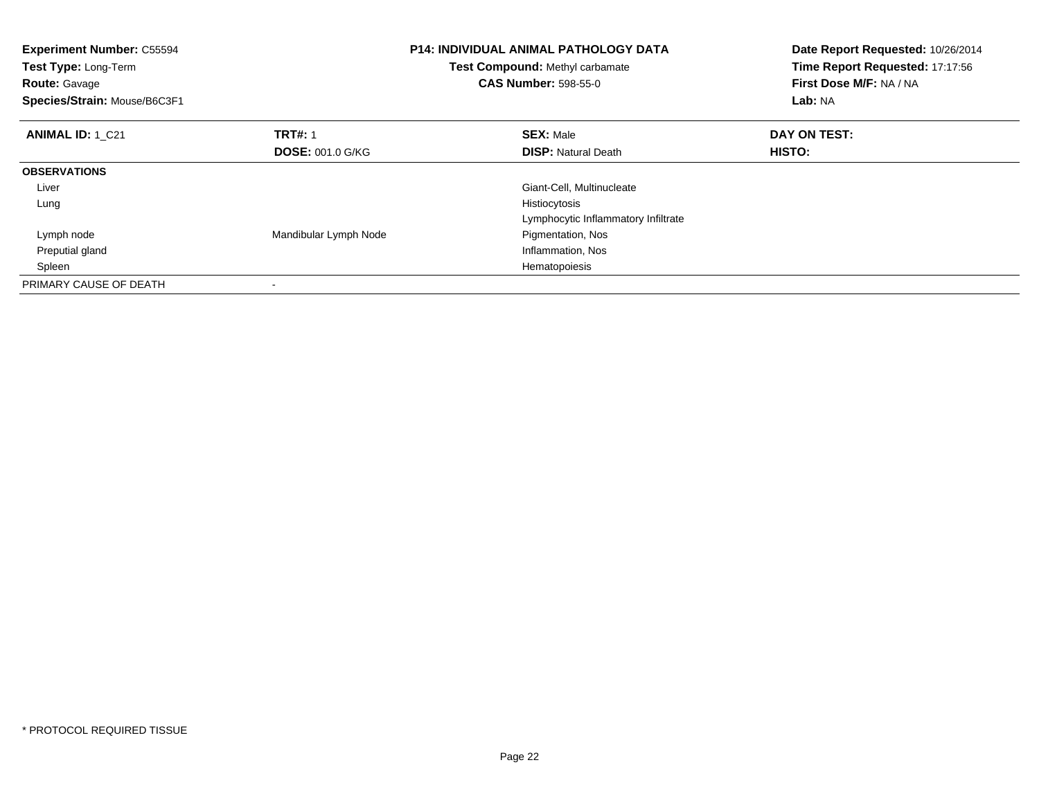**Experiment Number:** C55594
**Test Type:** Long-Term
**Route:** Gavage
**Species/Strain:** Mouse/B6C3F1

**P14: INDIVIDUAL ANIMAL PATHOLOGY DATA**
**Test Compound:** Methyl carbamate
**CAS Number:** 598-55-0

**Date Report Requested:** 10/26/2014
**Time Report Requested:** 17:17:56
**First Dose M/F:** NA / NA
**Lab:** NA

| **ANIMAL ID:** 1_C21 | **TRT#:** 1 | **SEX:** Male | **DAY ON TEST:** |
|---|---|---|---|
| | **DOSE:** 001.0 G/KG | **DISP:** Natural Death | **HISTO:** |
| **OBSERVATIONS** | | | |
| Liver | | Giant-Cell, Multinucleate | |
| Lung | | Histiocytosis | |
| | | Lymphocytic Inflammatory Infiltrate | |
| Lymph node | Mandibular Lymph Node | Pigmentation, Nos | |
| Preputial gland | | Inflammation, Nos | |
| Spleen | | Hematopoiesis | |
| PRIMARY CAUSE OF DEATH | - | | |

* PROTOCOL REQUIRED TISSUE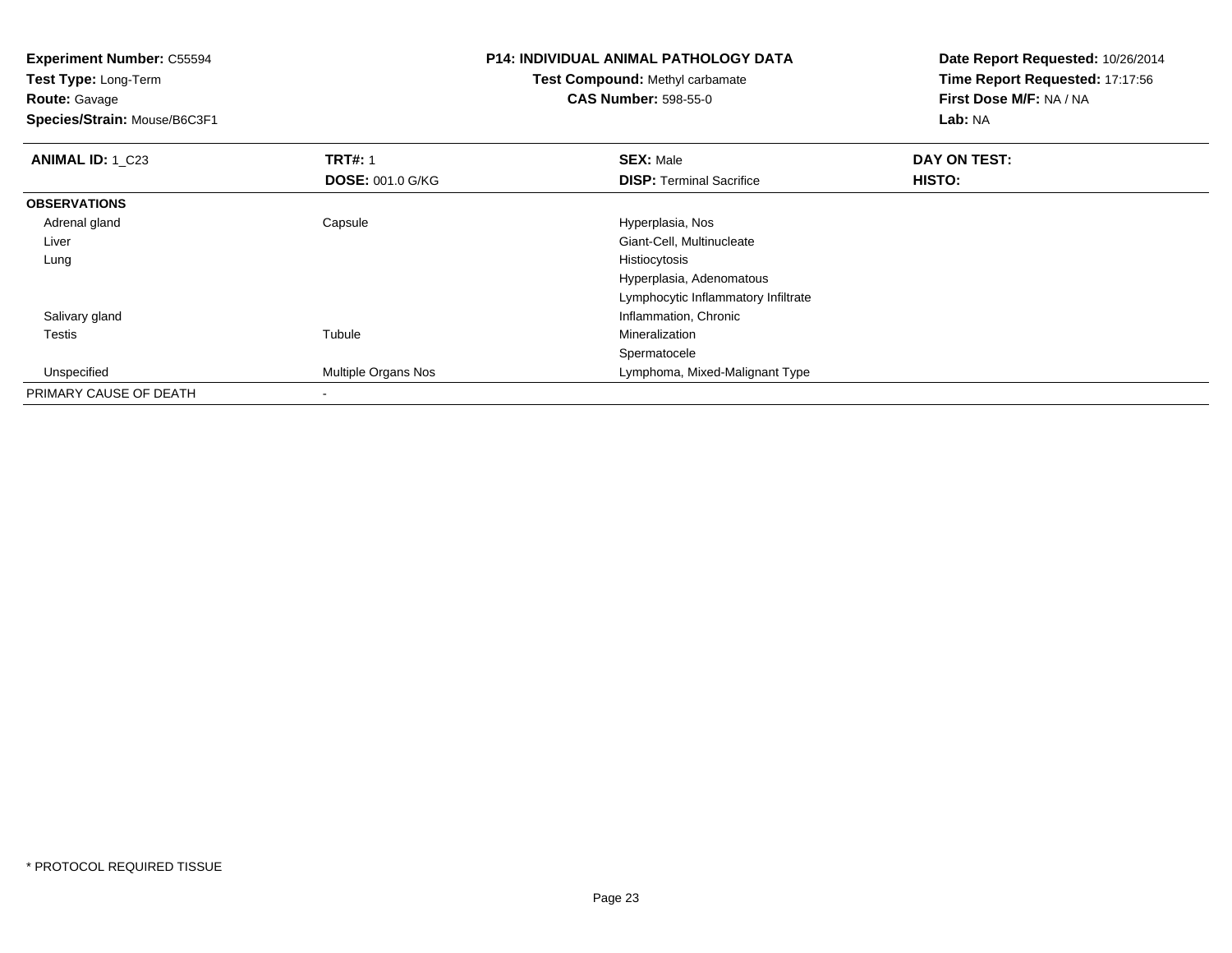**Experiment Number:** C55594
**Test Type:** Long-Term
**Route:** Gavage
**Species/Strain:** Mouse/B6C3F1

**P14: INDIVIDUAL ANIMAL PATHOLOGY DATA**
**Test Compound:** Methyl carbamate
**CAS Number:** 598-55-0

**Date Report Requested:** 10/26/2014
**Time Report Requested:** 17:17:56
**First Dose M/F:** NA / NA
**Lab:** NA

| **ANIMAL ID:** 1_C23 | **TRT#:** 1 | **SEX:** Male | **DAY ON TEST:** |
|---|---|---|---|
| | **DOSE:** 001.0 G/KG | **DISP:** Terminal Sacrifice | **HISTO:** |
| **OBSERVATIONS** | | | |
| Adrenal gland | Capsule | Hyperplasia, Nos | |
| Liver | | Giant-Cell, Multinucleate | |
| Lung | | Histiocytosis | |
| | | Hyperplasia, Adenomatous | |
| | | Lymphocytic Inflammatory Infiltrate | |
| Salivary gland | | Inflammation, Chronic | |
| Testis | Tubule | Mineralization | |
| | | Spermatocele | |
| Unspecified | Multiple Organs Nos | Lymphoma, Mixed-Malignant Type | |
| PRIMARY CAUSE OF DEATH | - | | |

* PROTOCOL REQUIRED TISSUE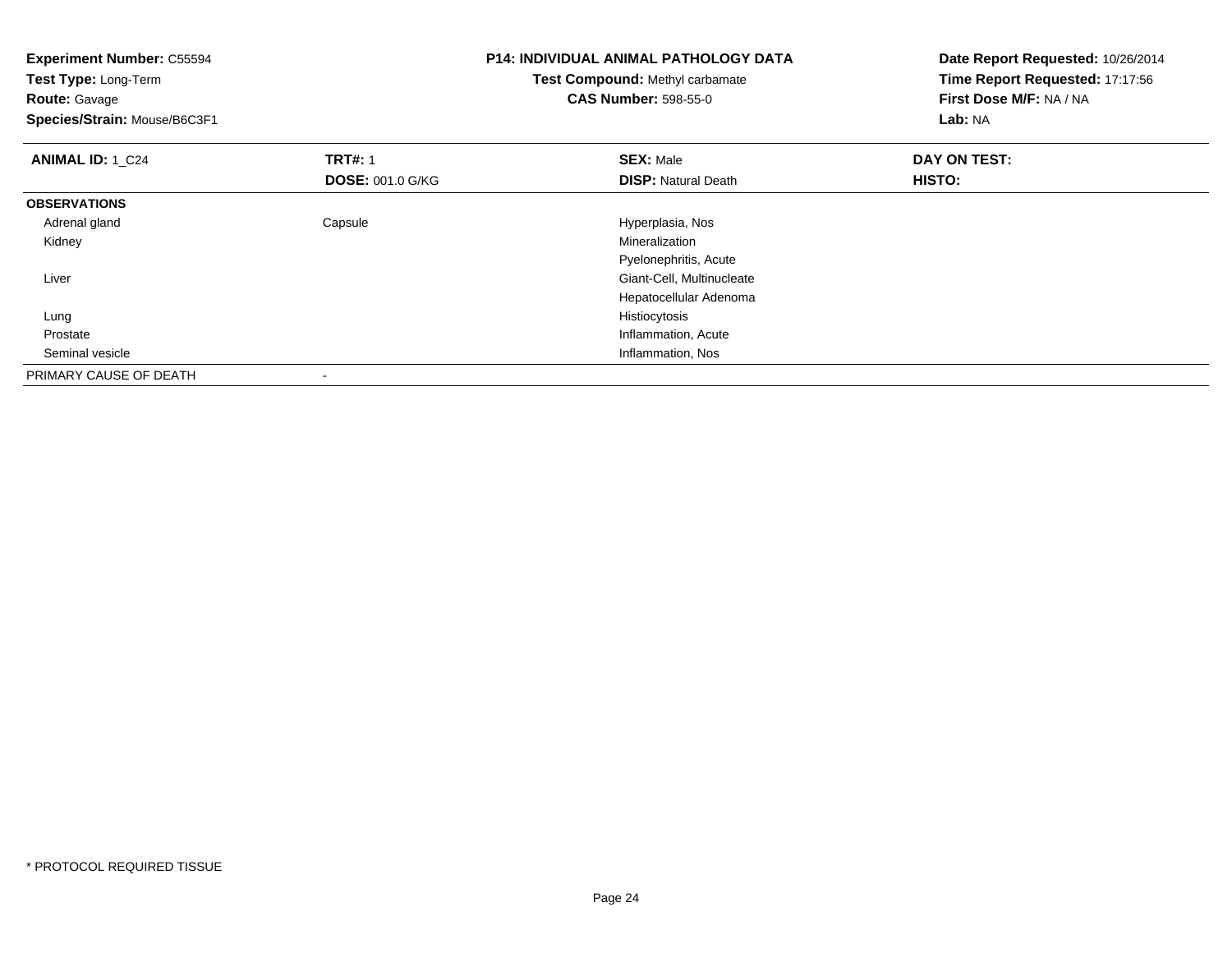**Experiment Number:** C55594
**Test Type:** Long-Term
**Route:** Gavage
**Species/Strain:** Mouse/B6C3F1

**P14: INDIVIDUAL ANIMAL PATHOLOGY DATA**
**Test Compound:** Methyl carbamate
**CAS Number:** 598-55-0

**Date Report Requested:** 10/26/2014
**Time Report Requested:** 17:17:56
**First Dose M/F:** NA / NA
**Lab:** NA

| **ANIMAL ID:** 1_C24 | **TRT#:** 1 | **SEX:** Male | **DAY ON TEST:** |
|---|---|---|---|
| | **DOSE:** 001.0 G/KG | **DISP:** Natural Death | **HISTO:** |
| **OBSERVATIONS** | | | |
| Adrenal gland | Capsule | Hyperplasia, Nos | |
| Kidney | | Mineralization | |
| | | Pyelonephritis, Acute | |
| Liver | | Giant-Cell, Multinucleate | |
| | | Hepatocellular Adenoma | |
| Lung | | Histiocytosis | |
| Prostate | | Inflammation, Acute | |
| Seminal vesicle | | Inflammation, Nos | |
| PRIMARY CAUSE OF DEATH | - | | |

* PROTOCOL REQUIRED TISSUE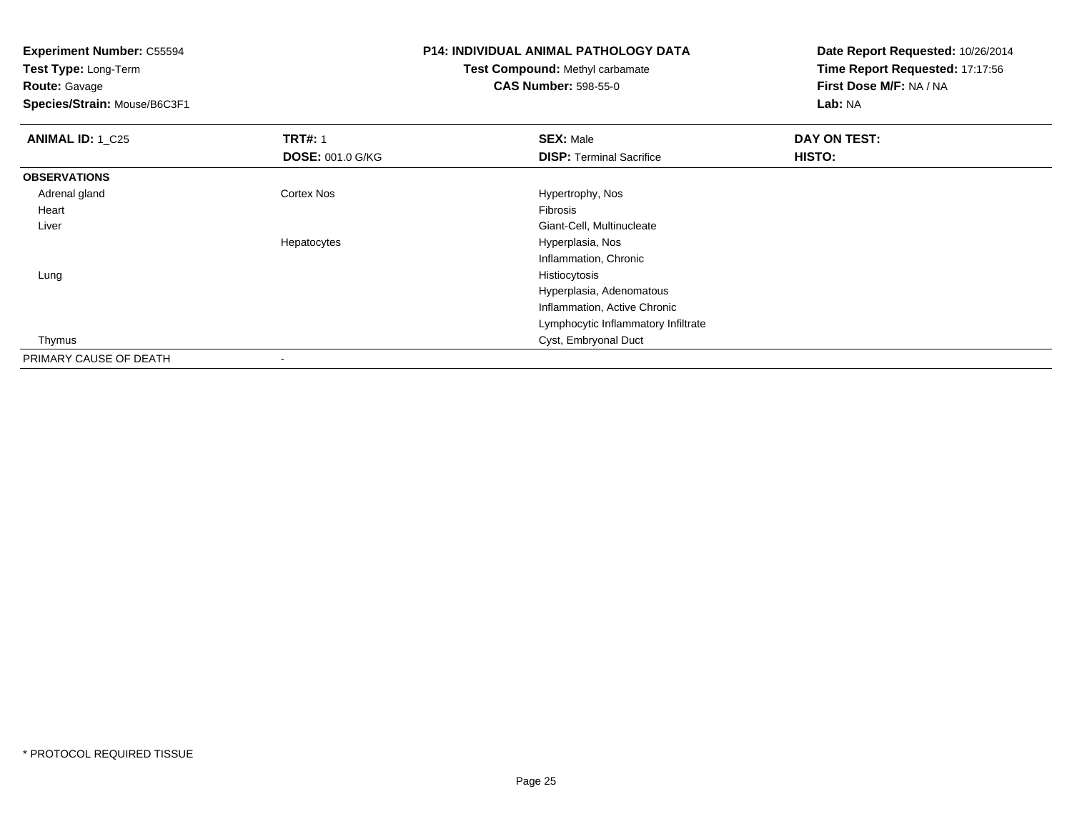**Experiment Number:** C55594
**Test Type:** Long-Term
**Route:** Gavage
**Species/Strain:** Mouse/B6C3F1

**P14: INDIVIDUAL ANIMAL PATHOLOGY DATA**
**Test Compound:** Methyl carbamate
**CAS Number:** 598-55-0

**Date Report Requested:** 10/26/2014
**Time Report Requested:** 17:17:56
**First Dose M/F:** NA / NA
**Lab:** NA

| **ANIMAL ID:** 1_C25 | **TRT#:** 1 | **SEX:** Male | **DAY ON TEST:** |
|---|---|---|---|
| | **DOSE:** 001.0 G/KG | **DISP:** Terminal Sacrifice | **HISTO:** |
| **OBSERVATIONS** | | | |
| Adrenal gland | Cortex Nos | Hypertrophy, Nos | |
| Heart | | Fibrosis | |
| Liver | | Giant-Cell, Multinucleate | |
| | Hepatocytes | Hyperplasia, Nos | |
| | | Inflammation, Chronic | |
| Lung | | Histiocytosis | |
| | | Hyperplasia, Adenomatous | |
| | | Inflammation, Active Chronic | |
| | | Lymphocytic Inflammatory Infiltrate | |
| Thymus | | Cyst, Embryonal Duct | |
| PRIMARY CAUSE OF DEATH | - | | |

* PROTOCOL REQUIRED TISSUE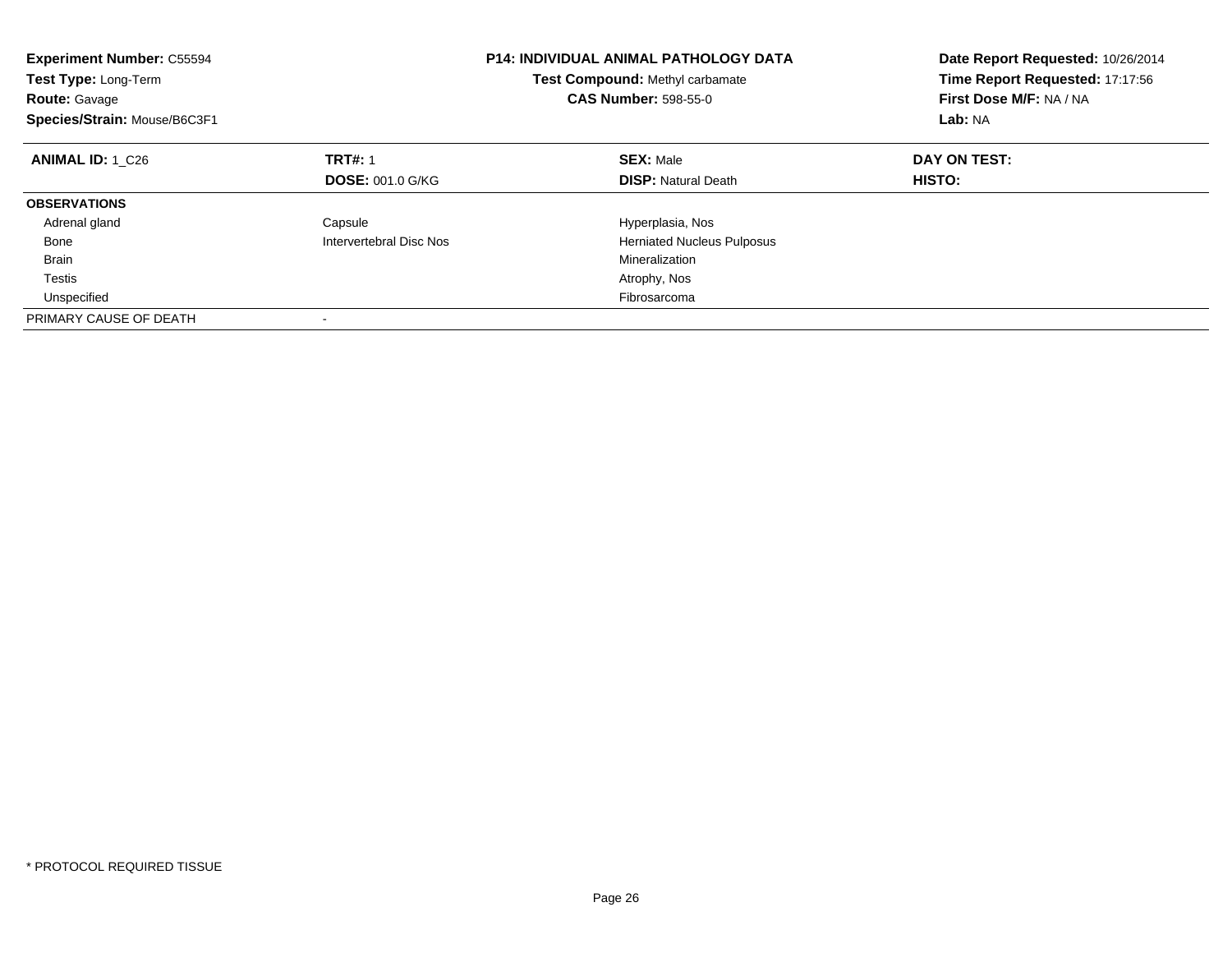| **Experiment Number:** C55594 | **P14: INDIVIDUAL ANIMAL PATHOLOGY DATA** | **Date Report Requested:** 10/26/2014 |
|---|---|---|
| **Test Type:** Long-Term | **Test Compound:** Methyl carbamate | **Time Report Requested:** 17:17:56 |
| **Route:** Gavage | **CAS Number:** 598-55-0 | **First Dose M/F:** NA / NA |
| **Species/Strain:** Mouse/B6C3F1 | | **Lab:** NA |

| **ANIMAL ID:** 1_C26 | **TRT#:** 1 | **SEX:** Male | **DAY ON TEST:** |
|---|---|---|---|
| | **DOSE:** 001.0 G/KG | **DISP:** Natural Death | **HISTO:** |
| **OBSERVATIONS** | | | |
| Adrenal gland | Capsule | Hyperplasia, Nos | |
| Bone | Intervertebral Disc Nos | Herniated Nucleus Pulposus | |
| Brain | | Mineralization | |
| Testis | | Atrophy, Nos | |
| Unspecified | | Fibrosarcoma | |
| PRIMARY CAUSE OF DEATH | - | | |

* PROTOCOL REQUIRED TISSUE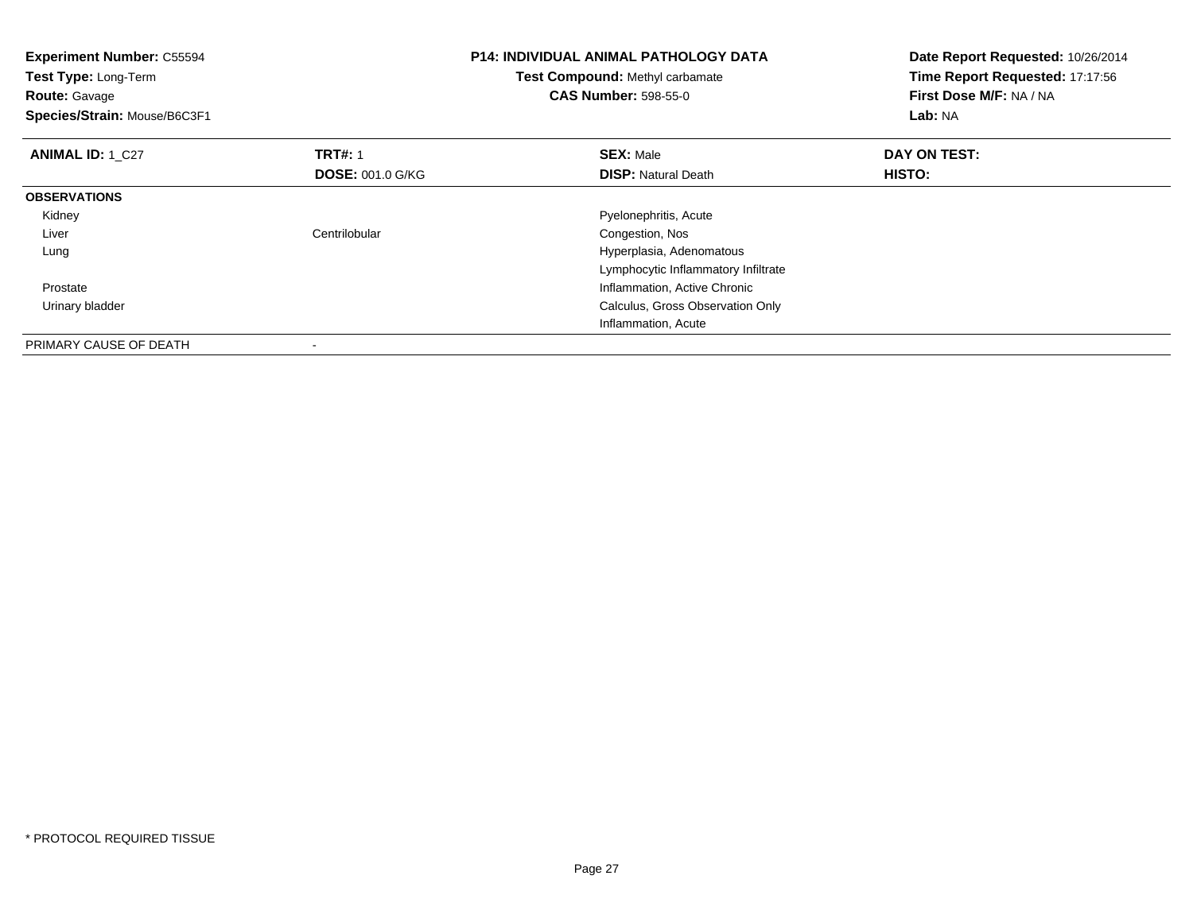**Experiment Number:** C55594
**Test Type:** Long-Term
**Route:** Gavage
**Species/Strain:** Mouse/B6C3F1

**P14: INDIVIDUAL ANIMAL PATHOLOGY DATA**
**Test Compound:** Methyl carbamate
**CAS Number:** 598-55-0

**Date Report Requested:** 10/26/2014
**Time Report Requested:** 17:17:56
**First Dose M/F:** NA / NA
**Lab:** NA

| **ANIMAL ID:** 1_C27 | **TRT#:** 1 | **SEX:** Male | **DAY ON TEST:** |
|---|---|---|---|
| | **DOSE:** 001.0 G/KG | **DISP:** Natural Death | **HISTO:** |
| **OBSERVATIONS** | | | |
| Kidney | | Pyelonephritis, Acute | |
| Liver | Centrilobular | Congestion, Nos | |
| Lung | | Hyperplasia, Adenomatous | |
| | | Lymphocytic Inflammatory Infiltrate | |
| Prostate | | Inflammation, Active Chronic | |
| Urinary bladder | | Calculus, Gross Observation Only | |
| | | Inflammation, Acute | |
| PRIMARY CAUSE OF DEATH | - | | |

* PROTOCOL REQUIRED TISSUE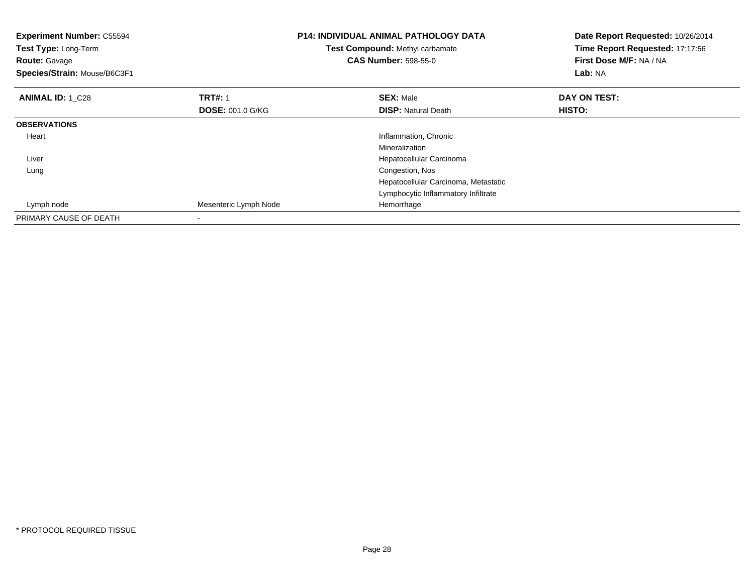**Experiment Number:** C55594
**Test Type:** Long-Term
**Route:** Gavage
**Species/Strain:** Mouse/B6C3F1

**P14: INDIVIDUAL ANIMAL PATHOLOGY DATA**
**Test Compound:** Methyl carbamate
**CAS Number:** 598-55-0

**Date Report Requested:** 10/26/2014
**Time Report Requested:** 17:17:56
**First Dose M/F:** NA / NA
**Lab:** NA

| **ANIMAL ID:** 1_C28 | **TRT#:** 1 | **SEX:** Male | **DAY ON TEST:** |
|---|---|---|---|
| | **DOSE:** 001.0 G/KG | **DISP:** Natural Death | **HISTO:** |
| **OBSERVATIONS** | | | |
| Heart | | Inflammation, Chronic | |
| | | Mineralization | |
| Liver | | Hepatocellular Carcinoma | |
| Lung | | Congestion, Nos | |
| | | Hepatocellular Carcinoma, Metastatic | |
| | | Lymphocytic Inflammatory Infiltrate | |
| Lymph node | Mesenteric Lymph Node | Hemorrhage | |
| PRIMARY CAUSE OF DEATH | - | | |

* PROTOCOL REQUIRED TISSUE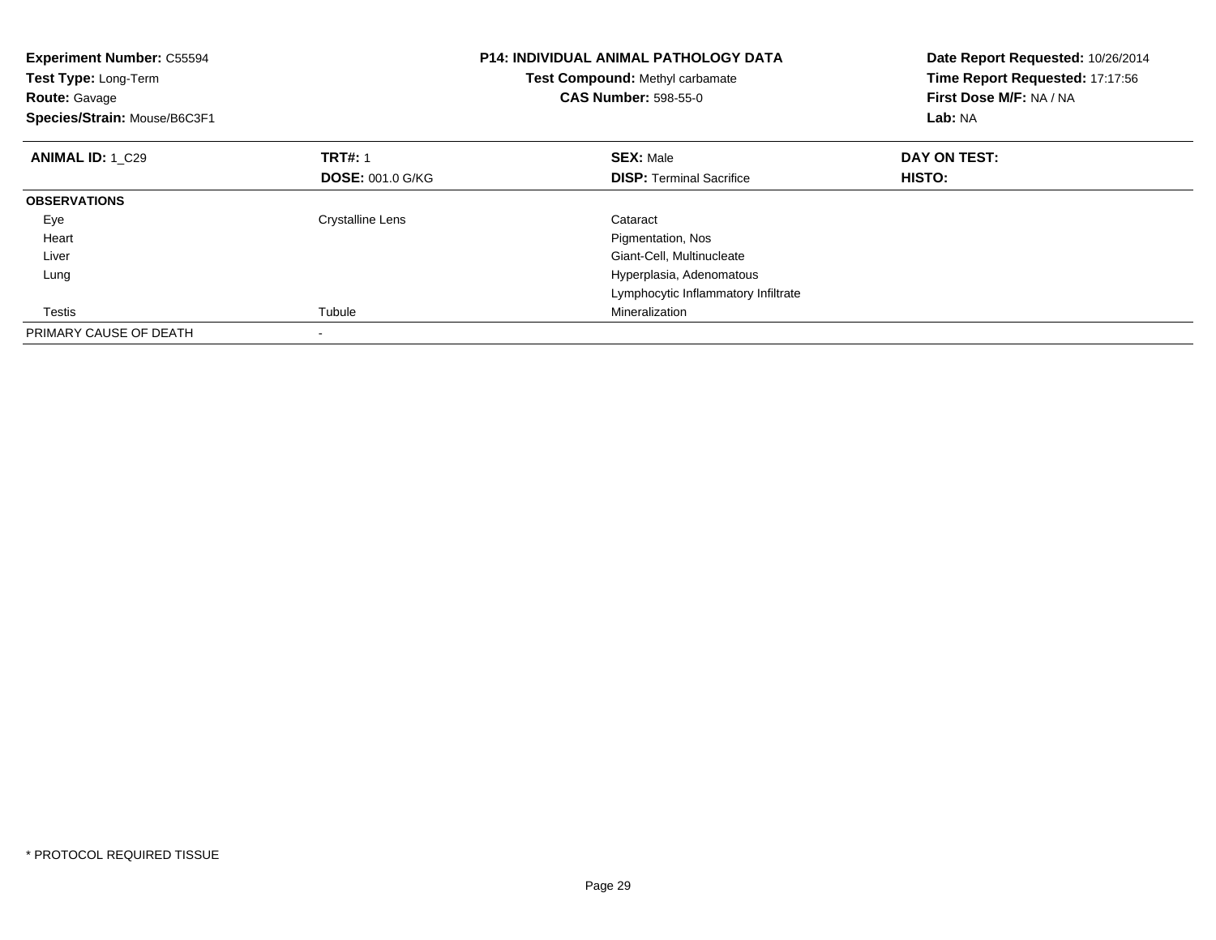**Experiment Number:** C55594
**Test Type:** Long-Term
**Route:** Gavage
**Species/Strain:** Mouse/B6C3F1

**P14: INDIVIDUAL ANIMAL PATHOLOGY DATA**
**Test Compound:** Methyl carbamate
**CAS Number:** 598-55-0

**Date Report Requested:** 10/26/2014
**Time Report Requested:** 17:17:56
**First Dose M/F:** NA / NA
**Lab:** NA

| **ANIMAL ID:** 1_C29 | **TRT#:** 1<br>**DOSE:** 001.0 G/KG | **SEX:** Male<br>**DISP:** Terminal Sacrifice | **DAY ON TEST:**<br>**HISTO:** |
|---|---|---|---|
| **OBSERVATIONS** | | | |
| Eye | Crystalline Lens | Cataract | |
| Heart | | Pigmentation, Nos | |
| Liver | | Giant-Cell, Multinucleate | |
| Lung | | Hyperplasia, Adenomatous | |
| | | Lymphocytic Inflammatory Infiltrate | |
| Testis | Tubule | Mineralization | |
| PRIMARY CAUSE OF DEATH | - | | |

* PROTOCOL REQUIRED TISSUE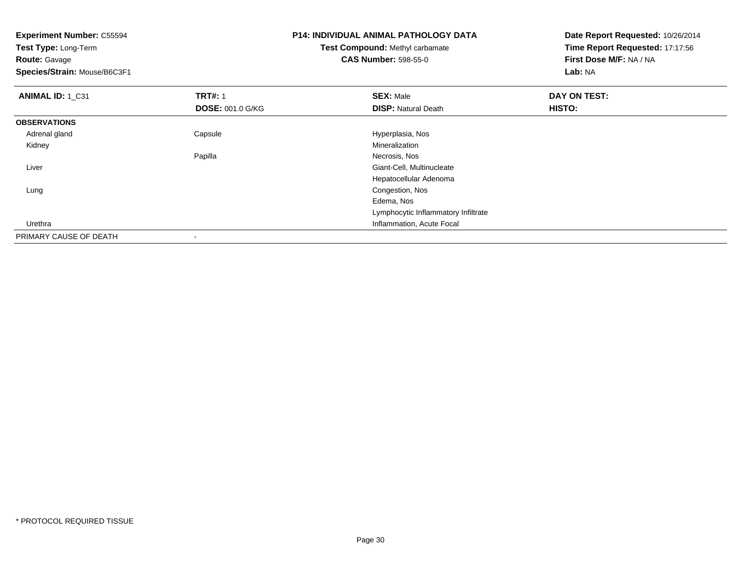**Experiment Number:** C55594
**Test Type:** Long-Term
**Route:** Gavage
**Species/Strain:** Mouse/B6C3F1

## P14: INDIVIDUAL ANIMAL PATHOLOGY DATA

**Test Compound:** Methyl carbamate
**CAS Number:** 598-55-0

**Date Report Requested:** 10/26/2014
**Time Report Requested:** 17:17:56
**First Dose M/F:** NA / NA
**Lab:** NA

| **ANIMAL ID:** 1_C31 | **TRT#:** 1 | **SEX:** Male | **DAY ON TEST:** |
|---|---|---|---|
| | **DOSE:** 001.0 G/KG | **DISP:** Natural Death | **HISTO:** |
| **OBSERVATIONS** | | | |
| Adrenal gland | Capsule | Hyperplasia, Nos | |
| Kidney | | Mineralization | |
| | Papilla | Necrosis, Nos | |
| Liver | | Giant-Cell, Multinucleate | |
| | | Hepatocellular Adenoma | |
| Lung | | Congestion, Nos | |
| | | Edema, Nos | |
| | | Lymphocytic Inflammatory Infiltrate | |
| Urethra | | Inflammation, Acute Focal | |
| PRIMARY CAUSE OF DEATH | - | | |

* PROTOCOL REQUIRED TISSUE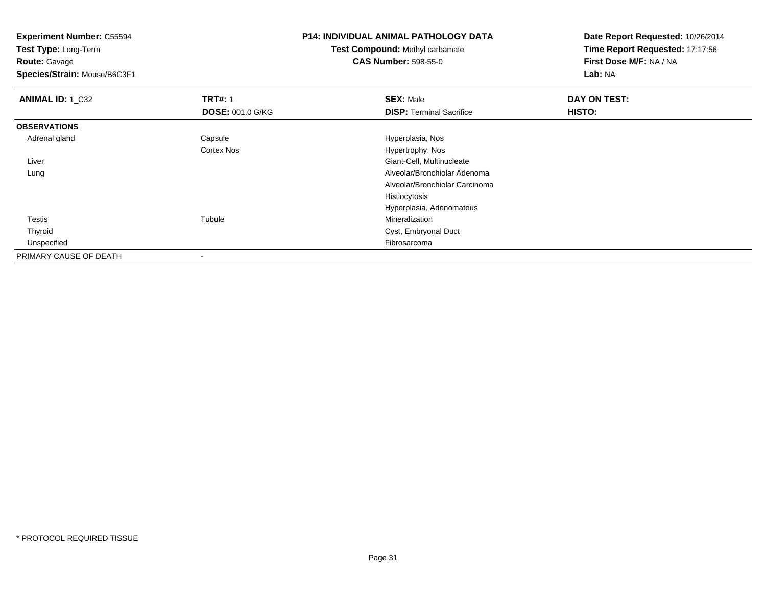**Experiment Number:** C55594
**Test Type:** Long-Term
**Route:** Gavage
**Species/Strain:** Mouse/B6C3F1

**P14: INDIVIDUAL ANIMAL PATHOLOGY DATA**
**Test Compound:** Methyl carbamate
**CAS Number:** 598-55-0

**Date Report Requested:** 10/26/2014
**Time Report Requested:** 17:17:56
**First Dose M/F:** NA / NA
**Lab:** NA

| **ANIMAL ID:** 1_C32 | **TRT#:** 1 | **SEX:** Male | **DAY ON TEST:** |
|---|---|---|---|
| | **DOSE:** 001.0 G/KG | **DISP:** Terminal Sacrifice | **HISTO:** |
| **OBSERVATIONS** | | | |
| Adrenal gland | Capsule | Hyperplasia, Nos | |
| | Cortex Nos | Hypertrophy, Nos | |
| Liver | | Giant-Cell, Multinucleate | |
| Lung | | Alveolar/Bronchiolar Adenoma | |
| | | Alveolar/Bronchiolar Carcinoma | |
| | | Histiocytosis | |
| | | Hyperplasia, Adenomatous | |
| Testis | Tubule | Mineralization | |
| Thyroid | | Cyst, Embryonal Duct | |
| Unspecified | | Fibrosarcoma | |
| PRIMARY CAUSE OF DEATH | - | | |

* PROTOCOL REQUIRED TISSUE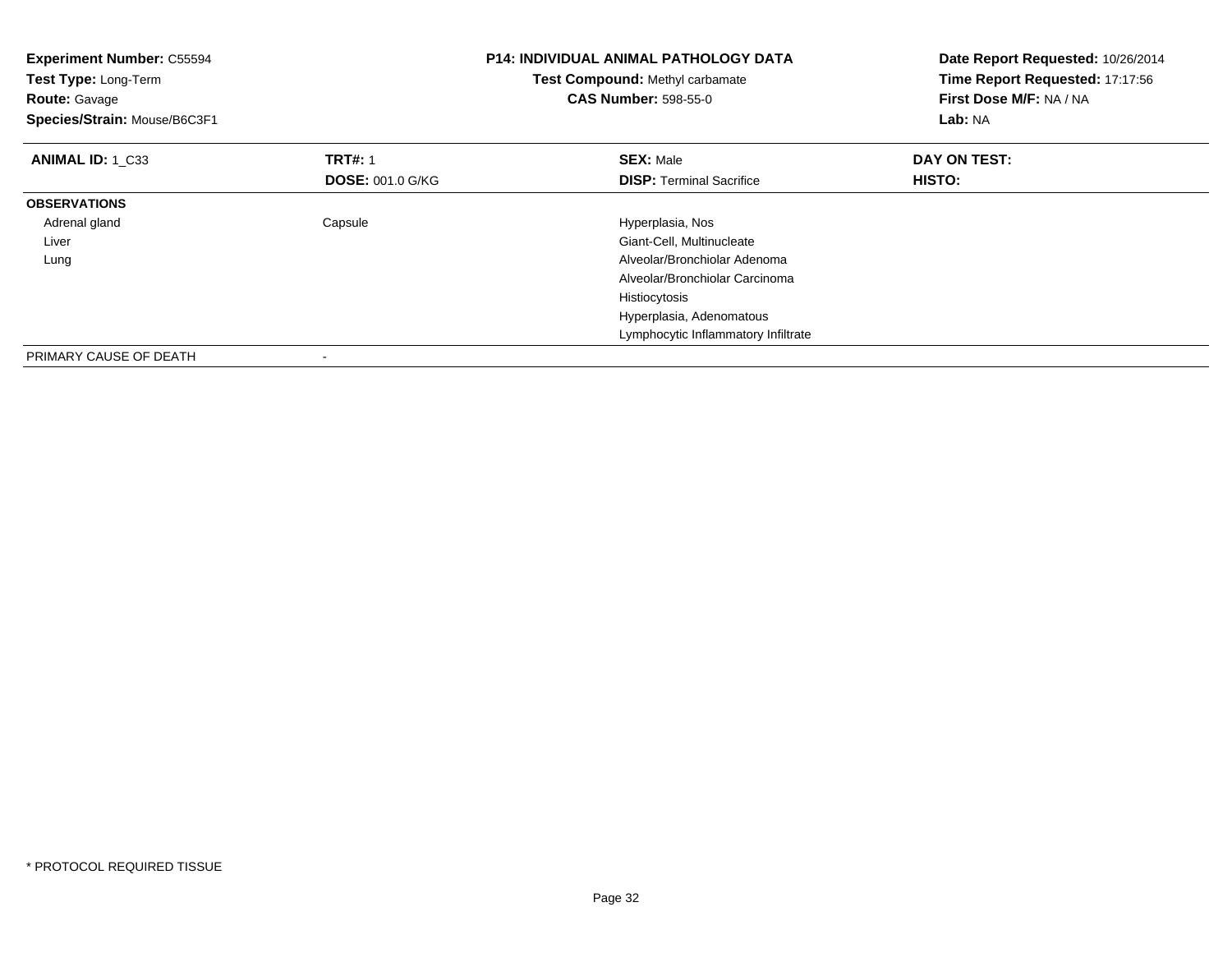**Experiment Number:** C55594
**Test Type:** Long-Term
**Route:** Gavage
**Species/Strain:** Mouse/B6C3F1

**P14: INDIVIDUAL ANIMAL PATHOLOGY DATA**
**Test Compound:** Methyl carbamate
**CAS Number:** 598-55-0

**Date Report Requested:** 10/26/2014
**Time Report Requested:** 17:17:56
**First Dose M/F:** NA / NA
**Lab:** NA

| **ANIMAL ID:** 1_C33 | **TRT#:** 1 | **SEX:** Male | **DAY ON TEST:** |
|---|---|---|---|
| | **DOSE:** 001.0 G/KG | **DISP:** Terminal Sacrifice | **HISTO:** |
| **OBSERVATIONS** | | | |
| Adrenal gland | Capsule | Hyperplasia, Nos | |
| Liver | | Giant-Cell, Multinucleate | |
| Lung | | Alveolar/Bronchiolar Adenoma | |
| | | Alveolar/Bronchiolar Carcinoma | |
| | | Histiocytosis | |
| | | Hyperplasia, Adenomatous | |
| | | Lymphocytic Inflammatory Infiltrate | |
| PRIMARY CAUSE OF DEATH | - | | |

* PROTOCOL REQUIRED TISSUE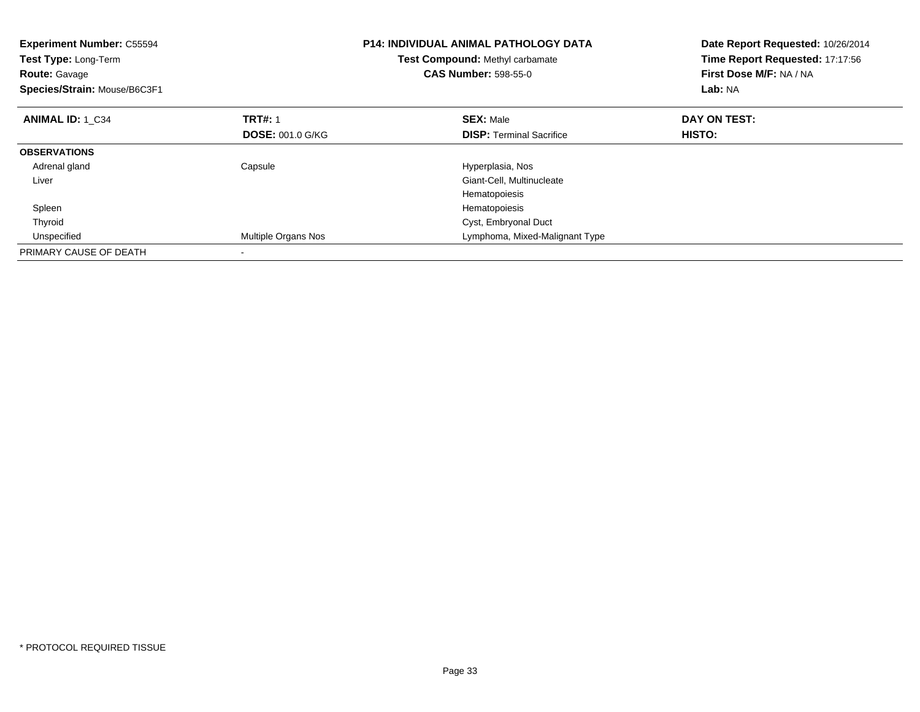**Experiment Number:** C55594
**Test Type:** Long-Term
**Route:** Gavage
**Species/Strain:** Mouse/B6C3F1

**P14: INDIVIDUAL ANIMAL PATHOLOGY DATA**
**Test Compound:** Methyl carbamate
**CAS Number:** 598-55-0

**Date Report Requested:** 10/26/2014
**Time Report Requested:** 17:17:56
**First Dose M/F:** NA / NA
**Lab:** NA

| **ANIMAL ID:** 1_C34 | **TRT#:** 1 | **SEX:** Male | **DAY ON TEST:** |
|---|---|---|---|
| | **DOSE:** 001.0 G/KG | **DISP:** Terminal Sacrifice | **HISTO:** |
| **OBSERVATIONS** | | | |
| Adrenal gland | Capsule | Hyperplasia, Nos | |
| Liver | | Giant-Cell, Multinucleate | |
| | | Hematopoiesis | |
| Spleen | | Hematopoiesis | |
| Thyroid | | Cyst, Embryonal Duct | |
| Unspecified | Multiple Organs Nos | Lymphoma, Mixed-Malignant Type | |
| PRIMARY CAUSE OF DEATH | - | | |

* PROTOCOL REQUIRED TISSUE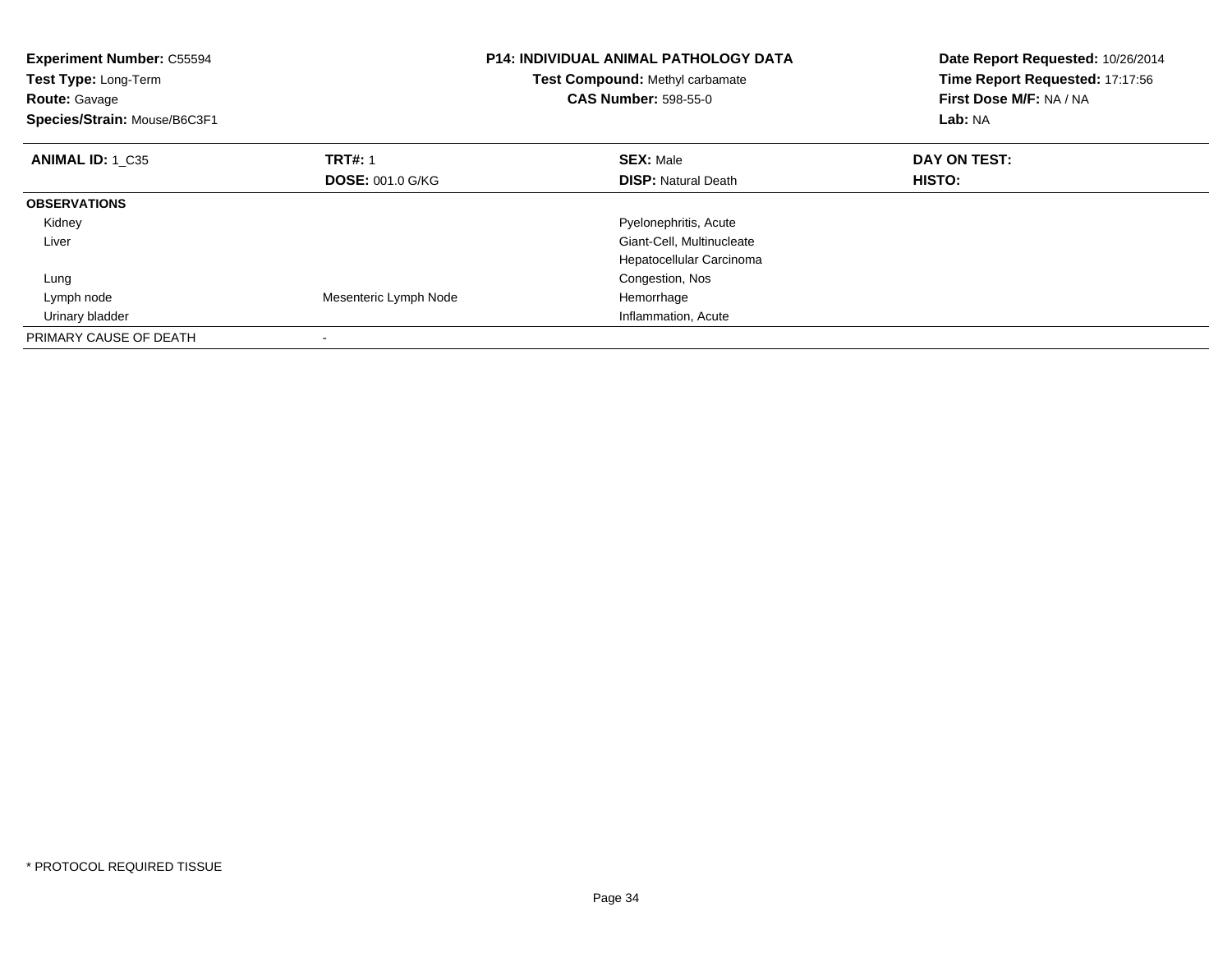**Experiment Number:** C55594
**Test Type:** Long-Term
**Route:** Gavage
**Species/Strain:** Mouse/B6C3F1

**P14: INDIVIDUAL ANIMAL PATHOLOGY DATA**
**Test Compound:** Methyl carbamate
**CAS Number:** 598-55-0

**Date Report Requested:** 10/26/2014
**Time Report Requested:** 17:17:56
**First Dose M/F:** NA / NA
**Lab:** NA

| **ANIMAL ID:** 1_C35 | **TRT#:** 1 | **SEX:** Male | **DAY ON TEST:** |
|---|---|---|---|
| | **DOSE:** 001.0 G/KG | **DISP:** Natural Death | **HISTO:** |
| **OBSERVATIONS** | | | |
| Kidney | | Pyelonephritis, Acute | |
| Liver | | Giant-Cell, Multinucleate | |
| | | Hepatocellular Carcinoma | |
| Lung | | Congestion, Nos | |
| Lymph node | Mesenteric Lymph Node | Hemorrhage | |
| Urinary bladder | | Inflammation, Acute | |
| PRIMARY CAUSE OF DEATH | - | | |

* PROTOCOL REQUIRED TISSUE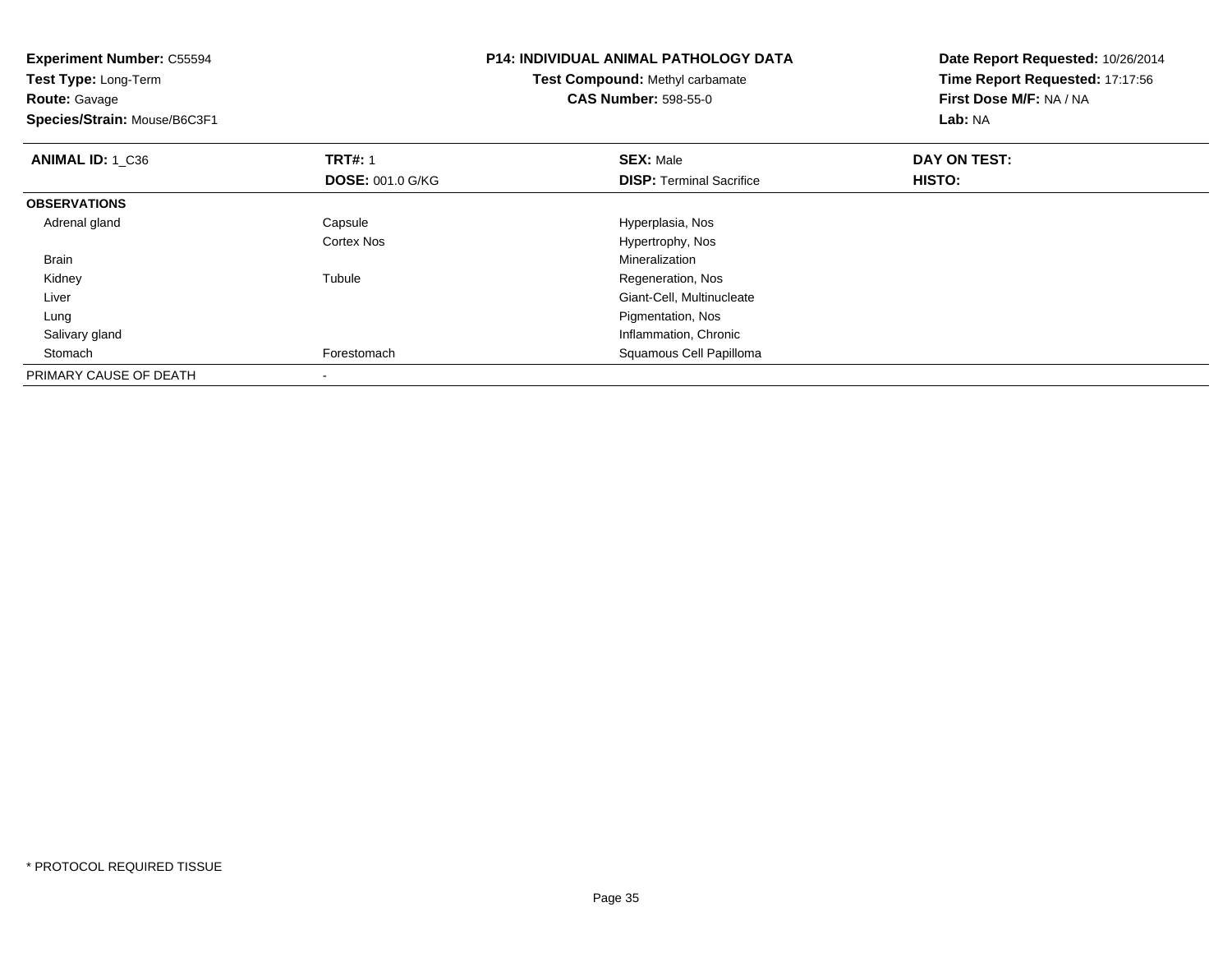**Experiment Number:** C55594
**Test Type:** Long-Term
**Route:** Gavage
**Species/Strain:** Mouse/B6C3F1

# P14: INDIVIDUAL ANIMAL PATHOLOGY DATA

**Test Compound:** Methyl carbamate
**CAS Number:** 598-55-0

**Date Report Requested:** 10/26/2014
**Time Report Requested:** 17:17:56
**First Dose M/F:** NA / NA
**Lab:** NA

| **ANIMAL ID:** 1_C36 | **TRT#:** 1 | **SEX:** Male | **DAY ON TEST:** |
|---|---|---|---|
| | **DOSE:** 001.0 G/KG | **DISP:** Terminal Sacrifice | **HISTO:** |
| **OBSERVATIONS** | | | |
| Adrenal gland | Capsule | Hyperplasia, Nos | |
| | Cortex Nos | Hypertrophy, Nos | |
| Brain | | Mineralization | |
| Kidney | Tubule | Regeneration, Nos | |
| Liver | | Giant-Cell, Multinucleate | |
| Lung | | Pigmentation, Nos | |
| Salivary gland | | Inflammation, Chronic | |
| Stomach | Forestomach | Squamous Cell Papilloma | |
| PRIMARY CAUSE OF DEATH | - | | |

* PROTOCOL REQUIRED TISSUE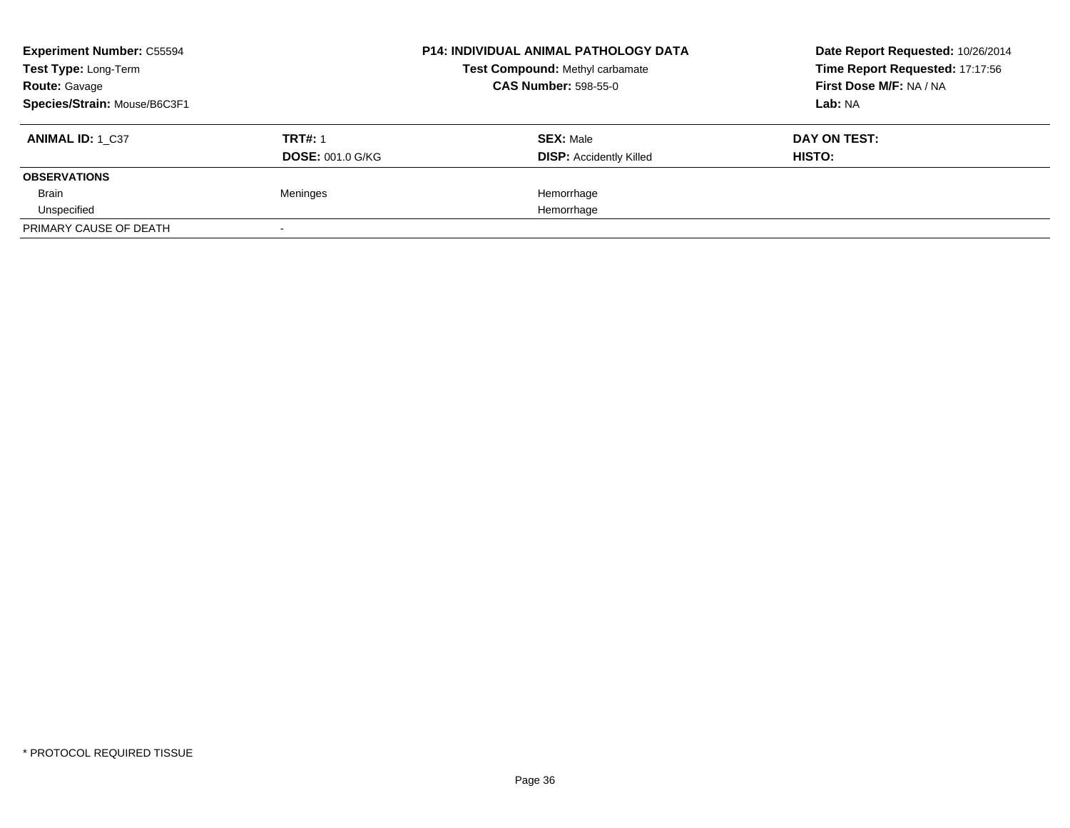**Experiment Number:** C55594
**Test Type:** Long-Term
**Route:** Gavage
**Species/Strain:** Mouse/B6C3F1

**P14: INDIVIDUAL ANIMAL PATHOLOGY DATA**
**Test Compound:** Methyl carbamate
**CAS Number:** 598-55-0

**Date Report Requested:** 10/26/2014
**Time Report Requested:** 17:17:56
**First Dose M/F:** NA / NA
**Lab:** NA

| **ANIMAL ID:** 1_C37 | **TRT#:** 1 | **SEX:** Male | **DAY ON TEST:** |
|---|---|---|---|
| | **DOSE:** 001.0 G/KG | **DISP:** Accidently Killed | **HISTO:** |
| **OBSERVATIONS** | | | |
| Brain | Meninges | Hemorrhage | |
| Unspecified | | Hemorrhage | |
| PRIMARY CAUSE OF DEATH | - | | |

* PROTOCOL REQUIRED TISSUE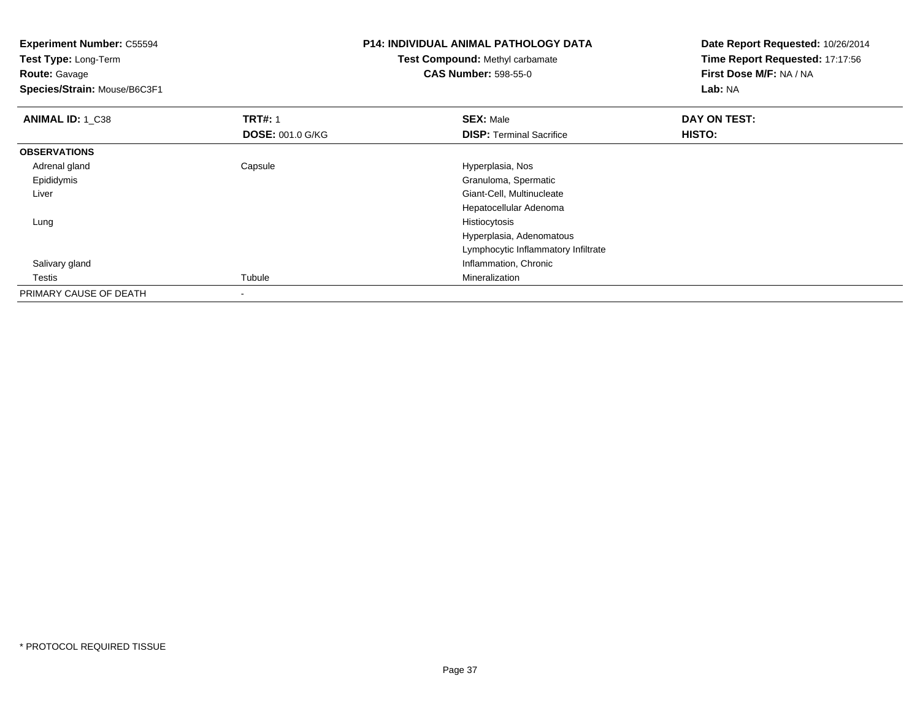**Experiment Number:** C55594
**Test Type:** Long-Term
**Route:** Gavage
**Species/Strain:** Mouse/B6C3F1

**P14: INDIVIDUAL ANIMAL PATHOLOGY DATA**
**Test Compound:** Methyl carbamate
**CAS Number:** 598-55-0

**Date Report Requested:** 10/26/2014
**Time Report Requested:** 17:17:56
**First Dose M/F:** NA / NA
**Lab:** NA

| **ANIMAL ID:** 1_C38 | **TRT#:** 1 | **SEX:** Male | **DAY ON TEST:** |
|---|---|---|---|
| | **DOSE:** 001.0 G/KG | **DISP:** Terminal Sacrifice | **HISTO:** |
| **OBSERVATIONS** | | | |
| Adrenal gland | Capsule | Hyperplasia, Nos | |
| Epididymis | | Granuloma, Spermatic | |
| Liver | | Giant-Cell, Multinucleate | |
| | | Hepatocellular Adenoma | |
| Lung | | Histiocytosis | |
| | | Hyperplasia, Adenomatous | |
| | | Lymphocytic Inflammatory Infiltrate | |
| Salivary gland | | Inflammation, Chronic | |
| Testis | Tubule | Mineralization | |
| PRIMARY CAUSE OF DEATH | - | | |

* PROTOCOL REQUIRED TISSUE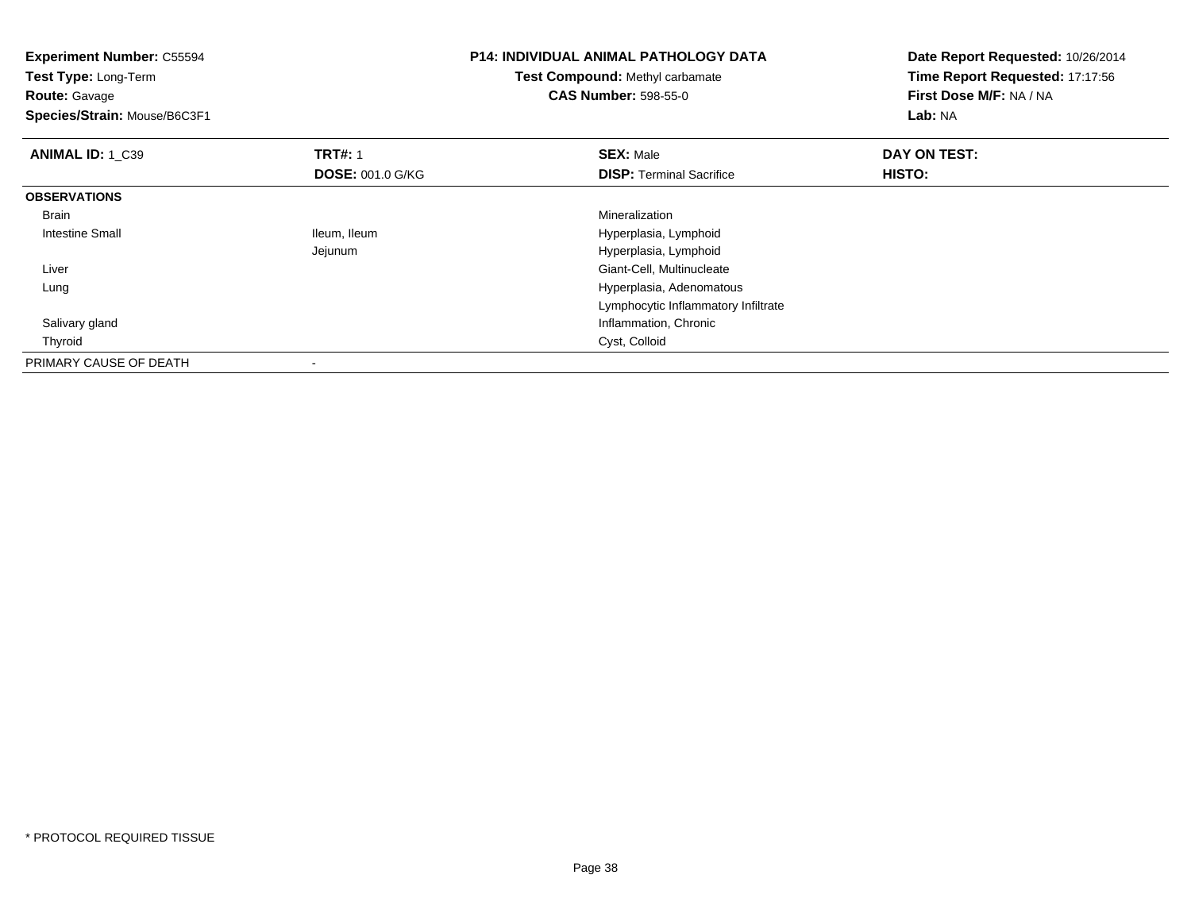**Experiment Number:** C55594
**Test Type:** Long-Term
**Route:** Gavage
**Species/Strain:** Mouse/B6C3F1

**P14: INDIVIDUAL ANIMAL PATHOLOGY DATA**
**Test Compound:** Methyl carbamate
**CAS Number:** 598-55-0

**Date Report Requested:** 10/26/2014
**Time Report Requested:** 17:17:56
**First Dose M/F:** NA / NA
**Lab:** NA

| **ANIMAL ID:** 1_C39 | **TRT#:** 1 | **SEX:** Male | **DAY ON TEST:** |
|---|---|---|---|
| | **DOSE:** 001.0 G/KG | **DISP:** Terminal Sacrifice | **HISTO:** |
| **OBSERVATIONS** | | | |
| Brain | | Mineralization | |
| Intestine Small | Ileum, Ileum | Hyperplasia, Lymphoid | |
| | Jejunum | Hyperplasia, Lymphoid | |
| Liver | | Giant-Cell, Multinucleate | |
| Lung | | Hyperplasia, Adenomatous | |
| | | Lymphocytic Inflammatory Infiltrate | |
| Salivary gland | | Inflammation, Chronic | |
| Thyroid | | Cyst, Colloid | |
| PRIMARY CAUSE OF DEATH | - | | |

* PROTOCOL REQUIRED TISSUE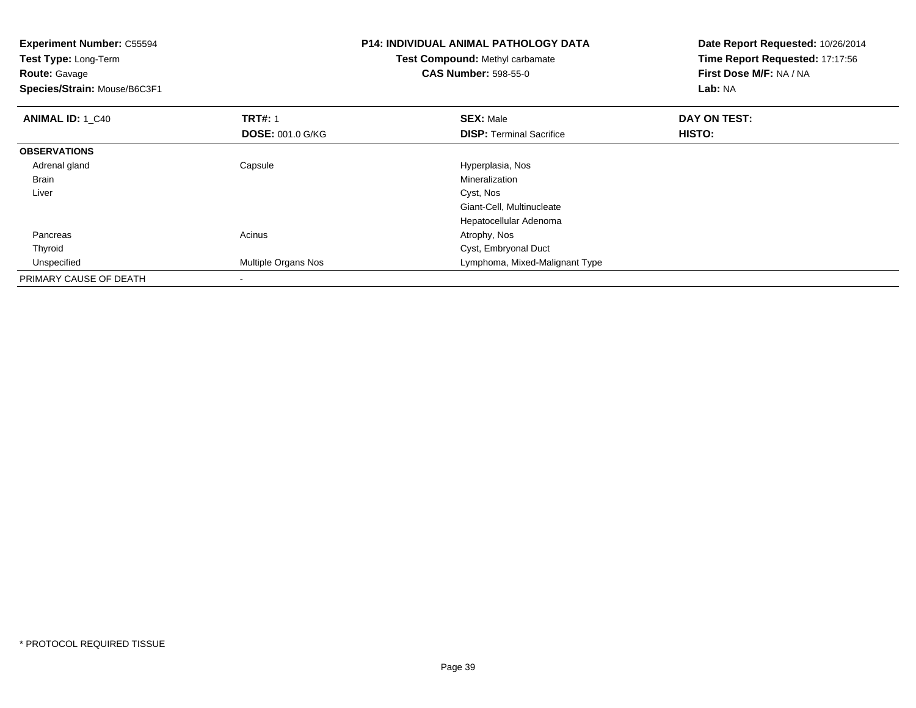**Experiment Number:** C55594
**Test Type:** Long-Term
**Route:** Gavage
**Species/Strain:** Mouse/B6C3F1

**P14: INDIVIDUAL ANIMAL PATHOLOGY DATA**
**Test Compound:** Methyl carbamate
**CAS Number:** 598-55-0

**Date Report Requested:** 10/26/2014
**Time Report Requested:** 17:17:56
**First Dose M/F:** NA / NA
**Lab:** NA

| **ANIMAL ID:** 1_C40 | **TRT#:** 1 | **SEX:** Male | **DAY ON TEST:** |
|---|---|---|---|
| | **DOSE:** 001.0 G/KG | **DISP:** Terminal Sacrifice | **HISTO:** |
| **OBSERVATIONS** | | | |
| Adrenal gland | Capsule | Hyperplasia, Nos | |
| Brain | | Mineralization | |
| Liver | | Cyst, Nos | |
| | | Giant-Cell, Multinucleate | |
| | | Hepatocellular Adenoma | |
| Pancreas | Acinus | Atrophy, Nos | |
| Thyroid | | Cyst, Embryonal Duct | |
| Unspecified | Multiple Organs Nos | Lymphoma, Mixed-Malignant Type | |
| PRIMARY CAUSE OF DEATH | - | | |

* PROTOCOL REQUIRED TISSUE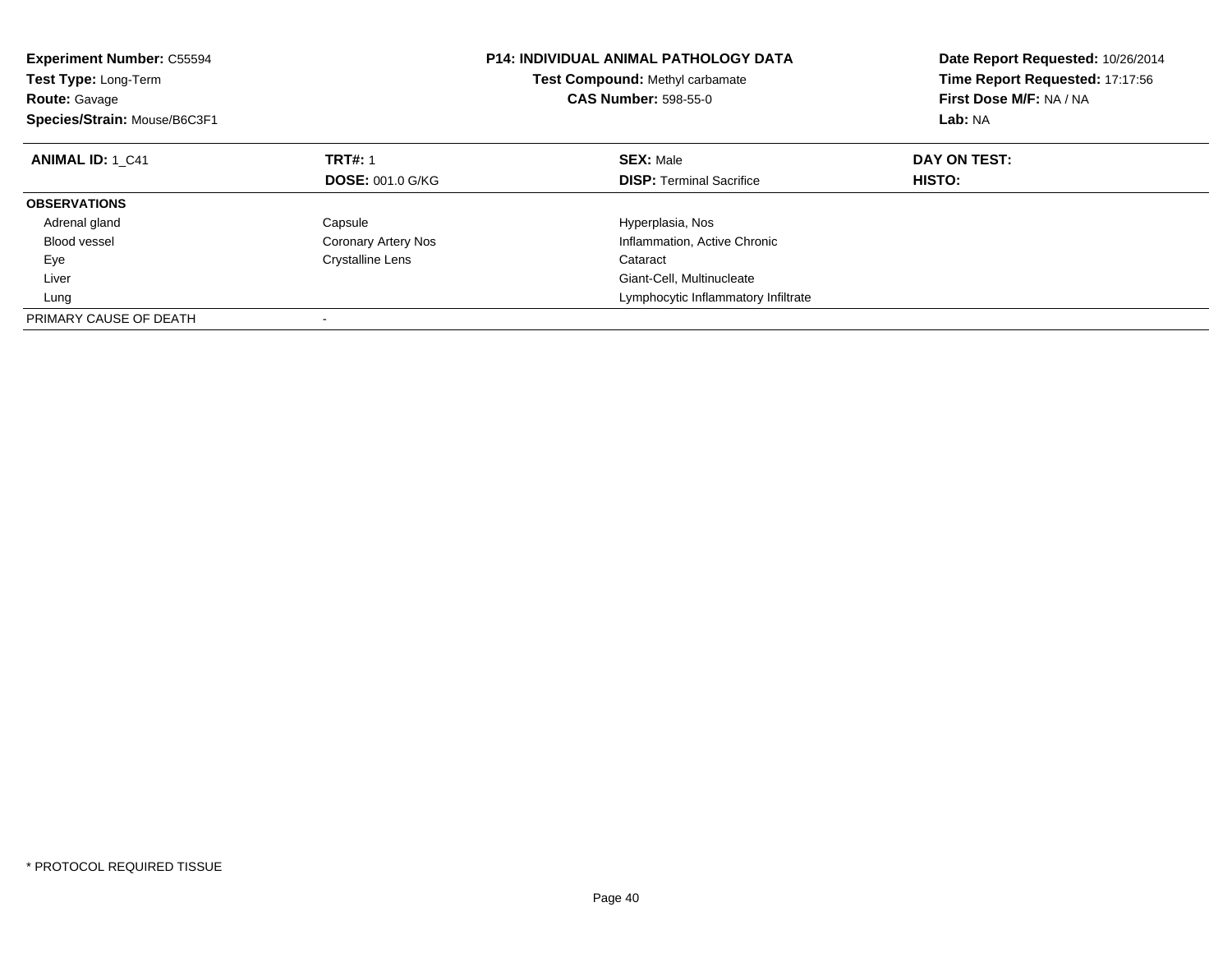**Experiment Number:** C55594
**Test Type:** Long-Term
**Route:** Gavage
**Species/Strain:** Mouse/B6C3F1

**P14: INDIVIDUAL ANIMAL PATHOLOGY DATA**
**Test Compound:** Methyl carbamate
**CAS Number:** 598-55-0

**Date Report Requested:** 10/26/2014
**Time Report Requested:** 17:17:56
**First Dose M/F:** NA / NA
**Lab:** NA

| **ANIMAL ID:** 1_C41 | **TRT#:** 1 | **SEX:** Male | **DAY ON TEST:** |
|---|---|---|---|
| | **DOSE:** 001.0 G/KG | **DISP:** Terminal Sacrifice | **HISTO:** |
| **OBSERVATIONS** | | | |
| Adrenal gland | Capsule | Hyperplasia, Nos | |
| Blood vessel | Coronary Artery Nos | Inflammation, Active Chronic | |
| Eye | Crystalline Lens | Cataract | |
| Liver | | Giant-Cell, Multinucleate | |
| Lung | | Lymphocytic Inflammatory Infiltrate | |
| PRIMARY CAUSE OF DEATH | - | | |

\* PROTOCOL REQUIRED TISSUE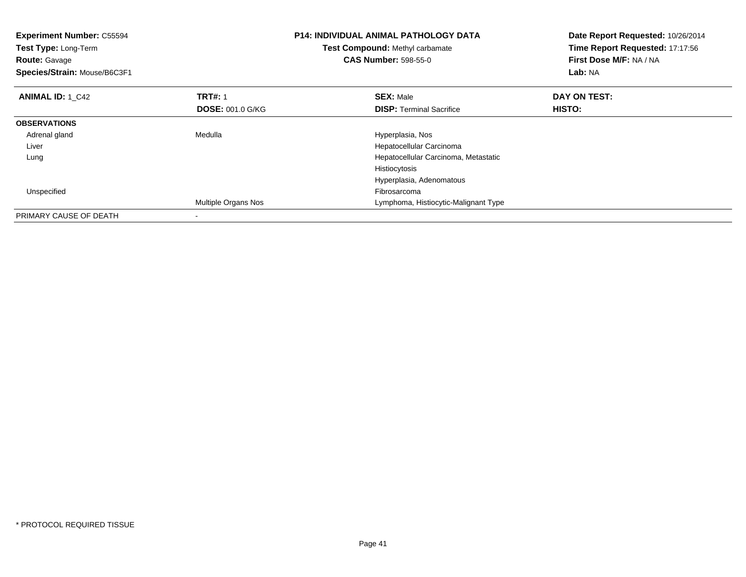**Experiment Number:** C55594
**Test Type:** Long-Term
**Route:** Gavage
**Species/Strain:** Mouse/B6C3F1

**P14: INDIVIDUAL ANIMAL PATHOLOGY DATA**
**Test Compound:** Methyl carbamate
**CAS Number:** 598-55-0

**Date Report Requested:** 10/26/2014
**Time Report Requested:** 17:17:56
**First Dose M/F:** NA / NA
**Lab:** NA

| **ANIMAL ID:** 1_C42 | **TRT#:** 1 | **SEX:** Male | **DAY ON TEST:** |
|---|---|---|---|
| | **DOSE:** 001.0 G/KG | **DISP:** Terminal Sacrifice | **HISTO:** |
| **OBSERVATIONS** | | | |
| Adrenal gland | Medulla | Hyperplasia, Nos | |
| Liver | | Hepatocellular Carcinoma | |
| Lung | | Hepatocellular Carcinoma, Metastatic | |
| | | Histiocytosis | |
| | | Hyperplasia, Adenomatous | |
| Unspecified | | Fibrosarcoma | |
| | Multiple Organs Nos | Lymphoma, Histiocytic-Malignant Type | |
| PRIMARY CAUSE OF DEATH | - | | |

* PROTOCOL REQUIRED TISSUE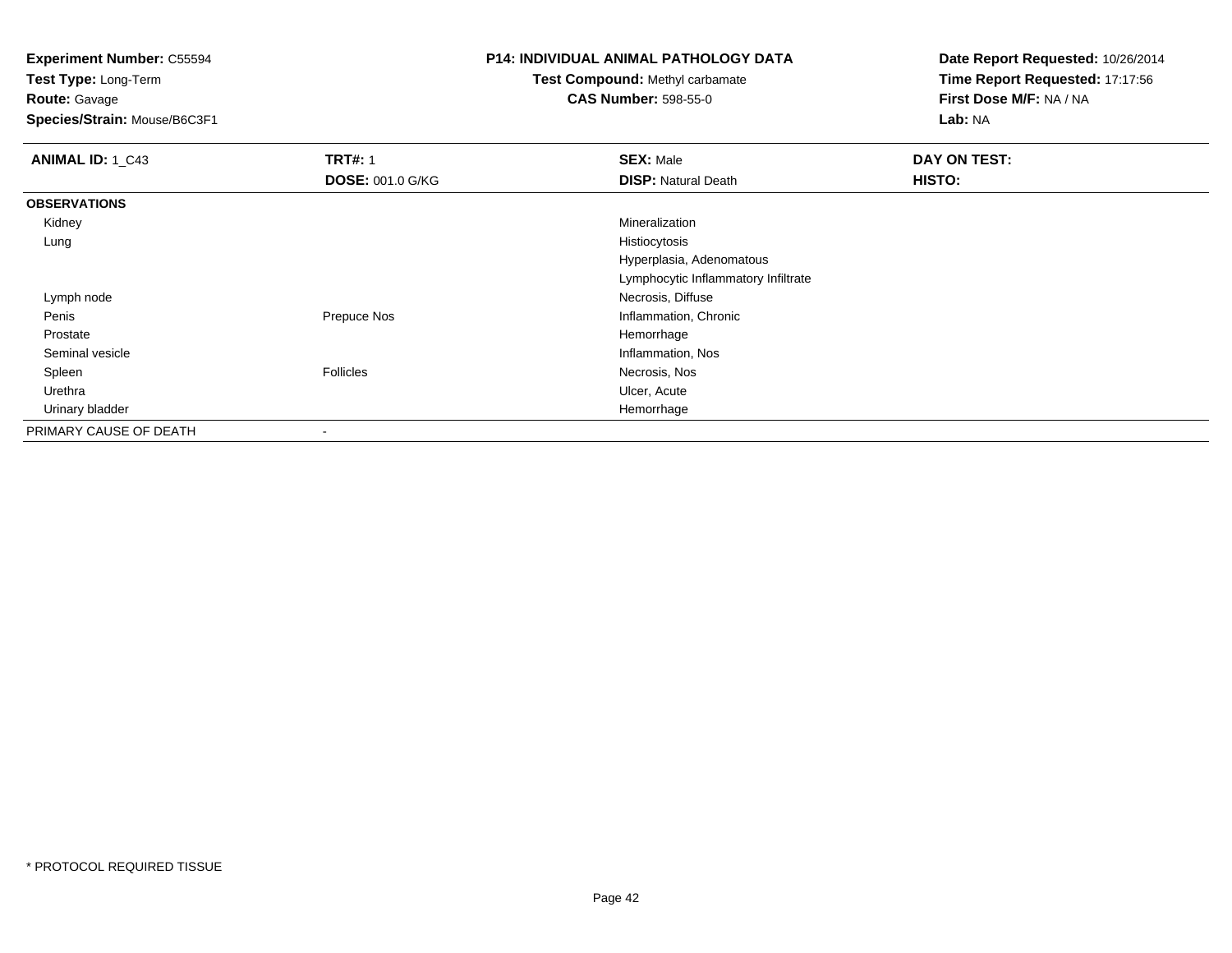**Experiment Number:** C55594
**Test Type:** Long-Term
**Route:** Gavage
**Species/Strain:** Mouse/B6C3F1

**P14: INDIVIDUAL ANIMAL PATHOLOGY DATA**
**Test Compound:** Methyl carbamate
**CAS Number:** 598-55-0

**Date Report Requested:** 10/26/2014
**Time Report Requested:** 17:17:56
**First Dose M/F:** NA / NA
**Lab:** NA

| **ANIMAL ID:** 1_C43 | **TRT#:** 1 | **SEX:** Male | **DAY ON TEST:** |
|---|---|---|---|
| | **DOSE:** 001.0 G/KG | **DISP:** Natural Death | **HISTO:** |
| **OBSERVATIONS** | | | |
| Kidney | | Mineralization | |
| Lung | | Histiocytosis | |
| | | Hyperplasia, Adenomatous | |
| | | Lymphocytic Inflammatory Infiltrate | |
| Lymph node | | Necrosis, Diffuse | |
| Penis | Prepuce Nos | Inflammation, Chronic | |
| Prostate | | Hemorrhage | |
| Seminal vesicle | | Inflammation, Nos | |
| Spleen | Follicles | Necrosis, Nos | |
| Urethra | | Ulcer, Acute | |
| Urinary bladder | | Hemorrhage | |
| PRIMARY CAUSE OF DEATH | - | | |

* PROTOCOL REQUIRED TISSUE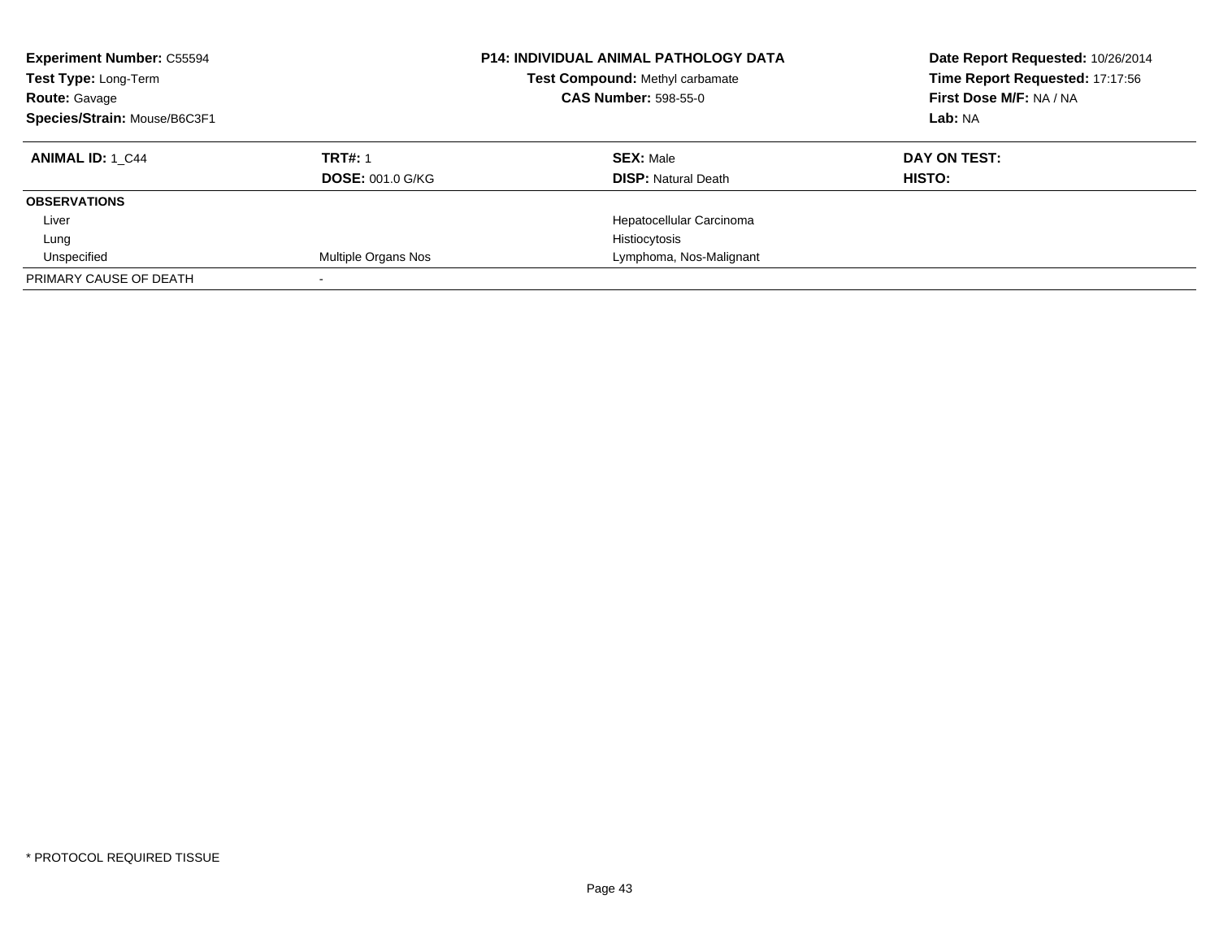**Experiment Number:** C55594
**Test Type:** Long-Term
**Route:** Gavage
**Species/Strain:** Mouse/B6C3F1

**P14: INDIVIDUAL ANIMAL PATHOLOGY DATA**
**Test Compound:** Methyl carbamate
**CAS Number:** 598-55-0

**Date Report Requested:** 10/26/2014
**Time Report Requested:** 17:17:56
**First Dose M/F:** NA / NA
**Lab:** NA

| **ANIMAL ID:** 1_C44 | **TRT#:** 1 | **SEX:** Male | **DAY ON TEST:** |
|---|---|---|---|
| | **DOSE:** 001.0 G/KG | **DISP:** Natural Death | **HISTO:** |
| **OBSERVATIONS** | | | |
| Liver | | Hepatocellular Carcinoma | |
| Lung | | Histiocytosis | |
| Unspecified | Multiple Organs Nos | Lymphoma, Nos-Malignant | |
| PRIMARY CAUSE OF DEATH | - | | |

\* PROTOCOL REQUIRED TISSUE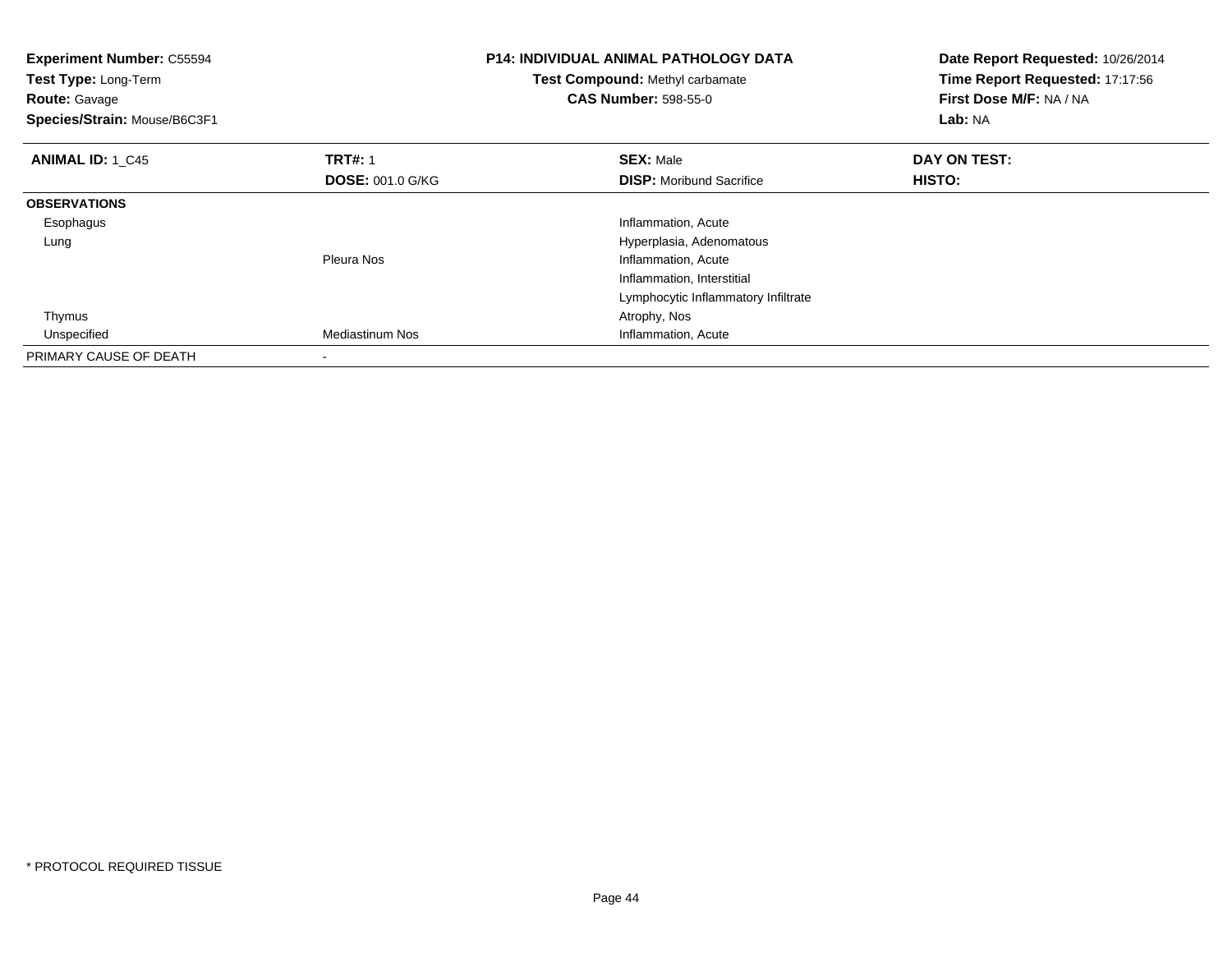**Experiment Number:** C55594
**Test Type:** Long-Term
**Route:** Gavage
**Species/Strain:** Mouse/B6C3F1

**P14: INDIVIDUAL ANIMAL PATHOLOGY DATA**
**Test Compound:** Methyl carbamate
**CAS Number:** 598-55-0

**Date Report Requested:** 10/26/2014
**Time Report Requested:** 17:17:56
**First Dose M/F:** NA / NA
**Lab:** NA

| **ANIMAL ID:** 1_C45 | **TRT#:** 1 | **SEX:** Male | **DAY ON TEST:** |
|---|---|---|---|
| | **DOSE:** 001.0 G/KG | **DISP:** Moribund Sacrifice | **HISTO:** |
| **OBSERVATIONS** | | | |
| Esophagus | | Inflammation, Acute | |
| Lung | | Hyperplasia, Adenomatous | |
| | Pleura Nos | Inflammation, Acute | |
| | | Inflammation, Interstitial | |
| | | Lymphocytic Inflammatory Infiltrate | |
| Thymus | | Atrophy, Nos | |
| Unspecified | Mediastinum Nos | Inflammation, Acute | |
| PRIMARY CAUSE OF DEATH | - | | |

* PROTOCOL REQUIRED TISSUE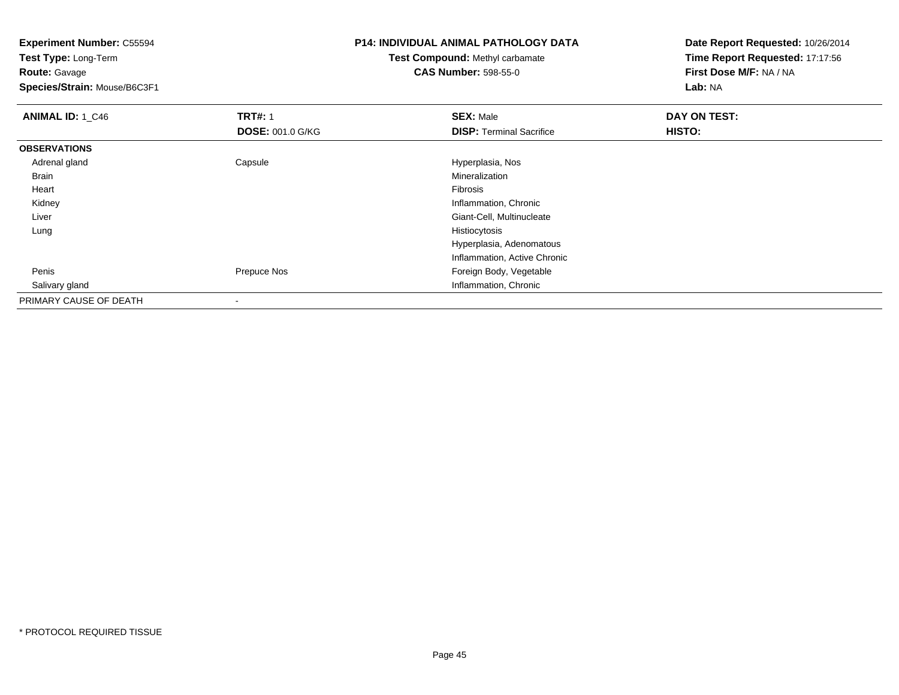**Experiment Number:** C55594
**Test Type:** Long-Term
**Route:** Gavage
**Species/Strain:** Mouse/B6C3F1

**P14: INDIVIDUAL ANIMAL PATHOLOGY DATA**
**Test Compound:** Methyl carbamate
**CAS Number:** 598-55-0

**Date Report Requested:** 10/26/2014
**Time Report Requested:** 17:17:56
**First Dose M/F:** NA / NA
**Lab:** NA

| **ANIMAL ID:** 1_C46 | **TRT#:** 1 | **SEX:** Male | **DAY ON TEST:** |
|---|---|---|---|
| | **DOSE:** 001.0 G/KG | **DISP:** Terminal Sacrifice | **HISTO:** |
| **OBSERVATIONS** | | | |
| Adrenal gland | Capsule | Hyperplasia, Nos | |
| Brain | | Mineralization | |
| Heart | | Fibrosis | |
| Kidney | | Inflammation, Chronic | |
| Liver | | Giant-Cell, Multinucleate | |
| Lung | | Histiocytosis | |
| | | Hyperplasia, Adenomatous | |
| | | Inflammation, Active Chronic | |
| Penis | Prepuce Nos | Foreign Body, Vegetable | |
| Salivary gland | | Inflammation, Chronic | |
| PRIMARY CAUSE OF DEATH | - | | |

\* PROTOCOL REQUIRED TISSUE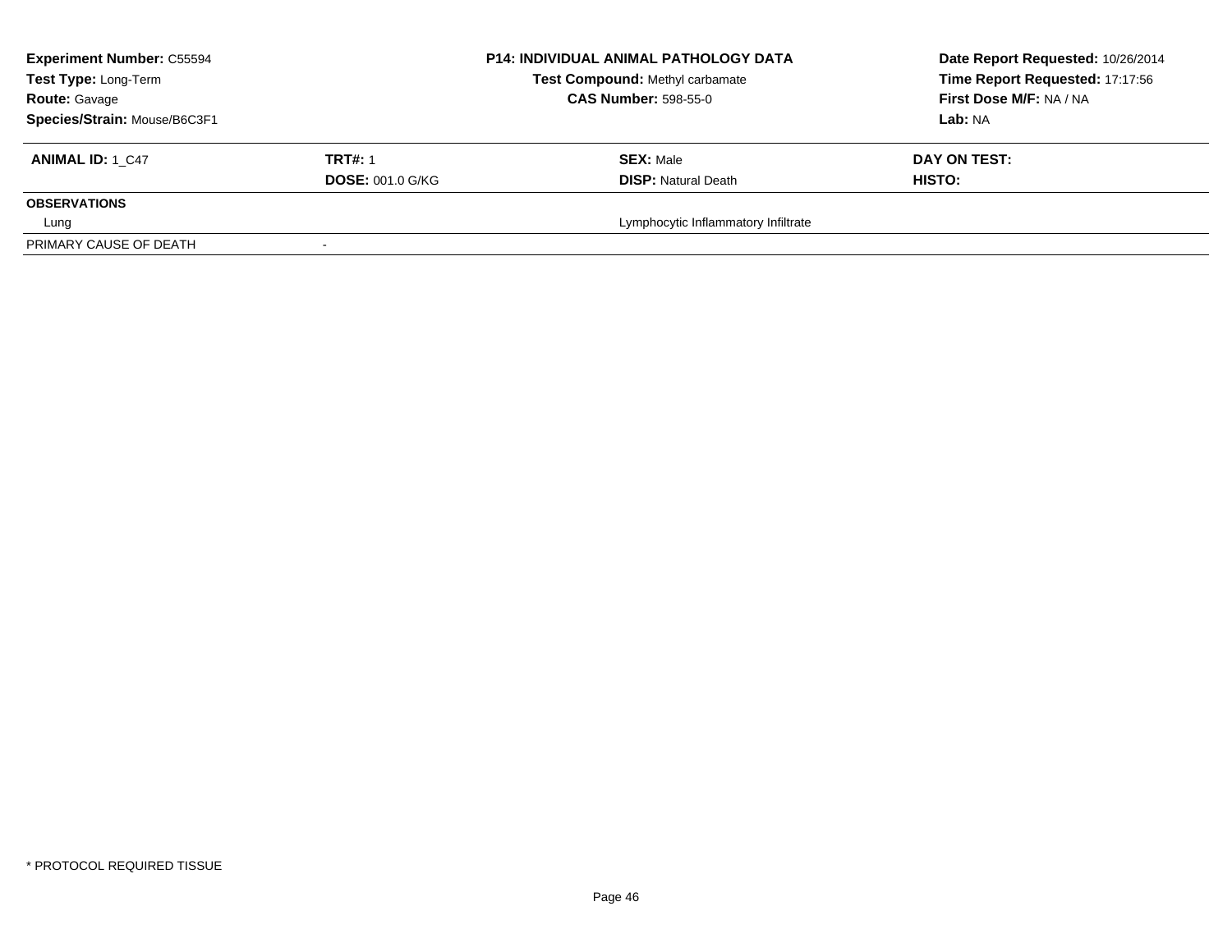**Experiment Number:** C55594
**Test Type:** Long-Term
**Route:** Gavage
**Species/Strain:** Mouse/B6C3F1

**P14: INDIVIDUAL ANIMAL PATHOLOGY DATA**
**Test Compound:** Methyl carbamate
**CAS Number:** 598-55-0

**Date Report Requested:** 10/26/2014
**Time Report Requested:** 17:17:56
**First Dose M/F:** NA / NA
**Lab:** NA

| **ANIMAL ID:** 1_C47 | **TRT#:** 1 | **SEX:** Male | **DAY ON TEST:** |
|---|---|---|---|
| | **DOSE:** 001.0 G/KG | **DISP:** Natural Death | **HISTO:** |
| **OBSERVATIONS** | | | |
| Lung | | Lymphocytic Inflammatory Infiltrate | |
| PRIMARY CAUSE OF DEATH | - | | |

* PROTOCOL REQUIRED TISSUE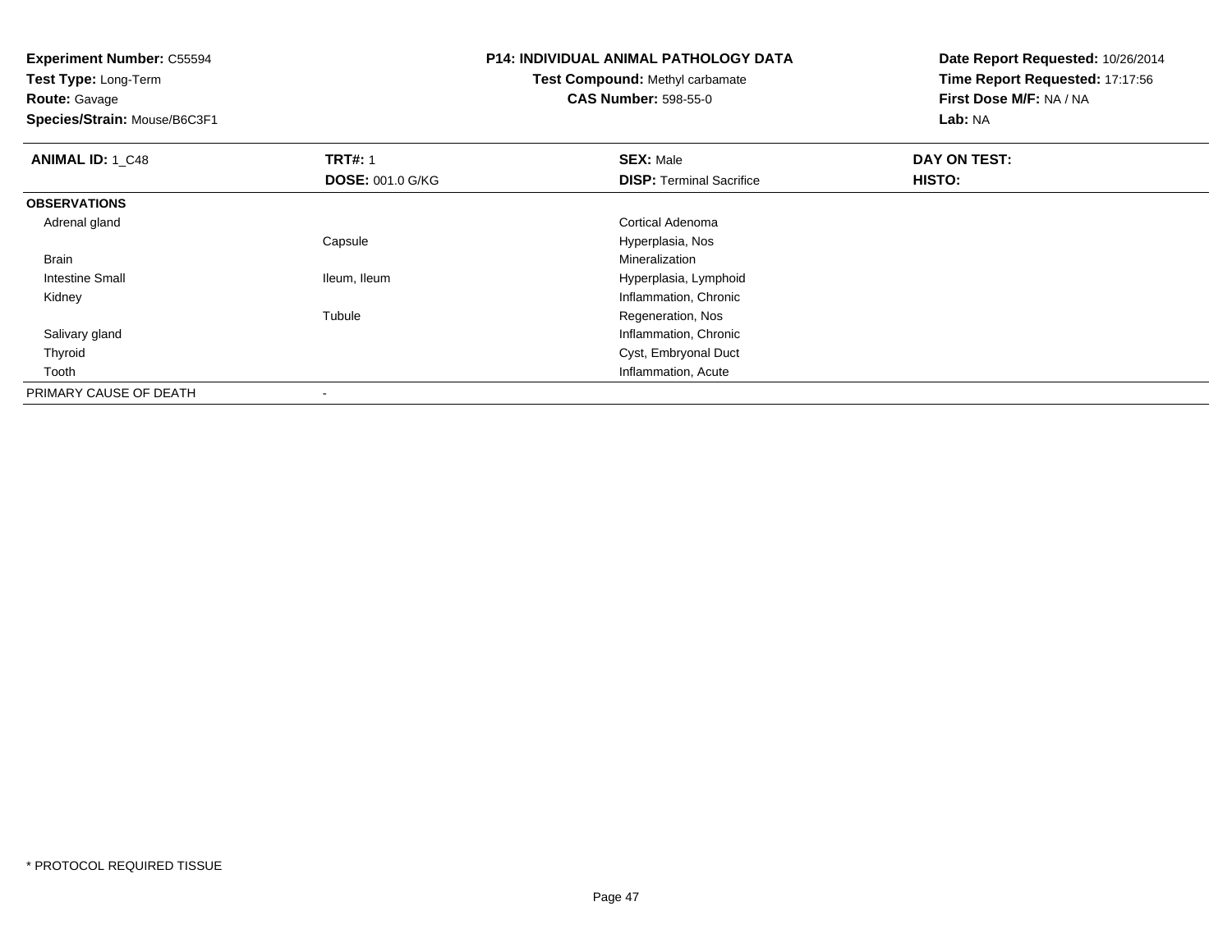**Experiment Number:** C55594
**Test Type:** Long-Term
**Route:** Gavage
**Species/Strain:** Mouse/B6C3F1

**P14: INDIVIDUAL ANIMAL PATHOLOGY DATA**
**Test Compound:** Methyl carbamate
**CAS Number:** 598-55-0

**Date Report Requested:** 10/26/2014
**Time Report Requested:** 17:17:56
**First Dose M/F:** NA / NA
**Lab:** NA

| **ANIMAL ID:** 1_C48 | **TRT#:** 1 | **SEX:** Male | **DAY ON TEST:** |
|---|---|---|---|
| | **DOSE:** 001.0 G/KG | **DISP:** Terminal Sacrifice | **HISTO:** |
| **OBSERVATIONS** | | | |
| Adrenal gland | | Cortical Adenoma | |
| | Capsule | Hyperplasia, Nos | |
| Brain | | Mineralization | |
| Intestine Small | Ileum, Ileum | Hyperplasia, Lymphoid | |
| Kidney | | Inflammation, Chronic | |
| | Tubule | Regeneration, Nos | |
| Salivary gland | | Inflammation, Chronic | |
| Thyroid | | Cyst, Embryonal Duct | |
| Tooth | | Inflammation, Acute | |
| PRIMARY CAUSE OF DEATH | - | | |

\* PROTOCOL REQUIRED TISSUE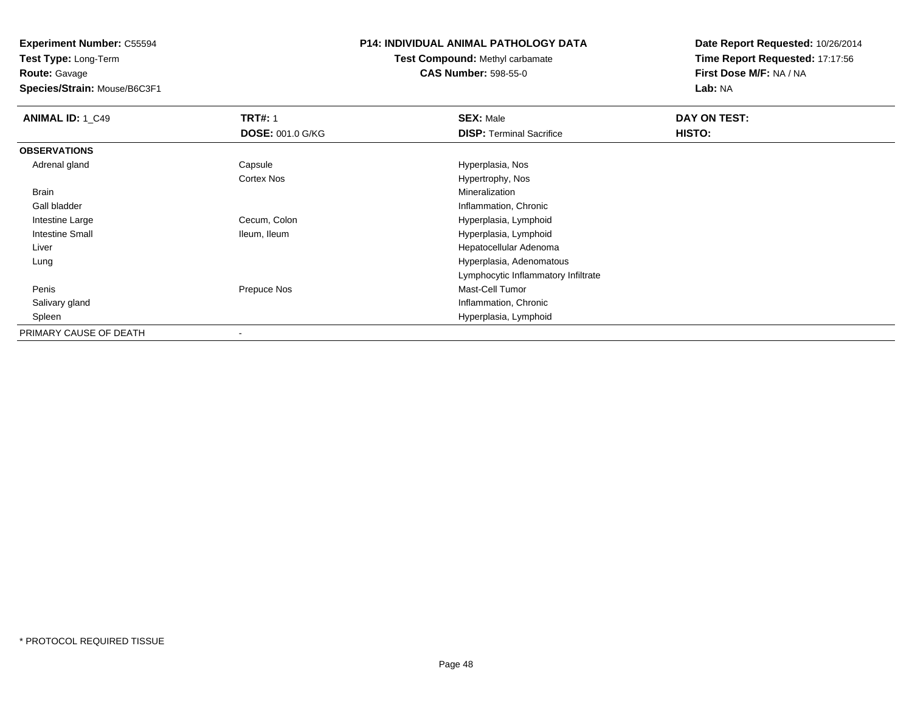**Experiment Number:** C55594
**Test Type:** Long-Term
**Route:** Gavage
**Species/Strain:** Mouse/B6C3F1

**P14: INDIVIDUAL ANIMAL PATHOLOGY DATA**
**Test Compound:** Methyl carbamate
**CAS Number:** 598-55-0

**Date Report Requested:** 10/26/2014
**Time Report Requested:** 17:17:56
**First Dose M/F:** NA / NA
**Lab:** NA

| **ANIMAL ID:** 1_C49 | **TRT#:** 1 | **SEX:** Male | **DAY ON TEST:** |
|---|---|---|---|
| | **DOSE:** 001.0 G/KG | **DISP:** Terminal Sacrifice | **HISTO:** |
| **OBSERVATIONS** | | | |
| Adrenal gland | Capsule | Hyperplasia, Nos | |
| | Cortex Nos | Hypertrophy, Nos | |
| Brain | | Mineralization | |
| Gall bladder | | Inflammation, Chronic | |
| Intestine Large | Cecum, Colon | Hyperplasia, Lymphoid | |
| Intestine Small | Ileum, Ileum | Hyperplasia, Lymphoid | |
| Liver | | Hepatocellular Adenoma | |
| Lung | | Hyperplasia, Adenomatous | |
| | | Lymphocytic Inflammatory Infiltrate | |
| Penis | Prepuce Nos | Mast-Cell Tumor | |
| Salivary gland | | Inflammation, Chronic | |
| Spleen | | Hyperplasia, Lymphoid | |
| PRIMARY CAUSE OF DEATH | - | | |

\* PROTOCOL REQUIRED TISSUE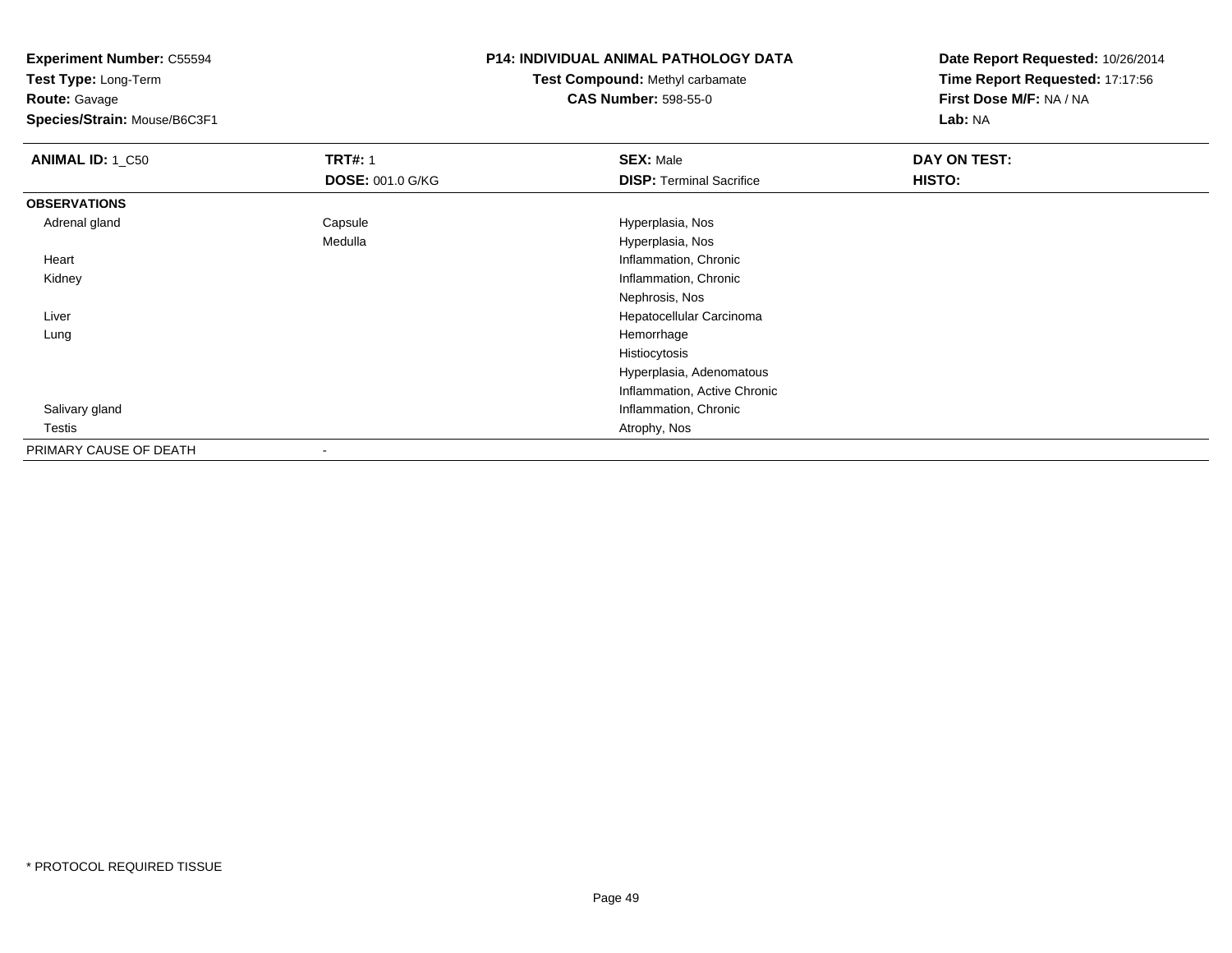**Experiment Number:** C55594
**Test Type:** Long-Term
**Route:** Gavage
**Species/Strain:** Mouse/B6C3F1

**P14: INDIVIDUAL ANIMAL PATHOLOGY DATA**
**Test Compound:** Methyl carbamate
**CAS Number:** 598-55-0

**Date Report Requested:** 10/26/2014
**Time Report Requested:** 17:17:56
**First Dose M/F:** NA / NA
**Lab:** NA

| **ANIMAL ID:** 1_C50 | **TRT#:** 1 | **SEX:** Male | **DAY ON TEST:** |
|---|---|---|---|
| | **DOSE:** 001.0 G/KG | **DISP:** Terminal Sacrifice | **HISTO:** |
| **OBSERVATIONS** | | | |
| Adrenal gland | Capsule | Hyperplasia, Nos | |
| | Medulla | Hyperplasia, Nos | |
| Heart | | Inflammation, Chronic | |
| Kidney | | Inflammation, Chronic | |
| | | Nephrosis, Nos | |
| Liver | | Hepatocellular Carcinoma | |
| Lung | | Hemorrhage | |
| | | Histiocytosis | |
| | | Hyperplasia, Adenomatous | |
| | | Inflammation, Active Chronic | |
| Salivary gland | | Inflammation, Chronic | |
| Testis | | Atrophy, Nos | |
| PRIMARY CAUSE OF DEATH | - | | |

* PROTOCOL REQUIRED TISSUE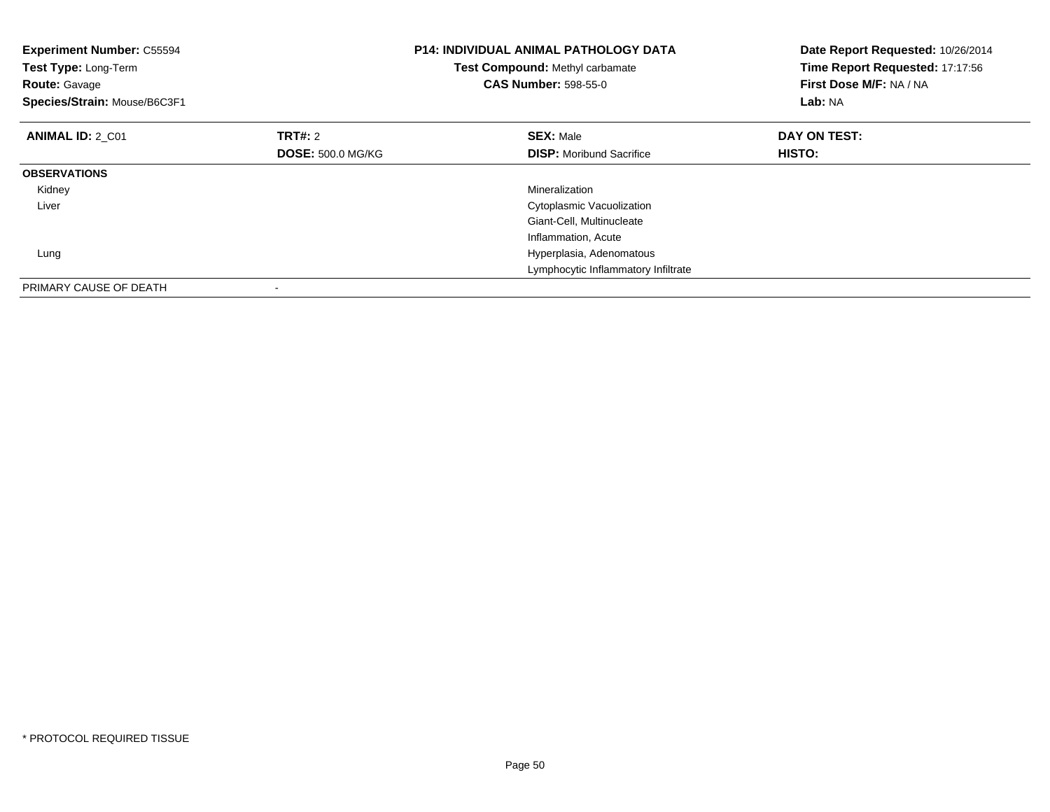**Experiment Number:** C55594
**Test Type:** Long-Term
**Route:** Gavage
**Species/Strain:** Mouse/B6C3F1

**P14: INDIVIDUAL ANIMAL PATHOLOGY DATA**
**Test Compound:** Methyl carbamate
**CAS Number:** 598-55-0

**Date Report Requested:** 10/26/2014
**Time Report Requested:** 17:17:56
**First Dose M/F:** NA / NA
**Lab:** NA

| **ANIMAL ID:** 2_C01 | **TRT#:** 2 | **SEX:** Male | **DAY ON TEST:** |
|---|---|---|---|
| | **DOSE:** 500.0 MG/KG | **DISP:** Moribund Sacrifice | **HISTO:** |
| **OBSERVATIONS** | | | |
| Kidney | | Mineralization | |
| Liver | | Cytoplasmic Vacuolization | |
| | | Giant-Cell, Multinucleate | |
| | | Inflammation, Acute | |
| Lung | | Hyperplasia, Adenomatous | |
| | | Lymphocytic Inflammatory Infiltrate | |
| PRIMARY CAUSE OF DEATH | - | | |

* PROTOCOL REQUIRED TISSUE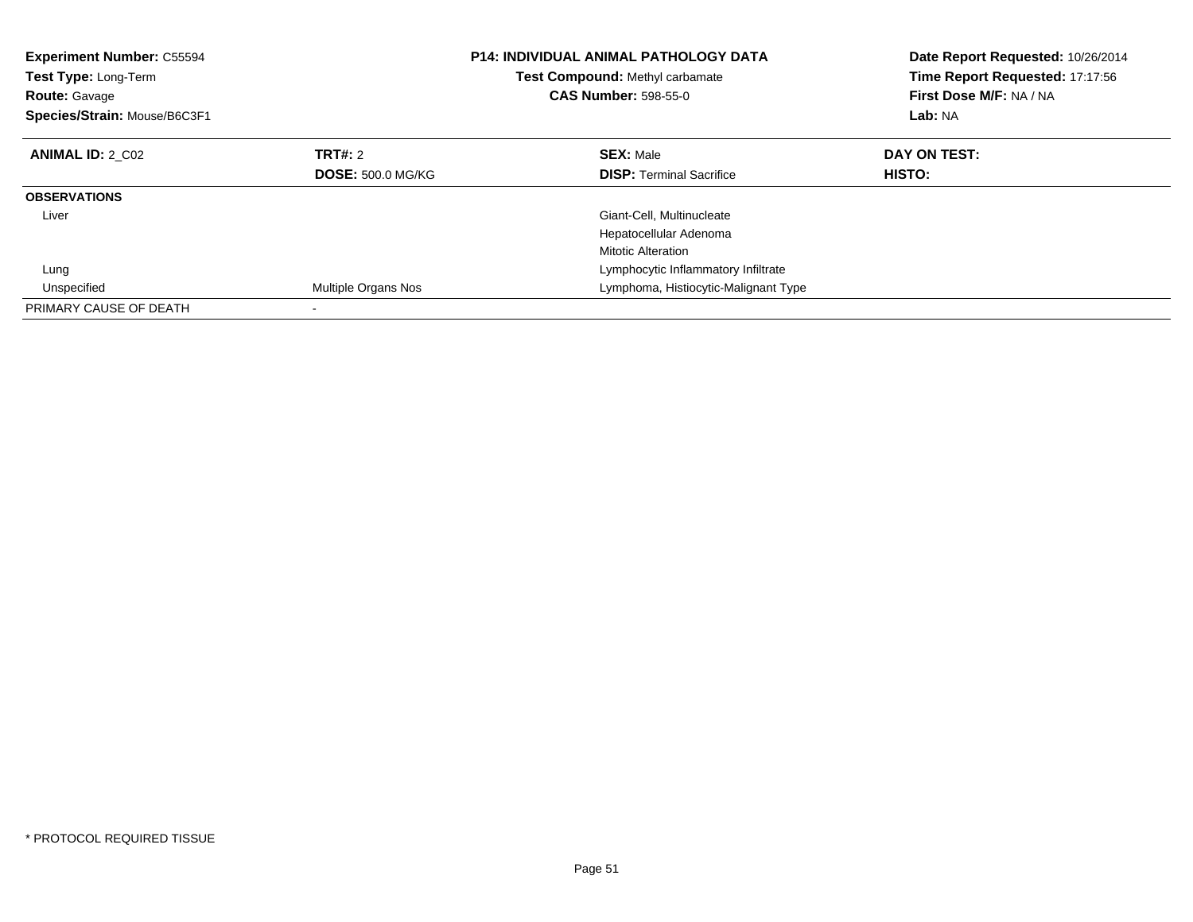**Experiment Number:** C55594
**Test Type:** Long-Term
**Route:** Gavage
**Species/Strain:** Mouse/B6C3F1

**P14: INDIVIDUAL ANIMAL PATHOLOGY DATA**
**Test Compound:** Methyl carbamate
**CAS Number:** 598-55-0

**Date Report Requested:** 10/26/2014
**Time Report Requested:** 17:17:56
**First Dose M/F:** NA / NA
**Lab:** NA

| **ANIMAL ID:** 2_C02 | **TRT#:** 2 | **SEX:** Male | **DAY ON TEST:** |
|---|---|---|---|
| | **DOSE:** 500.0 MG/KG | **DISP:** Terminal Sacrifice | **HISTO:** |
| **OBSERVATIONS** | | | |
| Liver | | Giant-Cell, Multinucleate | |
| | | Hepatocellular Adenoma | |
| | | Mitotic Alteration | |
| Lung | | Lymphocytic Inflammatory Infiltrate | |
| Unspecified | Multiple Organs Nos | Lymphoma, Histiocytic-Malignant Type | |
| PRIMARY CAUSE OF DEATH | - | | |

* PROTOCOL REQUIRED TISSUE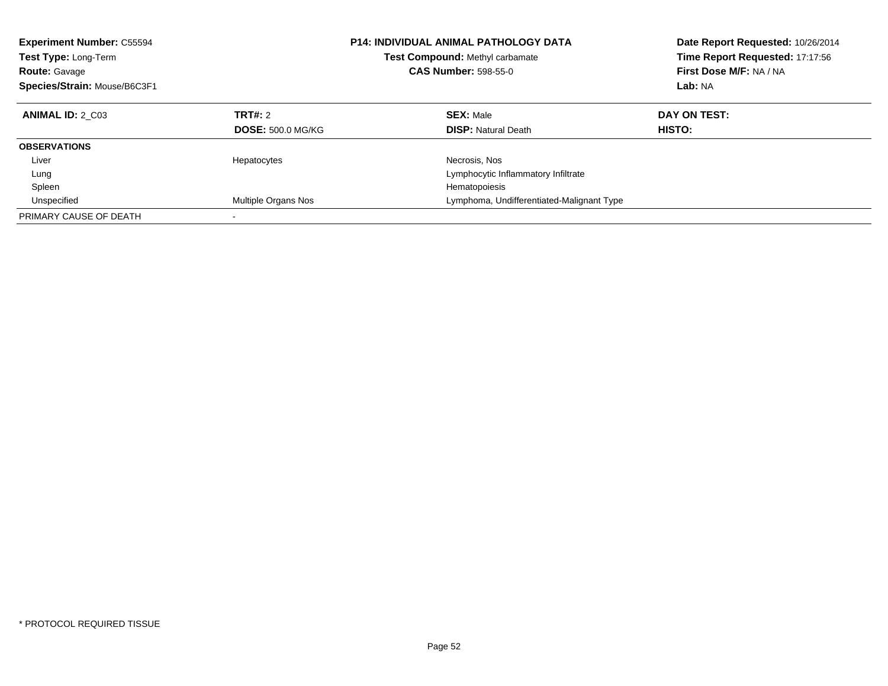**Experiment Number:** C55594
**Test Type:** Long-Term
**Route:** Gavage
**Species/Strain:** Mouse/B6C3F1

**P14: INDIVIDUAL ANIMAL PATHOLOGY DATA**
**Test Compound:** Methyl carbamate
**CAS Number:** 598-55-0

**Date Report Requested:** 10/26/2014
**Time Report Requested:** 17:17:56
**First Dose M/F:** NA / NA
**Lab:** NA

| **ANIMAL ID:** 2_C03 | **TRT#:** 2 | **SEX:** Male | **DAY ON TEST:** |
|---|---|---|---|
| | **DOSE:** 500.0 MG/KG | **DISP:** Natural Death | **HISTO:** |
| **OBSERVATIONS** | | | |
| Liver | Hepatocytes | Necrosis, Nos | |
| Lung | | Lymphocytic Inflammatory Infiltrate | |
| Spleen | | Hematopoiesis | |
| Unspecified | Multiple Organs Nos | Lymphoma, Undifferentiated-Malignant Type | |
| PRIMARY CAUSE OF DEATH | - | | |

* PROTOCOL REQUIRED TISSUE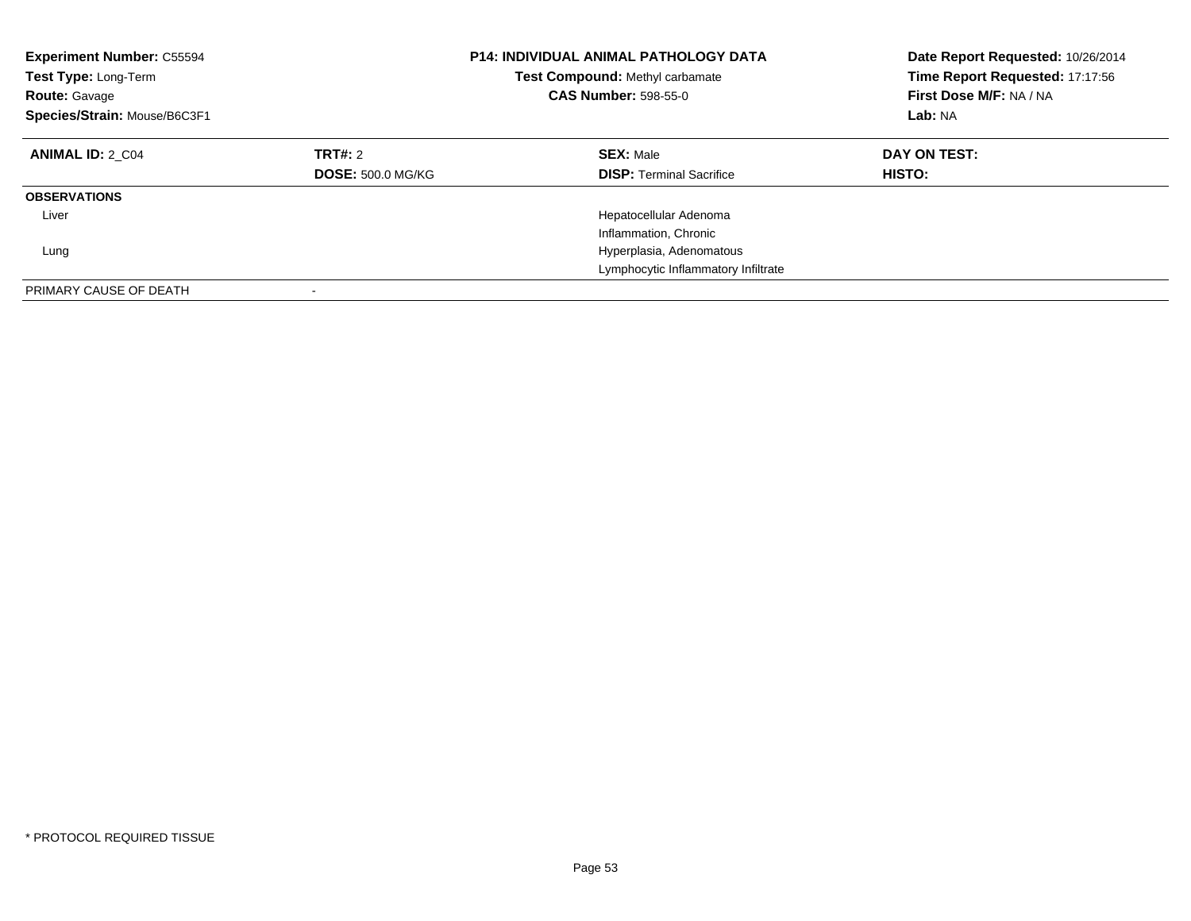| **Experiment Number:** C55594 | **P14: INDIVIDUAL ANIMAL PATHOLOGY DATA** | **Date Report Requested:** 10/26/2014 |
|---|---|---|
| **Test Type:** Long-Term | **Test Compound:** Methyl carbamate | **Time Report Requested:** 17:17:56 |
| **Route:** Gavage | **CAS Number:** 598-55-0 | **First Dose M/F:** NA / NA |
| **Species/Strain:** Mouse/B6C3F1 | | **Lab:** NA |

| **ANIMAL ID:** 2_C04 | **TRT#:** 2 | **SEX:** Male | **DAY ON TEST:** |
|---|---|---|---|
| | **DOSE:** 500.0 MG/KG | **DISP:** Terminal Sacrifice | **HISTO:** |
| **OBSERVATIONS** | | | |
| Liver | | Hepatocellular Adenoma | |
| | | Inflammation, Chronic | |
| Lung | | Hyperplasia, Adenomatous | |
| | | Lymphocytic Inflammatory Infiltrate | |
| PRIMARY CAUSE OF DEATH | - | | |

\* PROTOCOL REQUIRED TISSUE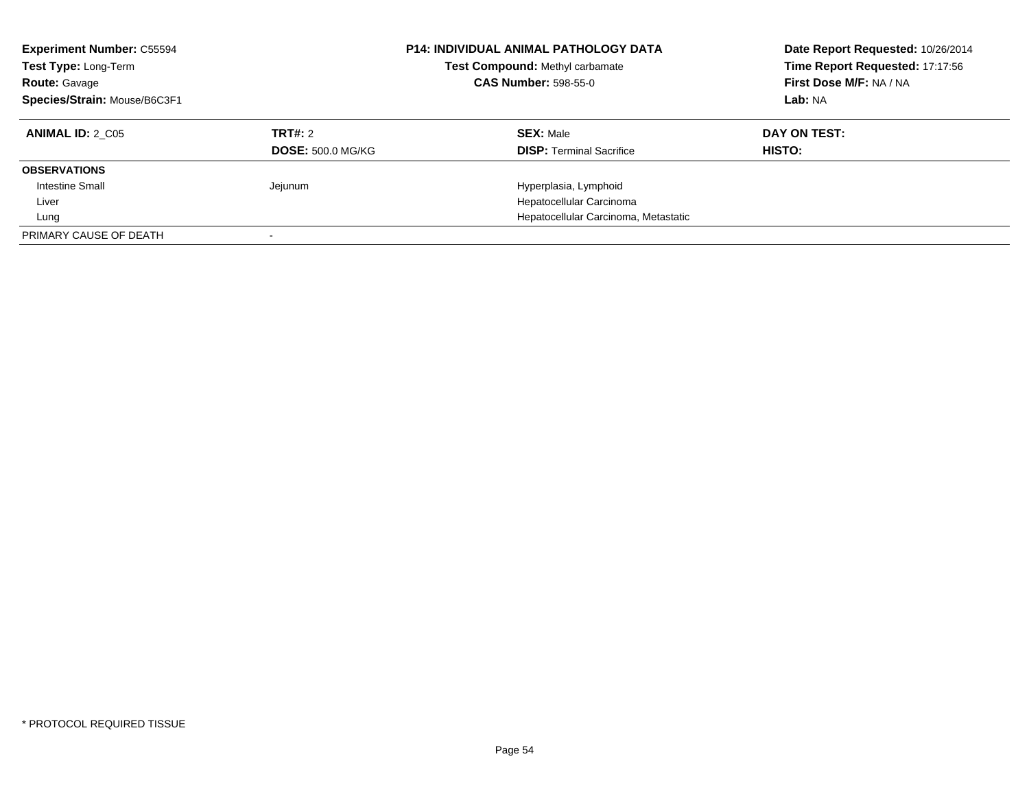**Experiment Number:** C55594
**Test Type:** Long-Term
**Route:** Gavage
**Species/Strain:** Mouse/B6C3F1

**P14: INDIVIDUAL ANIMAL PATHOLOGY DATA**
**Test Compound:** Methyl carbamate
**CAS Number:** 598-55-0

**Date Report Requested:** 10/26/2014
**Time Report Requested:** 17:17:56
**First Dose M/F:** NA / NA
**Lab:** NA

| **ANIMAL ID:** 2_C05 | **TRT#:** 2 | **SEX:** Male | **DAY ON TEST:** |
|---|---|---|---|
| | **DOSE:** 500.0 MG/KG | **DISP:** Terminal Sacrifice | **HISTO:** |
| **OBSERVATIONS** | | | |
| Intestine Small | Jejunum | Hyperplasia, Lymphoid | |
| Liver | | Hepatocellular Carcinoma | |
| Lung | | Hepatocellular Carcinoma, Metastatic | |
| PRIMARY CAUSE OF DEATH | - | | |

* PROTOCOL REQUIRED TISSUE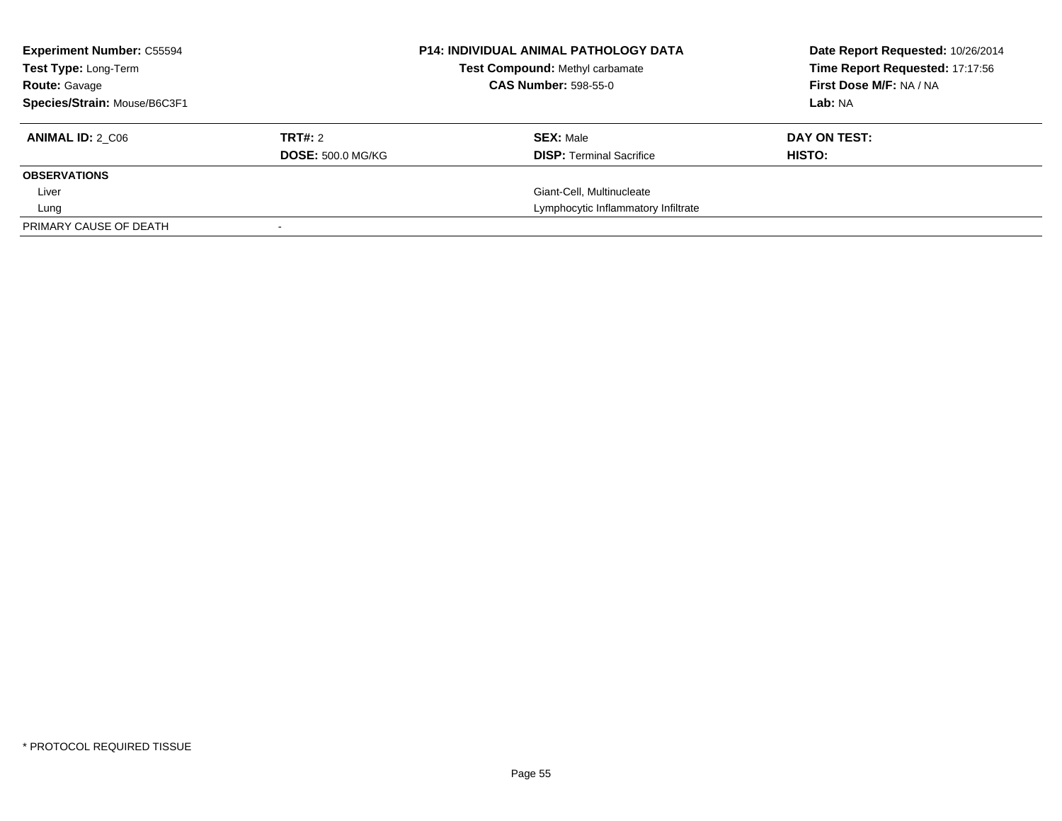**Experiment Number:** C55594
**Test Type:** Long-Term
**Route:** Gavage
**Species/Strain:** Mouse/B6C3F1

**P14: INDIVIDUAL ANIMAL PATHOLOGY DATA**
**Test Compound:** Methyl carbamate
**CAS Number:** 598-55-0

**Date Report Requested:** 10/26/2014
**Time Report Requested:** 17:17:56
**First Dose M/F:** NA / NA
**Lab:** NA

| **ANIMAL ID:** 2_C06 | **TRT#:** 2 | **SEX:** Male | **DAY ON TEST:** |
|---|---|---|---|
| | **DOSE:** 500.0 MG/KG | **DISP:** Terminal Sacrifice | **HISTO:** |
| **OBSERVATIONS** | | | |
| Liver | | Giant-Cell, Multinucleate | |
| Lung | | Lymphocytic Inflammatory Infiltrate | |
| PRIMARY CAUSE OF DEATH | - | | |

* PROTOCOL REQUIRED TISSUE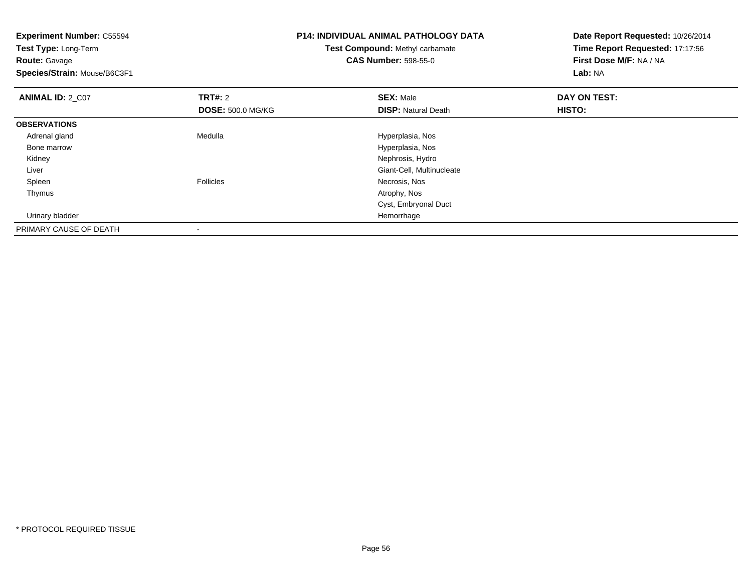**Experiment Number:** C55594
**Test Type:** Long-Term
**Route:** Gavage
**Species/Strain:** Mouse/B6C3F1

**P14: INDIVIDUAL ANIMAL PATHOLOGY DATA**
**Test Compound:** Methyl carbamate
**CAS Number:** 598-55-0

**Date Report Requested:** 10/26/2014
**Time Report Requested:** 17:17:56
**First Dose M/F:** NA / NA
**Lab:** NA

| **ANIMAL ID:** 2_C07 | **TRT#:** 2 | **SEX:** Male | **DAY ON TEST:** |
|---|---|---|---|
| | **DOSE:** 500.0 MG/KG | **DISP:** Natural Death | **HISTO:** |
| **OBSERVATIONS** | | | |
| Adrenal gland | Medulla | Hyperplasia, Nos | |
| Bone marrow | | Hyperplasia, Nos | |
| Kidney | | Nephrosis, Hydro | |
| Liver | | Giant-Cell, Multinucleate | |
| Spleen | Follicles | Necrosis, Nos | |
| Thymus | | Atrophy, Nos | |
| | | Cyst, Embryonal Duct | |
| Urinary bladder | | Hemorrhage | |
| PRIMARY CAUSE OF DEATH | - | | |

* PROTOCOL REQUIRED TISSUE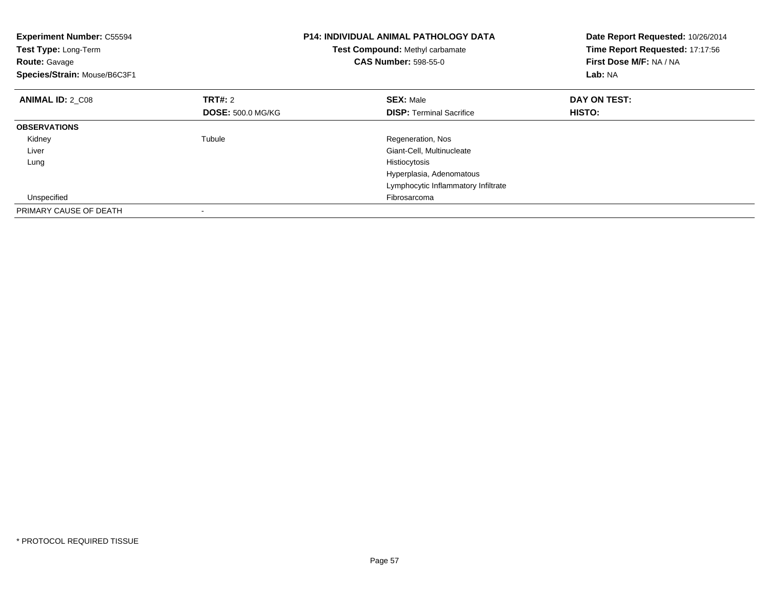**Experiment Number:** C55594
**Test Type:** Long-Term
**Route:** Gavage
**Species/Strain:** Mouse/B6C3F1

**P14: INDIVIDUAL ANIMAL PATHOLOGY DATA**
**Test Compound:** Methyl carbamate
**CAS Number:** 598-55-0

**Date Report Requested:** 10/26/2014
**Time Report Requested:** 17:17:56
**First Dose M/F:** NA / NA
**Lab:** NA

| **ANIMAL ID:** 2_C08 | **TRT#:** 2 | **SEX:** Male | **DAY ON TEST:** |
|---|---|---|---|
| | **DOSE:** 500.0 MG/KG | **DISP:** Terminal Sacrifice | **HISTO:** |
| **OBSERVATIONS** | | | |
| Kidney | Tubule | Regeneration, Nos | |
| Liver | | Giant-Cell, Multinucleate | |
| Lung | | Histiocytosis | |
| | | Hyperplasia, Adenomatous | |
| | | Lymphocytic Inflammatory Infiltrate | |
| Unspecified | | Fibrosarcoma | |
| PRIMARY CAUSE OF DEATH | - | | |

* PROTOCOL REQUIRED TISSUE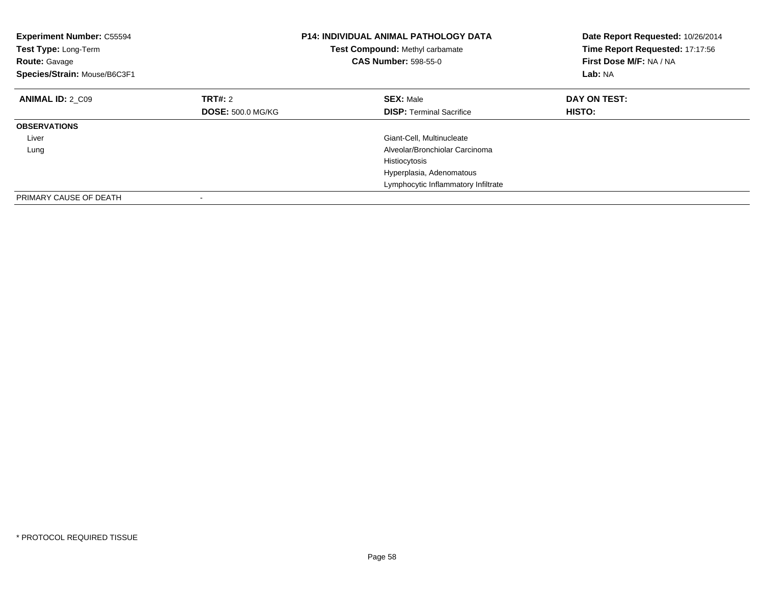**Experiment Number:** C55594
**Test Type:** Long-Term
**Route:** Gavage
**Species/Strain:** Mouse/B6C3F1

**P14: INDIVIDUAL ANIMAL PATHOLOGY DATA**
**Test Compound:** Methyl carbamate
**CAS Number:** 598-55-0

**Date Report Requested:** 10/26/2014
**Time Report Requested:** 17:17:56
**First Dose M/F:** NA / NA
**Lab:** NA

| **ANIMAL ID:** 2_C09 | **TRT#:** 2 | **SEX:** Male | **DAY ON TEST:** |
|---|---|---|---|
| | **DOSE:** 500.0 MG/KG | **DISP:** Terminal Sacrifice | **HISTO:** |
| **OBSERVATIONS** | | | |
| Liver | | Giant-Cell, Multinucleate | |
| Lung | | Alveolar/Bronchiolar Carcinoma | |
| | | Histiocytosis | |
| | | Hyperplasia, Adenomatous | |
| | | Lymphocytic Inflammatory Infiltrate | |
| PRIMARY CAUSE OF DEATH | - | | |

* PROTOCOL REQUIRED TISSUE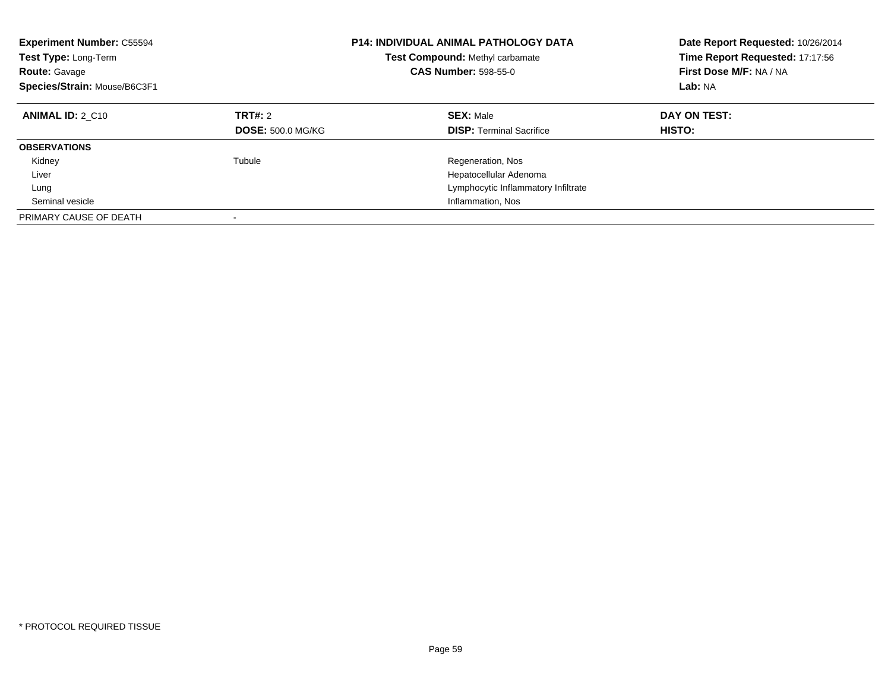**Experiment Number:** C55594
**Test Type:** Long-Term
**Route:** Gavage
**Species/Strain:** Mouse/B6C3F1

**P14: INDIVIDUAL ANIMAL PATHOLOGY DATA**
**Test Compound:** Methyl carbamate
**CAS Number:** 598-55-0

**Date Report Requested:** 10/26/2014
**Time Report Requested:** 17:17:56
**First Dose M/F:** NA / NA
**Lab:** NA

| **ANIMAL ID:** 2_C10 | **TRT#:** 2 | **SEX:** Male | **DAY ON TEST:** |
|---|---|---|---|
| | **DOSE:** 500.0 MG/KG | **DISP:** Terminal Sacrifice | **HISTO:** |
| **OBSERVATIONS** | | | |
| Kidney | Tubule | Regeneration, Nos | |
| Liver | | Hepatocellular Adenoma | |
| Lung | | Lymphocytic Inflammatory Infiltrate | |
| Seminal vesicle | | Inflammation, Nos | |
| PRIMARY CAUSE OF DEATH | - | | |

* PROTOCOL REQUIRED TISSUE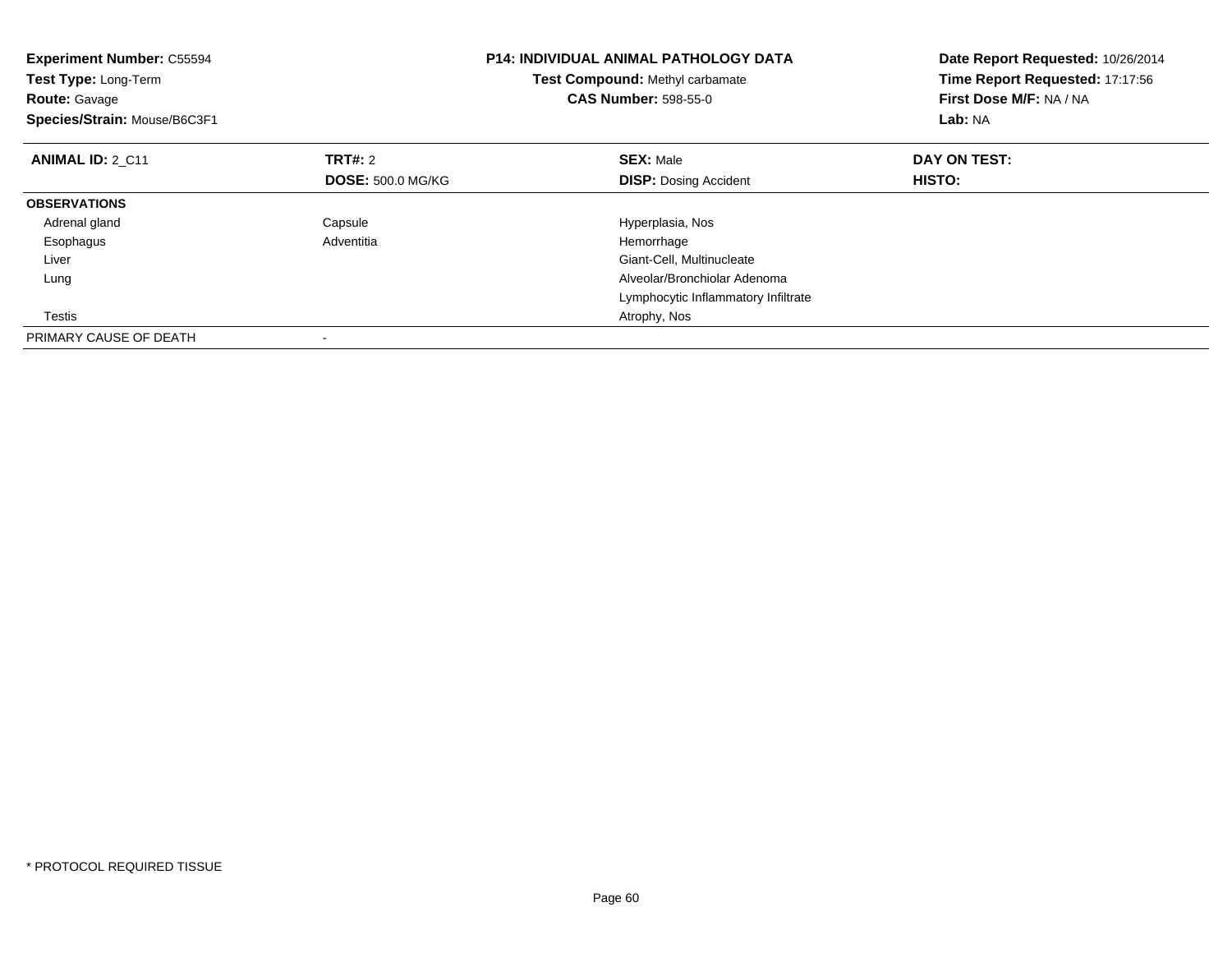**Experiment Number:** C55594
**Test Type:** Long-Term
**Route:** Gavage
**Species/Strain:** Mouse/B6C3F1

**P14: INDIVIDUAL ANIMAL PATHOLOGY DATA**
**Test Compound:** Methyl carbamate
**CAS Number:** 598-55-0

**Date Report Requested:** 10/26/2014
**Time Report Requested:** 17:17:56
**First Dose M/F:** NA / NA
**Lab:** NA

| **ANIMAL ID:** 2_C11 | **TRT#:** 2 | **SEX:** Male | **DAY ON TEST:** |
|---|---|---|---|
| | **DOSE:** 500.0 MG/KG | **DISP:** Dosing Accident | **HISTO:** |
| **OBSERVATIONS** | | | |
| Adrenal gland | Capsule | Hyperplasia, Nos | |
| Esophagus | Adventitia | Hemorrhage | |
| Liver | | Giant-Cell, Multinucleate | |
| Lung | | Alveolar/Bronchiolar Adenoma | |
| | | Lymphocytic Inflammatory Infiltrate | |
| Testis | | Atrophy, Nos | |
| PRIMARY CAUSE OF DEATH | - | | |

* PROTOCOL REQUIRED TISSUE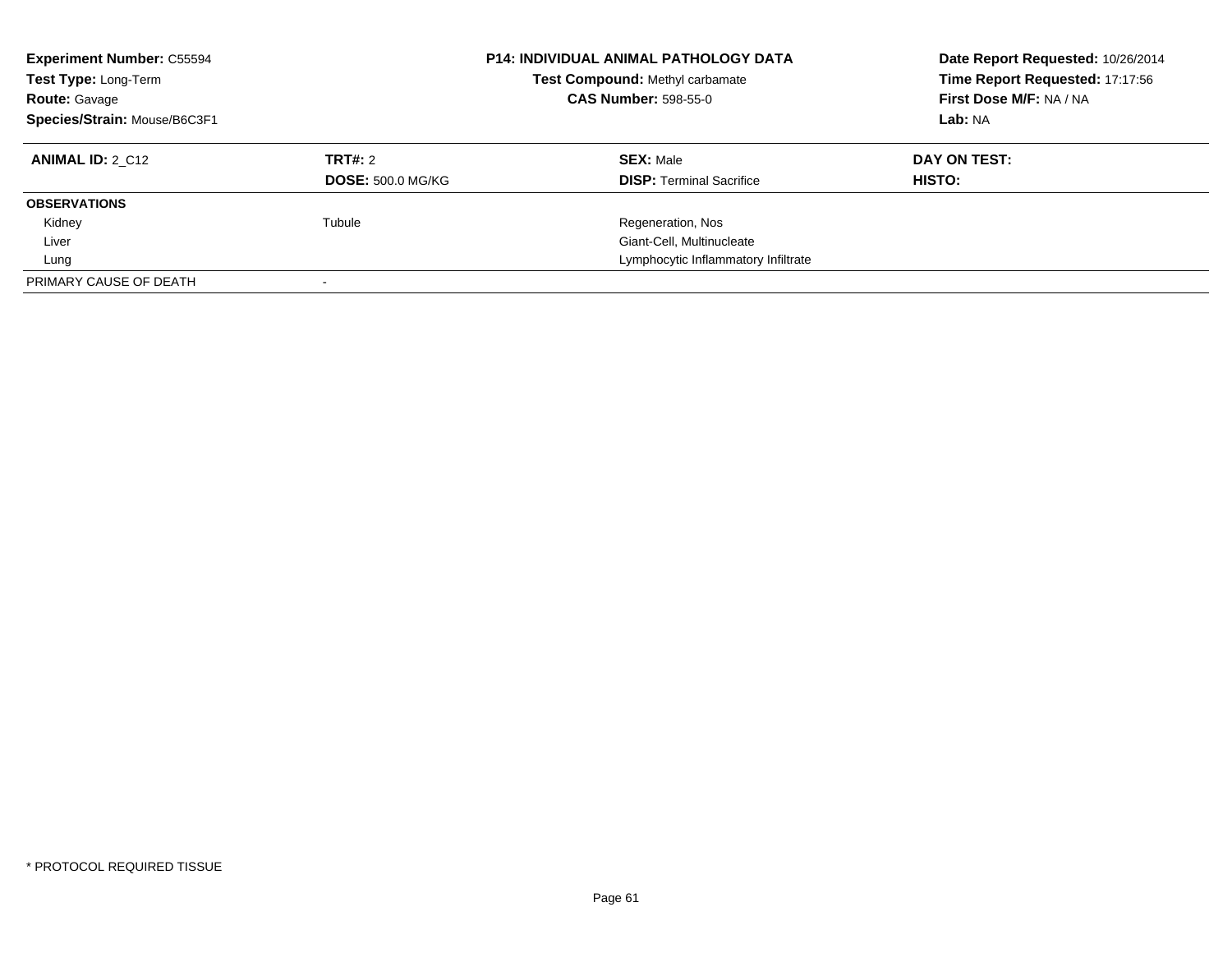**Experiment Number:** C55594
**Test Type:** Long-Term
**Route:** Gavage
**Species/Strain:** Mouse/B6C3F1

**P14: INDIVIDUAL ANIMAL PATHOLOGY DATA**
**Test Compound:** Methyl carbamate
**CAS Number:** 598-55-0

**Date Report Requested:** 10/26/2014
**Time Report Requested:** 17:17:56
**First Dose M/F:** NA / NA
**Lab:** NA

| **ANIMAL ID:** 2_C12 | **TRT#:** 2 | **SEX:** Male | **DAY ON TEST:** |
|---|---|---|---|
| | **DOSE:** 500.0 MG/KG | **DISP:** Terminal Sacrifice | **HISTO:** |
| **OBSERVATIONS** | | | |
| Kidney | Tubule | Regeneration, Nos | |
| Liver | | Giant-Cell, Multinucleate | |
| Lung | | Lymphocytic Inflammatory Infiltrate | |
| PRIMARY CAUSE OF DEATH | - | | |

* PROTOCOL REQUIRED TISSUE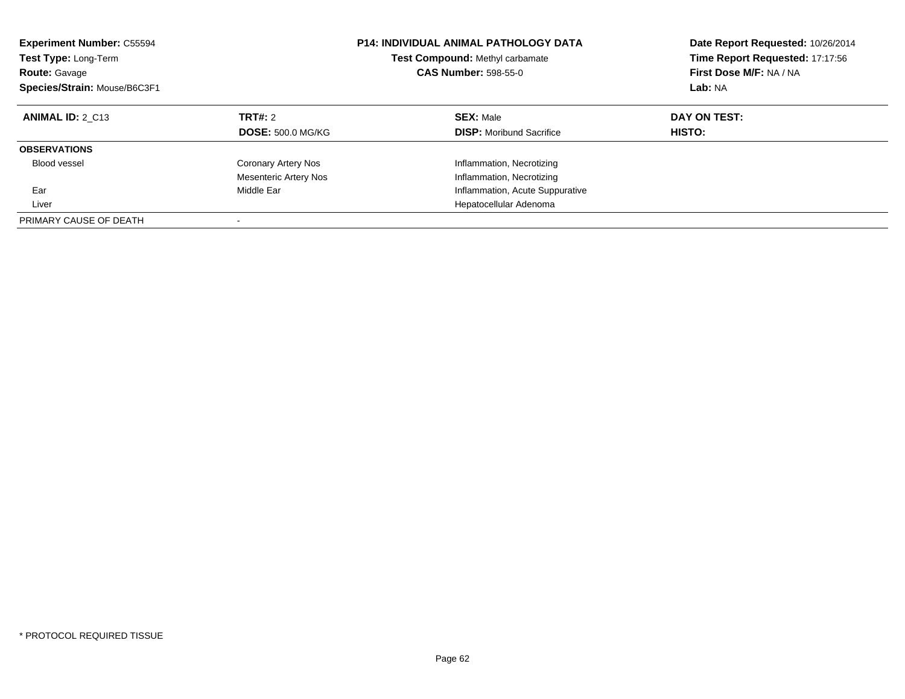**Experiment Number:** C55594
**Test Type:** Long-Term
**Route:** Gavage
**Species/Strain:** Mouse/B6C3F1

**P14: INDIVIDUAL ANIMAL PATHOLOGY DATA**
**Test Compound:** Methyl carbamate
**CAS Number:** 598-55-0

**Date Report Requested:** 10/26/2014
**Time Report Requested:** 17:17:56
**First Dose M/F:** NA / NA
**Lab:** NA

| **ANIMAL ID:** 2_C13 | **TRT#:** 2 | **SEX:** Male | **DAY ON TEST:** |
|---|---|---|---|
| | **DOSE:** 500.0 MG/KG | **DISP:** Moribund Sacrifice | **HISTO:** |
| **OBSERVATIONS** | | | |
| Blood vessel | Coronary Artery Nos | Inflammation, Necrotizing | |
| | Mesenteric Artery Nos | Inflammation, Necrotizing | |
| Ear | Middle Ear | Inflammation, Acute Suppurative | |
| Liver | | Hepatocellular Adenoma | |
| PRIMARY CAUSE OF DEATH | - | | |

\* PROTOCOL REQUIRED TISSUE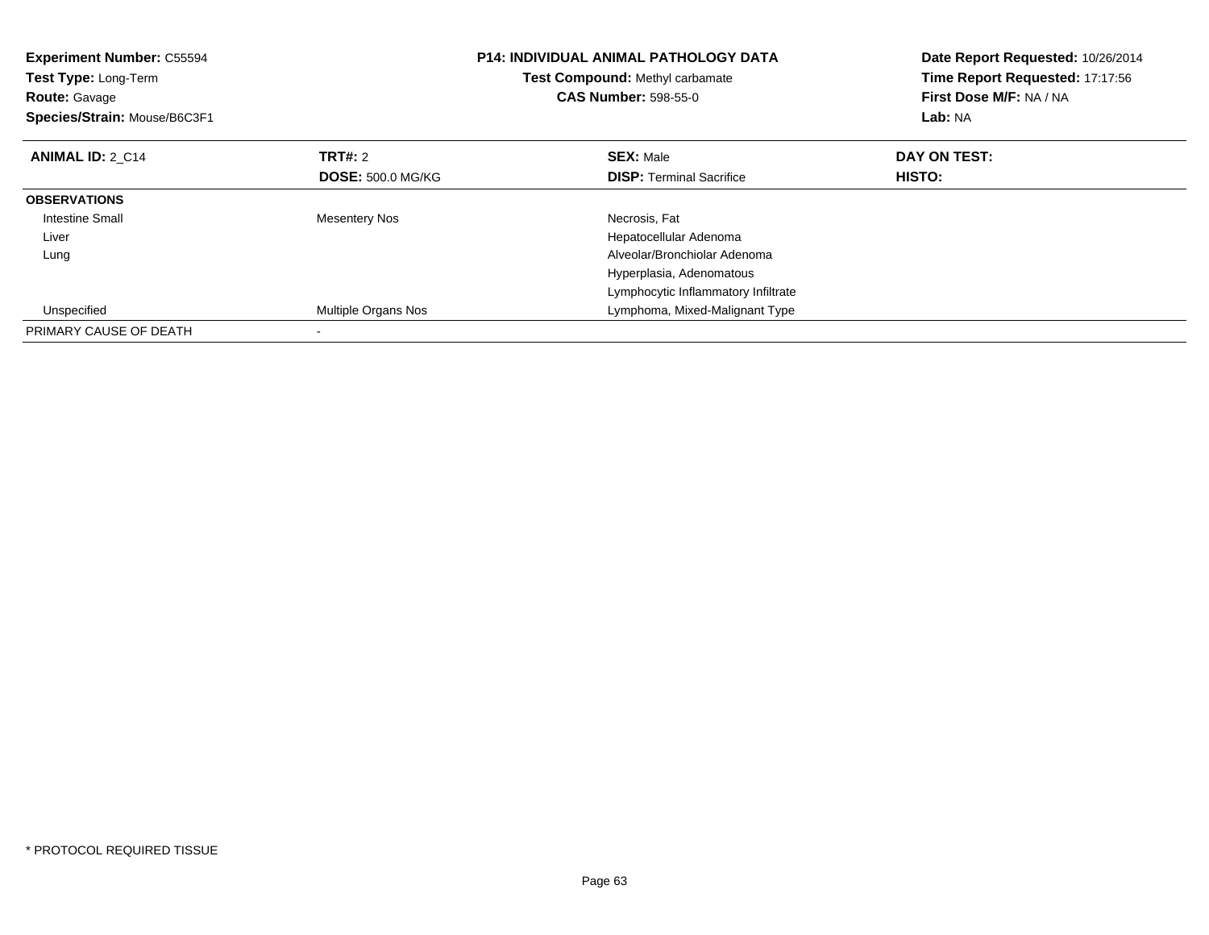**Experiment Number:** C55594
**Test Type:** Long-Term
**Route:** Gavage
**Species/Strain:** Mouse/B6C3F1

**P14: INDIVIDUAL ANIMAL PATHOLOGY DATA**
**Test Compound:** Methyl carbamate
**CAS Number:** 598-55-0

**Date Report Requested:** 10/26/2014
**Time Report Requested:** 17:17:56
**First Dose M/F:** NA / NA
**Lab:** NA

| **ANIMAL ID:** 2_C14 | **TRT#:** 2 | **SEX:** Male | **DAY ON TEST:** |
|---|---|---|---|
| | **DOSE:** 500.0 MG/KG | **DISP:** Terminal Sacrifice | **HISTO:** |
| **OBSERVATIONS** | | | |
| Intestine Small | Mesentery Nos | Necrosis, Fat | |
| Liver | | Hepatocellular Adenoma | |
| Lung | | Alveolar/Bronchiolar Adenoma | |
| | | Hyperplasia, Adenomatous | |
| | | Lymphocytic Inflammatory Infiltrate | |
| Unspecified | Multiple Organs Nos | Lymphoma, Mixed-Malignant Type | |
| PRIMARY CAUSE OF DEATH | - | | |

* PROTOCOL REQUIRED TISSUE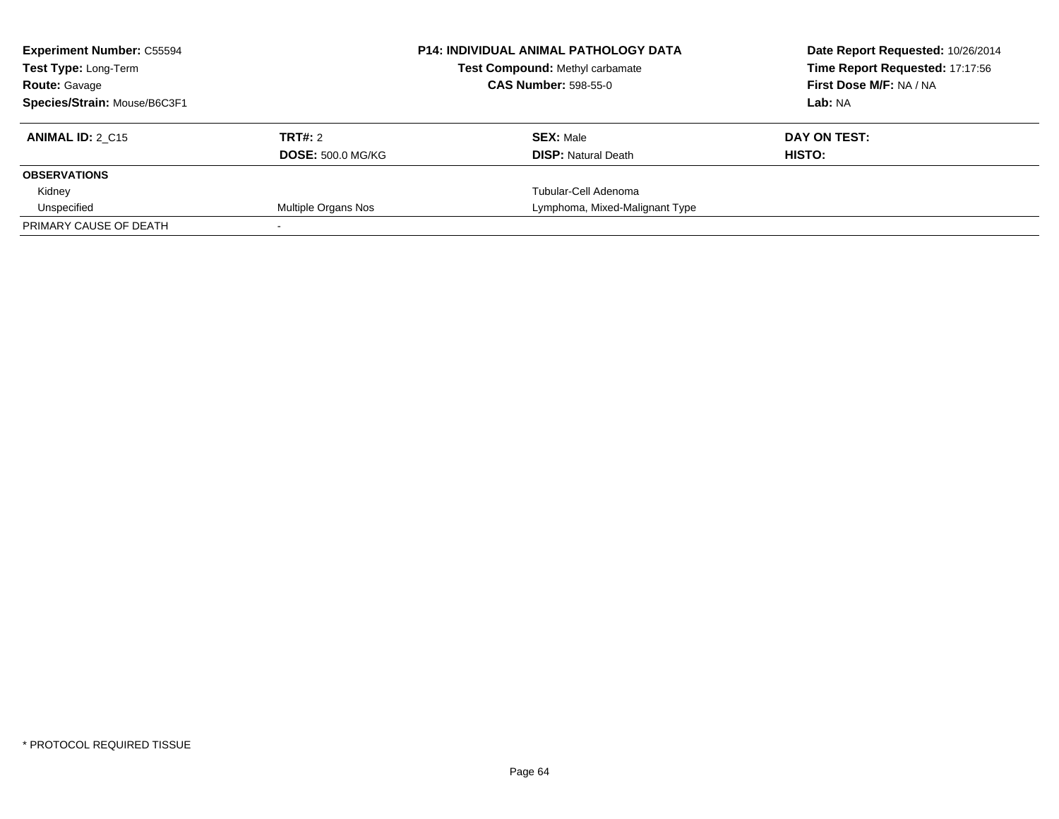**Experiment Number:** C55594
**Test Type:** Long-Term
**Route:** Gavage
**Species/Strain:** Mouse/B6C3F1

**P14: INDIVIDUAL ANIMAL PATHOLOGY DATA**
**Test Compound:** Methyl carbamate
**CAS Number:** 598-55-0

**Date Report Requested:** 10/26/2014
**Time Report Requested:** 17:17:56
**First Dose M/F:** NA / NA
**Lab:** NA

| **ANIMAL ID:** 2_C15 | **TRT#:** 2 | **SEX:** Male | **DAY ON TEST:** |
|---|---|---|---|
| | **DOSE:** 500.0 MG/KG | **DISP:** Natural Death | **HISTO:** |
| **OBSERVATIONS** | | | |
| Kidney | | Tubular-Cell Adenoma | |
| Unspecified | Multiple Organs Nos | Lymphoma, Mixed-Malignant Type | |
| PRIMARY CAUSE OF DEATH | - | | |

\* PROTOCOL REQUIRED TISSUE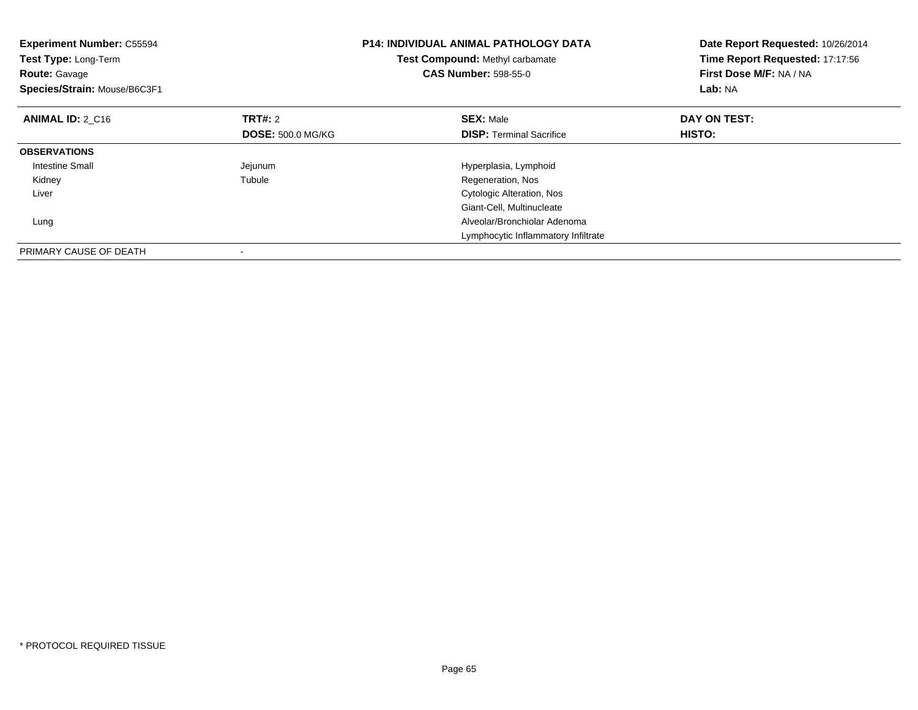**Experiment Number:** C55594
**Test Type:** Long-Term
**Route:** Gavage
**Species/Strain:** Mouse/B6C3F1

**P14: INDIVIDUAL ANIMAL PATHOLOGY DATA**
**Test Compound:** Methyl carbamate
**CAS Number:** 598-55-0

**Date Report Requested:** 10/26/2014
**Time Report Requested:** 17:17:56
**First Dose M/F:** NA / NA
**Lab:** NA

| **ANIMAL ID:** 2_C16 | **TRT#:** 2 | **SEX:** Male | **DAY ON TEST:** |
|---|---|---|---|
| | **DOSE:** 500.0 MG/KG | **DISP:** Terminal Sacrifice | **HISTO:** |
| **OBSERVATIONS** | | | |
| Intestine Small | Jejunum | Hyperplasia, Lymphoid | |
| Kidney | Tubule | Regeneration, Nos | |
| Liver | | Cytologic Alteration, Nos | |
| | | Giant-Cell, Multinucleate | |
| Lung | | Alveolar/Bronchiolar Adenoma | |
| | | Lymphocytic Inflammatory Infiltrate | |
| PRIMARY CAUSE OF DEATH | - | | |

* PROTOCOL REQUIRED TISSUE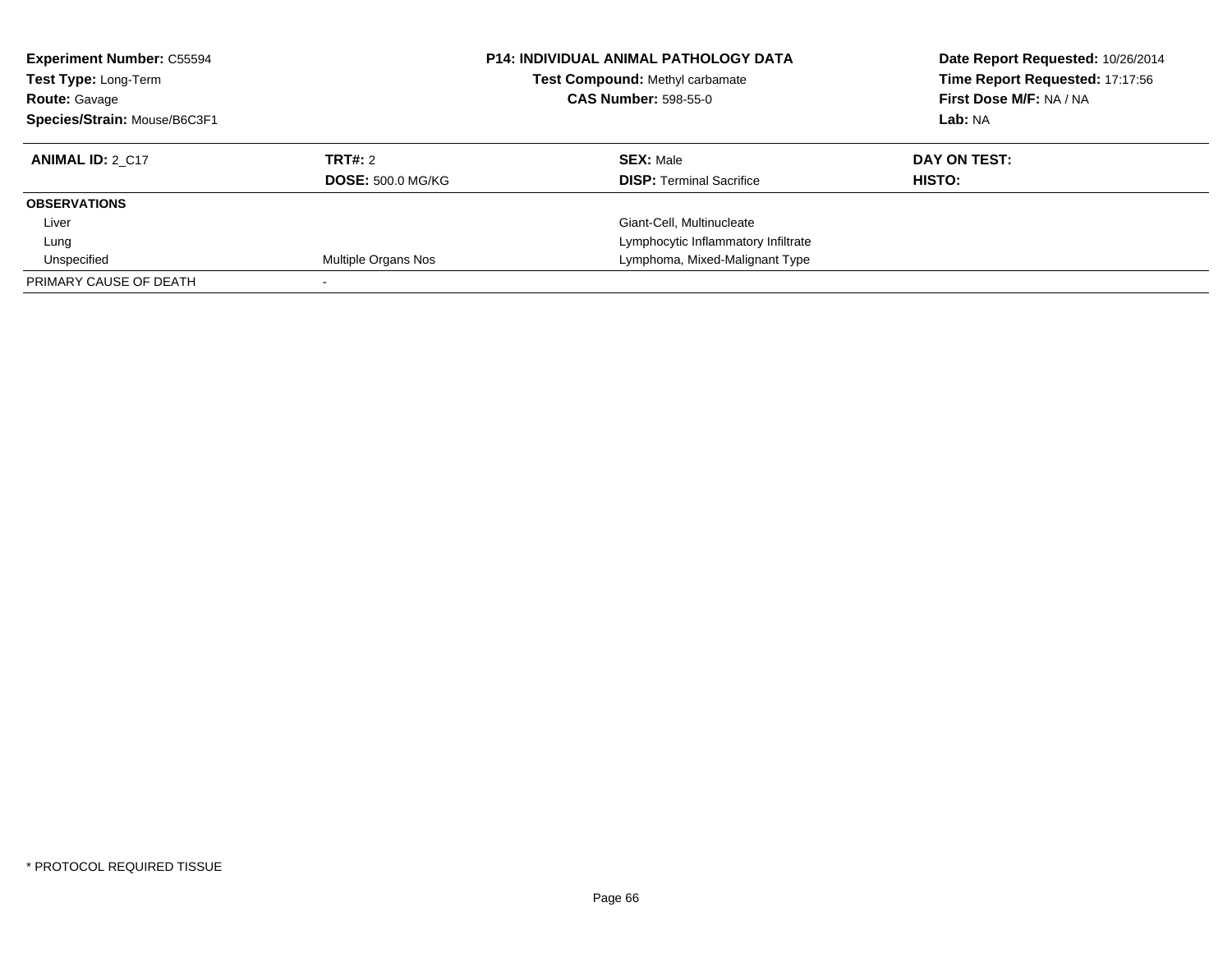**Experiment Number:** C55594
**Test Type:** Long-Term
**Route:** Gavage
**Species/Strain:** Mouse/B6C3F1

**P14: INDIVIDUAL ANIMAL PATHOLOGY DATA**
**Test Compound:** Methyl carbamate
**CAS Number:** 598-55-0

**Date Report Requested:** 10/26/2014
**Time Report Requested:** 17:17:56
**First Dose M/F:** NA / NA
**Lab:** NA

| **ANIMAL ID:** 2_C17 | **TRT#:** 2 | **SEX:** Male | **DAY ON TEST:** |
|---|---|---|---|
| | **DOSE:** 500.0 MG/KG | **DISP:** Terminal Sacrifice | **HISTO:** |
| **OBSERVATIONS** | | | |
| Liver | | Giant-Cell, Multinucleate | |
| Lung | | Lymphocytic Inflammatory Infiltrate | |
| Unspecified | Multiple Organs Nos | Lymphoma, Mixed-Malignant Type | |
| PRIMARY CAUSE OF DEATH | - | | |

* PROTOCOL REQUIRED TISSUE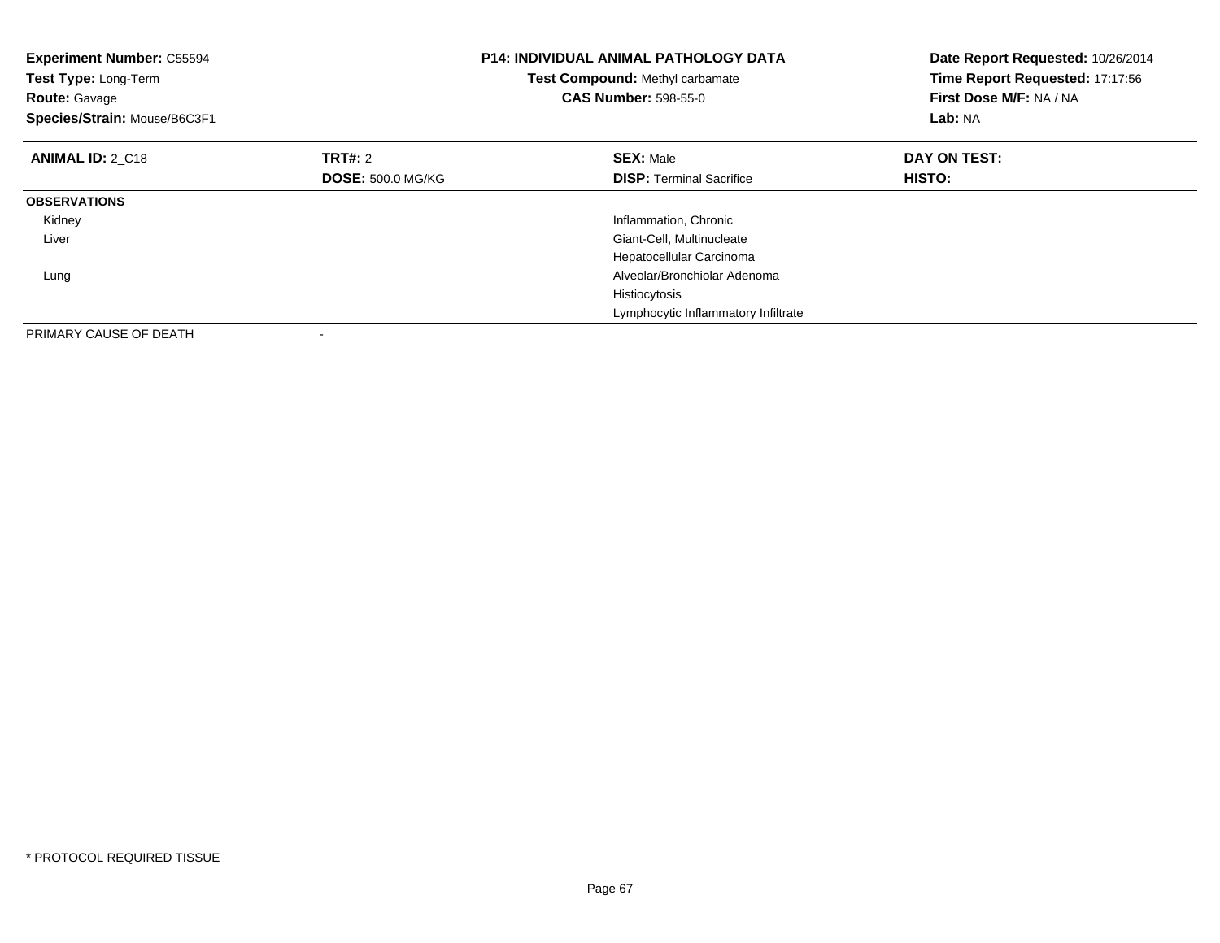**Experiment Number:** C55594
**Test Type:** Long-Term
**Route:** Gavage
**Species/Strain:** Mouse/B6C3F1

**P14: INDIVIDUAL ANIMAL PATHOLOGY DATA**
**Test Compound:** Methyl carbamate
**CAS Number:** 598-55-0

**Date Report Requested:** 10/26/2014
**Time Report Requested:** 17:17:56
**First Dose M/F:** NA / NA
**Lab:** NA

| **ANIMAL ID:** 2_C18 | **TRT#:** 2 | **SEX:** Male | **DAY ON TEST:** |
|---|---|---|---|
| | **DOSE:** 500.0 MG/KG | **DISP:** Terminal Sacrifice | **HISTO:** |
| **OBSERVATIONS** | | | |
| Kidney | | Inflammation, Chronic | |
| Liver | | Giant-Cell, Multinucleate | |
| | | Hepatocellular Carcinoma | |
| Lung | | Alveolar/Bronchiolar Adenoma | |
| | | Histiocytosis | |
| | | Lymphocytic Inflammatory Infiltrate | |
| PRIMARY CAUSE OF DEATH | - | | |

* PROTOCOL REQUIRED TISSUE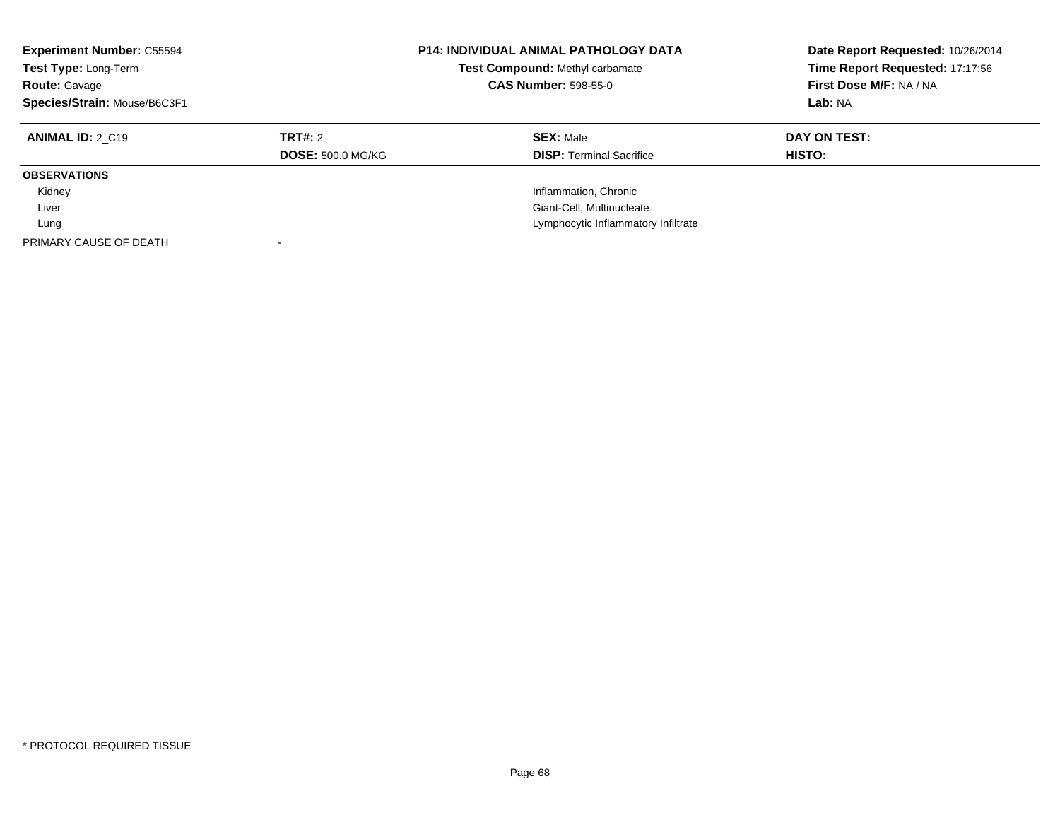**Experiment Number:** C55594
**Test Type:** Long-Term
**Route:** Gavage
**Species/Strain:** Mouse/B6C3F1

**P14: INDIVIDUAL ANIMAL PATHOLOGY DATA**
**Test Compound:** Methyl carbamate
**CAS Number:** 598-55-0

**Date Report Requested:** 10/26/2014
**Time Report Requested:** 17:17:56
**First Dose M/F:** NA / NA
**Lab:** NA

| **ANIMAL ID:** 2_C19 | **TRT#:** 2 | **SEX:** Male | **DAY ON TEST:** |
|---|---|---|---|
| | **DOSE:** 500.0 MG/KG | **DISP:** Terminal Sacrifice | **HISTO:** |
| **OBSERVATIONS** | | | |
| Kidney | | Inflammation, Chronic | |
| Liver | | Giant-Cell, Multinucleate | |
| Lung | | Lymphocytic Inflammatory Infiltrate | |
| PRIMARY CAUSE OF DEATH | - | | |

* PROTOCOL REQUIRED TISSUE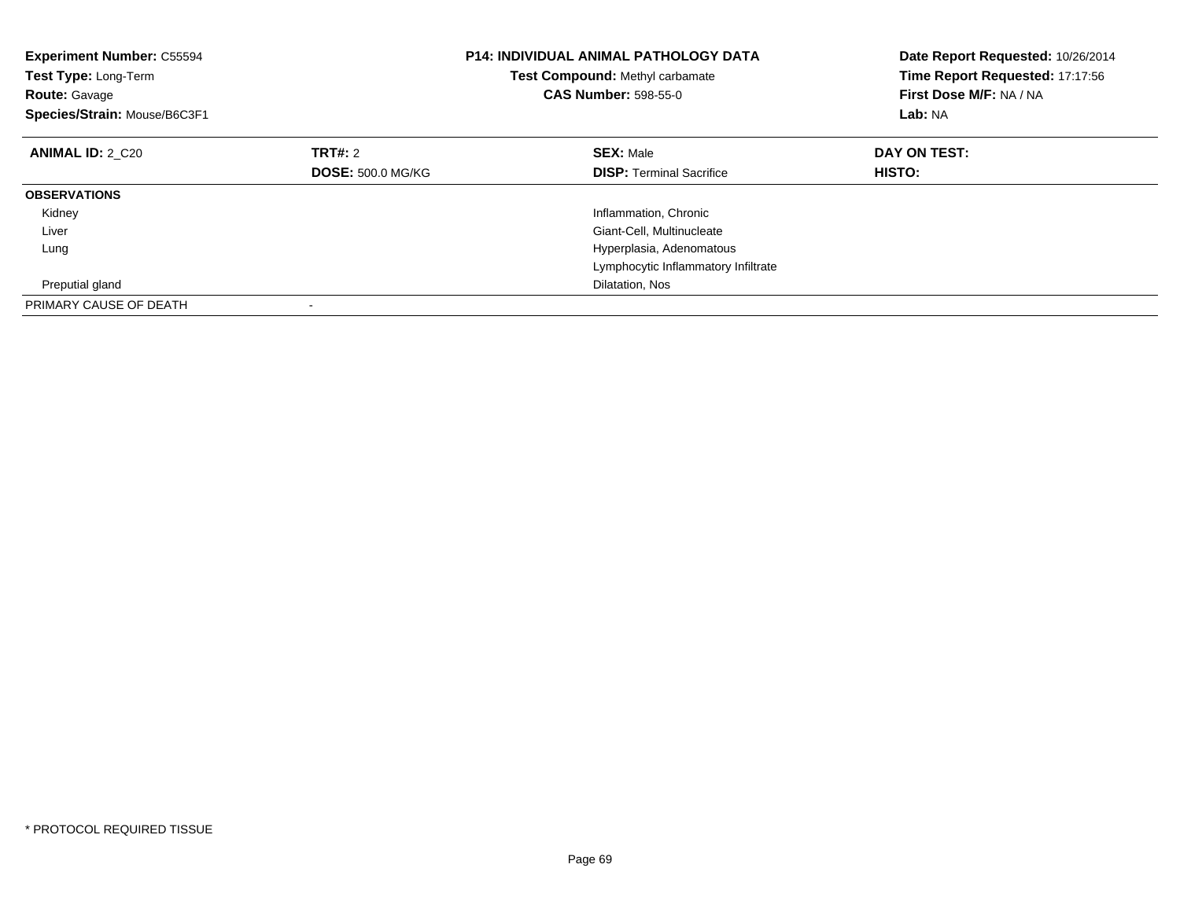**Experiment Number:** C55594
**Test Type:** Long-Term
**Route:** Gavage
**Species/Strain:** Mouse/B6C3F1

**P14: INDIVIDUAL ANIMAL PATHOLOGY DATA**
**Test Compound:** Methyl carbamate
**CAS Number:** 598-55-0

**Date Report Requested:** 10/26/2014
**Time Report Requested:** 17:17:56
**First Dose M/F:** NA / NA
**Lab:** NA

| **ANIMAL ID:** 2_C20 | **TRT#:** 2 | **SEX:** Male | **DAY ON TEST:** |
|---|---|---|---|
| | **DOSE:** 500.0 MG/KG | **DISP:** Terminal Sacrifice | **HISTO:** |
| **OBSERVATIONS** | | | |
| Kidney | | Inflammation, Chronic | |
| Liver | | Giant-Cell, Multinucleate | |
| Lung | | Hyperplasia, Adenomatous | |
| | | Lymphocytic Inflammatory Infiltrate | |
| Preputial gland | | Dilatation, Nos | |
| PRIMARY CAUSE OF DEATH | - | | |

* PROTOCOL REQUIRED TISSUE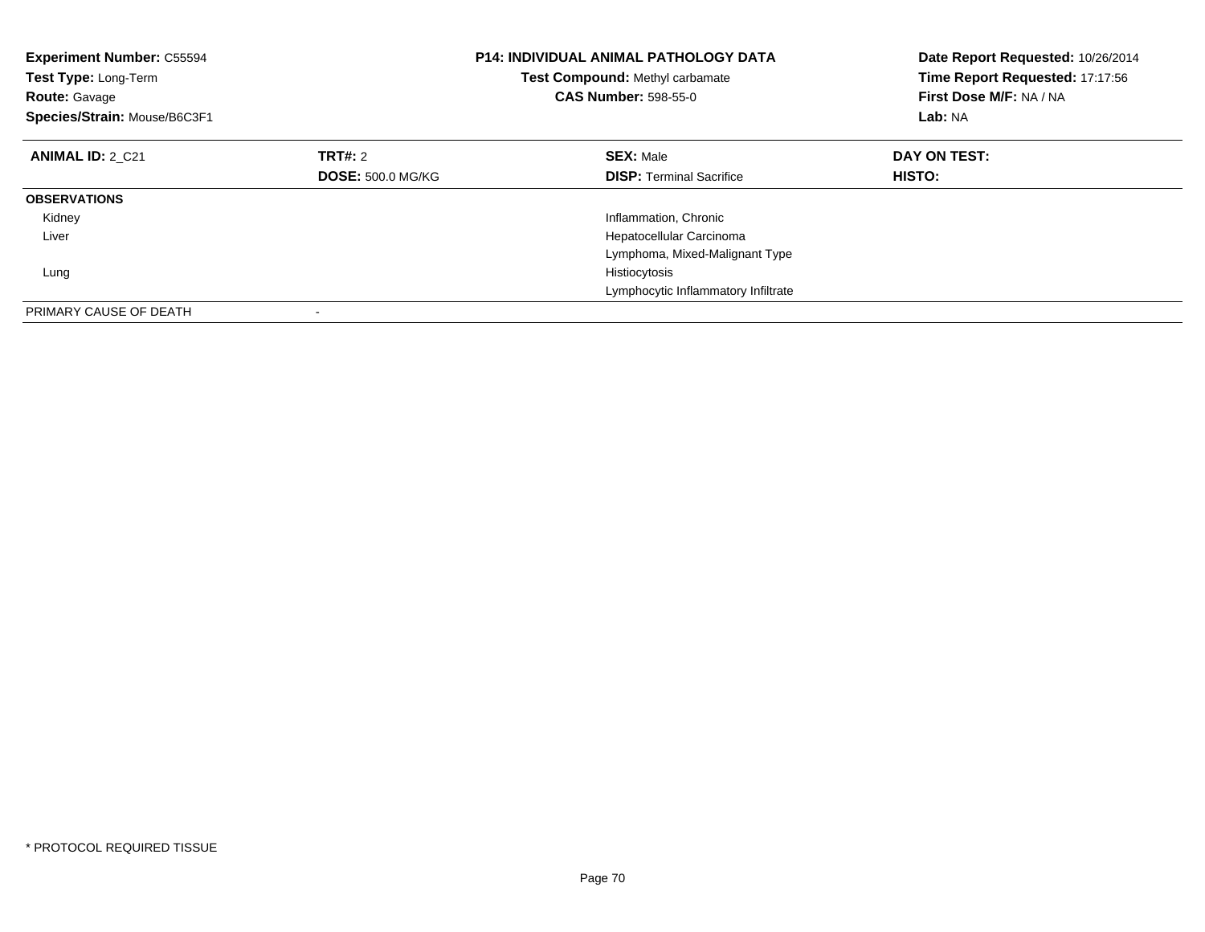**Experiment Number:** C55594
**Test Type:** Long-Term
**Route:** Gavage
**Species/Strain:** Mouse/B6C3F1

**P14: INDIVIDUAL ANIMAL PATHOLOGY DATA**
**Test Compound:** Methyl carbamate
**CAS Number:** 598-55-0

**Date Report Requested:** 10/26/2014
**Time Report Requested:** 17:17:56
**First Dose M/F:** NA / NA
**Lab:** NA

| **ANIMAL ID:** 2_C21 | **TRT#:** 2 | **SEX:** Male | **DAY ON TEST:** |
|---|---|---|---|
| | **DOSE:** 500.0 MG/KG | **DISP:** Terminal Sacrifice | **HISTO:** |
| **OBSERVATIONS** | | | |
| Kidney | | Inflammation, Chronic | |
| Liver | | Hepatocellular Carcinoma | |
| | | Lymphoma, Mixed-Malignant Type | |
| Lung | | Histiocytosis | |
| | | Lymphocytic Inflammatory Infiltrate | |
| PRIMARY CAUSE OF DEATH | - | | |

* PROTOCOL REQUIRED TISSUE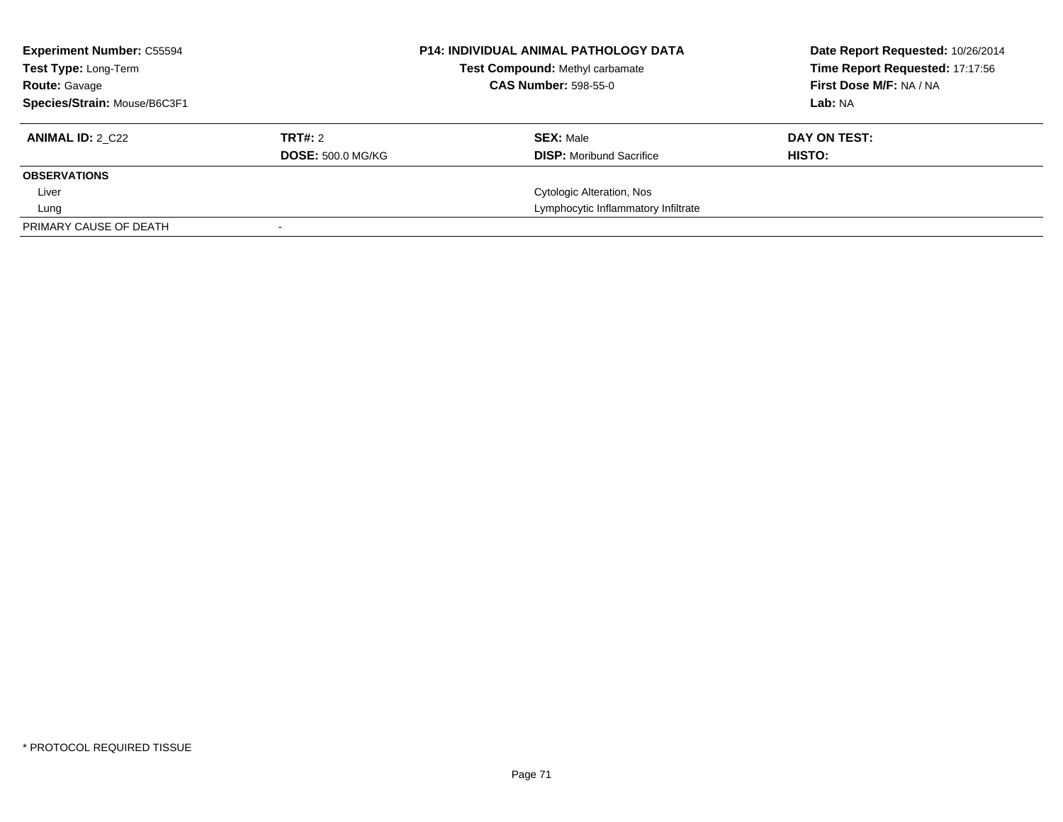**Experiment Number:** C55594
**Test Type:** Long-Term
**Route:** Gavage
**Species/Strain:** Mouse/B6C3F1

**P14: INDIVIDUAL ANIMAL PATHOLOGY DATA**
**Test Compound:** Methyl carbamate
**CAS Number:** 598-55-0

**Date Report Requested:** 10/26/2014
**Time Report Requested:** 17:17:56
**First Dose M/F:** NA / NA
**Lab:** NA

| **ANIMAL ID:** 2_C22 | **TRT#:** 2 | **SEX:** Male | **DAY ON TEST:** |
|---|---|---|---|
| | **DOSE:** 500.0 MG/KG | **DISP:** Moribund Sacrifice | **HISTO:** |
| **OBSERVATIONS** | | | |
| Liver | | Cytologic Alteration, Nos | |
| Lung | | Lymphocytic Inflammatory Infiltrate | |
| PRIMARY CAUSE OF DEATH | - | | |

* PROTOCOL REQUIRED TISSUE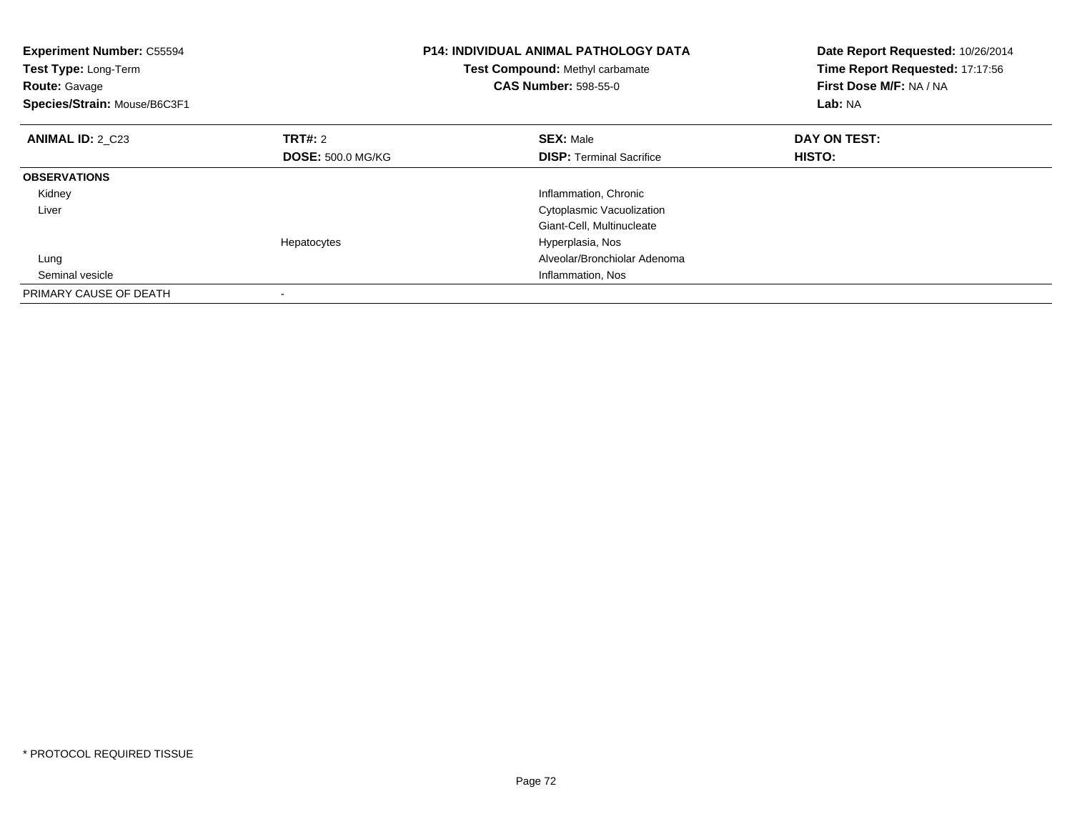**Experiment Number:** C55594
**Test Type:** Long-Term
**Route:** Gavage
**Species/Strain:** Mouse/B6C3F1

**P14: INDIVIDUAL ANIMAL PATHOLOGY DATA**
**Test Compound:** Methyl carbamate
**CAS Number:** 598-55-0

**Date Report Requested:** 10/26/2014
**Time Report Requested:** 17:17:56
**First Dose M/F:** NA / NA
**Lab:** NA

| **ANIMAL ID:** 2_C23 | **TRT#:** 2 | **SEX:** Male | **DAY ON TEST:** |
|---|---|---|---|
| | **DOSE:** 500.0 MG/KG | **DISP:** Terminal Sacrifice | **HISTO:** |
| **OBSERVATIONS** | | | |
| Kidney | | Inflammation, Chronic | |
| Liver | | Cytoplasmic Vacuolization | |
| | | Giant-Cell, Multinucleate | |
| | Hepatocytes | Hyperplasia, Nos | |
| Lung | | Alveolar/Bronchiolar Adenoma | |
| Seminal vesicle | | Inflammation, Nos | |
| PRIMARY CAUSE OF DEATH | - | | |

* PROTOCOL REQUIRED TISSUE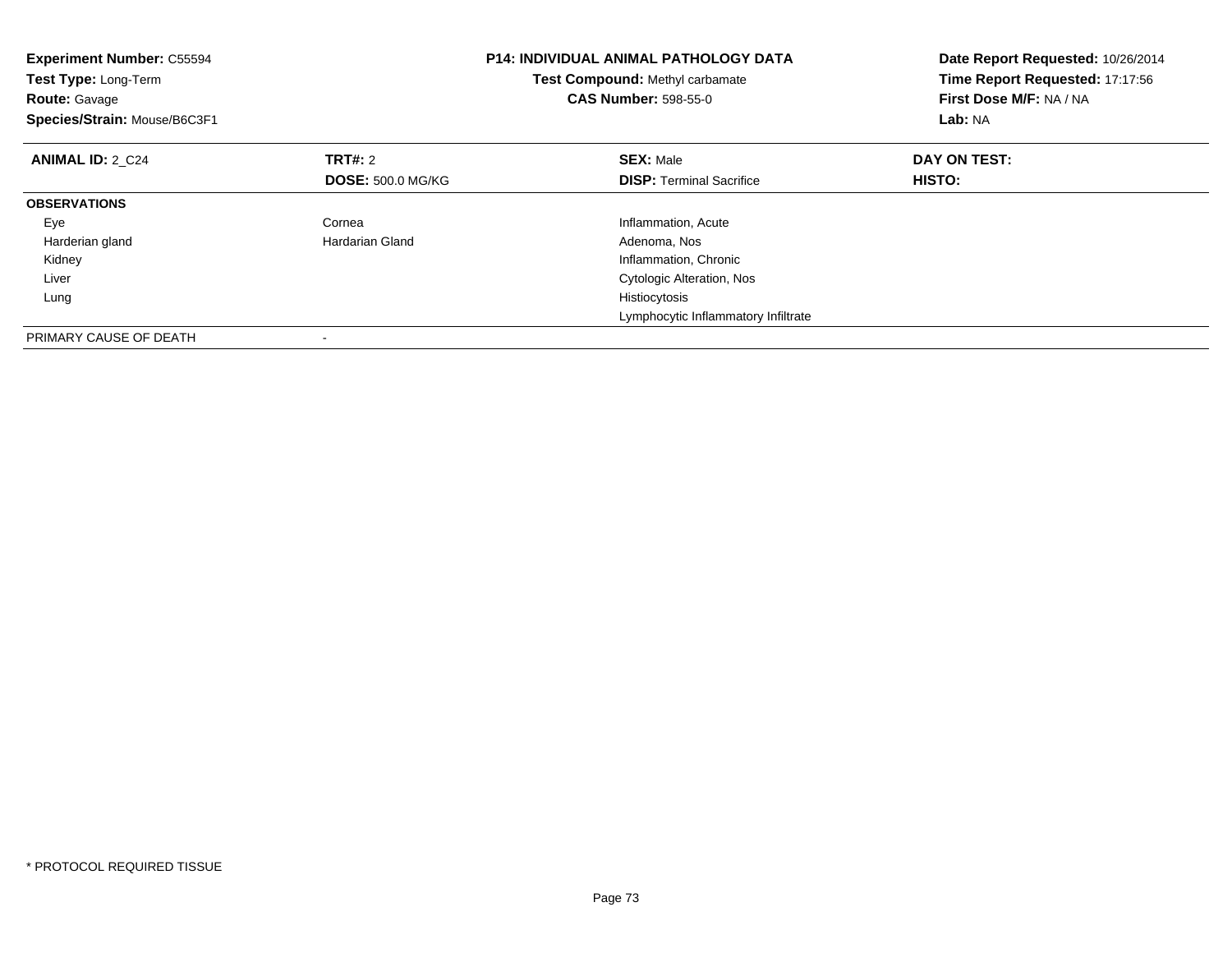**Experiment Number:** C55594
**Test Type:** Long-Term
**Route:** Gavage
**Species/Strain:** Mouse/B6C3F1

**P14: INDIVIDUAL ANIMAL PATHOLOGY DATA**
**Test Compound:** Methyl carbamate
**CAS Number:** 598-55-0

**Date Report Requested:** 10/26/2014
**Time Report Requested:** 17:17:56
**First Dose M/F:** NA / NA
**Lab:** NA

| **ANIMAL ID:** 2_C24 | **TRT#:** 2 | **SEX:** Male | **DAY ON TEST:** |
|---|---|---|---|
| | **DOSE:** 500.0 MG/KG | **DISP:** Terminal Sacrifice | **HISTO:** |
| **OBSERVATIONS** | | | |
| Eye | Cornea | Inflammation, Acute | |
| Harderian gland | Hardarian Gland | Adenoma, Nos | |
| Kidney | | Inflammation, Chronic | |
| Liver | | Cytologic Alteration, Nos | |
| Lung | | Histiocytosis | |
| | | Lymphocytic Inflammatory Infiltrate | |
| PRIMARY CAUSE OF DEATH | - | | |

* PROTOCOL REQUIRED TISSUE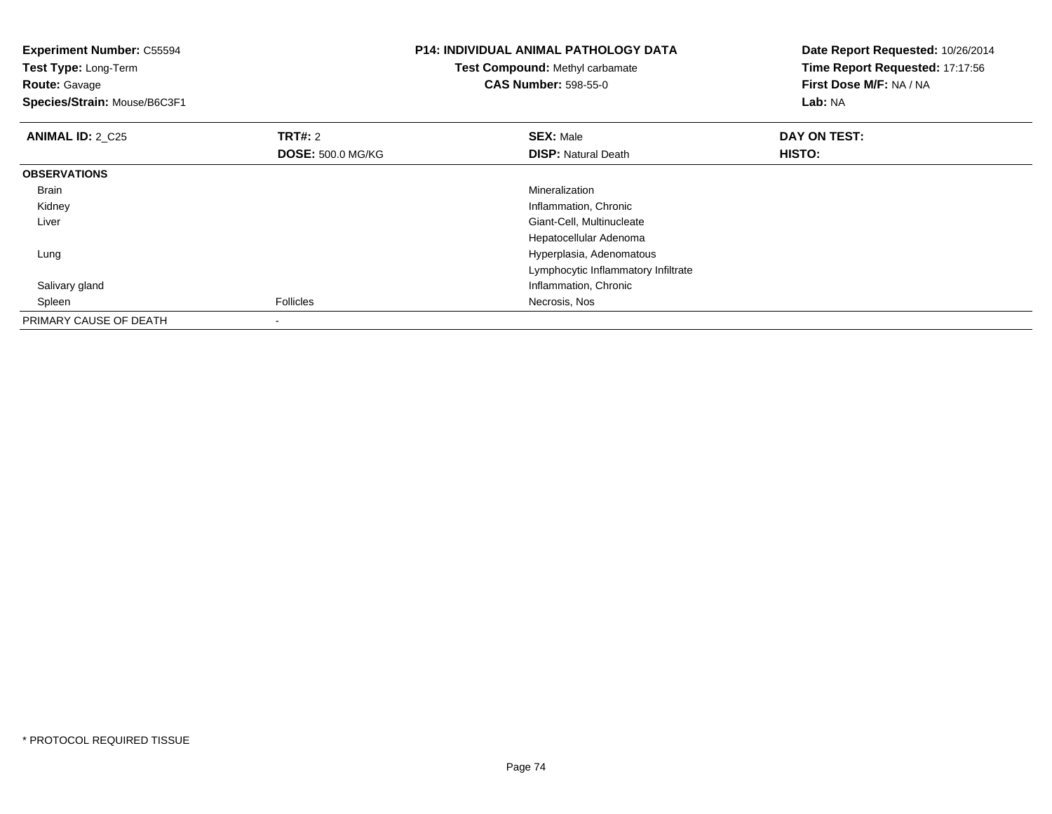**Experiment Number:** C55594
**Test Type:** Long-Term
**Route:** Gavage
**Species/Strain:** Mouse/B6C3F1

**P14: INDIVIDUAL ANIMAL PATHOLOGY DATA**
**Test Compound:** Methyl carbamate
**CAS Number:** 598-55-0

**Date Report Requested:** 10/26/2014
**Time Report Requested:** 17:17:56
**First Dose M/F:** NA / NA
**Lab:** NA

| **ANIMAL ID:** 2_C25 | **TRT#:** 2 | **SEX:** Male | **DAY ON TEST:** |
|---|---|---|---|
| | **DOSE:** 500.0 MG/KG | **DISP:** Natural Death | **HISTO:** |
| **OBSERVATIONS** | | | |
| Brain | | Mineralization | |
| Kidney | | Inflammation, Chronic | |
| Liver | | Giant-Cell, Multinucleate | |
| | | Hepatocellular Adenoma | |
| Lung | | Hyperplasia, Adenomatous | |
| | | Lymphocytic Inflammatory Infiltrate | |
| Salivary gland | | Inflammation, Chronic | |
| Spleen | Follicles | Necrosis, Nos | |
| PRIMARY CAUSE OF DEATH | - | | |

* PROTOCOL REQUIRED TISSUE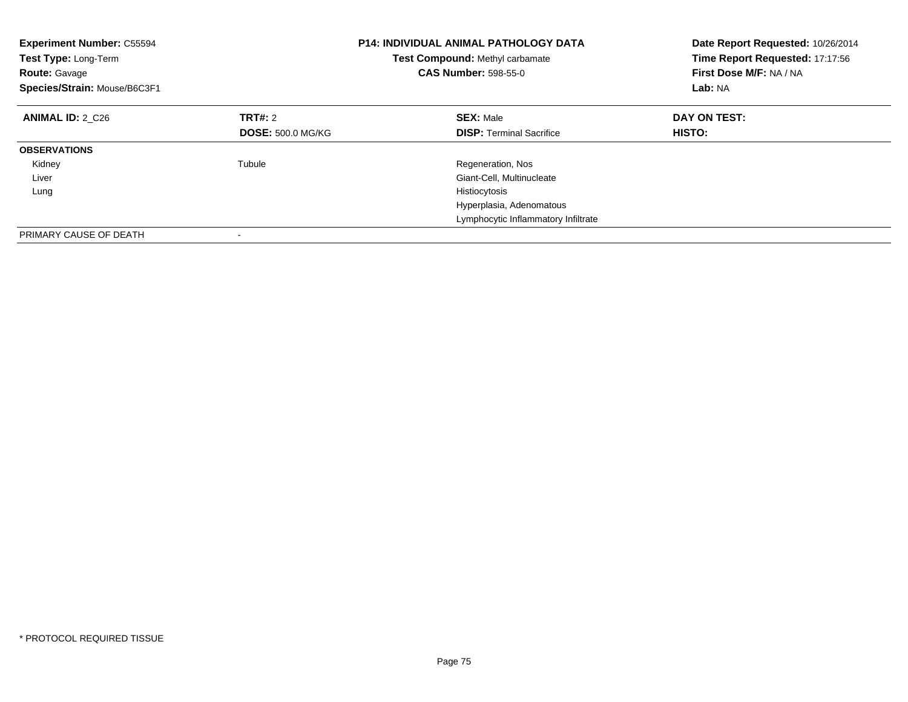**Experiment Number:** C55594
**Test Type:** Long-Term
**Route:** Gavage
**Species/Strain:** Mouse/B6C3F1

**P14: INDIVIDUAL ANIMAL PATHOLOGY DATA**
**Test Compound:** Methyl carbamate
**CAS Number:** 598-55-0

**Date Report Requested:** 10/26/2014
**Time Report Requested:** 17:17:56
**First Dose M/F:** NA / NA
**Lab:** NA

| **ANIMAL ID:** 2_C26 | **TRT#:** 2 | **SEX:** Male | **DAY ON TEST:** |
|---|---|---|---|
| | **DOSE:** 500.0 MG/KG | **DISP:** Terminal Sacrifice | **HISTO:** |
| **OBSERVATIONS** | | | |
| Kidney | Tubule | Regeneration, Nos | |
| Liver | | Giant-Cell, Multinucleate | |
| Lung | | Histiocytosis | |
| | | Hyperplasia, Adenomatous | |
| | | Lymphocytic Inflammatory Infiltrate | |
| PRIMARY CAUSE OF DEATH | - | | |

* PROTOCOL REQUIRED TISSUE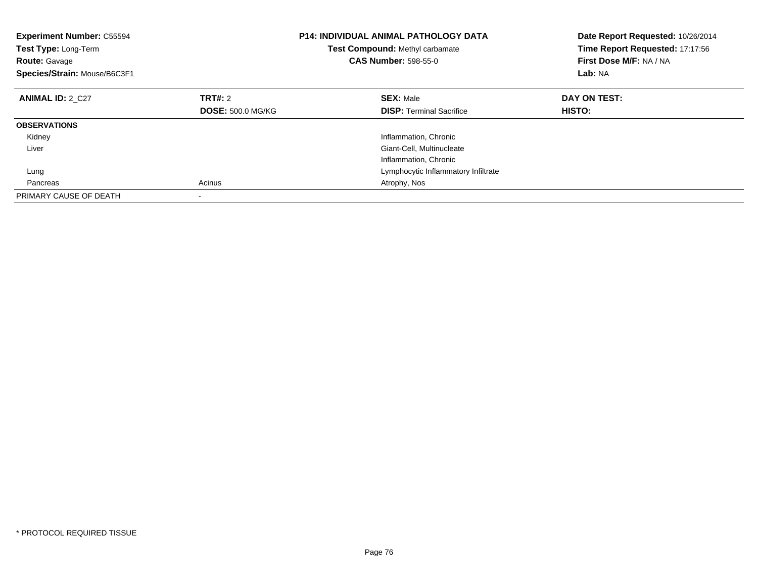**Experiment Number:** C55594
**Test Type:** Long-Term
**Route:** Gavage
**Species/Strain:** Mouse/B6C3F1

**P14: INDIVIDUAL ANIMAL PATHOLOGY DATA**
**Test Compound:** Methyl carbamate
**CAS Number:** 598-55-0

**Date Report Requested:** 10/26/2014
**Time Report Requested:** 17:17:56
**First Dose M/F:** NA / NA
**Lab:** NA

| **ANIMAL ID:** 2_C27 | **TRT#:** 2 | **SEX:** Male | **DAY ON TEST:** |
|---|---|---|---|
| | **DOSE:** 500.0 MG/KG | **DISP:** Terminal Sacrifice | **HISTO:** |
| **OBSERVATIONS** | | | |
| Kidney | | Inflammation, Chronic | |
| Liver | | Giant-Cell, Multinucleate | |
| | | Inflammation, Chronic | |
| Lung | | Lymphocytic Inflammatory Infiltrate | |
| Pancreas | Acinus | Atrophy, Nos | |
| PRIMARY CAUSE OF DEATH | - | | |

\* PROTOCOL REQUIRED TISSUE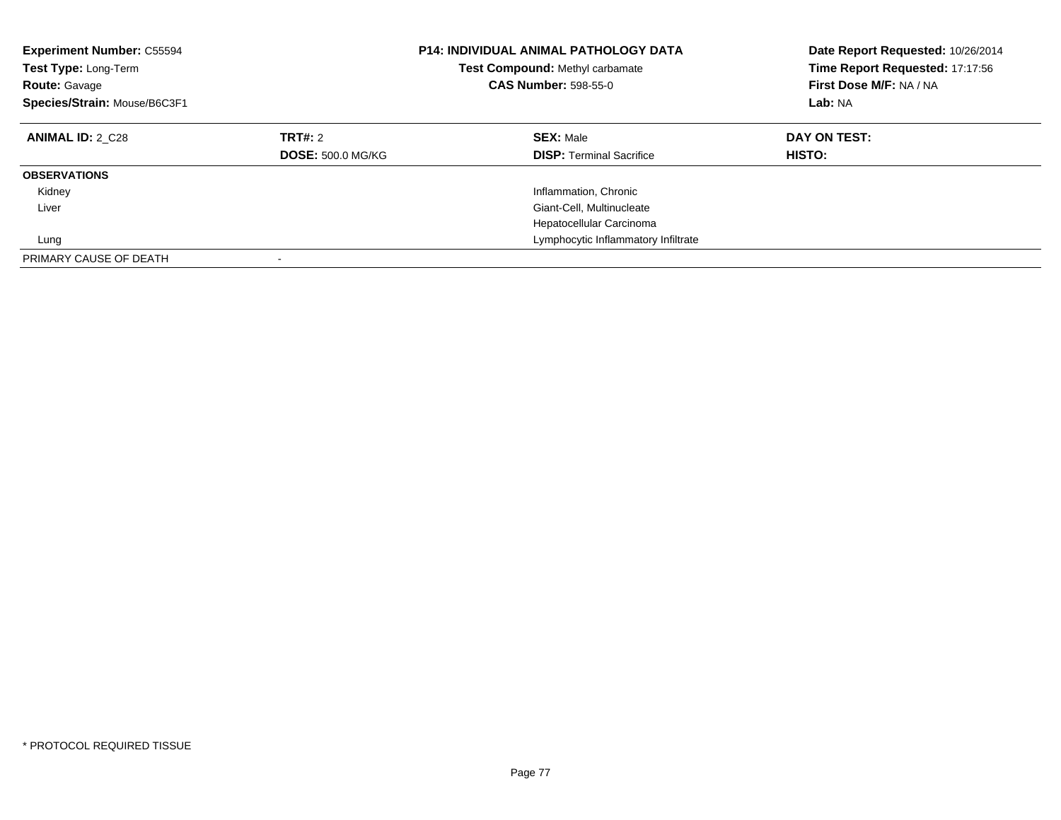**Experiment Number:** C55594
**Test Type:** Long-Term
**Route:** Gavage
**Species/Strain:** Mouse/B6C3F1

**P14: INDIVIDUAL ANIMAL PATHOLOGY DATA**
**Test Compound:** Methyl carbamate
**CAS Number:** 598-55-0

**Date Report Requested:** 10/26/2014
**Time Report Requested:** 17:17:56
**First Dose M/F:** NA / NA
**Lab:** NA

| **ANIMAL ID:** 2_C28 | **TRT#:** 2<br>**DOSE:** 500.0 MG/KG | **SEX:** Male<br>**DISP:** Terminal Sacrifice | **DAY ON TEST:**<br>**HISTO:** |
|---|---|---|---|
| **OBSERVATIONS** | | | |
| Kidney | | Inflammation, Chronic | |
| Liver | | Giant-Cell, Multinucleate | |
| | | Hepatocellular Carcinoma | |
| Lung | | Lymphocytic Inflammatory Infiltrate | |
| PRIMARY CAUSE OF DEATH | - | | |

* PROTOCOL REQUIRED TISSUE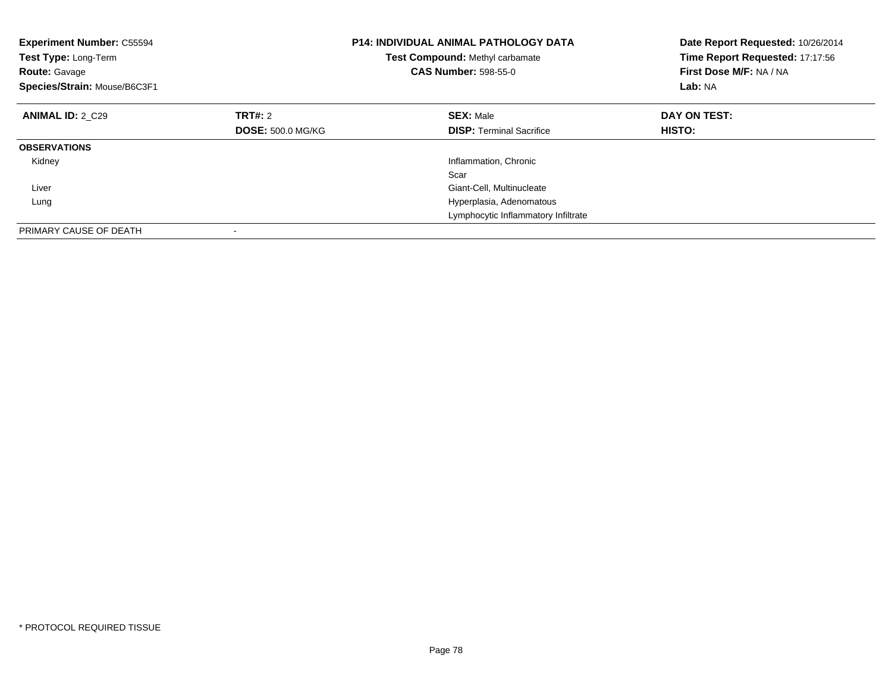**Experiment Number:** C55594
**Test Type:** Long-Term
**Route:** Gavage
**Species/Strain:** Mouse/B6C3F1

**P14: INDIVIDUAL ANIMAL PATHOLOGY DATA**
**Test Compound:** Methyl carbamate
**CAS Number:** 598-55-0

**Date Report Requested:** 10/26/2014
**Time Report Requested:** 17:17:56
**First Dose M/F:** NA / NA
**Lab:** NA

| **ANIMAL ID:** 2_C29 | **TRT#:** 2 | **SEX:** Male | **DAY ON TEST:** |
|---|---|---|---|
| | **DOSE:** 500.0 MG/KG | **DISP:** Terminal Sacrifice | **HISTO:** |
| **OBSERVATIONS** | | | |
| Kidney | | Inflammation, Chronic | |
| | | Scar | |
| Liver | | Giant-Cell, Multinucleate | |
| Lung | | Hyperplasia, Adenomatous | |
| | | Lymphocytic Inflammatory Infiltrate | |
| PRIMARY CAUSE OF DEATH | - | | |

* PROTOCOL REQUIRED TISSUE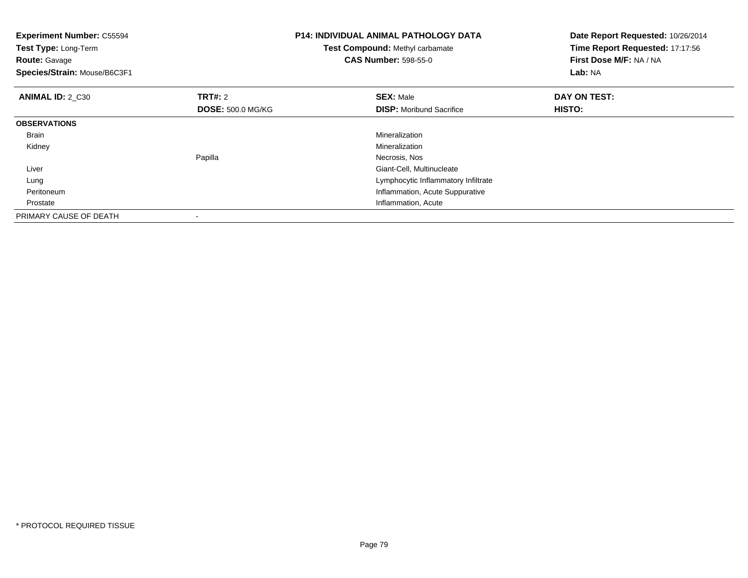**Experiment Number:** C55594
**Test Type:** Long-Term
**Route:** Gavage
**Species/Strain:** Mouse/B6C3F1

**P14: INDIVIDUAL ANIMAL PATHOLOGY DATA**
**Test Compound:** Methyl carbamate
**CAS Number:** 598-55-0

**Date Report Requested:** 10/26/2014
**Time Report Requested:** 17:17:56
**First Dose M/F:** NA / NA
**Lab:** NA

| **ANIMAL ID:** 2_C30 | **TRT#:** 2 | **SEX:** Male | **DAY ON TEST:** |
|---|---|---|---|
| | **DOSE:** 500.0 MG/KG | **DISP:** Moribund Sacrifice | **HISTO:** |
| **OBSERVATIONS** | | | |
| Brain | | Mineralization | |
| Kidney | | Mineralization | |
| | Papilla | Necrosis, Nos | |
| Liver | | Giant-Cell, Multinucleate | |
| Lung | | Lymphocytic Inflammatory Infiltrate | |
| Peritoneum | | Inflammation, Acute Suppurative | |
| Prostate | | Inflammation, Acute | |
| PRIMARY CAUSE OF DEATH | - | | |

* PROTOCOL REQUIRED TISSUE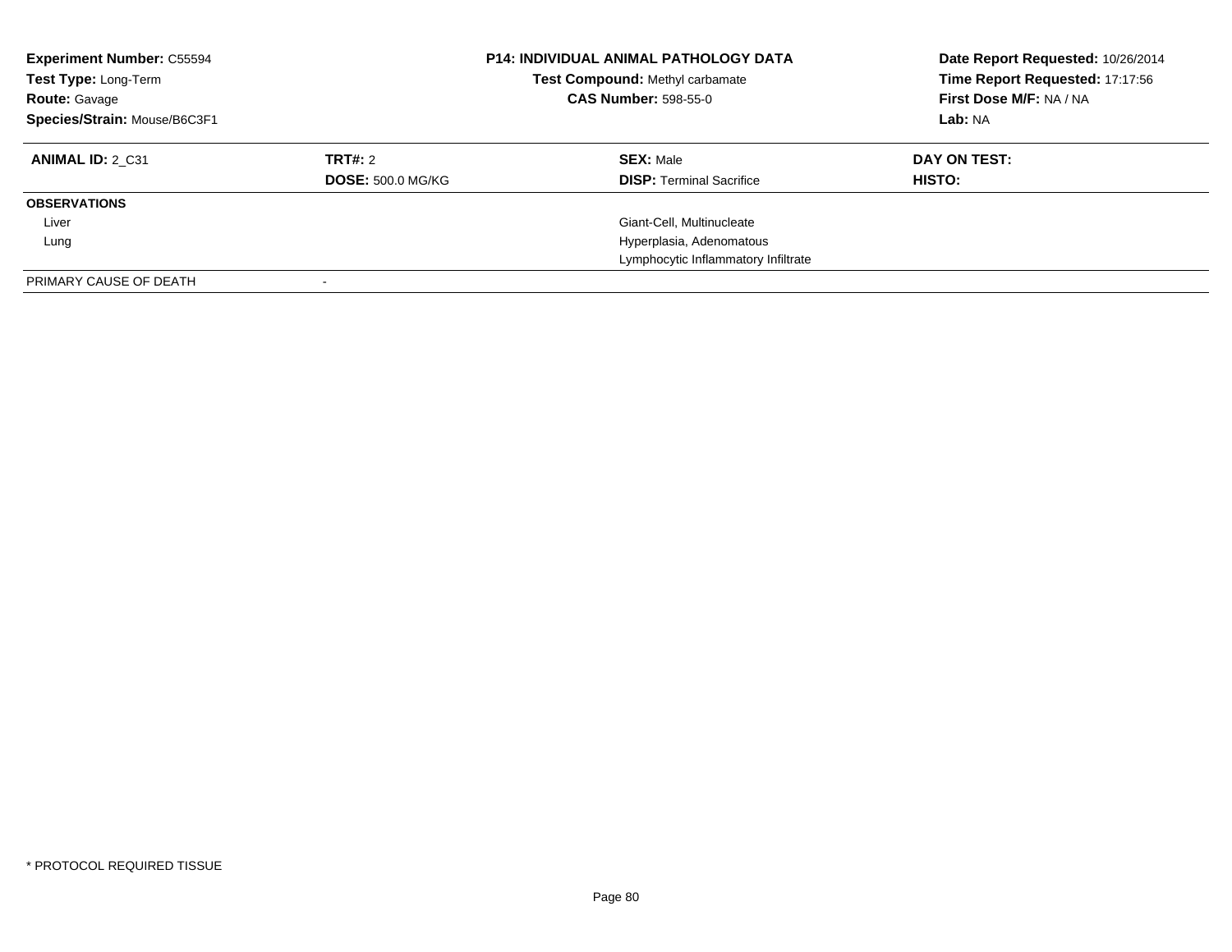**Experiment Number:** C55594
**Test Type:** Long-Term
**Route:** Gavage
**Species/Strain:** Mouse/B6C3F1

**P14: INDIVIDUAL ANIMAL PATHOLOGY DATA**
**Test Compound:** Methyl carbamate
**CAS Number:** 598-55-0

**Date Report Requested:** 10/26/2014
**Time Report Requested:** 17:17:56
**First Dose M/F:** NA / NA
**Lab:** NA

| **ANIMAL ID:** 2_C31 | **TRT#:** 2 | **SEX:** Male | **DAY ON TEST:** |
|---|---|---|---|
| | **DOSE:** 500.0 MG/KG | **DISP:** Terminal Sacrifice | **HISTO:** |
| **OBSERVATIONS** | | | |
| Liver | | Giant-Cell, Multinucleate | |
| Lung | | Hyperplasia, Adenomatous | |
| | | Lymphocytic Inflammatory Infiltrate | |
| PRIMARY CAUSE OF DEATH | - | | |

* PROTOCOL REQUIRED TISSUE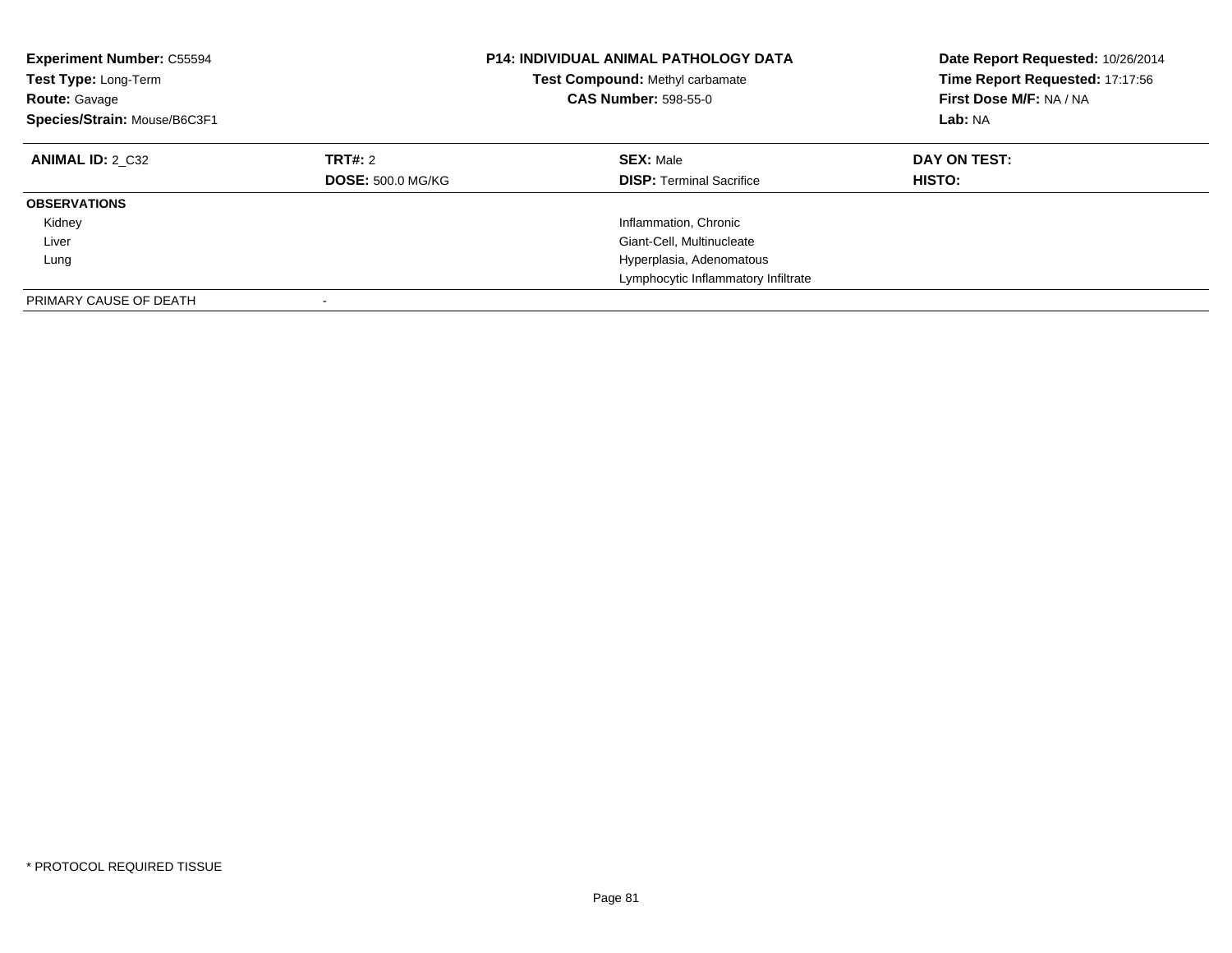**Experiment Number:** C55594
**Test Type:** Long-Term
**Route:** Gavage
**Species/Strain:** Mouse/B6C3F1

**P14: INDIVIDUAL ANIMAL PATHOLOGY DATA**
**Test Compound:** Methyl carbamate
**CAS Number:** 598-55-0

**Date Report Requested:** 10/26/2014
**Time Report Requested:** 17:17:56
**First Dose M/F:** NA / NA
**Lab:** NA

| **ANIMAL ID:** 2_C32 | **TRT#:** 2 | **SEX:** Male | **DAY ON TEST:** |
|---|---|---|---|
| | **DOSE:** 500.0 MG/KG | **DISP:** Terminal Sacrifice | **HISTO:** |
| **OBSERVATIONS** | | | |
| Kidney | | Inflammation, Chronic | |
| Liver | | Giant-Cell, Multinucleate | |
| Lung | | Hyperplasia, Adenomatous | |
| | | Lymphocytic Inflammatory Infiltrate | |
| PRIMARY CAUSE OF DEATH | - | | |

* PROTOCOL REQUIRED TISSUE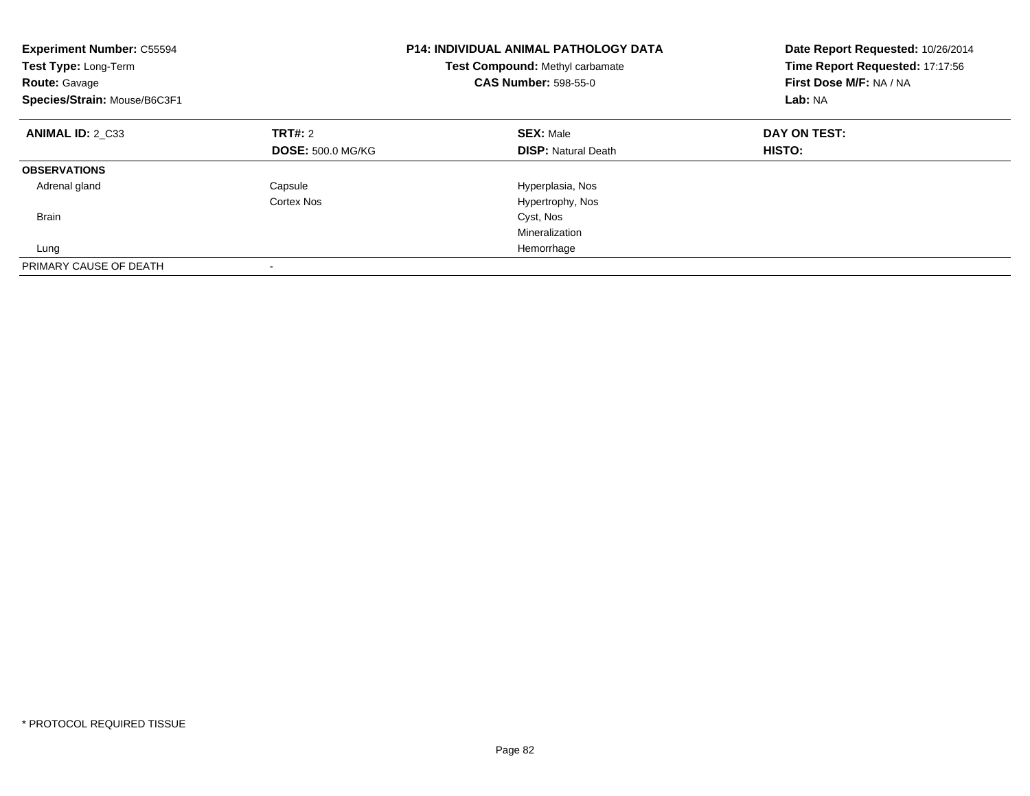**Experiment Number:** C55594
**Test Type:** Long-Term
**Route:** Gavage
**Species/Strain:** Mouse/B6C3F1

**P14: INDIVIDUAL ANIMAL PATHOLOGY DATA**
**Test Compound:** Methyl carbamate
**CAS Number:** 598-55-0

**Date Report Requested:** 10/26/2014
**Time Report Requested:** 17:17:56
**First Dose M/F:** NA / NA
**Lab:** NA

| **ANIMAL ID:** 2_C33 | **TRT#:** 2 | **SEX:** Male | **DAY ON TEST:** |
|---|---|---|---|
| | **DOSE:** 500.0 MG/KG | **DISP:** Natural Death | **HISTO:** |
| **OBSERVATIONS** | | | |
| Adrenal gland | Capsule | Hyperplasia, Nos | |
| | Cortex Nos | Hypertrophy, Nos | |
| Brain | | Cyst, Nos | |
| | | Mineralization | |
| Lung | | Hemorrhage | |
| PRIMARY CAUSE OF DEATH | - | | |

* PROTOCOL REQUIRED TISSUE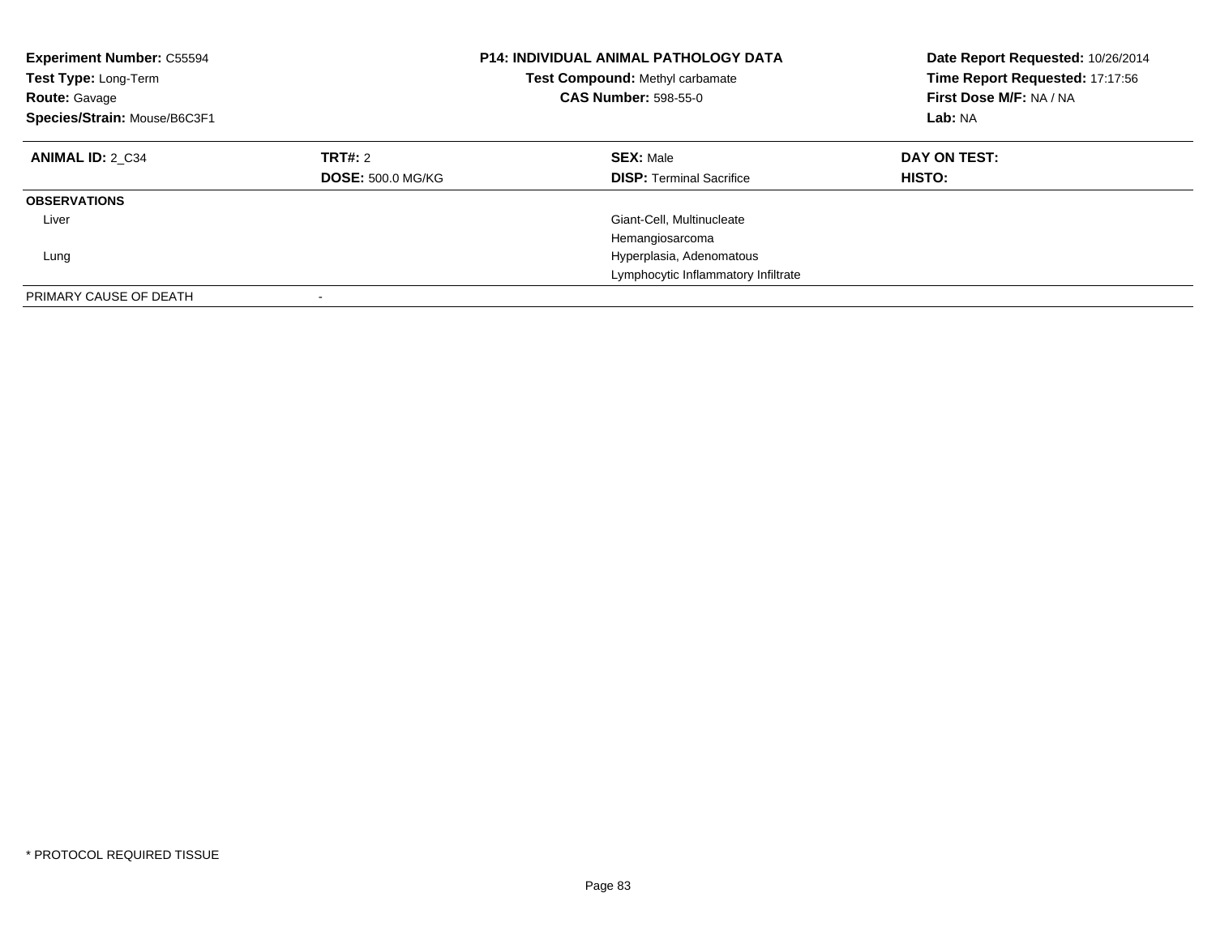**Experiment Number:** C55594
**Test Type:** Long-Term
**Route:** Gavage
**Species/Strain:** Mouse/B6C3F1

**P14: INDIVIDUAL ANIMAL PATHOLOGY DATA**
**Test Compound:** Methyl carbamate
**CAS Number:** 598-55-0

**Date Report Requested:** 10/26/2014
**Time Report Requested:** 17:17:56
**First Dose M/F:** NA / NA
**Lab:** NA

| **ANIMAL ID:** 2_C34 | **TRT#:** 2 | **SEX:** Male | **DAY ON TEST:** |
|---|---|---|---|
| | **DOSE:** 500.0 MG/KG | **DISP:** Terminal Sacrifice | **HISTO:** |
| **OBSERVATIONS** | | | |
| Liver | | Giant-Cell, Multinucleate | |
| | | Hemangiosarcoma | |
| Lung | | Hyperplasia, Adenomatous | |
| | | Lymphocytic Inflammatory Infiltrate | |
| PRIMARY CAUSE OF DEATH | - | | |

* PROTOCOL REQUIRED TISSUE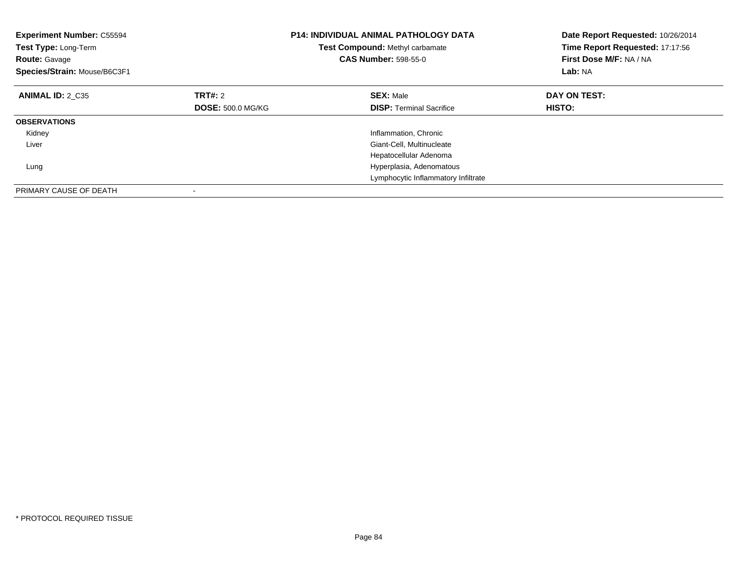**Experiment Number:** C55594
**Test Type:** Long-Term
**Route:** Gavage
**Species/Strain:** Mouse/B6C3F1

**P14: INDIVIDUAL ANIMAL PATHOLOGY DATA**
**Test Compound:** Methyl carbamate
**CAS Number:** 598-55-0

**Date Report Requested:** 10/26/2014
**Time Report Requested:** 17:17:56
**First Dose M/F:** NA / NA
**Lab:** NA

| **ANIMAL ID:** 2_C35 | **TRT#:** 2 | **SEX:** Male | **DAY ON TEST:** |
|---|---|---|---|
| | **DOSE:** 500.0 MG/KG | **DISP:** Terminal Sacrifice | **HISTO:** |
| **OBSERVATIONS** | | | |
| Kidney | | Inflammation, Chronic | |
| Liver | | Giant-Cell, Multinucleate | |
| | | Hepatocellular Adenoma | |
| Lung | | Hyperplasia, Adenomatous | |
| | | Lymphocytic Inflammatory Infiltrate | |
| PRIMARY CAUSE OF DEATH | - | | |

* PROTOCOL REQUIRED TISSUE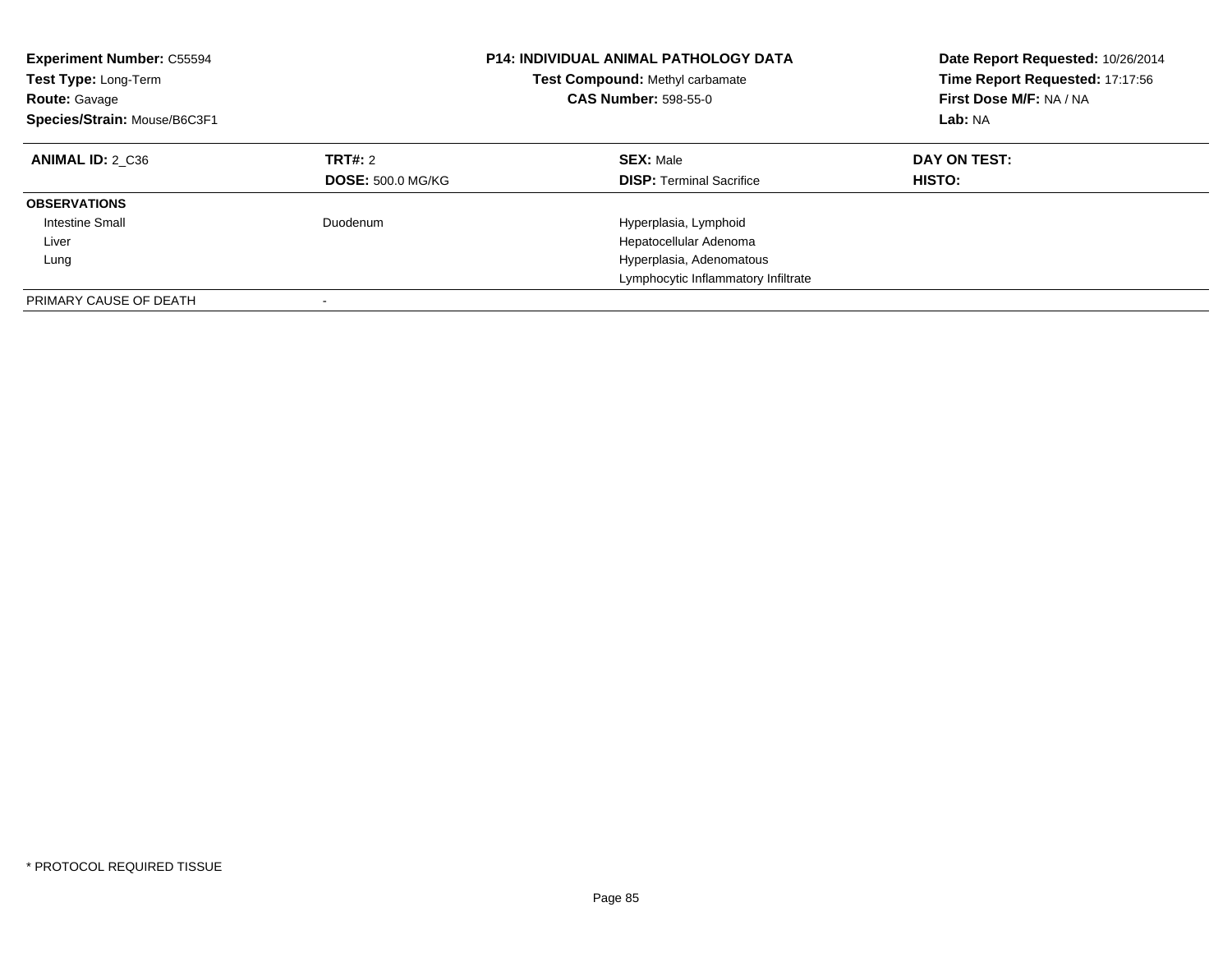**Experiment Number:** C55594
**Test Type:** Long-Term
**Route:** Gavage
**Species/Strain:** Mouse/B6C3F1

**P14: INDIVIDUAL ANIMAL PATHOLOGY DATA**
**Test Compound:** Methyl carbamate
**CAS Number:** 598-55-0

**Date Report Requested:** 10/26/2014
**Time Report Requested:** 17:17:56
**First Dose M/F:** NA / NA
**Lab:** NA

| **ANIMAL ID:** 2_C36 | **TRT#:** 2 | **SEX:** Male | **DAY ON TEST:** |
|---|---|---|---|
| | **DOSE:** 500.0 MG/KG | **DISP:** Terminal Sacrifice | **HISTO:** |
| **OBSERVATIONS** | | | |
| Intestine Small | Duodenum | Hyperplasia, Lymphoid | |
| Liver | | Hepatocellular Adenoma | |
| Lung | | Hyperplasia, Adenomatous | |
| | | Lymphocytic Inflammatory Infiltrate | |
| PRIMARY CAUSE OF DEATH | - | | |

* PROTOCOL REQUIRED TISSUE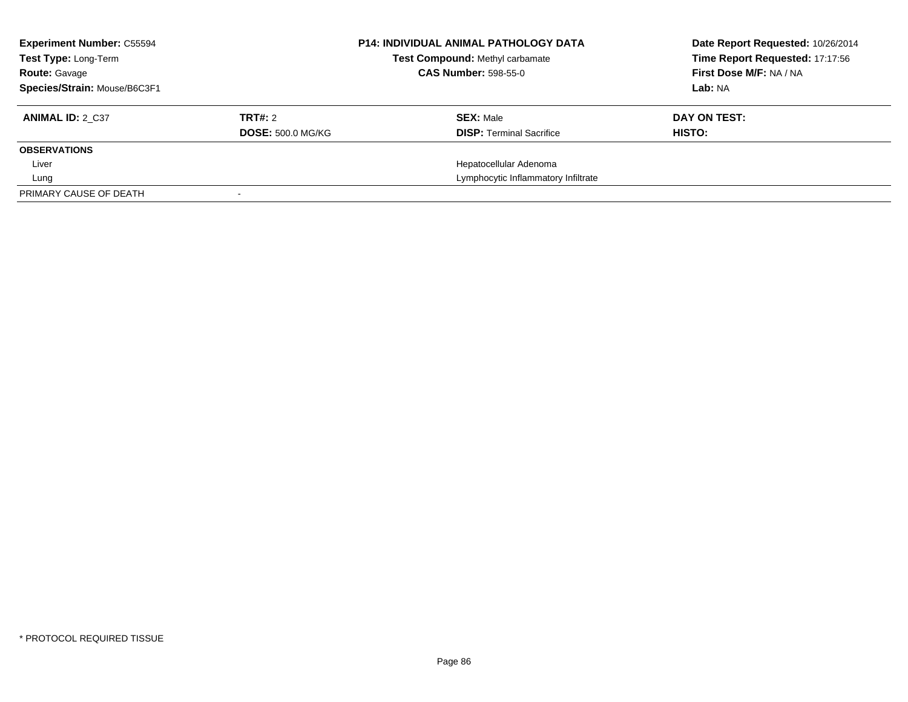**Experiment Number:** C55594
**Test Type:** Long-Term
**Route:** Gavage
**Species/Strain:** Mouse/B6C3F1

**P14: INDIVIDUAL ANIMAL PATHOLOGY DATA**
**Test Compound:** Methyl carbamate
**CAS Number:** 598-55-0

**Date Report Requested:** 10/26/2014
**Time Report Requested:** 17:17:56
**First Dose M/F:** NA / NA
**Lab:** NA

| **ANIMAL ID:** 2_C37 | **TRT#:** 2 | **SEX:** Male | **DAY ON TEST:** |
|---|---|---|---|
| | **DOSE:** 500.0 MG/KG | **DISP:** Terminal Sacrifice | **HISTO:** |
| **OBSERVATIONS** | | | |
| Liver | | Hepatocellular Adenoma | |
| Lung | | Lymphocytic Inflammatory Infiltrate | |
| PRIMARY CAUSE OF DEATH | - | | |

* PROTOCOL REQUIRED TISSUE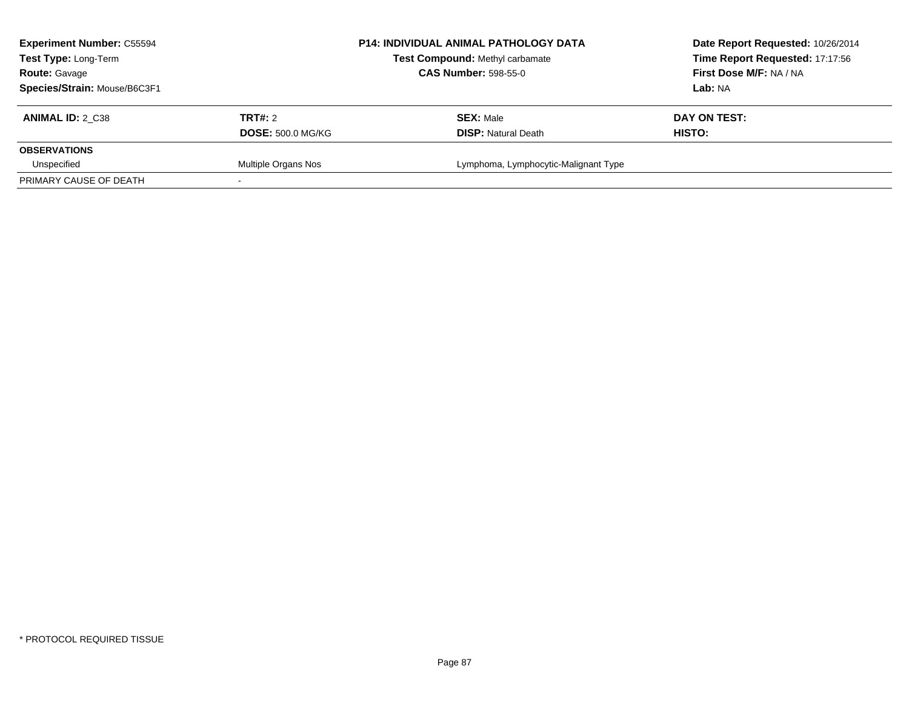| **Experiment Number:** C55594 | **P14: INDIVIDUAL ANIMAL PATHOLOGY DATA** | **Date Report Requested:** 10/26/2014 |
|---|---|---|
| **Test Type:** Long-Term | **Test Compound:** Methyl carbamate | **Time Report Requested:** 17:17:56 |
| **Route:** Gavage | **CAS Number:** 598-55-0 | **First Dose M/F:** NA / NA |
| **Species/Strain:** Mouse/B6C3F1 | | **Lab:** NA |

| **ANIMAL ID:** 2_C38 | **TRT#:** 2 | **SEX:** Male | **DAY ON TEST:** |
|---|---|---|---|
| | **DOSE:** 500.0 MG/KG | **DISP:** Natural Death | **HISTO:** |
| **OBSERVATIONS** | | | |
| Unspecified | Multiple Organs Nos | Lymphoma, Lymphocytic-Malignant Type | |
| PRIMARY CAUSE OF DEATH | - | | |

* PROTOCOL REQUIRED TISSUE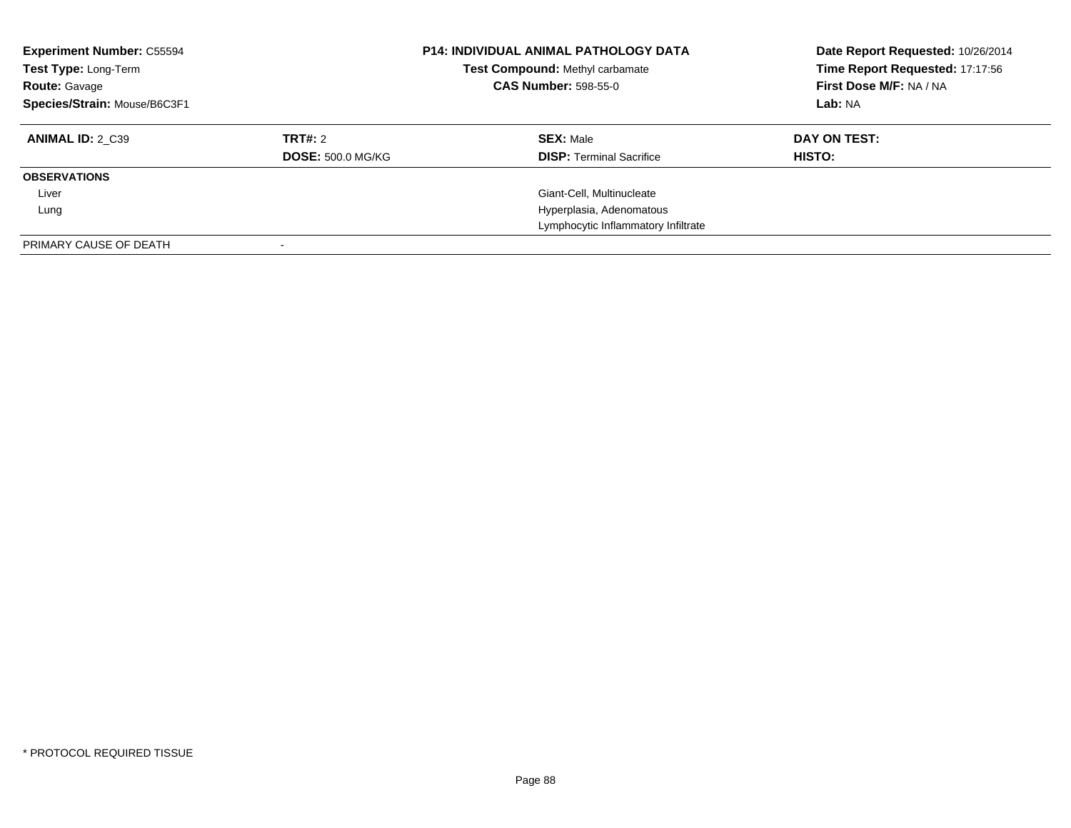**Experiment Number:** C55594
**Test Type:** Long-Term
**Route:** Gavage
**Species/Strain:** Mouse/B6C3F1

**P14: INDIVIDUAL ANIMAL PATHOLOGY DATA**
**Test Compound:** Methyl carbamate
**CAS Number:** 598-55-0

**Date Report Requested:** 10/26/2014
**Time Report Requested:** 17:17:56
**First Dose M/F:** NA / NA
**Lab:** NA

| **ANIMAL ID:** 2_C39 | **TRT#:** 2 | **SEX:** Male | **DAY ON TEST:** |
|---|---|---|---|
| | **DOSE:** 500.0 MG/KG | **DISP:** Terminal Sacrifice | **HISTO:** |
| **OBSERVATIONS** | | | |
| Liver | | Giant-Cell, Multinucleate | |
| Lung | | Hyperplasia, Adenomatous | |
| | | Lymphocytic Inflammatory Infiltrate | |
| PRIMARY CAUSE OF DEATH | - | | |

* PROTOCOL REQUIRED TISSUE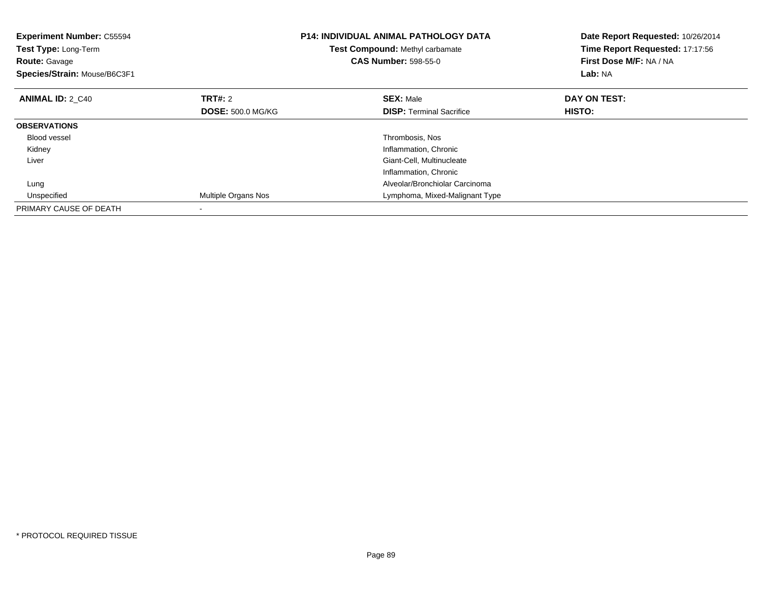**Experiment Number:** C55594
**Test Type:** Long-Term
**Route:** Gavage
**Species/Strain:** Mouse/B6C3F1

**P14: INDIVIDUAL ANIMAL PATHOLOGY DATA**
**Test Compound:** Methyl carbamate
**CAS Number:** 598-55-0

**Date Report Requested:** 10/26/2014
**Time Report Requested:** 17:17:56
**First Dose M/F:** NA / NA
**Lab:** NA

| **ANIMAL ID:** 2_C40 | **TRT#:** 2 | **SEX:** Male | **DAY ON TEST:** |
|---|---|---|---|
| | **DOSE:** 500.0 MG/KG | **DISP:** Terminal Sacrifice | **HISTO:** |
| **OBSERVATIONS** | | | |
| Blood vessel | | Thrombosis, Nos | |
| Kidney | | Inflammation, Chronic | |
| Liver | | Giant-Cell, Multinucleate | |
| | | Inflammation, Chronic | |
| Lung | | Alveolar/Bronchiolar Carcinoma | |
| Unspecified | Multiple Organs Nos | Lymphoma, Mixed-Malignant Type | |
| PRIMARY CAUSE OF DEATH | - | | |

* PROTOCOL REQUIRED TISSUE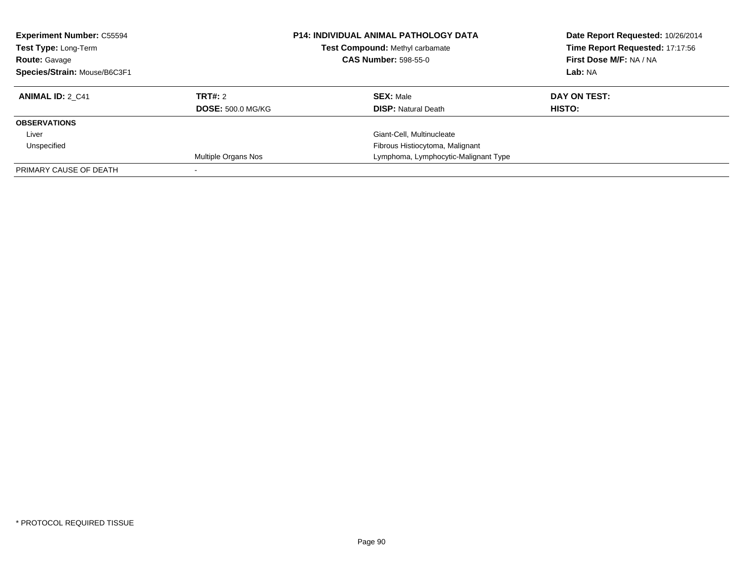**Experiment Number:** C55594
**Test Type:** Long-Term
**Route:** Gavage
**Species/Strain:** Mouse/B6C3F1

**P14: INDIVIDUAL ANIMAL PATHOLOGY DATA**
**Test Compound:** Methyl carbamate
**CAS Number:** 598-55-0

**Date Report Requested:** 10/26/2014
**Time Report Requested:** 17:17:56
**First Dose M/F:** NA / NA
**Lab:** NA

| **ANIMAL ID:** 2_C41 | **TRT#:** 2 | **SEX:** Male | **DAY ON TEST:** |
|---|---|---|---|
| | **DOSE:** 500.0 MG/KG | **DISP:** Natural Death | **HISTO:** |
| **OBSERVATIONS** | | | |
| Liver | | Giant-Cell, Multinucleate | |
| Unspecified | | Fibrous Histiocytoma, Malignant | |
| | Multiple Organs Nos | Lymphoma, Lymphocytic-Malignant Type | |
| PRIMARY CAUSE OF DEATH | - | | |

\* PROTOCOL REQUIRED TISSUE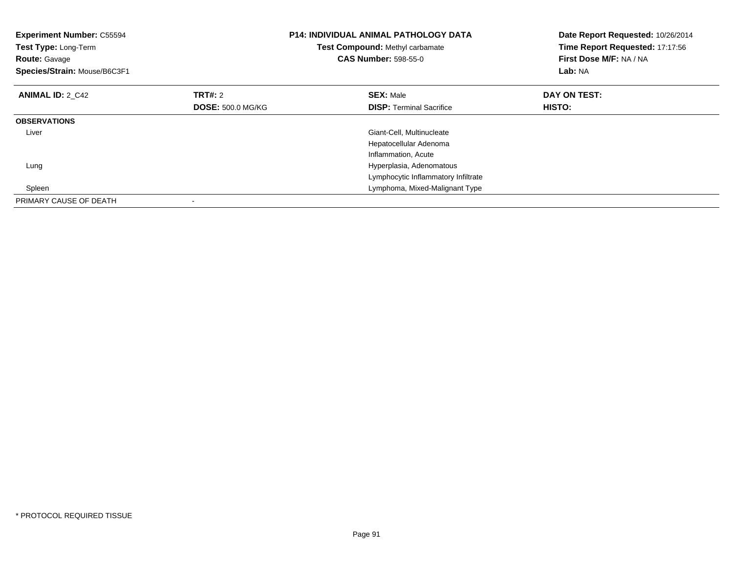**Experiment Number:** C55594
**Test Type:** Long-Term
**Route:** Gavage
**Species/Strain:** Mouse/B6C3F1

**P14: INDIVIDUAL ANIMAL PATHOLOGY DATA**
**Test Compound:** Methyl carbamate
**CAS Number:** 598-55-0

**Date Report Requested:** 10/26/2014
**Time Report Requested:** 17:17:56
**First Dose M/F:** NA / NA
**Lab:** NA

| **ANIMAL ID:** 2_C42 | **TRT#:** 2 | **SEX:** Male | **DAY ON TEST:** |
|---|---|---|---|
| | **DOSE:** 500.0 MG/KG | **DISP:** Terminal Sacrifice | **HISTO:** |
| **OBSERVATIONS** | | | |
| Liver | | Giant-Cell, Multinucleate | |
| | | Hepatocellular Adenoma | |
| | | Inflammation, Acute | |
| Lung | | Hyperplasia, Adenomatous | |
| | | Lymphocytic Inflammatory Infiltrate | |
| Spleen | | Lymphoma, Mixed-Malignant Type | |
| PRIMARY CAUSE OF DEATH | - | | |

* PROTOCOL REQUIRED TISSUE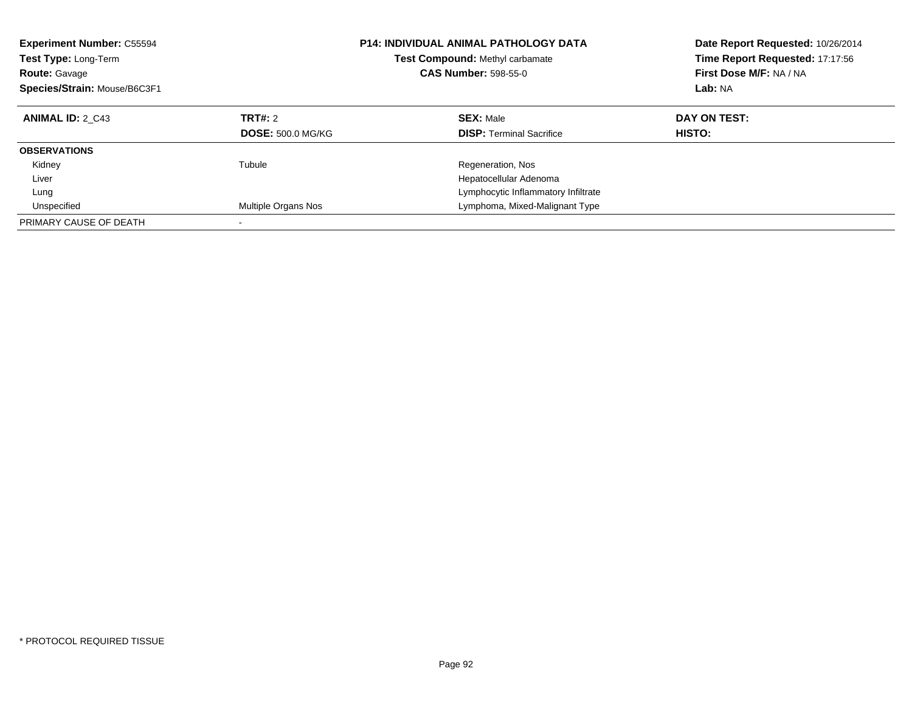**Experiment Number:** C55594
**Test Type:** Long-Term
**Route:** Gavage
**Species/Strain:** Mouse/B6C3F1

**P14: INDIVIDUAL ANIMAL PATHOLOGY DATA**
**Test Compound:** Methyl carbamate
**CAS Number:** 598-55-0

**Date Report Requested:** 10/26/2014
**Time Report Requested:** 17:17:56
**First Dose M/F:** NA / NA
**Lab:** NA

| **ANIMAL ID:** 2_C43 | **TRT#:** 2 | **SEX:** Male | **DAY ON TEST:** |
|---|---|---|---|
| | **DOSE:** 500.0 MG/KG | **DISP:** Terminal Sacrifice | **HISTO:** |
| **OBSERVATIONS** | | | |
| Kidney | Tubule | Regeneration, Nos | |
| Liver | | Hepatocellular Adenoma | |
| Lung | | Lymphocytic Inflammatory Infiltrate | |
| Unspecified | Multiple Organs Nos | Lymphoma, Mixed-Malignant Type | |
| PRIMARY CAUSE OF DEATH | - | | |

* PROTOCOL REQUIRED TISSUE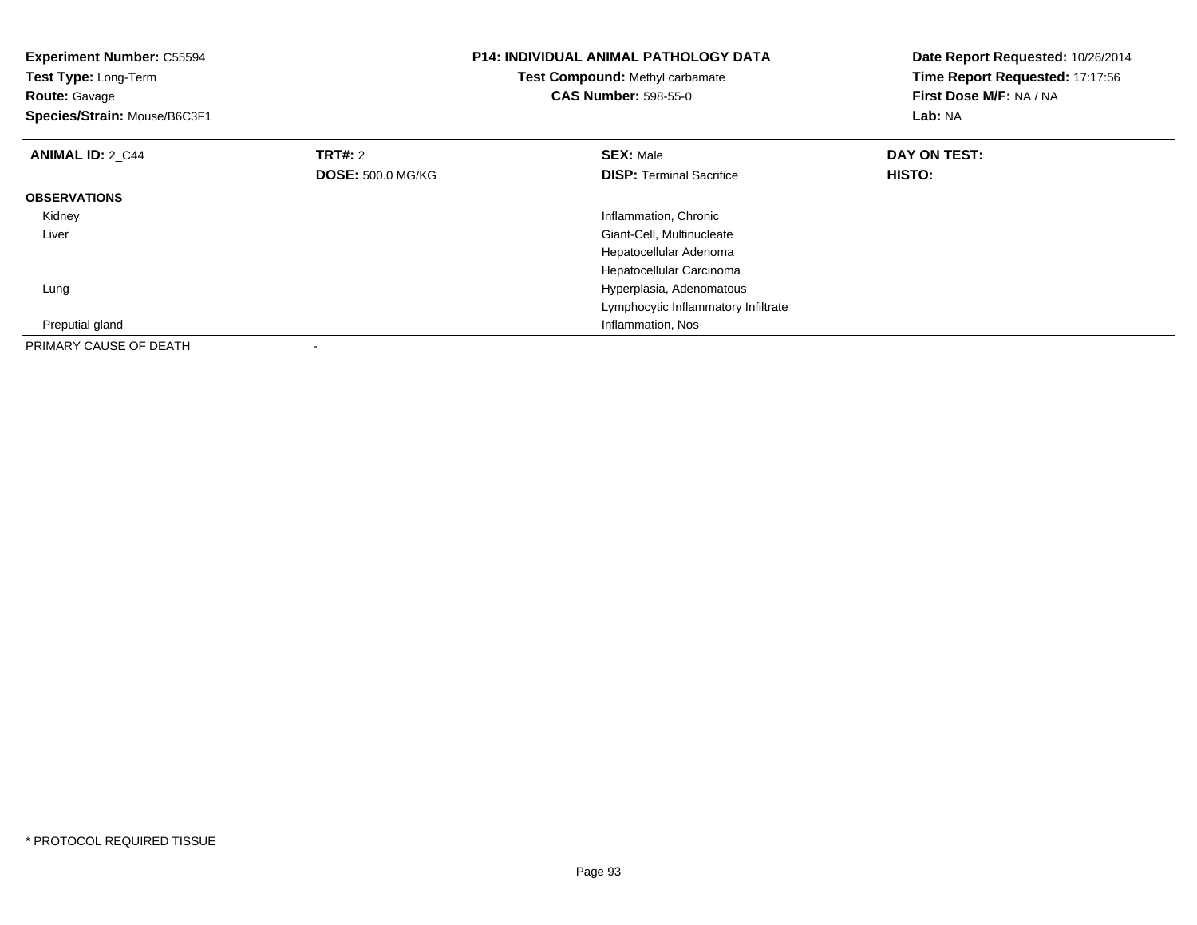**Experiment Number:** C55594
**Test Type:** Long-Term
**Route:** Gavage
**Species/Strain:** Mouse/B6C3F1

**P14: INDIVIDUAL ANIMAL PATHOLOGY DATA**
**Test Compound:** Methyl carbamate
**CAS Number:** 598-55-0

**Date Report Requested:** 10/26/2014
**Time Report Requested:** 17:17:56
**First Dose M/F:** NA / NA
**Lab:** NA

| **ANIMAL ID:** 2_C44 | **TRT#:** 2 | **SEX:** Male | **DAY ON TEST:** |
|---|---|---|---|
| | **DOSE:** 500.0 MG/KG | **DISP:** Terminal Sacrifice | **HISTO:** |
| **OBSERVATIONS** | | | |
| Kidney | | Inflammation, Chronic | |
| Liver | | Giant-Cell, Multinucleate | |
| | | Hepatocellular Adenoma | |
| | | Hepatocellular Carcinoma | |
| Lung | | Hyperplasia, Adenomatous | |
| | | Lymphocytic Inflammatory Infiltrate | |
| Preputial gland | | Inflammation, Nos | |
| PRIMARY CAUSE OF DEATH | - | | |

* PROTOCOL REQUIRED TISSUE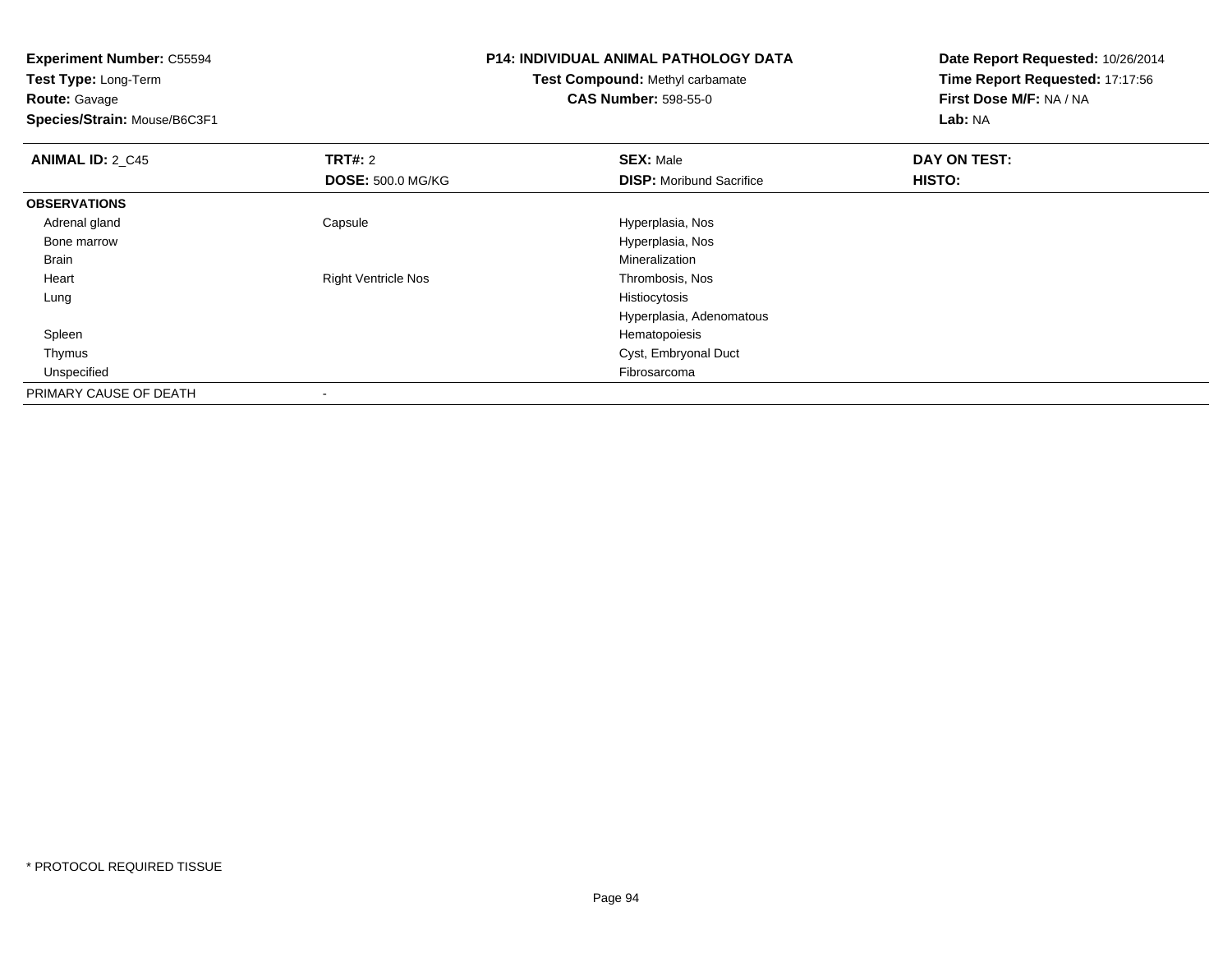**Experiment Number:** C55594
**Test Type:** Long-Term
**Route:** Gavage
**Species/Strain:** Mouse/B6C3F1

**P14: INDIVIDUAL ANIMAL PATHOLOGY DATA**
**Test Compound:** Methyl carbamate
**CAS Number:** 598-55-0

**Date Report Requested:** 10/26/2014
**Time Report Requested:** 17:17:56
**First Dose M/F:** NA / NA
**Lab:** NA

| **ANIMAL ID:** 2_C45 | **TRT#:** 2 | **SEX:** Male | **DAY ON TEST:** |
|---|---|---|---|
| | **DOSE:** 500.0 MG/KG | **DISP:** Moribund Sacrifice | **HISTO:** |
| **OBSERVATIONS** | | | |
| Adrenal gland | Capsule | Hyperplasia, Nos | |
| Bone marrow | | Hyperplasia, Nos | |
| Brain | | Mineralization | |
| Heart | Right Ventricle Nos | Thrombosis, Nos | |
| Lung | | Histiocytosis | |
| | | Hyperplasia, Adenomatous | |
| Spleen | | Hematopoiesis | |
| Thymus | | Cyst, Embryonal Duct | |
| Unspecified | | Fibrosarcoma | |
| PRIMARY CAUSE OF DEATH | - | | |

* PROTOCOL REQUIRED TISSUE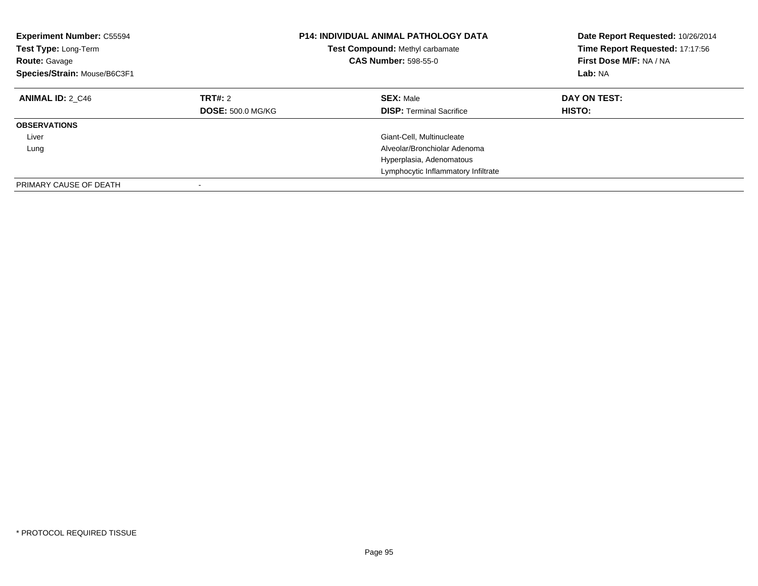**Experiment Number:** C55594
**Test Type:** Long-Term
**Route:** Gavage
**Species/Strain:** Mouse/B6C3F1

**P14: INDIVIDUAL ANIMAL PATHOLOGY DATA**
**Test Compound:** Methyl carbamate
**CAS Number:** 598-55-0

**Date Report Requested:** 10/26/2014
**Time Report Requested:** 17:17:56
**First Dose M/F:** NA / NA
**Lab:** NA

| **ANIMAL ID:** 2_C46 | **TRT#:** 2 | **SEX:** Male | **DAY ON TEST:** |
|---|---|---|---|
| | **DOSE:** 500.0 MG/KG | **DISP:** Terminal Sacrifice | **HISTO:** |
| **OBSERVATIONS** | | | |
| Liver | | Giant-Cell, Multinucleate | |
| Lung | | Alveolar/Bronchiolar Adenoma | |
| | | Hyperplasia, Adenomatous | |
| | | Lymphocytic Inflammatory Infiltrate | |
| PRIMARY CAUSE OF DEATH | - | | |

\* PROTOCOL REQUIRED TISSUE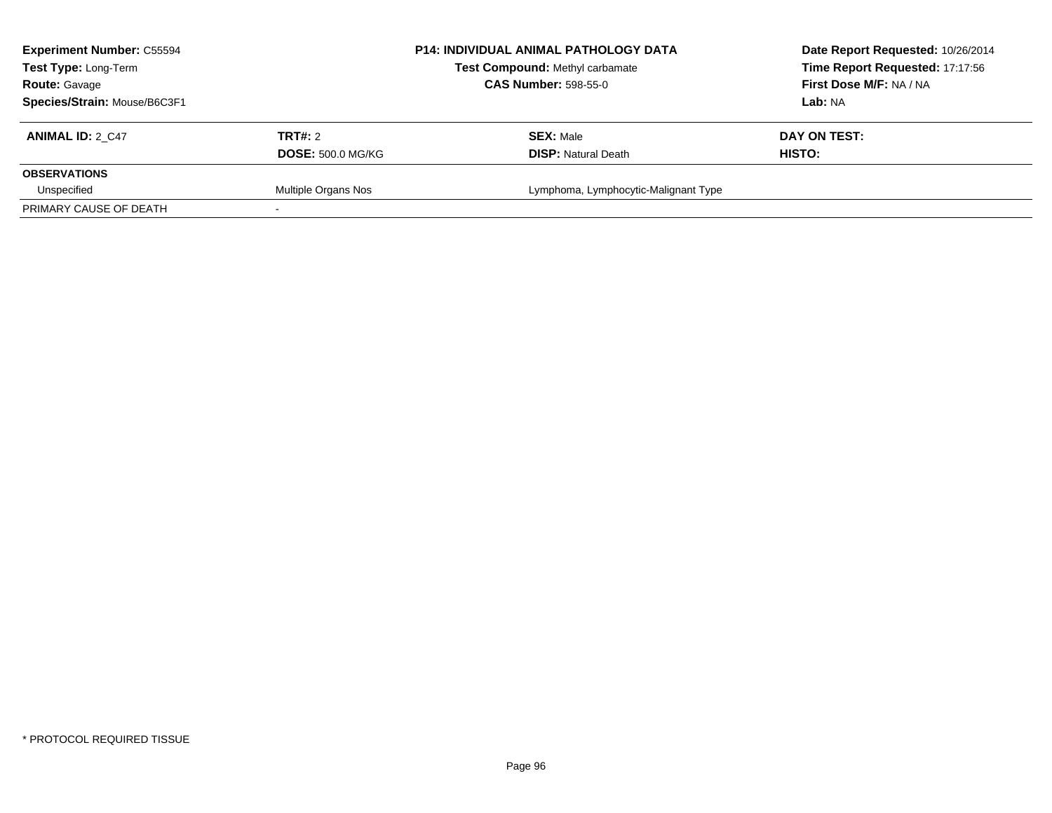**Experiment Number:** C55594
**Test Type:** Long-Term
**Route:** Gavage
**Species/Strain:** Mouse/B6C3F1

**P14: INDIVIDUAL ANIMAL PATHOLOGY DATA**
**Test Compound:** Methyl carbamate
**CAS Number:** 598-55-0

**Date Report Requested:** 10/26/2014
**Time Report Requested:** 17:17:56
**First Dose M/F:** NA / NA
**Lab:** NA

| **ANIMAL ID:** 2_C47 | **TRT#:** 2 | **SEX:** Male | **DAY ON TEST:** |
|---|---|---|---|
| | **DOSE:** 500.0 MG/KG | **DISP:** Natural Death | **HISTO:** |
| **OBSERVATIONS** | | | |
| Unspecified | Multiple Organs Nos | Lymphoma, Lymphocytic-Malignant Type | |
| PRIMARY CAUSE OF DEATH | - | | |

* PROTOCOL REQUIRED TISSUE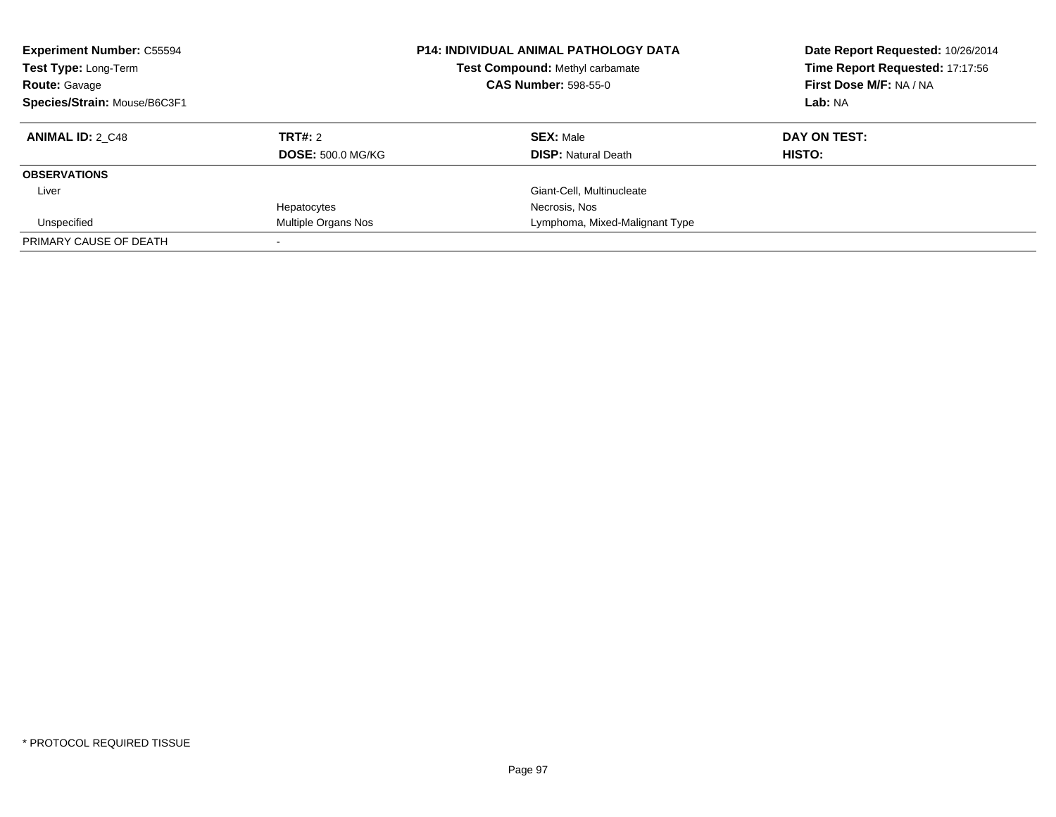**Experiment Number:** C55594
**Test Type:** Long-Term
**Route:** Gavage
**Species/Strain:** Mouse/B6C3F1

**P14: INDIVIDUAL ANIMAL PATHOLOGY DATA**
**Test Compound:** Methyl carbamate
**CAS Number:** 598-55-0

**Date Report Requested:** 10/26/2014
**Time Report Requested:** 17:17:56
**First Dose M/F:** NA / NA
**Lab:** NA

| **ANIMAL ID:** 2_C48 | **TRT#:** 2 | **SEX:** Male | **DAY ON TEST:** |
|---|---|---|---|
| | **DOSE:** 500.0 MG/KG | **DISP:** Natural Death | **HISTO:** |
| **OBSERVATIONS** | | | |
| Liver | | Giant-Cell, Multinucleate | |
| | Hepatocytes | Necrosis, Nos | |
| Unspecified | Multiple Organs Nos | Lymphoma, Mixed-Malignant Type | |
| PRIMARY CAUSE OF DEATH | - | | |

* PROTOCOL REQUIRED TISSUE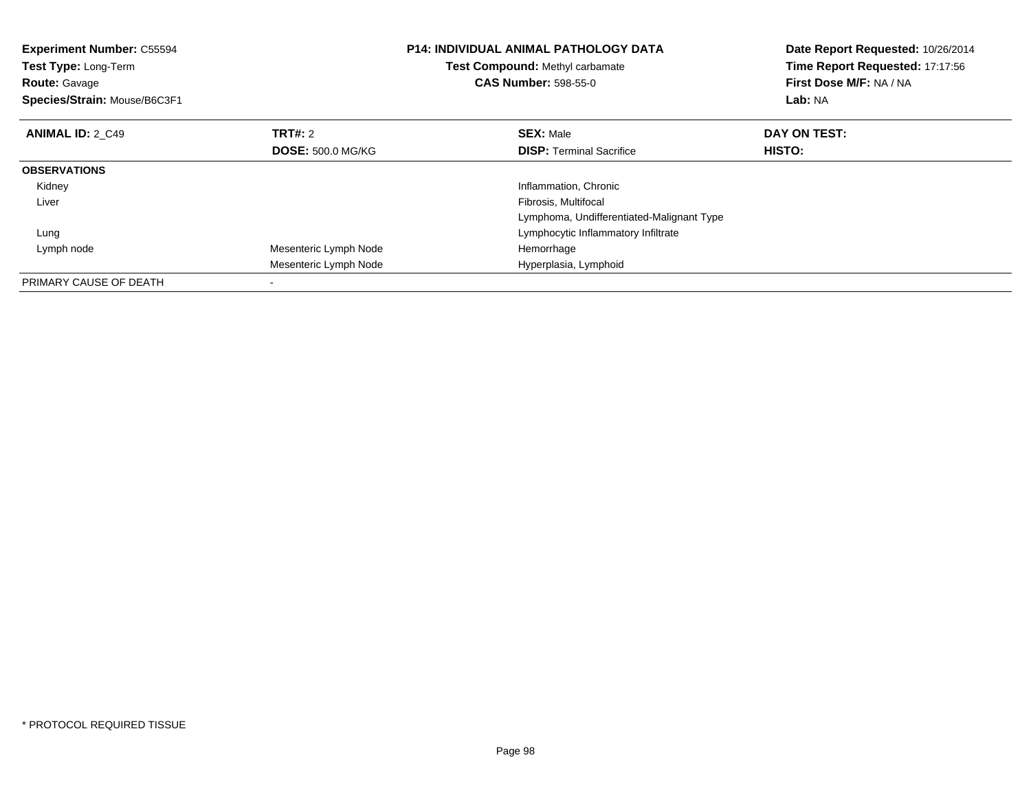**Experiment Number:** C55594
**Test Type:** Long-Term
**Route:** Gavage
**Species/Strain:** Mouse/B6C3F1

**P14: INDIVIDUAL ANIMAL PATHOLOGY DATA**
**Test Compound:** Methyl carbamate
**CAS Number:** 598-55-0

**Date Report Requested:** 10/26/2014
**Time Report Requested:** 17:17:56
**First Dose M/F:** NA / NA
**Lab:** NA

| **ANIMAL ID:** 2_C49 | **TRT#:** 2 | **SEX:** Male | **DAY ON TEST:** |
|---|---|---|---|
| | **DOSE:** 500.0 MG/KG | **DISP:** Terminal Sacrifice | **HISTO:** |
| **OBSERVATIONS** | | | |
| Kidney | | Inflammation, Chronic | |
| Liver | | Fibrosis, Multifocal | |
| | | Lymphoma, Undifferentiated-Malignant Type | |
| Lung | | Lymphocytic Inflammatory Infiltrate | |
| Lymph node | Mesenteric Lymph Node | Hemorrhage | |
| | Mesenteric Lymph Node | Hyperplasia, Lymphoid | |
| PRIMARY CAUSE OF DEATH | - | | |

* PROTOCOL REQUIRED TISSUE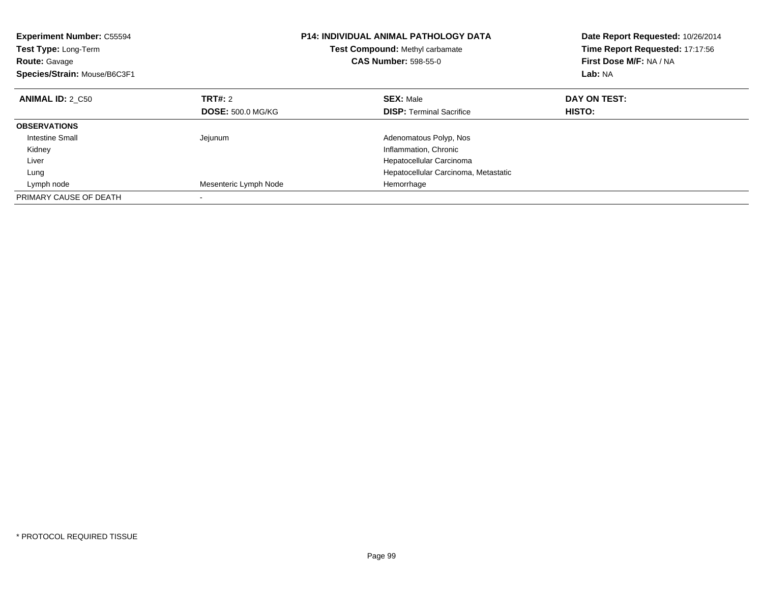**Experiment Number:** C55594
**Test Type:** Long-Term
**Route:** Gavage
**Species/Strain:** Mouse/B6C3F1

**P14: INDIVIDUAL ANIMAL PATHOLOGY DATA**
**Test Compound:** Methyl carbamate
**CAS Number:** 598-55-0

**Date Report Requested:** 10/26/2014
**Time Report Requested:** 17:17:56
**First Dose M/F:** NA / NA
**Lab:** NA

| **ANIMAL ID:** 2_C50 | **TRT#:** 2 | **SEX:** Male | **DAY ON TEST:** |
|---|---|---|---|
| | **DOSE:** 500.0 MG/KG | **DISP:** Terminal Sacrifice | **HISTO:** |
| **OBSERVATIONS** | | | |
| Intestine Small | Jejunum | Adenomatous Polyp, Nos | |
| Kidney | | Inflammation, Chronic | |
| Liver | | Hepatocellular Carcinoma | |
| Lung | | Hepatocellular Carcinoma, Metastatic | |
| Lymph node | Mesenteric Lymph Node | Hemorrhage | |
| PRIMARY CAUSE OF DEATH | - | | |

* PROTOCOL REQUIRED TISSUE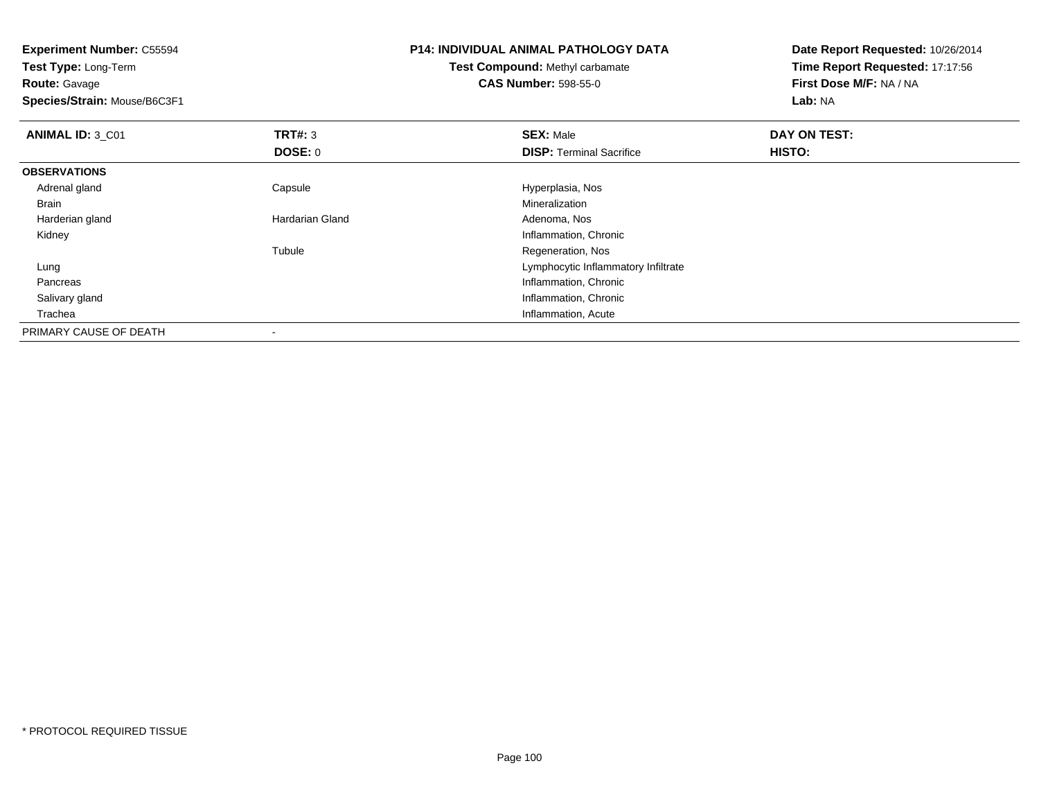**Experiment Number:** C55594
**Test Type:** Long-Term
**Route:** Gavage
**Species/Strain:** Mouse/B6C3F1

**P14: INDIVIDUAL ANIMAL PATHOLOGY DATA**
**Test Compound:** Methyl carbamate
**CAS Number:** 598-55-0

**Date Report Requested:** 10/26/2014
**Time Report Requested:** 17:17:56
**First Dose M/F:** NA / NA
**Lab:** NA

| **ANIMAL ID:** 3_C01 | **TRT#:** 3 | **SEX:** Male | **DAY ON TEST:** |
|---|---|---|---|
| | **DOSE:** 0 | **DISP:** Terminal Sacrifice | **HISTO:** |
| **OBSERVATIONS** | | | |
| Adrenal gland | Capsule | Hyperplasia, Nos | |
| Brain | | Mineralization | |
| Harderian gland | Hardarian Gland | Adenoma, Nos | |
| Kidney | | Inflammation, Chronic | |
| | Tubule | Regeneration, Nos | |
| Lung | | Lymphocytic Inflammatory Infiltrate | |
| Pancreas | | Inflammation, Chronic | |
| Salivary gland | | Inflammation, Chronic | |
| Trachea | | Inflammation, Acute | |
| PRIMARY CAUSE OF DEATH | - | | |

* PROTOCOL REQUIRED TISSUE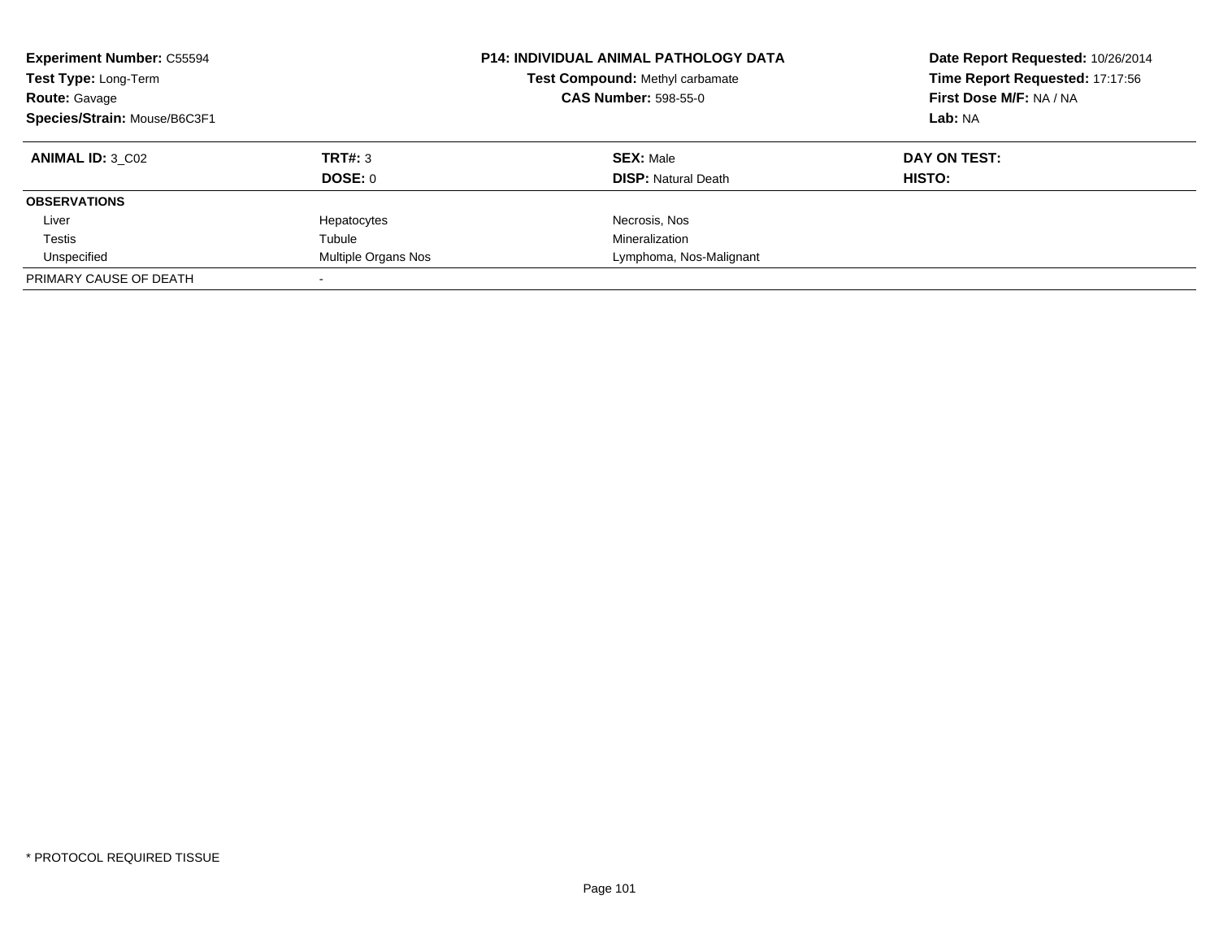**Experiment Number:** C55594
**Test Type:** Long-Term
**Route:** Gavage
**Species/Strain:** Mouse/B6C3F1

**P14: INDIVIDUAL ANIMAL PATHOLOGY DATA**
**Test Compound:** Methyl carbamate
**CAS Number:** 598-55-0

**Date Report Requested:** 10/26/2014
**Time Report Requested:** 17:17:56
**First Dose M/F:** NA / NA
**Lab:** NA

| **ANIMAL ID:** 3_C02 | **TRT#:** 3 | **SEX:** Male | **DAY ON TEST:** |
|---|---|---|---|
| | **DOSE:** 0 | **DISP:** Natural Death | **HISTO:** |
| **OBSERVATIONS** | | | |
| Liver | Hepatocytes | Necrosis, Nos | |
| Testis | Tubule | Mineralization | |
| Unspecified | Multiple Organs Nos | Lymphoma, Nos-Malignant | |
| PRIMARY CAUSE OF DEATH | - | | |

\* PROTOCOL REQUIRED TISSUE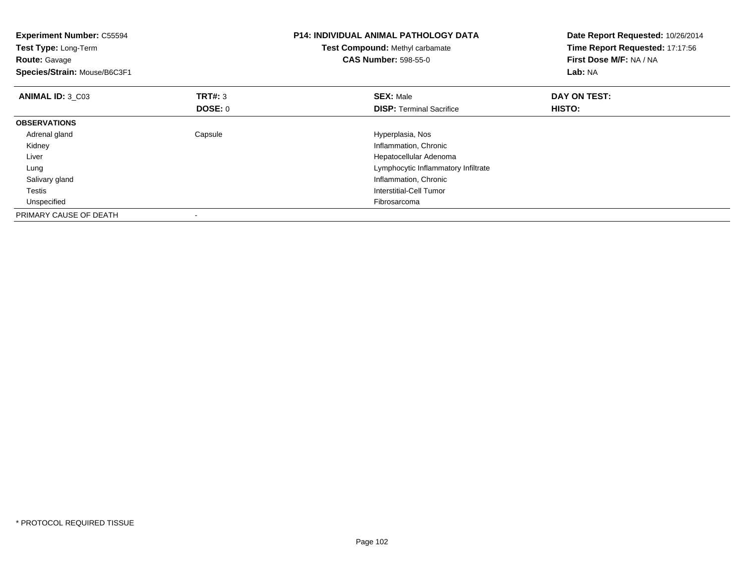**Experiment Number:** C55594
**Test Type:** Long-Term
**Route:** Gavage
**Species/Strain:** Mouse/B6C3F1

**P14: INDIVIDUAL ANIMAL PATHOLOGY DATA**
**Test Compound:** Methyl carbamate
**CAS Number:** 598-55-0

**Date Report Requested:** 10/26/2014
**Time Report Requested:** 17:17:56
**First Dose M/F:** NA / NA
**Lab:** NA

| **ANIMAL ID:** 3_C03 | **TRT#:** 3 | **SEX:** Male | **DAY ON TEST:** |
|---|---|---|---|
| | **DOSE:** 0 | **DISP:** Terminal Sacrifice | **HISTO:** |
| **OBSERVATIONS** | | | |
| Adrenal gland | Capsule | Hyperplasia, Nos | |
| Kidney | | Inflammation, Chronic | |
| Liver | | Hepatocellular Adenoma | |
| Lung | | Lymphocytic Inflammatory Infiltrate | |
| Salivary gland | | Inflammation, Chronic | |
| Testis | | Interstitial-Cell Tumor | |
| Unspecified | | Fibrosarcoma | |
| PRIMARY CAUSE OF DEATH | - | | |

* PROTOCOL REQUIRED TISSUE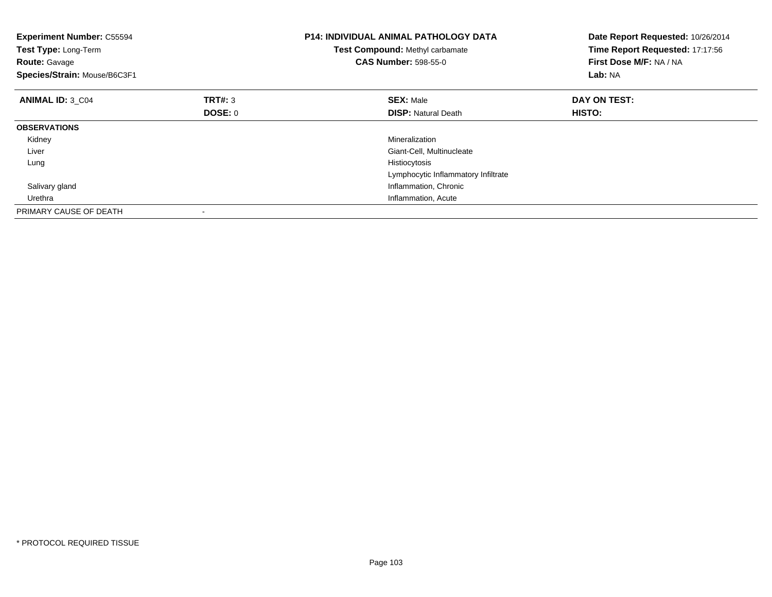**Experiment Number:** C55594
**Test Type:** Long-Term
**Route:** Gavage
**Species/Strain:** Mouse/B6C3F1

**P14: INDIVIDUAL ANIMAL PATHOLOGY DATA**
**Test Compound:** Methyl carbamate
**CAS Number:** 598-55-0

**Date Report Requested:** 10/26/2014
**Time Report Requested:** 17:17:56
**First Dose M/F:** NA / NA
**Lab:** NA

| **ANIMAL ID:** 3_C04 | **TRT#:** 3 | **SEX:** Male | **DAY ON TEST:** |
|---|---|---|---|
| | **DOSE:** 0 | **DISP:** Natural Death | **HISTO:** |
| **OBSERVATIONS** | | | |
| Kidney | | Mineralization | |
| Liver | | Giant-Cell, Multinucleate | |
| Lung | | Histiocytosis | |
| | | Lymphocytic Inflammatory Infiltrate | |
| Salivary gland | | Inflammation, Chronic | |
| Urethra | | Inflammation, Acute | |
| PRIMARY CAUSE OF DEATH | - | | |

* PROTOCOL REQUIRED TISSUE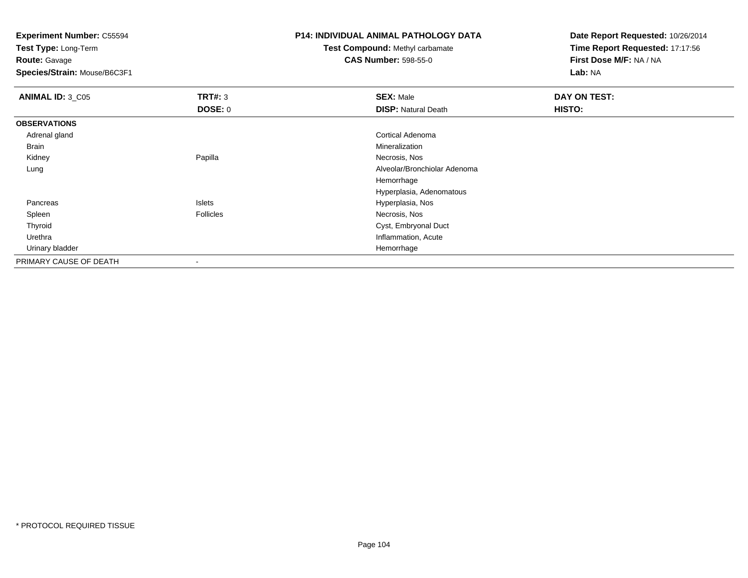**Experiment Number:** C55594
**Test Type:** Long-Term
**Route:** Gavage
**Species/Strain:** Mouse/B6C3F1

**P14: INDIVIDUAL ANIMAL PATHOLOGY DATA**
**Test Compound:** Methyl carbamate
**CAS Number:** 598-55-0

**Date Report Requested:** 10/26/2014
**Time Report Requested:** 17:17:56
**First Dose M/F:** NA / NA
**Lab:** NA

| **ANIMAL ID:** 3_C05 | **TRT#:** 3 | **SEX:** Male | **DAY ON TEST:** |
|---|---|---|---|
| | **DOSE:** 0 | **DISP:** Natural Death | **HISTO:** |
| **OBSERVATIONS** | | | |
| Adrenal gland | | Cortical Adenoma | |
| Brain | | Mineralization | |
| Kidney | Papilla | Necrosis, Nos | |
| Lung | | Alveolar/Bronchiolar Adenoma | |
| | | Hemorrhage | |
| | | Hyperplasia, Adenomatous | |
| Pancreas | Islets | Hyperplasia, Nos | |
| Spleen | Follicles | Necrosis, Nos | |
| Thyroid | | Cyst, Embryonal Duct | |
| Urethra | | Inflammation, Acute | |
| Urinary bladder | | Hemorrhage | |
| PRIMARY CAUSE OF DEATH | - | | |

* PROTOCOL REQUIRED TISSUE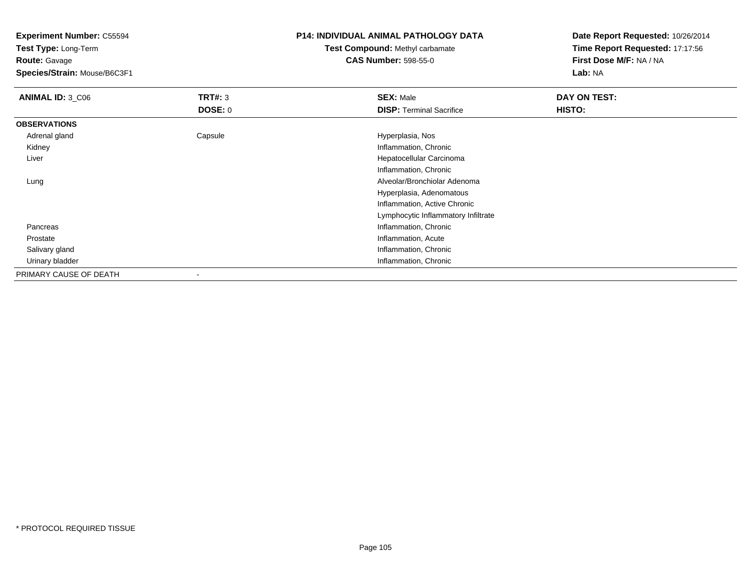**Experiment Number:** C55594
**Test Type:** Long-Term
**Route:** Gavage
**Species/Strain:** Mouse/B6C3F1

**P14: INDIVIDUAL ANIMAL PATHOLOGY DATA**
**Test Compound:** Methyl carbamate
**CAS Number:** 598-55-0

**Date Report Requested:** 10/26/2014
**Time Report Requested:** 17:17:56
**First Dose M/F:** NA / NA
**Lab:** NA

| **ANIMAL ID:** 3_C06 | **TRT#:** 3 | **SEX:** Male | **DAY ON TEST:** |
|---|---|---|---|
| | **DOSE:** 0 | **DISP:** Terminal Sacrifice | **HISTO:** |
| **OBSERVATIONS** | | | |
| Adrenal gland | Capsule | Hyperplasia, Nos | |
| Kidney | | Inflammation, Chronic | |
| Liver | | Hepatocellular Carcinoma | |
| | | Inflammation, Chronic | |
| Lung | | Alveolar/Bronchiolar Adenoma | |
| | | Hyperplasia, Adenomatous | |
| | | Inflammation, Active Chronic | |
| | | Lymphocytic Inflammatory Infiltrate | |
| Pancreas | | Inflammation, Chronic | |
| Prostate | | Inflammation, Acute | |
| Salivary gland | | Inflammation, Chronic | |
| Urinary bladder | | Inflammation, Chronic | |
| PRIMARY CAUSE OF DEATH | - | | |

* PROTOCOL REQUIRED TISSUE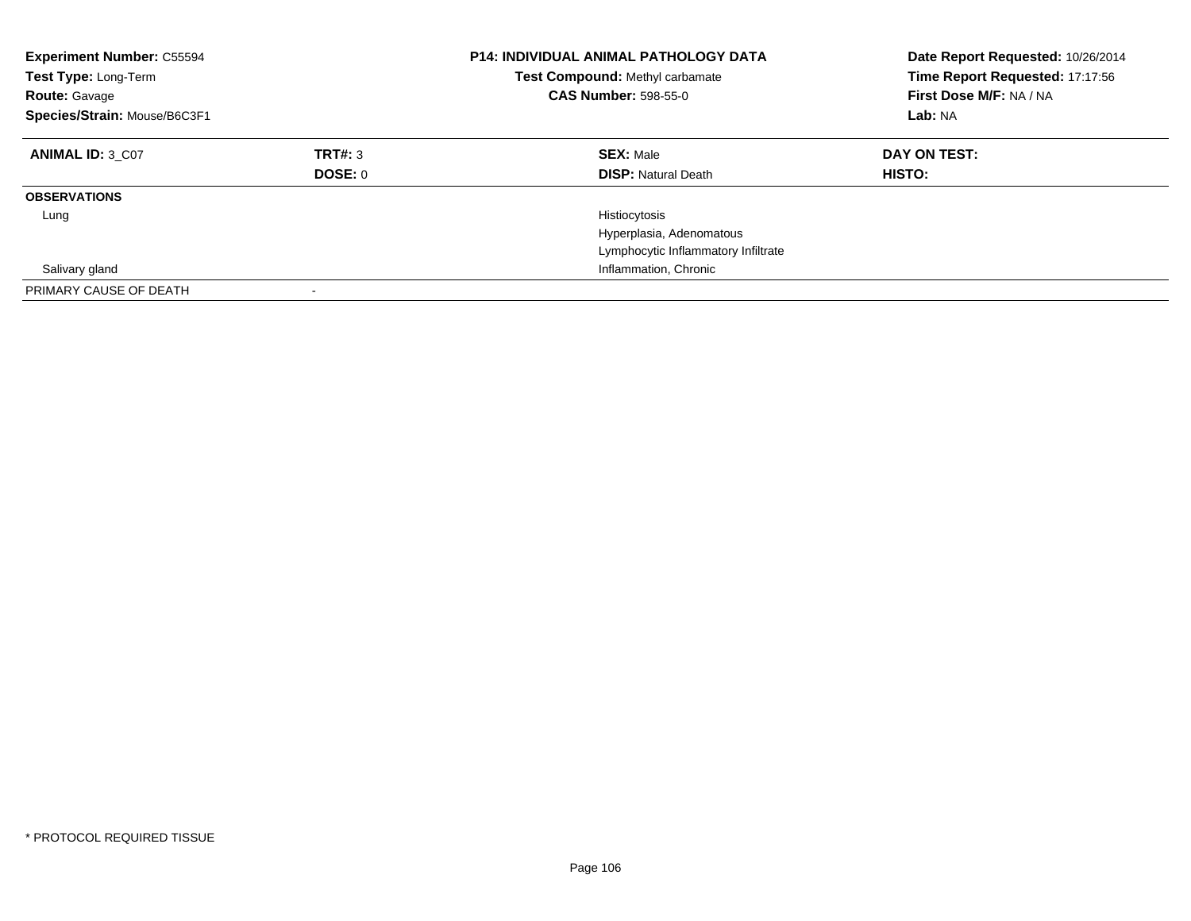**Experiment Number:** C55594
**Test Type:** Long-Term
**Route:** Gavage
**Species/Strain:** Mouse/B6C3F1

**P14: INDIVIDUAL ANIMAL PATHOLOGY DATA**
**Test Compound:** Methyl carbamate
**CAS Number:** 598-55-0

**Date Report Requested:** 10/26/2014
**Time Report Requested:** 17:17:56
**First Dose M/F:** NA / NA
**Lab:** NA

| **ANIMAL ID:** 3_C07 | **TRT#:** 3 | **SEX:** Male | **DAY ON TEST:** |
|---|---|---|---|
| | **DOSE:** 0 | **DISP:** Natural Death | **HISTO:** |
| **OBSERVATIONS** | | | |
| Lung | | Histiocytosis | |
| | | Hyperplasia, Adenomatous | |
| | | Lymphocytic Inflammatory Infiltrate | |
| Salivary gland | | Inflammation, Chronic | |
| PRIMARY CAUSE OF DEATH | - | | |

* PROTOCOL REQUIRED TISSUE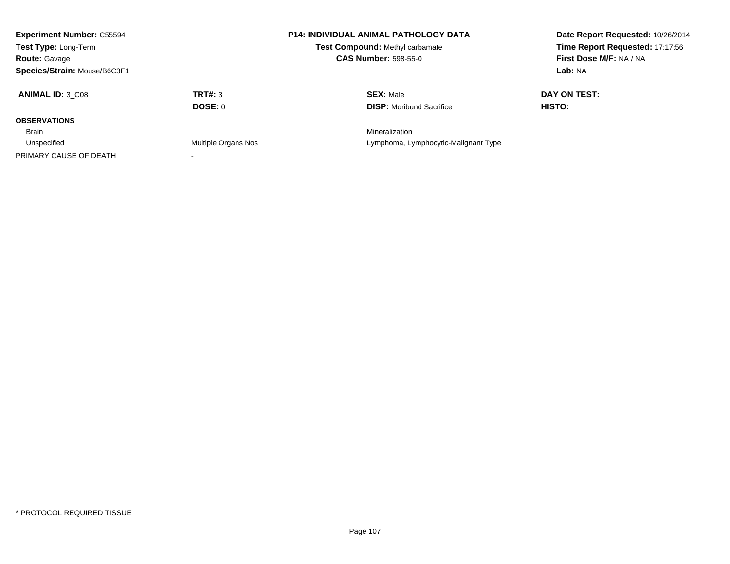**Experiment Number:** C55594
**Test Type:** Long-Term
**Route:** Gavage
**Species/Strain:** Mouse/B6C3F1

**P14: INDIVIDUAL ANIMAL PATHOLOGY DATA**
**Test Compound:** Methyl carbamate
**CAS Number:** 598-55-0

**Date Report Requested:** 10/26/2014
**Time Report Requested:** 17:17:56
**First Dose M/F:** NA / NA
**Lab:** NA

| **ANIMAL ID:** 3_C08 | **TRT#:** 3 | **SEX:** Male | **DAY ON TEST:** |
|---|---|---|---|
| | **DOSE:** 0 | **DISP:** Moribund Sacrifice | **HISTO:** |
| **OBSERVATIONS** | | | |
| Brain | | Mineralization | |
| Unspecified | Multiple Organs Nos | Lymphoma, Lymphocytic-Malignant Type | |
| PRIMARY CAUSE OF DEATH | - | | |

\* PROTOCOL REQUIRED TISSUE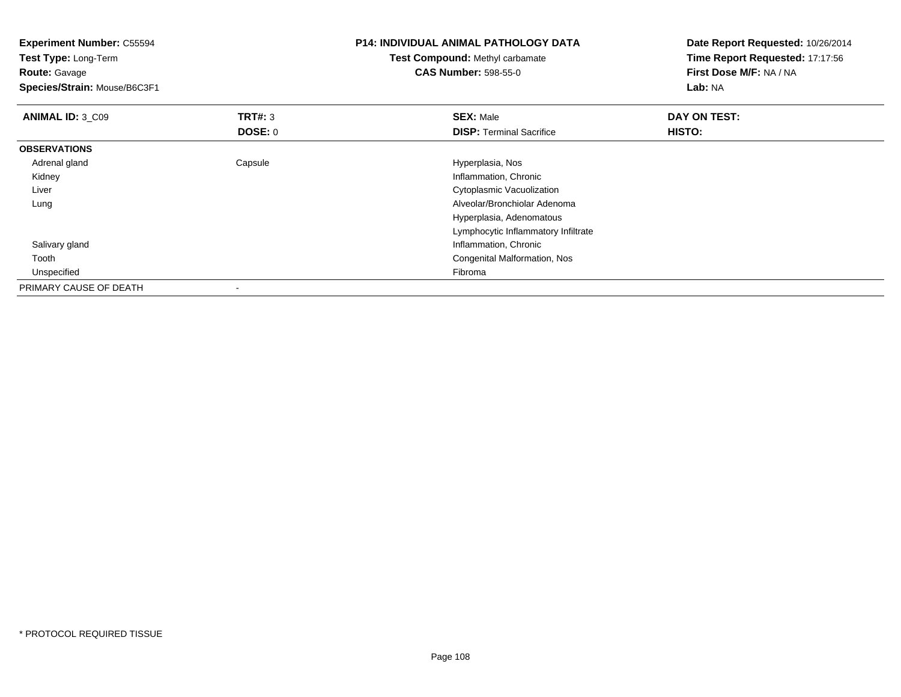**Experiment Number:** C55594
**Test Type:** Long-Term
**Route:** Gavage
**Species/Strain:** Mouse/B6C3F1

**P14: INDIVIDUAL ANIMAL PATHOLOGY DATA**
**Test Compound:** Methyl carbamate
**CAS Number:** 598-55-0

**Date Report Requested:** 10/26/2014
**Time Report Requested:** 17:17:56
**First Dose M/F:** NA / NA
**Lab:** NA

| **ANIMAL ID:** 3_C09 | **TRT#:** 3 | **SEX:** Male | **DAY ON TEST:** |
|---|---|---|---|
| | **DOSE:** 0 | **DISP:** Terminal Sacrifice | **HISTO:** |
| **OBSERVATIONS** | | | |
| Adrenal gland | Capsule | Hyperplasia, Nos | |
| Kidney | | Inflammation, Chronic | |
| Liver | | Cytoplasmic Vacuolization | |
| Lung | | Alveolar/Bronchiolar Adenoma | |
| | | Hyperplasia, Adenomatous | |
| | | Lymphocytic Inflammatory Infiltrate | |
| Salivary gland | | Inflammation, Chronic | |
| Tooth | | Congenital Malformation, Nos | |
| Unspecified | | Fibroma | |
| PRIMARY CAUSE OF DEATH | - | | |

* PROTOCOL REQUIRED TISSUE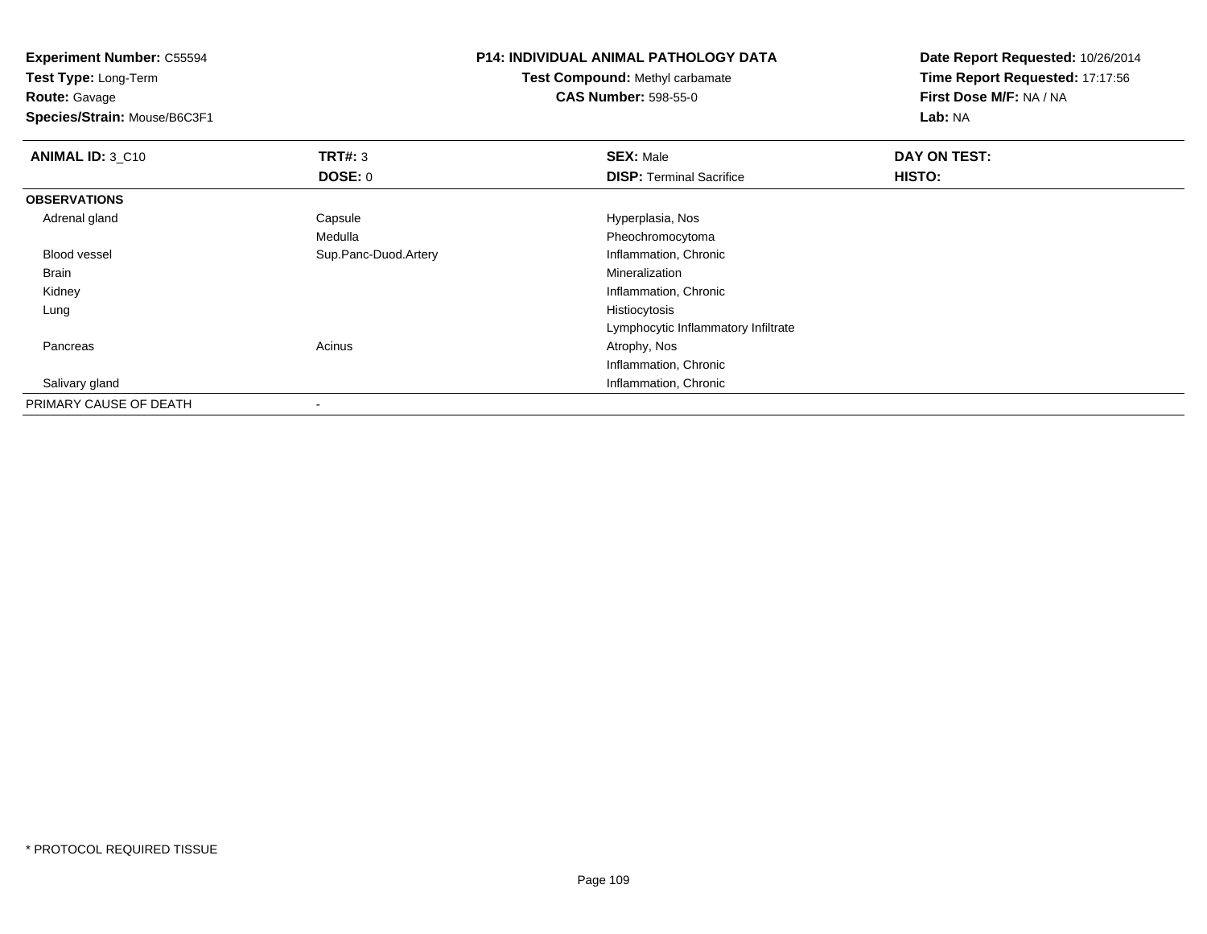**Experiment Number:** C55594
**Test Type:** Long-Term
**Route:** Gavage
**Species/Strain:** Mouse/B6C3F1

**P14: INDIVIDUAL ANIMAL PATHOLOGY DATA**
**Test Compound:** Methyl carbamate
**CAS Number:** 598-55-0

**Date Report Requested:** 10/26/2014
**Time Report Requested:** 17:17:56
**First Dose M/F:** NA / NA
**Lab:** NA

| **ANIMAL ID:** 3_C10 | **TRT#:** 3 | **SEX:** Male | **DAY ON TEST:** |
|---|---|---|---|
| | **DOSE:** 0 | **DISP:** Terminal Sacrifice | **HISTO:** |
| **OBSERVATIONS** | | | |
| Adrenal gland | Capsule | Hyperplasia, Nos | |
| | Medulla | Pheochromocytoma | |
| Blood vessel | Sup.Panc-Duod.Artery | Inflammation, Chronic | |
| Brain | | Mineralization | |
| Kidney | | Inflammation, Chronic | |
| Lung | | Histiocytosis | |
| | | Lymphocytic Inflammatory Infiltrate | |
| Pancreas | Acinus | Atrophy, Nos | |
| | | Inflammation, Chronic | |
| Salivary gland | | Inflammation, Chronic | |
| PRIMARY CAUSE OF DEATH | - | | |

* PROTOCOL REQUIRED TISSUE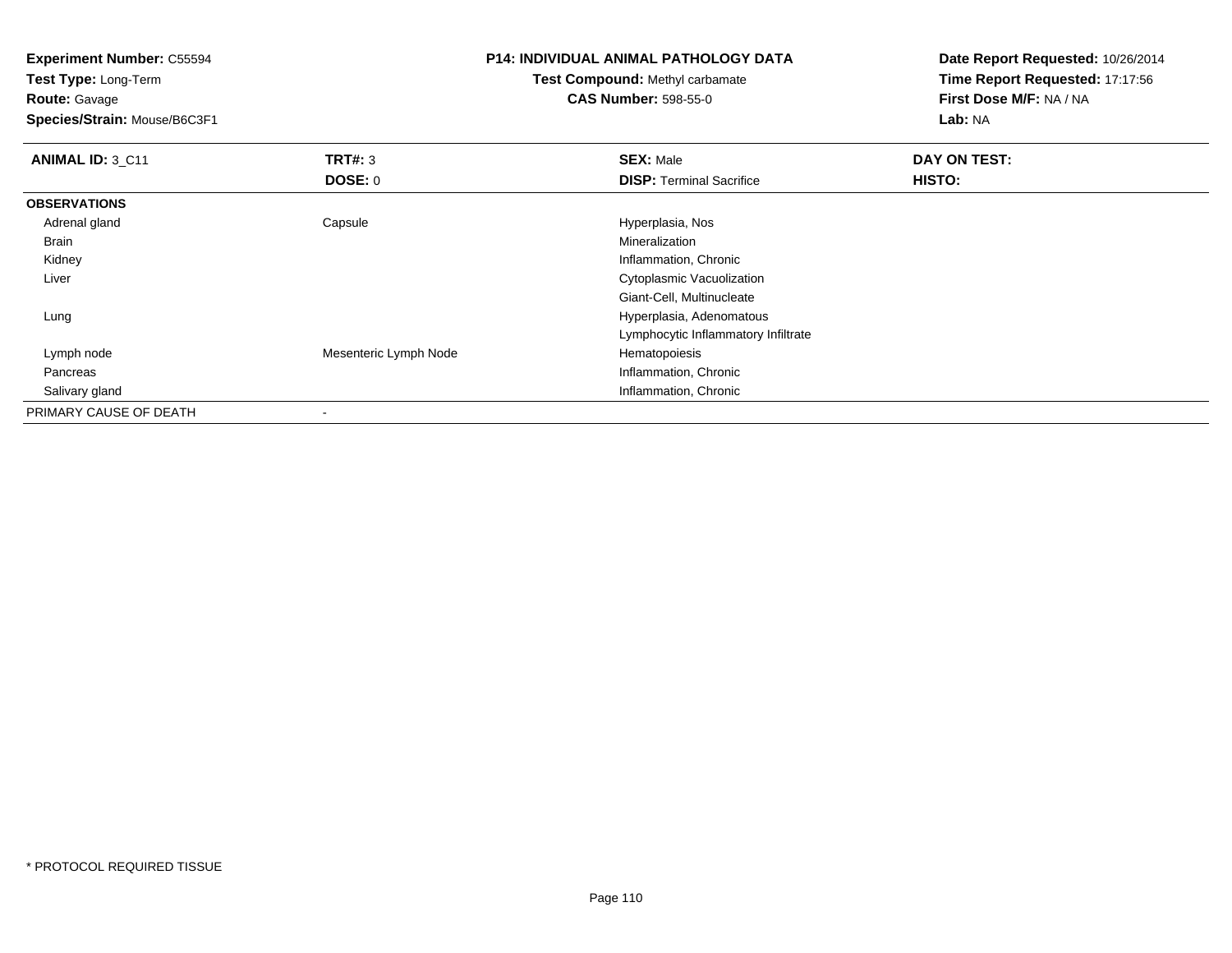**Experiment Number:** C55594
**Test Type:** Long-Term
**Route:** Gavage
**Species/Strain:** Mouse/B6C3F1

# P14: INDIVIDUAL ANIMAL PATHOLOGY DATA

**Test Compound:** Methyl carbamate
**CAS Number:** 598-55-0

**Date Report Requested:** 10/26/2014
**Time Report Requested:** 17:17:56
**First Dose M/F:** NA / NA
**Lab:** NA

| **ANIMAL ID:** 3_C11 | **TRT#:** 3 | **SEX:** Male | **DAY ON TEST:** |
|---|---|---|---|
| | **DOSE:** 0 | **DISP:** Terminal Sacrifice | **HISTO:** |
| **OBSERVATIONS** | | | |
| Adrenal gland | Capsule | Hyperplasia, Nos | |
| Brain | | Mineralization | |
| Kidney | | Inflammation, Chronic | |
| Liver | | Cytoplasmic Vacuolization | |
| | | Giant-Cell, Multinucleate | |
| Lung | | Hyperplasia, Adenomatous | |
| | | Lymphocytic Inflammatory Infiltrate | |
| Lymph node | Mesenteric Lymph Node | Hematopoiesis | |
| Pancreas | | Inflammation, Chronic | |
| Salivary gland | | Inflammation, Chronic | |
| PRIMARY CAUSE OF DEATH | - | | |

* PROTOCOL REQUIRED TISSUE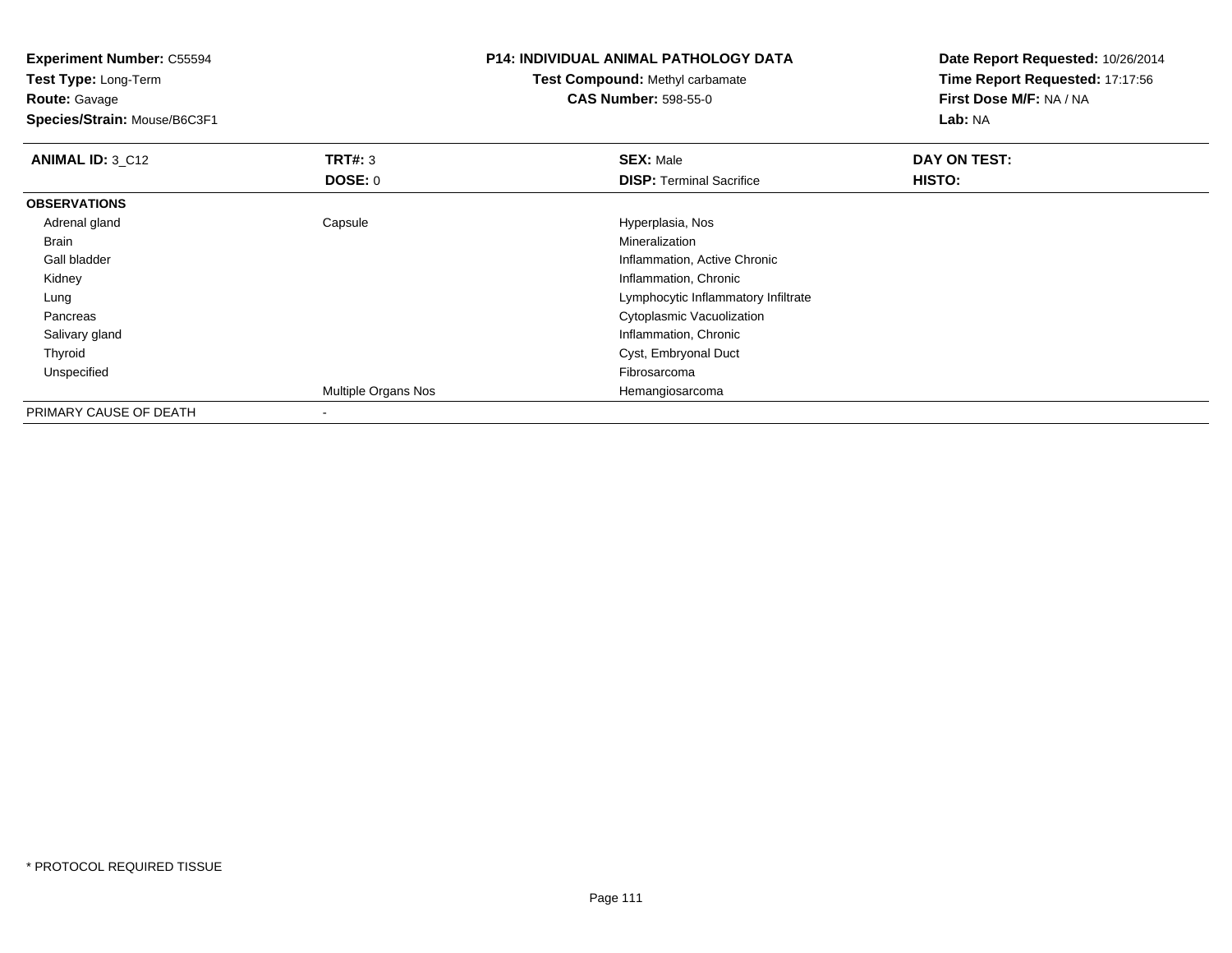**Experiment Number:** C55594
**Test Type:** Long-Term
**Route:** Gavage
**Species/Strain:** Mouse/B6C3F1

**P14: INDIVIDUAL ANIMAL PATHOLOGY DATA**
**Test Compound:** Methyl carbamate
**CAS Number:** 598-55-0

**Date Report Requested:** 10/26/2014
**Time Report Requested:** 17:17:56
**First Dose M/F:** NA / NA
**Lab:** NA

| **ANIMAL ID:** 3_C12 | **TRT#:** 3 | **SEX:** Male | **DAY ON TEST:** |
|---|---|---|---|
| | **DOSE:** 0 | **DISP:** Terminal Sacrifice | **HISTO:** |
| **OBSERVATIONS** | | | |
| Adrenal gland | Capsule | Hyperplasia, Nos | |
| Brain | | Mineralization | |
| Gall bladder | | Inflammation, Active Chronic | |
| Kidney | | Inflammation, Chronic | |
| Lung | | Lymphocytic Inflammatory Infiltrate | |
| Pancreas | | Cytoplasmic Vacuolization | |
| Salivary gland | | Inflammation, Chronic | |
| Thyroid | | Cyst, Embryonal Duct | |
| Unspecified | | Fibrosarcoma | |
| | Multiple Organs Nos | Hemangiosarcoma | |
| PRIMARY CAUSE OF DEATH | - | | |

* PROTOCOL REQUIRED TISSUE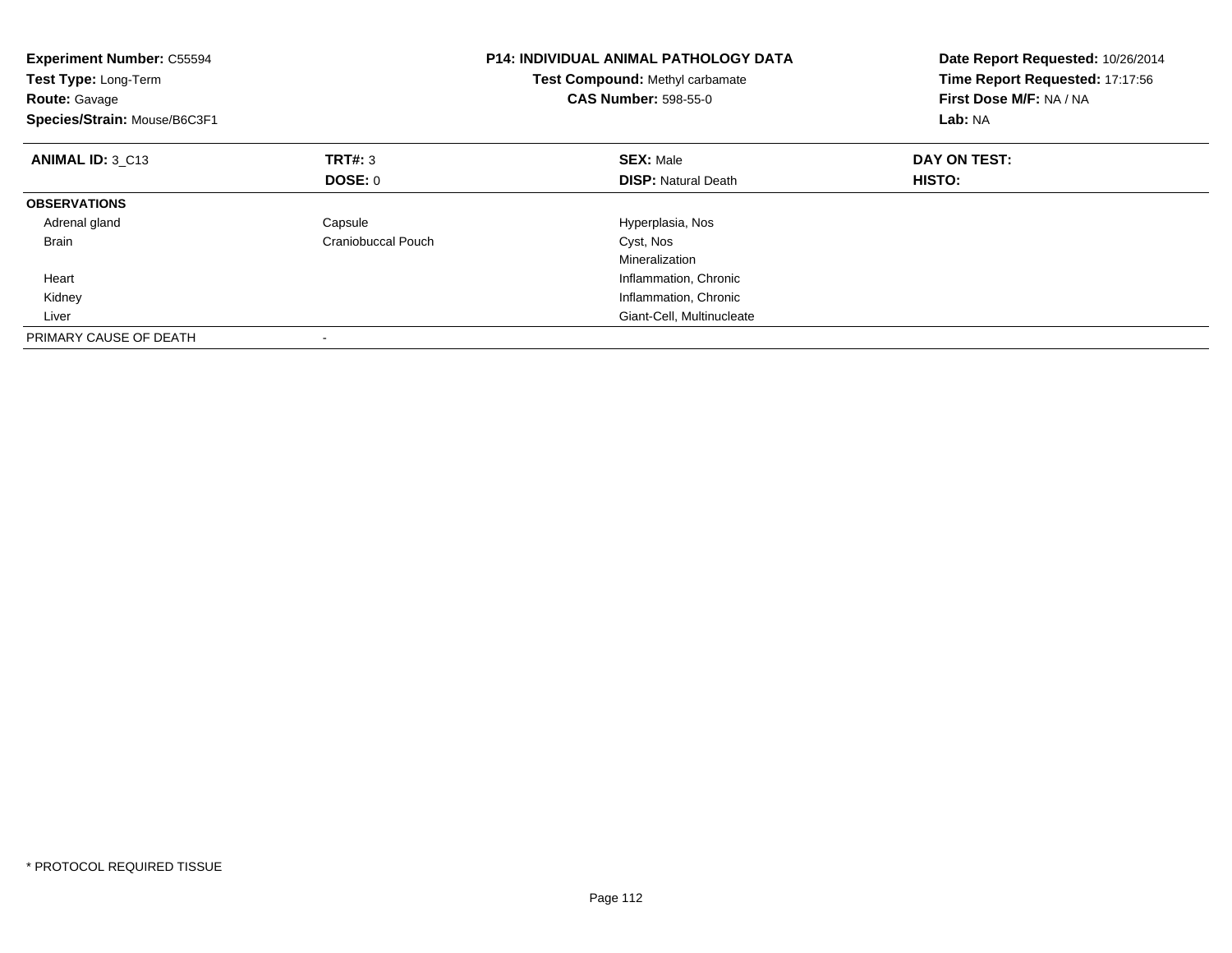**Experiment Number:** C55594
**Test Type:** Long-Term
**Route:** Gavage
**Species/Strain:** Mouse/B6C3F1

**P14: INDIVIDUAL ANIMAL PATHOLOGY DATA**
**Test Compound:** Methyl carbamate
**CAS Number:** 598-55-0

**Date Report Requested:** 10/26/2014
**Time Report Requested:** 17:17:56
**First Dose M/F:** NA / NA
**Lab:** NA

| **ANIMAL ID:** 3_C13 | **TRT#:** 3 | **SEX:** Male | **DAY ON TEST:** |
|---|---|---|---|
| | **DOSE:** 0 | **DISP:** Natural Death | **HISTO:** |
| **OBSERVATIONS** | | | |
| Adrenal gland | Capsule | Hyperplasia, Nos | |
| Brain | Craniobuccal Pouch | Cyst, Nos | |
| | | Mineralization | |
| Heart | | Inflammation, Chronic | |
| Kidney | | Inflammation, Chronic | |
| Liver | | Giant-Cell, Multinucleate | |
| PRIMARY CAUSE OF DEATH | - | | |

\* PROTOCOL REQUIRED TISSUE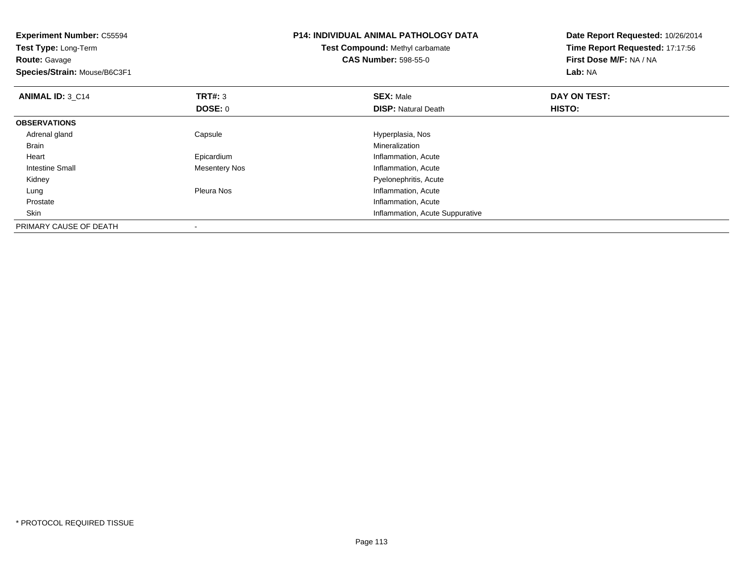**Experiment Number:** C55594
**Test Type:** Long-Term
**Route:** Gavage
**Species/Strain:** Mouse/B6C3F1

**P14: INDIVIDUAL ANIMAL PATHOLOGY DATA**
**Test Compound:** Methyl carbamate
**CAS Number:** 598-55-0

**Date Report Requested:** 10/26/2014
**Time Report Requested:** 17:17:56
**First Dose M/F:** NA / NA
**Lab:** NA

| **ANIMAL ID:** 3_C14 | **TRT#:** 3 | **SEX:** Male | **DAY ON TEST:** |
|---|---|---|---|
| | **DOSE:** 0 | **DISP:** Natural Death | **HISTO:** |
| **OBSERVATIONS** | | | |
| Adrenal gland | Capsule | Hyperplasia, Nos | |
| Brain | | Mineralization | |
| Heart | Epicardium | Inflammation, Acute | |
| Intestine Small | Mesentery Nos | Inflammation, Acute | |
| Kidney | | Pyelonephritis, Acute | |
| Lung | Pleura Nos | Inflammation, Acute | |
| Prostate | | Inflammation, Acute | |
| Skin | | Inflammation, Acute Suppurative | |
| PRIMARY CAUSE OF DEATH | - | | |

* PROTOCOL REQUIRED TISSUE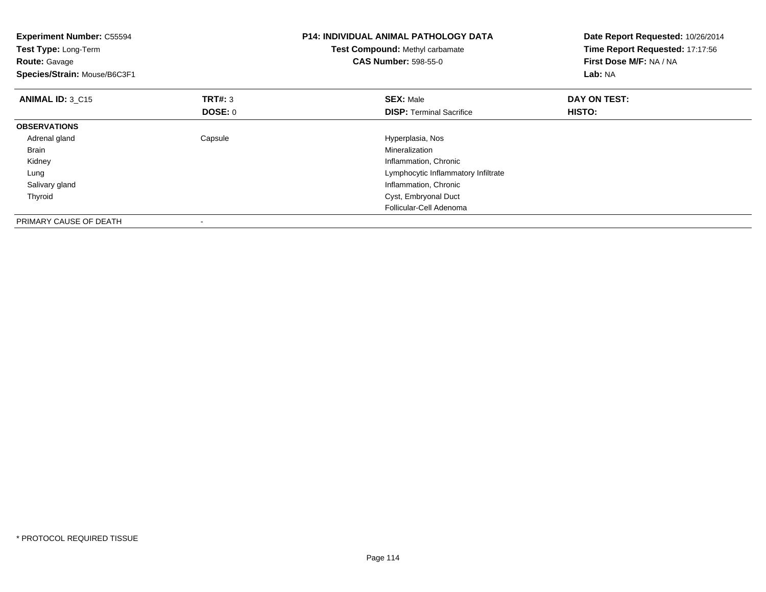**Experiment Number:** C55594
**Test Type:** Long-Term
**Route:** Gavage
**Species/Strain:** Mouse/B6C3F1

**P14: INDIVIDUAL ANIMAL PATHOLOGY DATA**
**Test Compound:** Methyl carbamate
**CAS Number:** 598-55-0

**Date Report Requested:** 10/26/2014
**Time Report Requested:** 17:17:56
**First Dose M/F:** NA / NA
**Lab:** NA

| **ANIMAL ID:** 3_C15 | **TRT#:** 3 | **SEX:** Male | **DAY ON TEST:** |
|---|---|---|---|
| | **DOSE:** 0 | **DISP:** Terminal Sacrifice | **HISTO:** |
| **OBSERVATIONS** | | | |
| Adrenal gland | Capsule | Hyperplasia, Nos | |
| Brain | | Mineralization | |
| Kidney | | Inflammation, Chronic | |
| Lung | | Lymphocytic Inflammatory Infiltrate | |
| Salivary gland | | Inflammation, Chronic | |
| Thyroid | | Cyst, Embryonal Duct | |
| | | Follicular-Cell Adenoma | |
| PRIMARY CAUSE OF DEATH | - | | |

* PROTOCOL REQUIRED TISSUE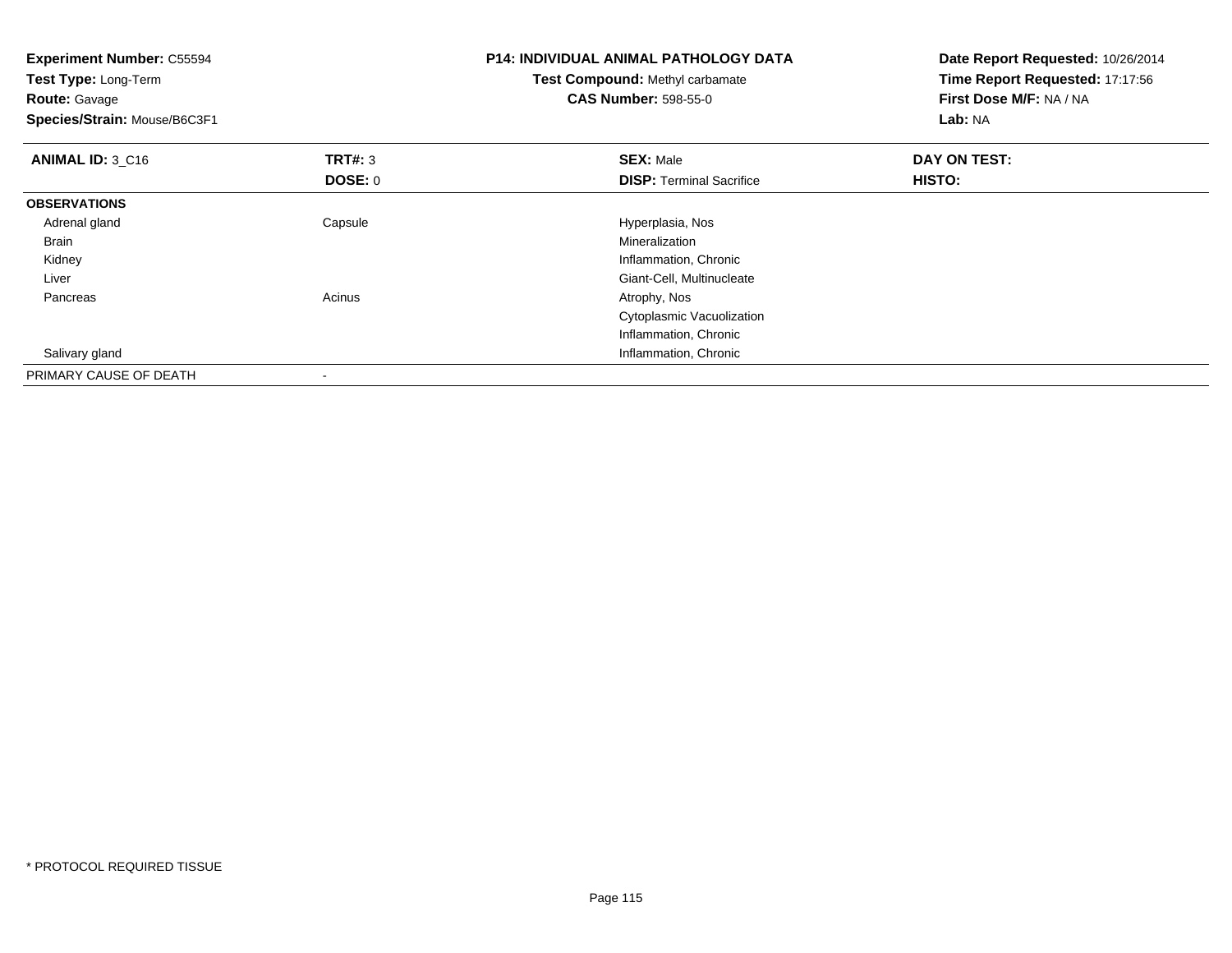**Experiment Number:** C55594
**Test Type:** Long-Term
**Route:** Gavage
**Species/Strain:** Mouse/B6C3F1

**P14: INDIVIDUAL ANIMAL PATHOLOGY DATA**
**Test Compound:** Methyl carbamate
**CAS Number:** 598-55-0

**Date Report Requested:** 10/26/2014
**Time Report Requested:** 17:17:56
**First Dose M/F:** NA / NA
**Lab:** NA

| **ANIMAL ID:** 3_C16 | **TRT#:** 3 | **SEX:** Male | **DAY ON TEST:** |
|---|---|---|---|
| | **DOSE:** 0 | **DISP:** Terminal Sacrifice | **HISTO:** |
| **OBSERVATIONS** | | | |
| Adrenal gland | Capsule | Hyperplasia, Nos | |
| Brain | | Mineralization | |
| Kidney | | Inflammation, Chronic | |
| Liver | | Giant-Cell, Multinucleate | |
| Pancreas | Acinus | Atrophy, Nos | |
| | | Cytoplasmic Vacuolization | |
| | | Inflammation, Chronic | |
| Salivary gland | | Inflammation, Chronic | |
| PRIMARY CAUSE OF DEATH | - | | |

* PROTOCOL REQUIRED TISSUE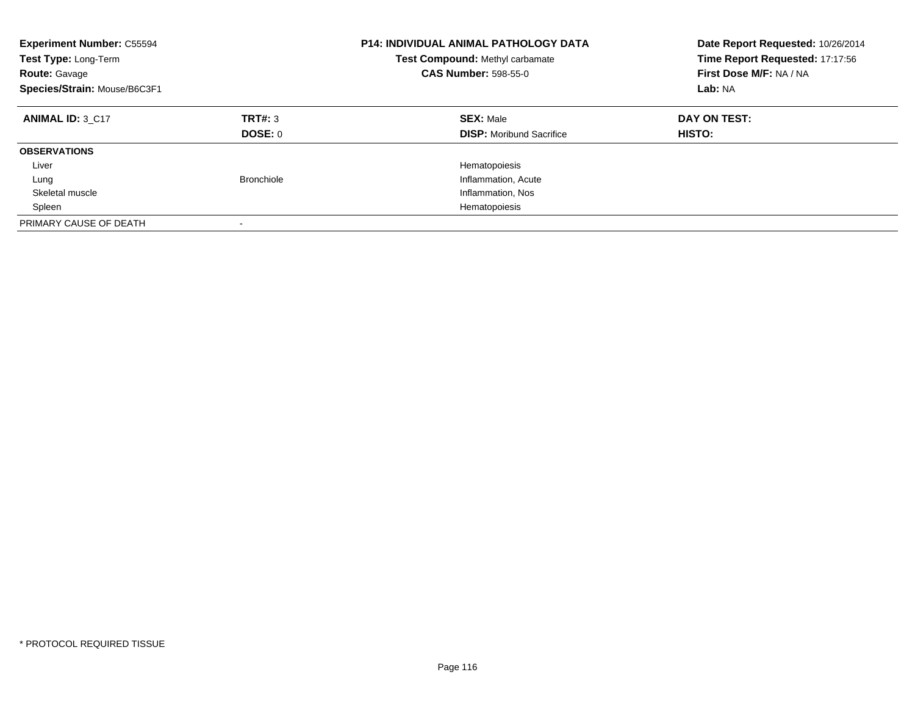**Experiment Number:** C55594
**Test Type:** Long-Term
**Route:** Gavage
**Species/Strain:** Mouse/B6C3F1

**P14: INDIVIDUAL ANIMAL PATHOLOGY DATA**
**Test Compound:** Methyl carbamate
**CAS Number:** 598-55-0

**Date Report Requested:** 10/26/2014
**Time Report Requested:** 17:17:56
**First Dose M/F:** NA / NA
**Lab:** NA

| **ANIMAL ID:** 3_C17 | **TRT#:** 3 | **SEX:** Male | **DAY ON TEST:** |
|---|---|---|---|
| | **DOSE:** 0 | **DISP:** Moribund Sacrifice | **HISTO:** |
| **OBSERVATIONS** | | | |
| Liver | | Hematopoiesis | |
| Lung | Bronchiole | Inflammation, Acute | |
| Skeletal muscle | | Inflammation, Nos | |
| Spleen | | Hematopoiesis | |
| PRIMARY CAUSE OF DEATH | - | | |

* PROTOCOL REQUIRED TISSUE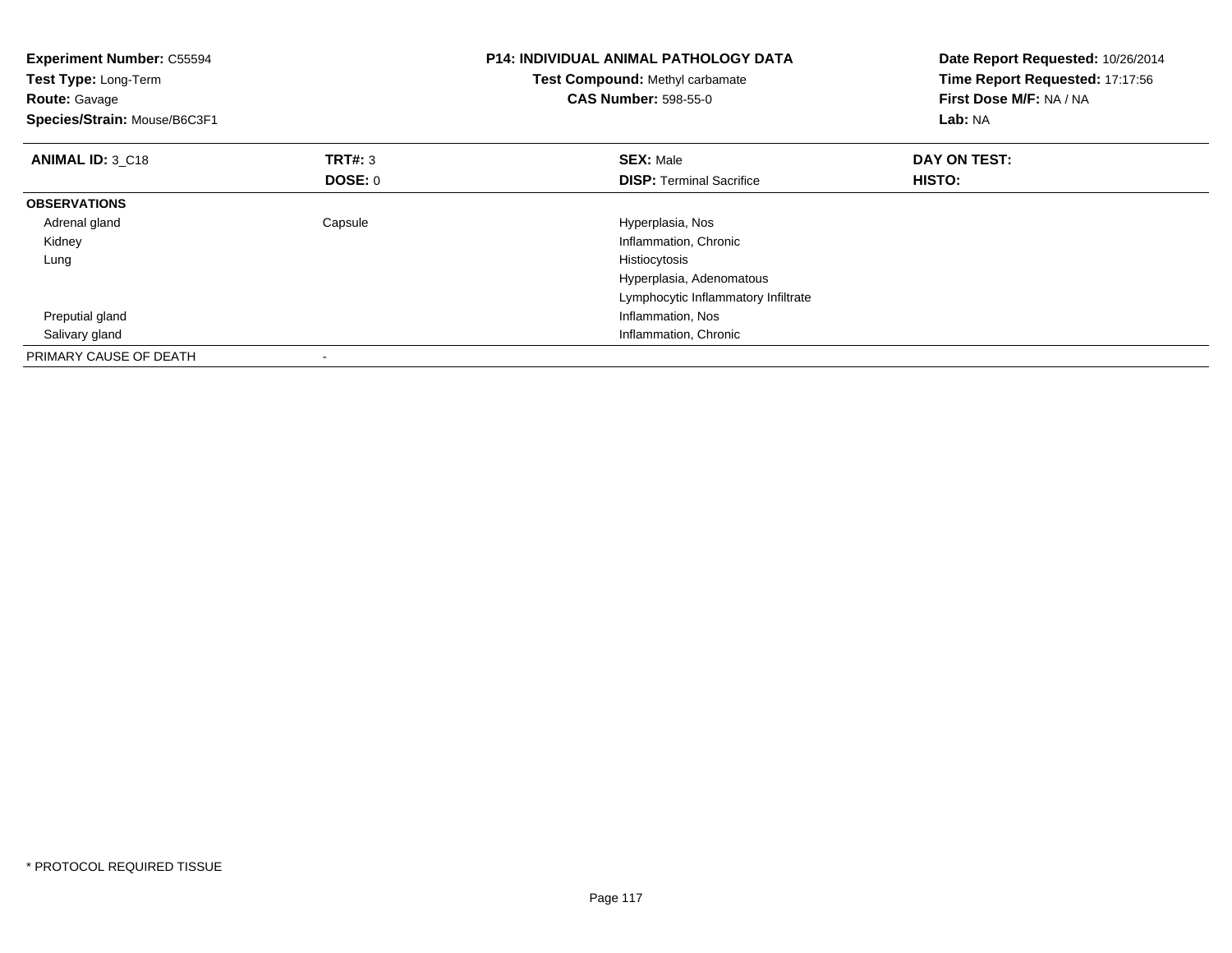**Experiment Number:** C55594
**Test Type:** Long-Term
**Route:** Gavage
**Species/Strain:** Mouse/B6C3F1

**P14: INDIVIDUAL ANIMAL PATHOLOGY DATA**
**Test Compound:** Methyl carbamate
**CAS Number:** 598-55-0

**Date Report Requested:** 10/26/2014
**Time Report Requested:** 17:17:56
**First Dose M/F:** NA / NA
**Lab:** NA

| **ANIMAL ID:** 3_C18 | **TRT#:** 3 | **SEX:** Male | **DAY ON TEST:** |
|---|---|---|---|
| | **DOSE:** 0 | **DISP:** Terminal Sacrifice | **HISTO:** |
| **OBSERVATIONS** | | | |
| Adrenal gland | Capsule | Hyperplasia, Nos | |
| Kidney | | Inflammation, Chronic | |
| Lung | | Histiocytosis | |
| | | Hyperplasia, Adenomatous | |
| | | Lymphocytic Inflammatory Infiltrate | |
| Preputial gland | | Inflammation, Nos | |
| Salivary gland | | Inflammation, Chronic | |
| PRIMARY CAUSE OF DEATH | - | | |

* PROTOCOL REQUIRED TISSUE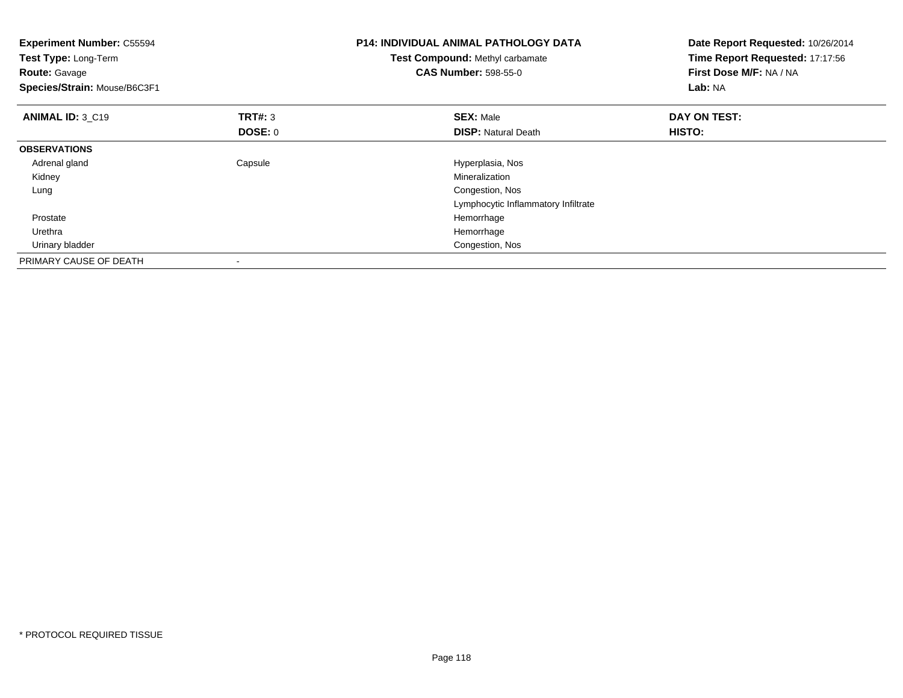**Experiment Number:** C55594
**Test Type:** Long-Term
**Route:** Gavage
**Species/Strain:** Mouse/B6C3F1

**P14: INDIVIDUAL ANIMAL PATHOLOGY DATA**
**Test Compound:** Methyl carbamate
**CAS Number:** 598-55-0

**Date Report Requested:** 10/26/2014
**Time Report Requested:** 17:17:56
**First Dose M/F:** NA / NA
**Lab:** NA

| **ANIMAL ID:** 3_C19 | **TRT#:** 3 | **SEX:** Male | **DAY ON TEST:** |
|---|---|---|---|
| | **DOSE:** 0 | **DISP:** Natural Death | **HISTO:** |
| **OBSERVATIONS** | | | |
| Adrenal gland | Capsule | Hyperplasia, Nos | |
| Kidney | | Mineralization | |
| Lung | | Congestion, Nos | |
| | | Lymphocytic Inflammatory Infiltrate | |
| Prostate | | Hemorrhage | |
| Urethra | | Hemorrhage | |
| Urinary bladder | | Congestion, Nos | |
| PRIMARY CAUSE OF DEATH | - | | |

* PROTOCOL REQUIRED TISSUE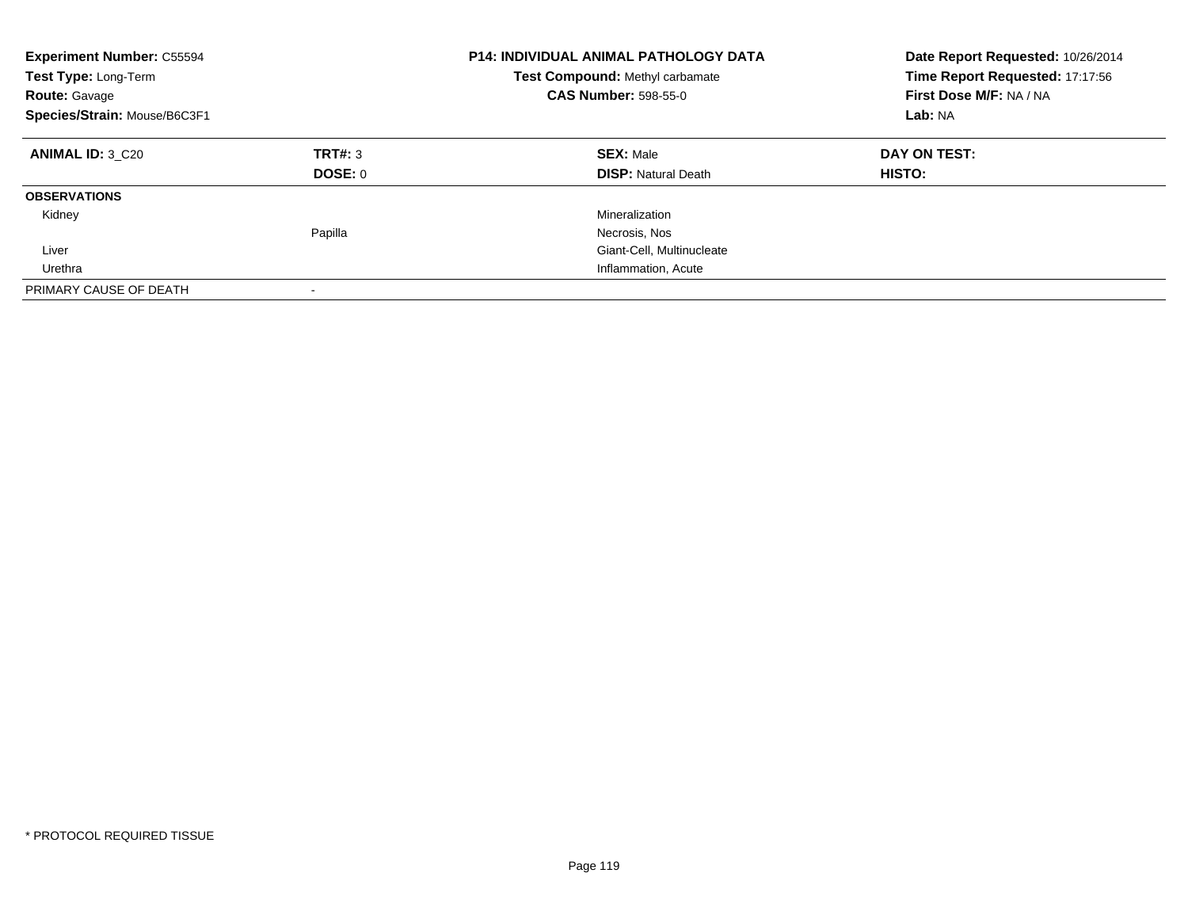**Experiment Number:** C55594
**Test Type:** Long-Term
**Route:** Gavage
**Species/Strain:** Mouse/B6C3F1

**P14: INDIVIDUAL ANIMAL PATHOLOGY DATA**
**Test Compound:** Methyl carbamate
**CAS Number:** 598-55-0

**Date Report Requested:** 10/26/2014
**Time Report Requested:** 17:17:56
**First Dose M/F:** NA / NA
**Lab:** NA

| **ANIMAL ID:** 3_C20 | **TRT#:** 3 | **SEX:** Male | **DAY ON TEST:** |
|---|---|---|---|
| | **DOSE:** 0 | **DISP:** Natural Death | **HISTO:** |
| **OBSERVATIONS** | | | |
| Kidney | | Mineralization | |
| | Papilla | Necrosis, Nos | |
| Liver | | Giant-Cell, Multinucleate | |
| Urethra | | Inflammation, Acute | |
| PRIMARY CAUSE OF DEATH | - | | |

* PROTOCOL REQUIRED TISSUE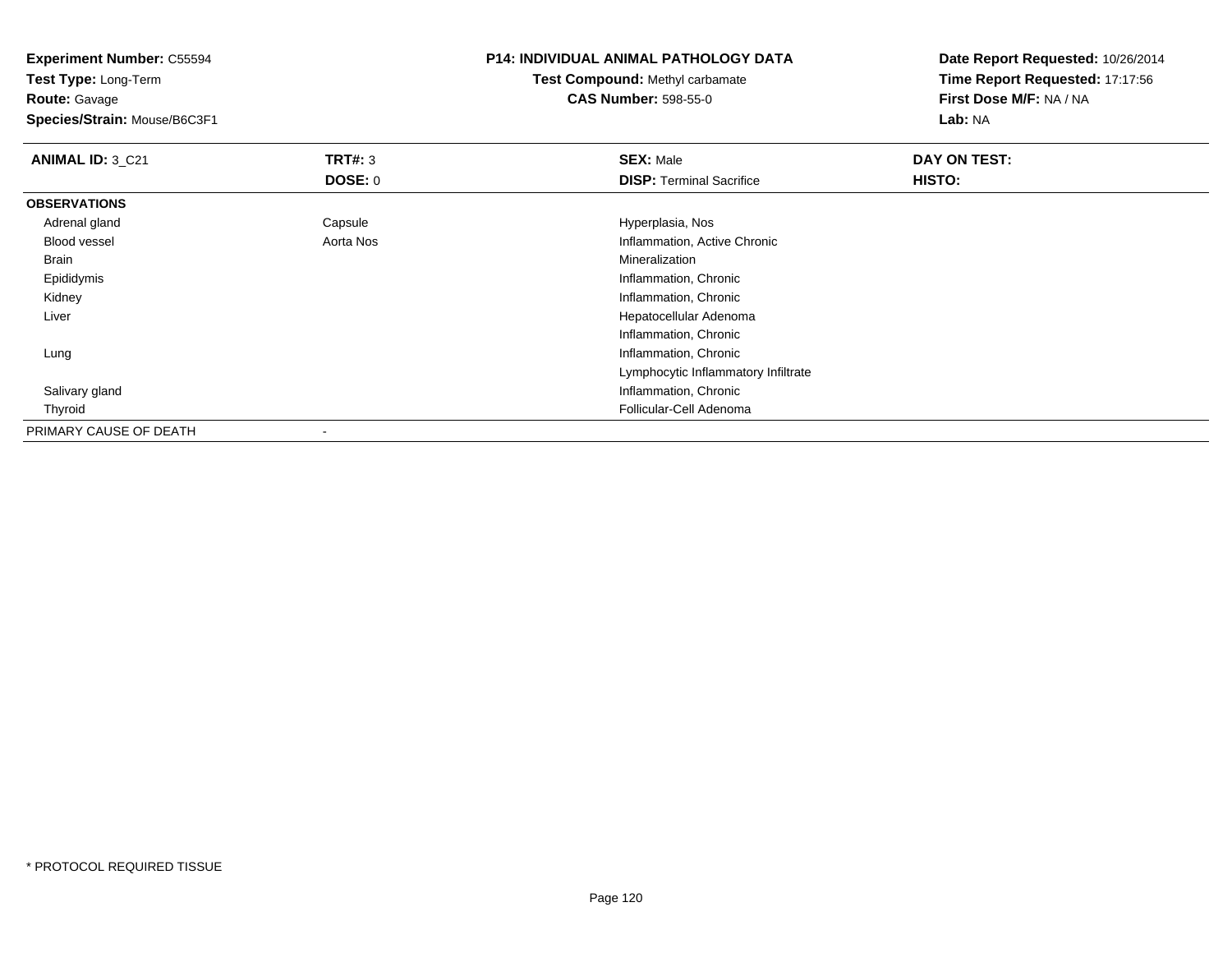**Experiment Number:** C55594
**Test Type:** Long-Term
**Route:** Gavage
**Species/Strain:** Mouse/B6C3F1

**P14: INDIVIDUAL ANIMAL PATHOLOGY DATA**
**Test Compound:** Methyl carbamate
**CAS Number:** 598-55-0

**Date Report Requested:** 10/26/2014
**Time Report Requested:** 17:17:56
**First Dose M/F:** NA / NA
**Lab:** NA

| **ANIMAL ID:** 3_C21 | **TRT#:** 3 | **SEX:** Male | **DAY ON TEST:** |
|---|---|---|---|
| | **DOSE:** 0 | **DISP:** Terminal Sacrifice | **HISTO:** |
| **OBSERVATIONS** | | | |
| Adrenal gland | Capsule | Hyperplasia, Nos | |
| Blood vessel | Aorta Nos | Inflammation, Active Chronic | |
| Brain | | Mineralization | |
| Epididymis | | Inflammation, Chronic | |
| Kidney | | Inflammation, Chronic | |
| Liver | | Hepatocellular Adenoma | |
| | | Inflammation, Chronic | |
| Lung | | Inflammation, Chronic | |
| | | Lymphocytic Inflammatory Infiltrate | |
| Salivary gland | | Inflammation, Chronic | |
| Thyroid | | Follicular-Cell Adenoma | |
| PRIMARY CAUSE OF DEATH | - | | |

* PROTOCOL REQUIRED TISSUE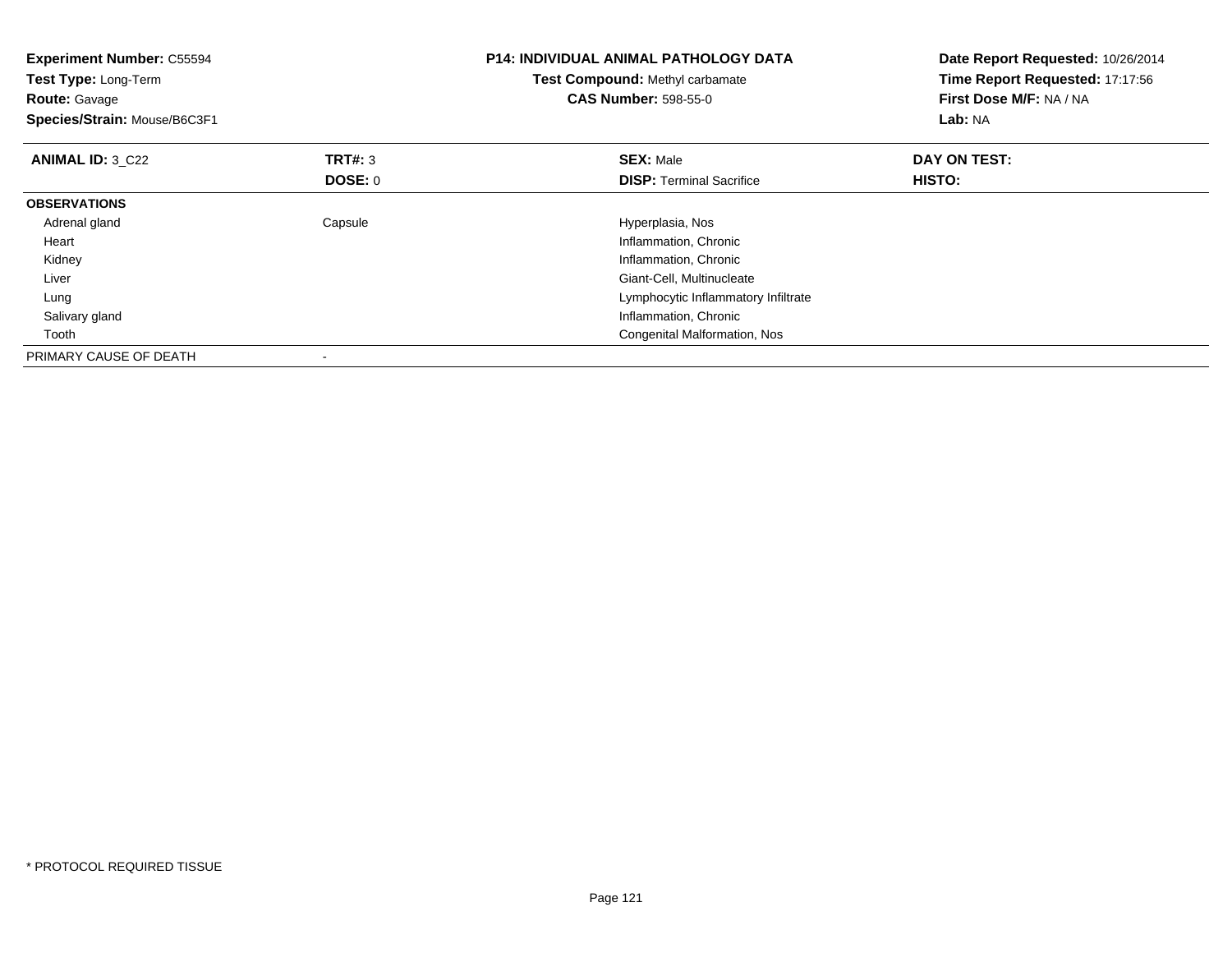**Experiment Number:** C55594
**Test Type:** Long-Term
**Route:** Gavage
**Species/Strain:** Mouse/B6C3F1

**P14: INDIVIDUAL ANIMAL PATHOLOGY DATA**
**Test Compound:** Methyl carbamate
**CAS Number:** 598-55-0

**Date Report Requested:** 10/26/2014
**Time Report Requested:** 17:17:56
**First Dose M/F:** NA / NA
**Lab:** NA

| **ANIMAL ID:** 3_C22 | **TRT#:** 3 | **SEX:** Male | **DAY ON TEST:** |
|---|---|---|---|
| | **DOSE:** 0 | **DISP:** Terminal Sacrifice | **HISTO:** |
| **OBSERVATIONS** | | | |
| Adrenal gland | Capsule | Hyperplasia, Nos | |
| Heart | | Inflammation, Chronic | |
| Kidney | | Inflammation, Chronic | |
| Liver | | Giant-Cell, Multinucleate | |
| Lung | | Lymphocytic Inflammatory Infiltrate | |
| Salivary gland | | Inflammation, Chronic | |
| Tooth | | Congenital Malformation, Nos | |
| PRIMARY CAUSE OF DEATH | - | | |

* PROTOCOL REQUIRED TISSUE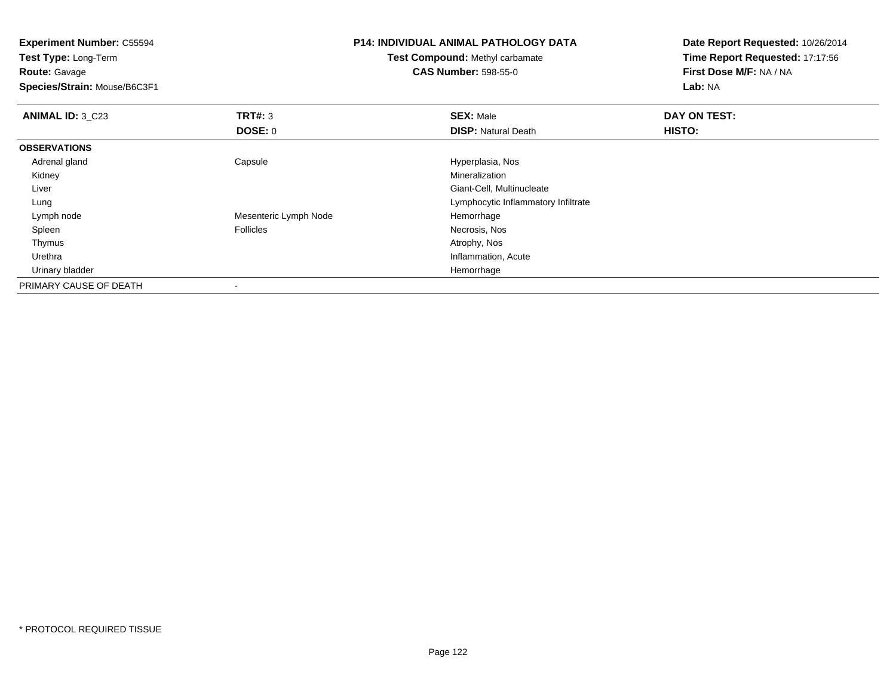**Experiment Number:** C55594
**Test Type:** Long-Term
**Route:** Gavage
**Species/Strain:** Mouse/B6C3F1

**P14: INDIVIDUAL ANIMAL PATHOLOGY DATA**
**Test Compound:** Methyl carbamate
**CAS Number:** 598-55-0

**Date Report Requested:** 10/26/2014
**Time Report Requested:** 17:17:56
**First Dose M/F:** NA / NA
**Lab:** NA

| **ANIMAL ID:** 3_C23 | **TRT#:** 3 | **SEX:** Male | **DAY ON TEST:** |
|---|---|---|---|
| | **DOSE:** 0 | **DISP:** Natural Death | **HISTO:** |
| **OBSERVATIONS** | | | |
| Adrenal gland | Capsule | Hyperplasia, Nos | |
| Kidney | | Mineralization | |
| Liver | | Giant-Cell, Multinucleate | |
| Lung | | Lymphocytic Inflammatory Infiltrate | |
| Lymph node | Mesenteric Lymph Node | Hemorrhage | |
| Spleen | Follicles | Necrosis, Nos | |
| Thymus | | Atrophy, Nos | |
| Urethra | | Inflammation, Acute | |
| Urinary bladder | | Hemorrhage | |
| PRIMARY CAUSE OF DEATH | - | | |

* PROTOCOL REQUIRED TISSUE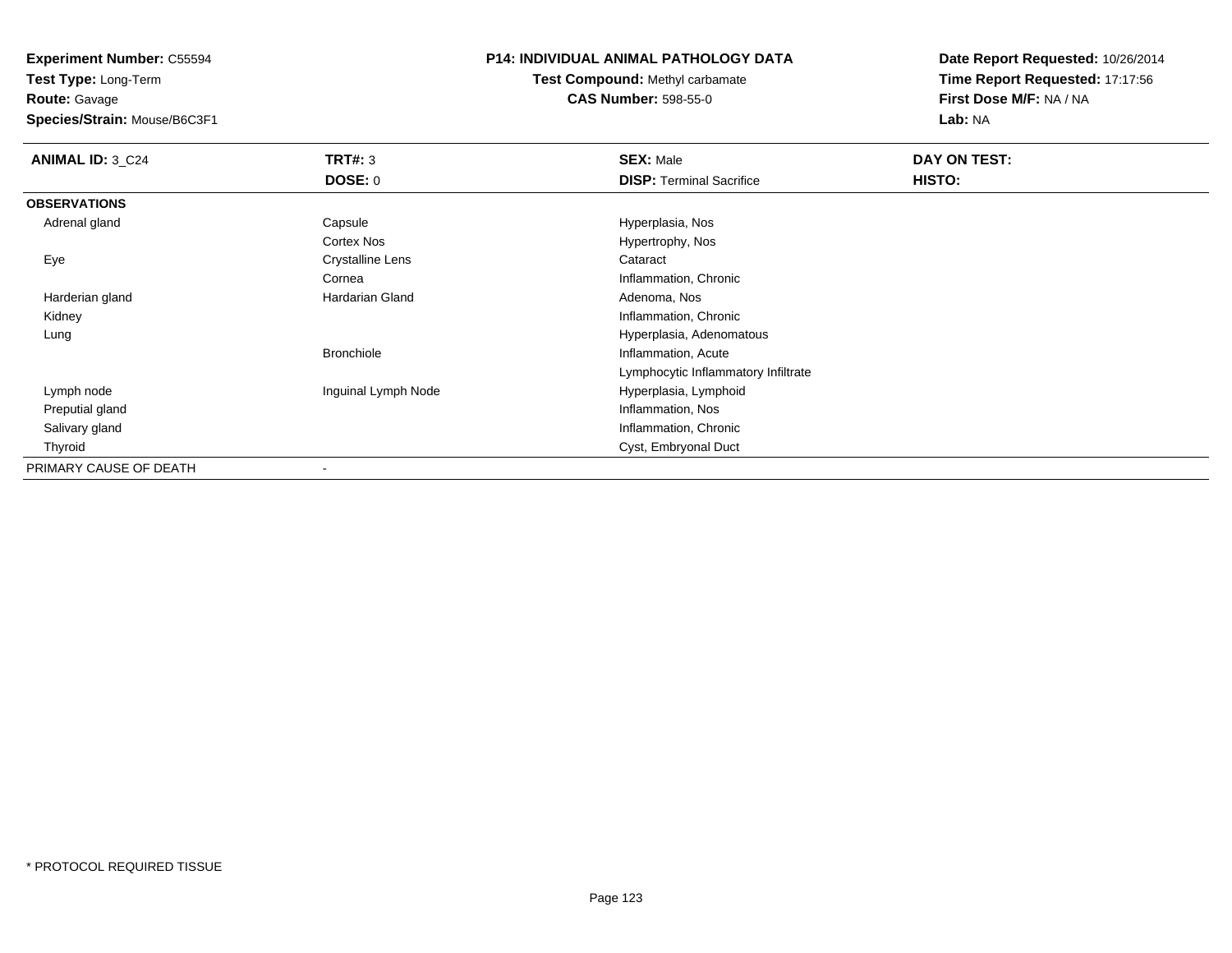**Experiment Number:** C55594
**Test Type:** Long-Term
**Route:** Gavage
**Species/Strain:** Mouse/B6C3F1

**P14: INDIVIDUAL ANIMAL PATHOLOGY DATA**
**Test Compound:** Methyl carbamate
**CAS Number:** 598-55-0

**Date Report Requested:** 10/26/2014
**Time Report Requested:** 17:17:56
**First Dose M/F:** NA / NA
**Lab:** NA

| **ANIMAL ID:** 3_C24 | **TRT#:** 3 | **SEX:** Male | **DAY ON TEST:** |
|---|---|---|---|
| | **DOSE:** 0 | **DISP:** Terminal Sacrifice | **HISTO:** |
| **OBSERVATIONS** | | | |
| Adrenal gland | Capsule | Hyperplasia, Nos | |
| | Cortex Nos | Hypertrophy, Nos | |
| Eye | Crystalline Lens | Cataract | |
| | Cornea | Inflammation, Chronic | |
| Harderian gland | Hardarian Gland | Adenoma, Nos | |
| Kidney | | Inflammation, Chronic | |
| Lung | | Hyperplasia, Adenomatous | |
| | Bronchiole | Inflammation, Acute | |
| | | Lymphocytic Inflammatory Infiltrate | |
| Lymph node | Inguinal Lymph Node | Hyperplasia, Lymphoid | |
| Preputial gland | | Inflammation, Nos | |
| Salivary gland | | Inflammation, Chronic | |
| Thyroid | | Cyst, Embryonal Duct | |
| PRIMARY CAUSE OF DEATH | - | | |

* PROTOCOL REQUIRED TISSUE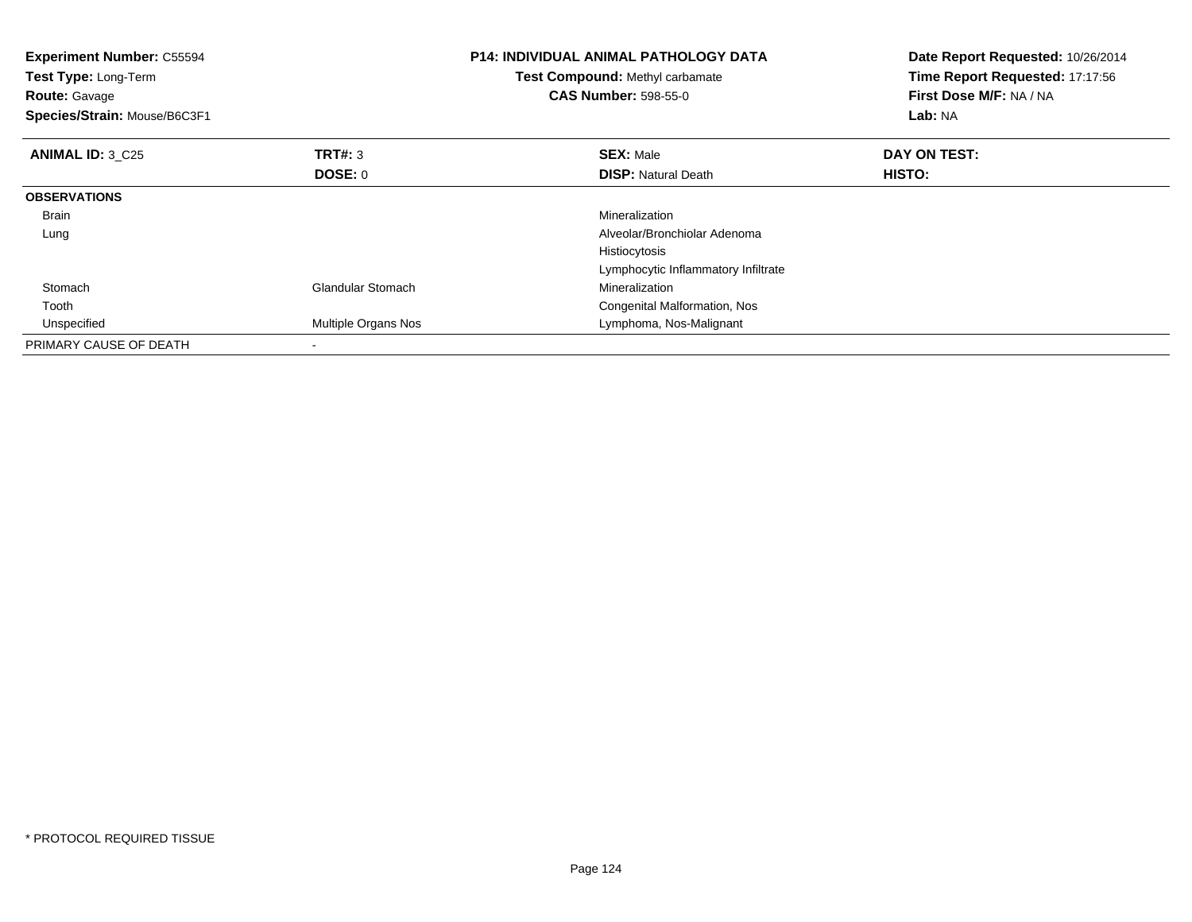**Experiment Number:** C55594
**Test Type:** Long-Term
**Route:** Gavage
**Species/Strain:** Mouse/B6C3F1

**P14: INDIVIDUAL ANIMAL PATHOLOGY DATA**
**Test Compound:** Methyl carbamate
**CAS Number:** 598-55-0

**Date Report Requested:** 10/26/2014
**Time Report Requested:** 17:17:56
**First Dose M/F:** NA / NA
**Lab:** NA

| **ANIMAL ID:** 3_C25 | **TRT#:** 3 | **SEX:** Male | **DAY ON TEST:** |
|---|---|---|---|
| | **DOSE:** 0 | **DISP:** Natural Death | **HISTO:** |
| **OBSERVATIONS** | | | |
| Brain | | Mineralization | |
| Lung | | Alveolar/Bronchiolar Adenoma | |
| | | Histiocytosis | |
| | | Lymphocytic Inflammatory Infiltrate | |
| Stomach | Glandular Stomach | Mineralization | |
| Tooth | | Congenital Malformation, Nos | |
| Unspecified | Multiple Organs Nos | Lymphoma, Nos-Malignant | |
| PRIMARY CAUSE OF DEATH | - | | |

* PROTOCOL REQUIRED TISSUE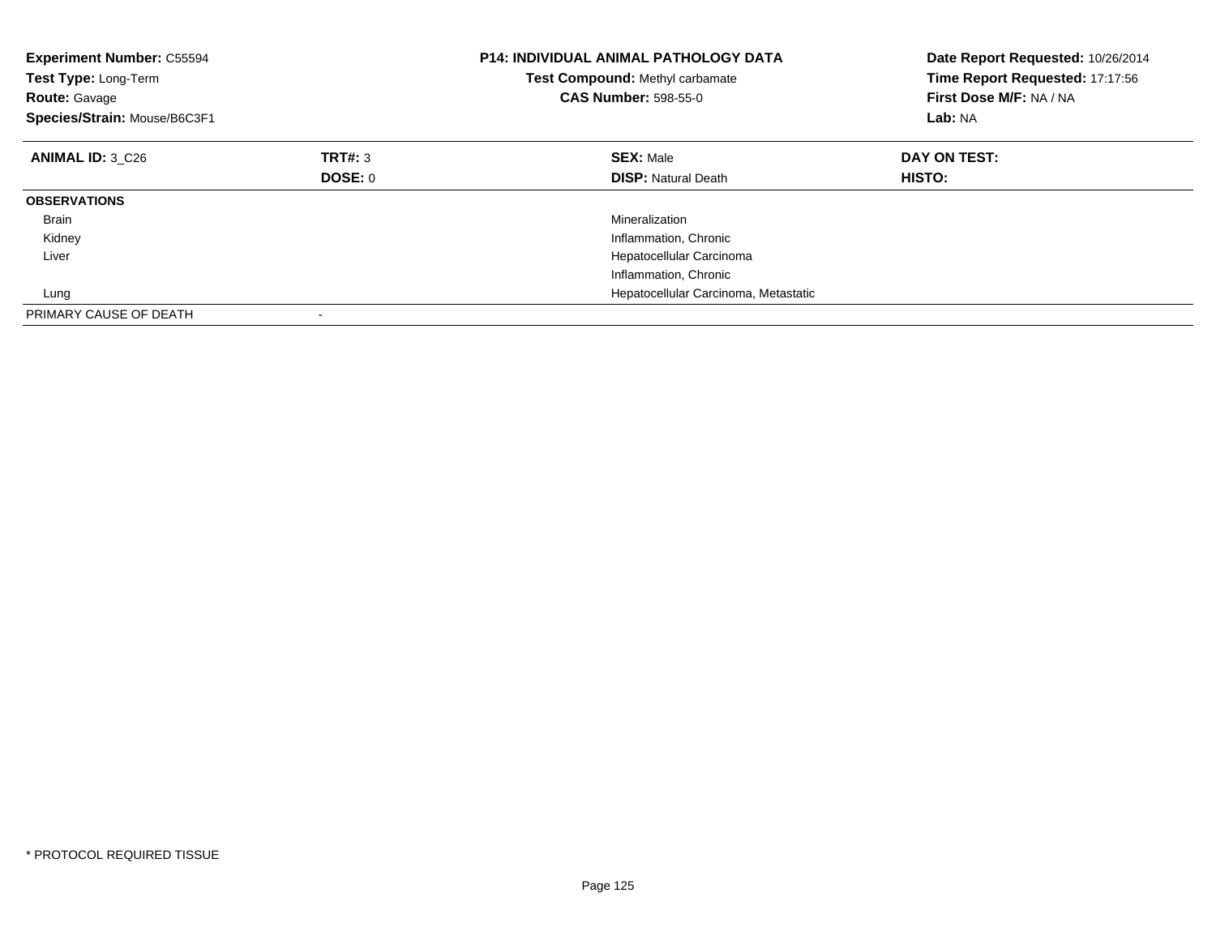**Experiment Number:** C55594
**Test Type:** Long-Term
**Route:** Gavage
**Species/Strain:** Mouse/B6C3F1

**P14: INDIVIDUAL ANIMAL PATHOLOGY DATA**
**Test Compound:** Methyl carbamate
**CAS Number:** 598-55-0

**Date Report Requested:** 10/26/2014
**Time Report Requested:** 17:17:56
**First Dose M/F:** NA / NA
**Lab:** NA

| **ANIMAL ID:** 3_C26 | **TRT#:** 3 | **SEX:** Male | **DAY ON TEST:** |
|---|---|---|---|
| | **DOSE:** 0 | **DISP:** Natural Death | **HISTO:** |
| **OBSERVATIONS** | | | |
| Brain | | Mineralization | |
| Kidney | | Inflammation, Chronic | |
| Liver | | Hepatocellular Carcinoma | |
| | | Inflammation, Chronic | |
| Lung | | Hepatocellular Carcinoma, Metastatic | |
| PRIMARY CAUSE OF DEATH | - | | |

* PROTOCOL REQUIRED TISSUE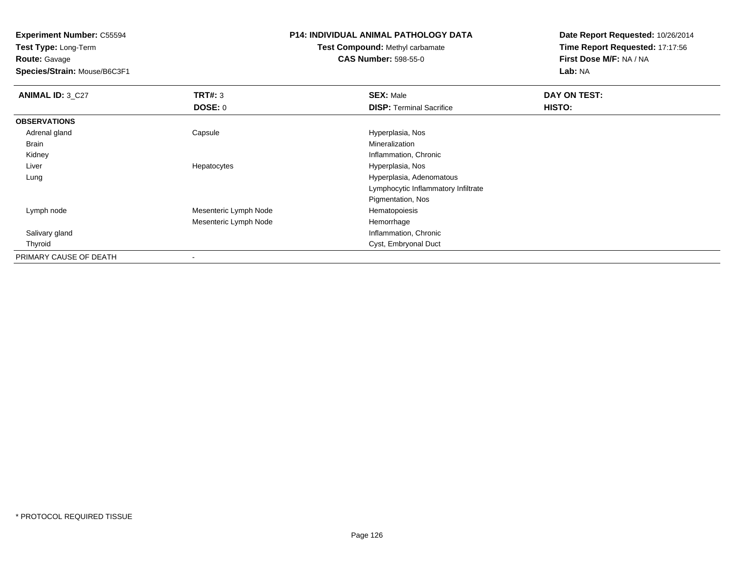**Experiment Number:** C55594
**Test Type:** Long-Term
**Route:** Gavage
**Species/Strain:** Mouse/B6C3F1

**P14: INDIVIDUAL ANIMAL PATHOLOGY DATA**
**Test Compound:** Methyl carbamate
**CAS Number:** 598-55-0

**Date Report Requested:** 10/26/2014
**Time Report Requested:** 17:17:56
**First Dose M/F:** NA / NA
**Lab:** NA

| **ANIMAL ID:** 3_C27 | **TRT#:** 3 | **SEX:** Male | **DAY ON TEST:** |
|---|---|---|---|
| | **DOSE:** 0 | **DISP:** Terminal Sacrifice | **HISTO:** |
| **OBSERVATIONS** | | | |
| Adrenal gland | Capsule | Hyperplasia, Nos | |
| Brain | | Mineralization | |
| Kidney | | Inflammation, Chronic | |
| Liver | Hepatocytes | Hyperplasia, Nos | |
| Lung | | Hyperplasia, Adenomatous | |
| | | Lymphocytic Inflammatory Infiltrate | |
| | | Pigmentation, Nos | |
| Lymph node | Mesenteric Lymph Node | Hematopoiesis | |
| | Mesenteric Lymph Node | Hemorrhage | |
| Salivary gland | | Inflammation, Chronic | |
| Thyroid | | Cyst, Embryonal Duct | |
| PRIMARY CAUSE OF DEATH | - | | |

* PROTOCOL REQUIRED TISSUE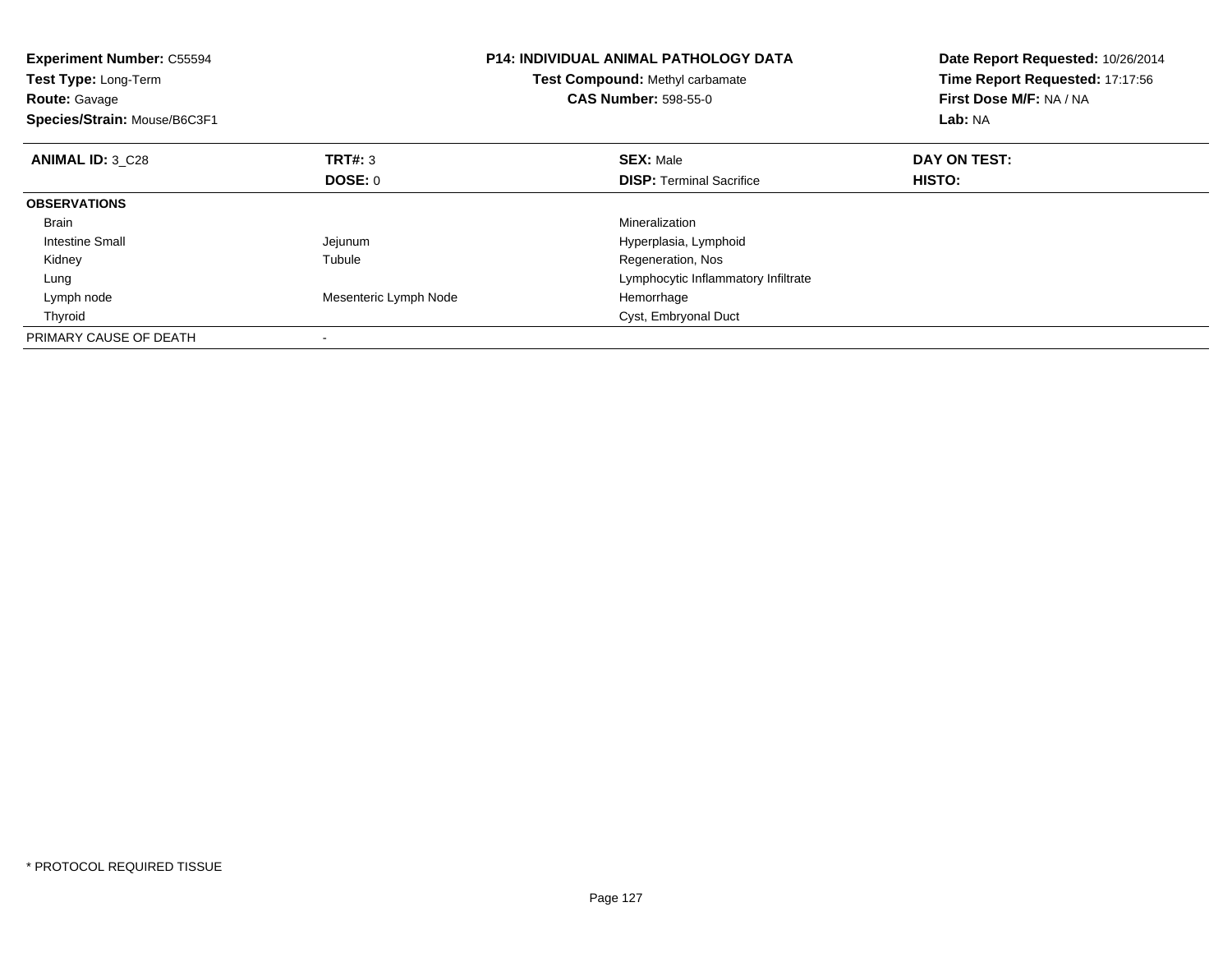**Experiment Number:** C55594
**Test Type:** Long-Term
**Route:** Gavage
**Species/Strain:** Mouse/B6C3F1

**P14: INDIVIDUAL ANIMAL PATHOLOGY DATA**
**Test Compound:** Methyl carbamate
**CAS Number:** 598-55-0

**Date Report Requested:** 10/26/2014
**Time Report Requested:** 17:17:56
**First Dose M/F:** NA / NA
**Lab:** NA

| **ANIMAL ID:** 3_C28 | **TRT#:** 3 | **SEX:** Male | **DAY ON TEST:** |
|---|---|---|---|
| | **DOSE:** 0 | **DISP:** Terminal Sacrifice | **HISTO:** |
| **OBSERVATIONS** | | | |
| Brain | | Mineralization | |
| Intestine Small | Jejunum | Hyperplasia, Lymphoid | |
| Kidney | Tubule | Regeneration, Nos | |
| Lung | | Lymphocytic Inflammatory Infiltrate | |
| Lymph node | Mesenteric Lymph Node | Hemorrhage | |
| Thyroid | | Cyst, Embryonal Duct | |
| PRIMARY CAUSE OF DEATH | - | | |

* PROTOCOL REQUIRED TISSUE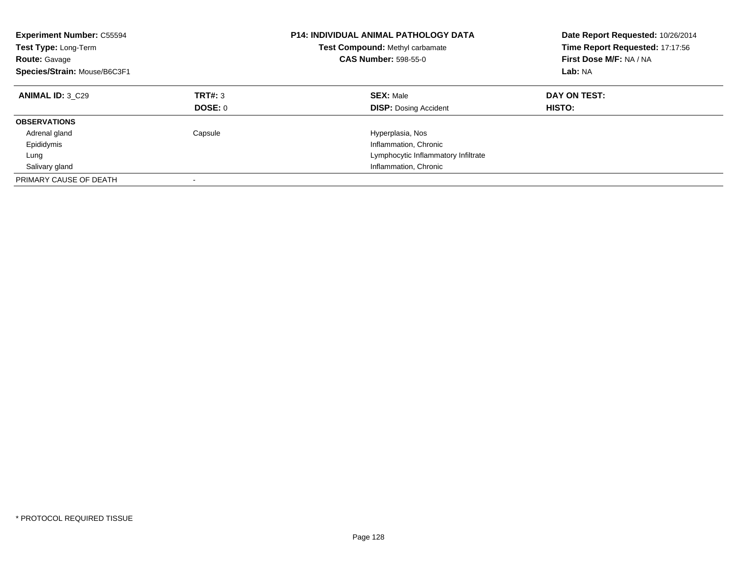**Experiment Number:** C55594
**Test Type:** Long-Term
**Route:** Gavage
**Species/Strain:** Mouse/B6C3F1

**P14: INDIVIDUAL ANIMAL PATHOLOGY DATA**
**Test Compound:** Methyl carbamate
**CAS Number:** 598-55-0

**Date Report Requested:** 10/26/2014
**Time Report Requested:** 17:17:56
**First Dose M/F:** NA / NA
**Lab:** NA

| **ANIMAL ID:** 3_C29 | **TRT#:** 3 | **SEX:** Male | **DAY ON TEST:** |
|---|---|---|---|
| | **DOSE:** 0 | **DISP:** Dosing Accident | **HISTO:** |
| **OBSERVATIONS** | | | |
| Adrenal gland | Capsule | Hyperplasia, Nos | |
| Epididymis | | Inflammation, Chronic | |
| Lung | | Lymphocytic Inflammatory Infiltrate | |
| Salivary gland | | Inflammation, Chronic | |
| PRIMARY CAUSE OF DEATH | - | | |

* PROTOCOL REQUIRED TISSUE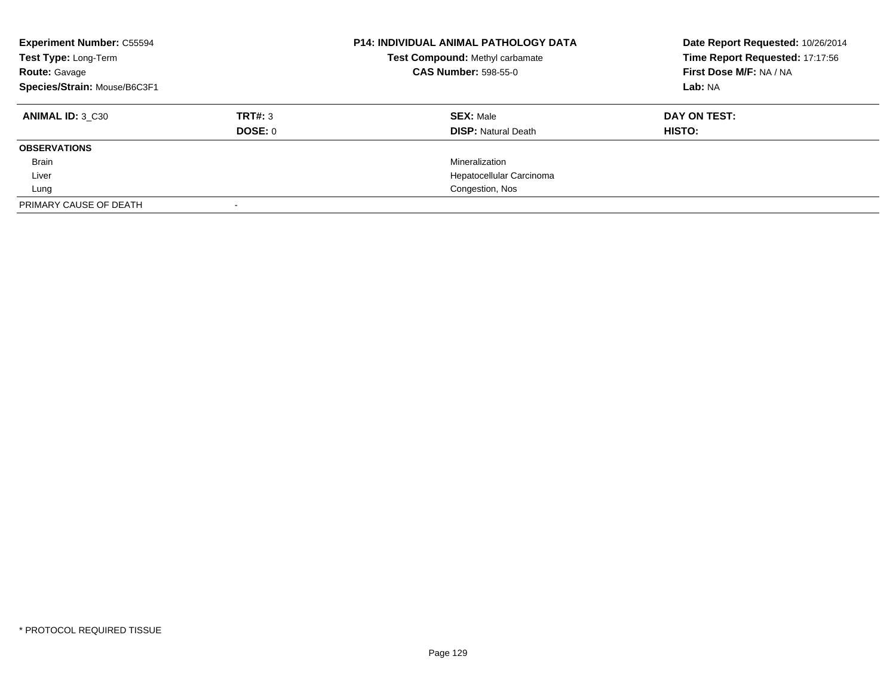**Experiment Number:** C55594
**Test Type:** Long-Term
**Route:** Gavage
**Species/Strain:** Mouse/B6C3F1

**P14: INDIVIDUAL ANIMAL PATHOLOGY DATA**
**Test Compound:** Methyl carbamate
**CAS Number:** 598-55-0

**Date Report Requested:** 10/26/2014
**Time Report Requested:** 17:17:56
**First Dose M/F:** NA / NA
**Lab:** NA

| **ANIMAL ID:** 3_C30 | **TRT#:** 3 | **SEX:** Male | **DAY ON TEST:** |
|---|---|---|---|
| | **DOSE:** 0 | **DISP:** Natural Death | **HISTO:** |
| **OBSERVATIONS** | | | |
| Brain | | Mineralization | |
| Liver | | Hepatocellular Carcinoma | |
| Lung | | Congestion, Nos | |
| PRIMARY CAUSE OF DEATH | - | | |

* PROTOCOL REQUIRED TISSUE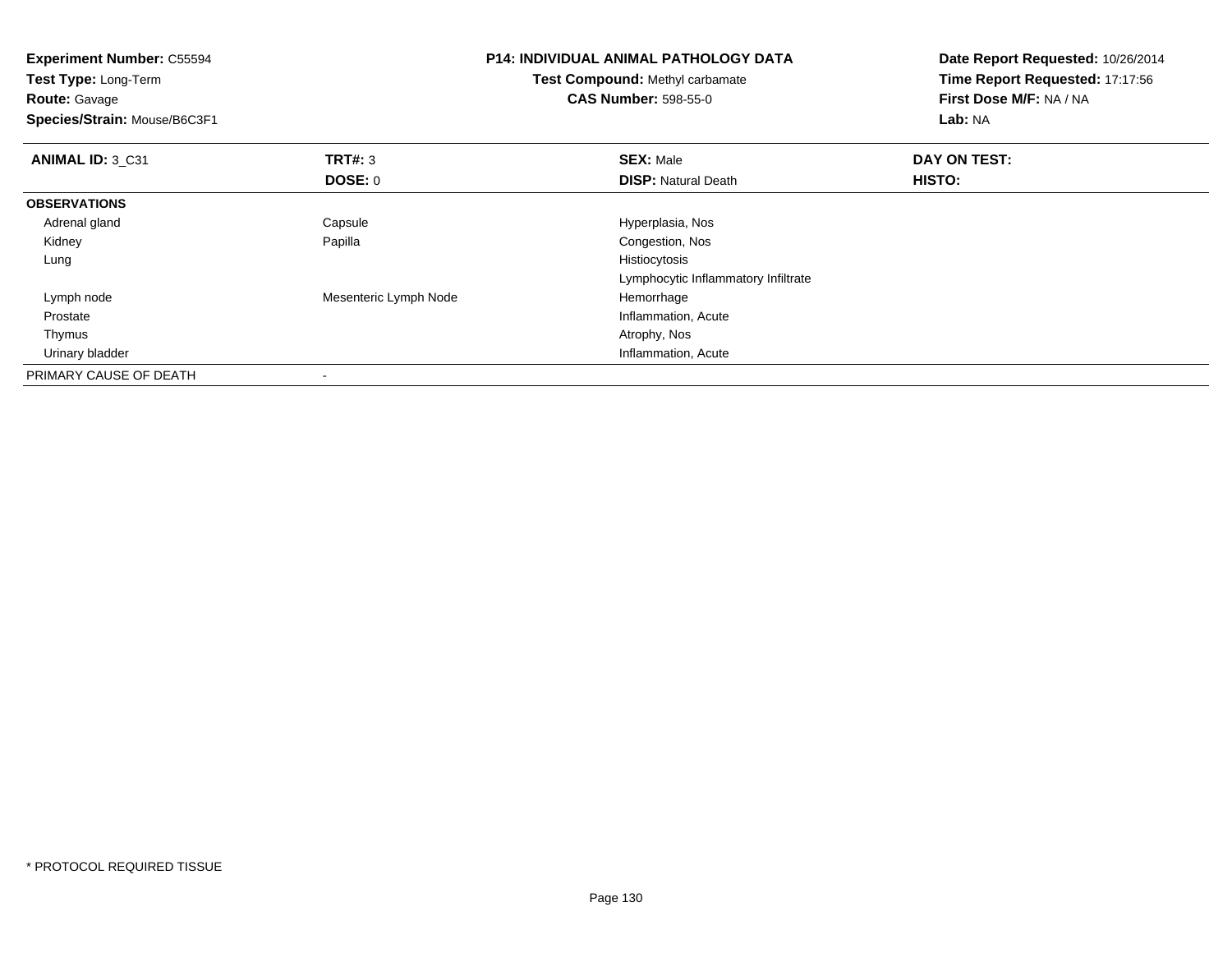**Experiment Number:** C55594
**Test Type:** Long-Term
**Route:** Gavage
**Species/Strain:** Mouse/B6C3F1

**P14: INDIVIDUAL ANIMAL PATHOLOGY DATA**
**Test Compound:** Methyl carbamate
**CAS Number:** 598-55-0

**Date Report Requested:** 10/26/2014
**Time Report Requested:** 17:17:56
**First Dose M/F:** NA / NA
**Lab:** NA

| **ANIMAL ID:** 3_C31 | **TRT#:** 3 | **SEX:** Male | **DAY ON TEST:** |
|---|---|---|---|
| | **DOSE:** 0 | **DISP:** Natural Death | **HISTO:** |
| **OBSERVATIONS** | | | |
| Adrenal gland | Capsule | Hyperplasia, Nos | |
| Kidney | Papilla | Congestion, Nos | |
| Lung | | Histiocytosis | |
| | | Lymphocytic Inflammatory Infiltrate | |
| Lymph node | Mesenteric Lymph Node | Hemorrhage | |
| Prostate | | Inflammation, Acute | |
| Thymus | | Atrophy, Nos | |
| Urinary bladder | | Inflammation, Acute | |
| PRIMARY CAUSE OF DEATH | - | | |

* PROTOCOL REQUIRED TISSUE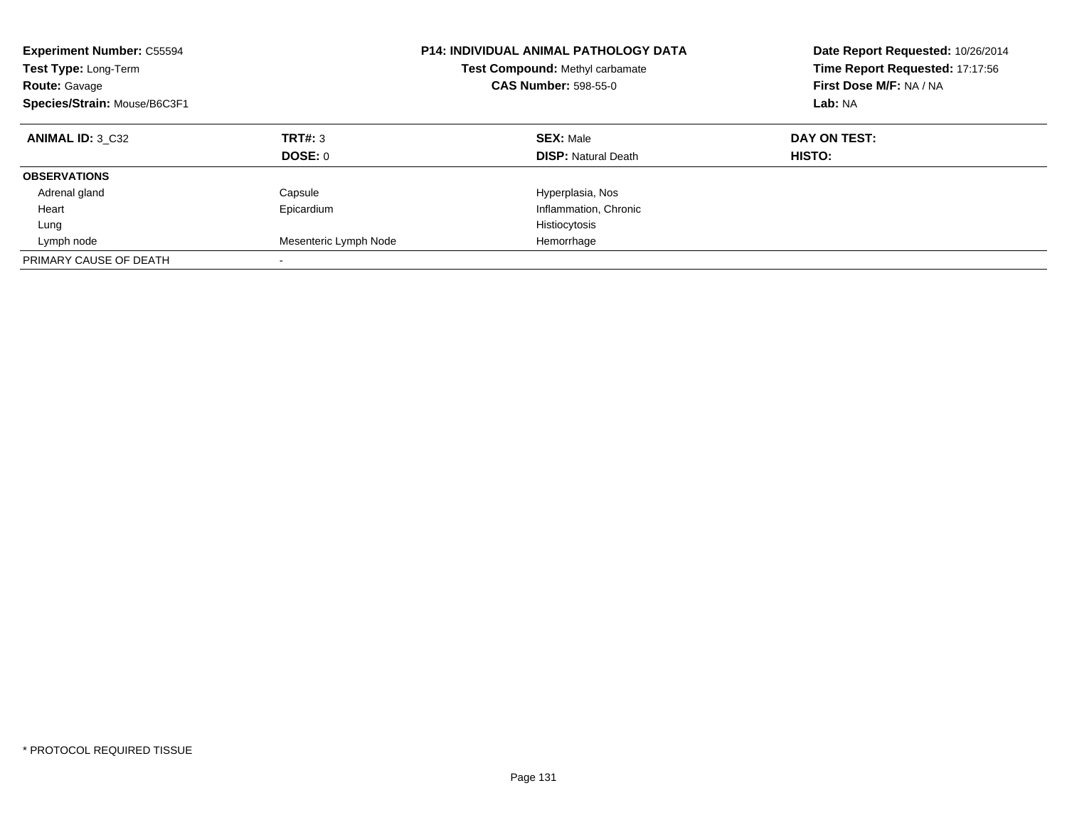**Experiment Number:** C55594
**Test Type:** Long-Term
**Route:** Gavage
**Species/Strain:** Mouse/B6C3F1

**P14: INDIVIDUAL ANIMAL PATHOLOGY DATA**
**Test Compound:** Methyl carbamate
**CAS Number:** 598-55-0

**Date Report Requested:** 10/26/2014
**Time Report Requested:** 17:17:56
**First Dose M/F:** NA / NA
**Lab:** NA

| **ANIMAL ID:** 3_C32 | **TRT#:** 3 | **SEX:** Male | **DAY ON TEST:** |
|---|---|---|---|
| | **DOSE:** 0 | **DISP:** Natural Death | **HISTO:** |
| **OBSERVATIONS** | | | |
| Adrenal gland | Capsule | Hyperplasia, Nos | |
| Heart | Epicardium | Inflammation, Chronic | |
| Lung | | Histiocytosis | |
| Lymph node | Mesenteric Lymph Node | Hemorrhage | |
| PRIMARY CAUSE OF DEATH | - | | |

* PROTOCOL REQUIRED TISSUE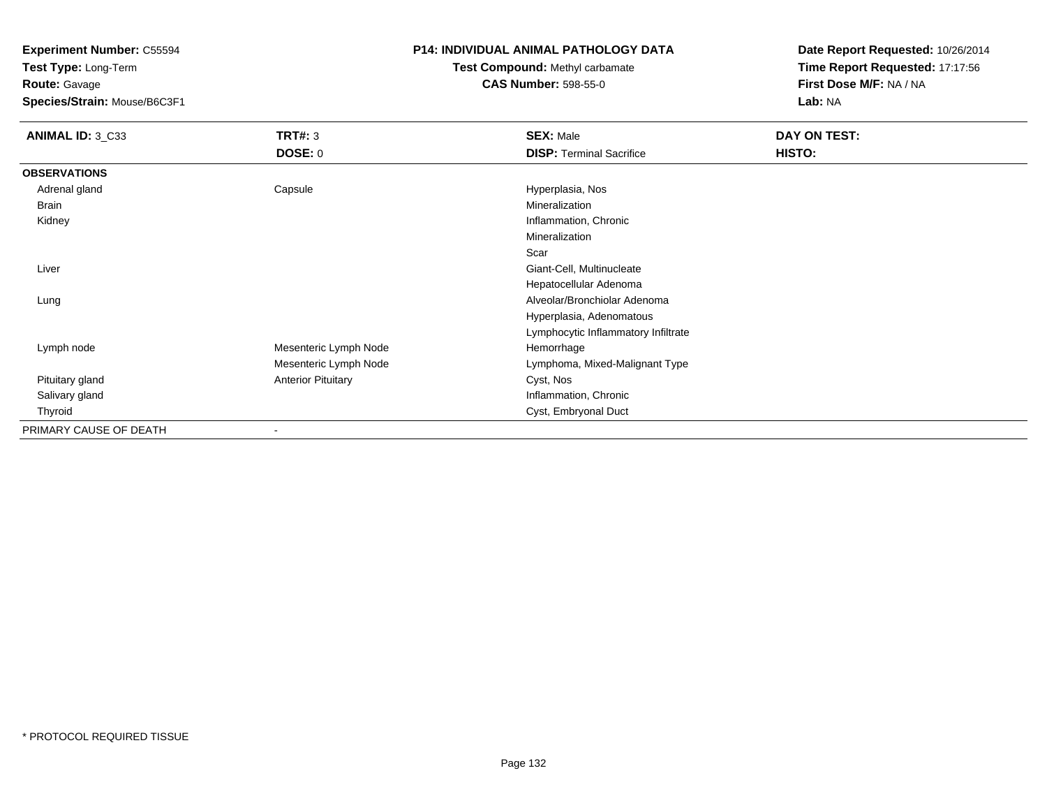**Experiment Number:** C55594
**Test Type:** Long-Term
**Route:** Gavage
**Species/Strain:** Mouse/B6C3F1

**P14: INDIVIDUAL ANIMAL PATHOLOGY DATA**
**Test Compound:** Methyl carbamate
**CAS Number:** 598-55-0

**Date Report Requested:** 10/26/2014
**Time Report Requested:** 17:17:56
**First Dose M/F:** NA / NA
**Lab:** NA

| **ANIMAL ID:** 3_C33 | **TRT#:** 3 | **SEX:** Male | **DAY ON TEST:** |
|---|---|---|---|
| | **DOSE:** 0 | **DISP:** Terminal Sacrifice | **HISTO:** |
| **OBSERVATIONS** | | | |
| Adrenal gland | Capsule | Hyperplasia, Nos | |
| Brain | | Mineralization | |
| Kidney | | Inflammation, Chronic | |
| | | Mineralization | |
| | | Scar | |
| Liver | | Giant-Cell, Multinucleate | |
| | | Hepatocellular Adenoma | |
| Lung | | Alveolar/Bronchiolar Adenoma | |
| | | Hyperplasia, Adenomatous | |
| | | Lymphocytic Inflammatory Infiltrate | |
| Lymph node | Mesenteric Lymph Node | Hemorrhage | |
| | Mesenteric Lymph Node | Lymphoma, Mixed-Malignant Type | |
| Pituitary gland | Anterior Pituitary | Cyst, Nos | |
| Salivary gland | | Inflammation, Chronic | |
| Thyroid | | Cyst, Embryonal Duct | |
| PRIMARY CAUSE OF DEATH | - | | |

* PROTOCOL REQUIRED TISSUE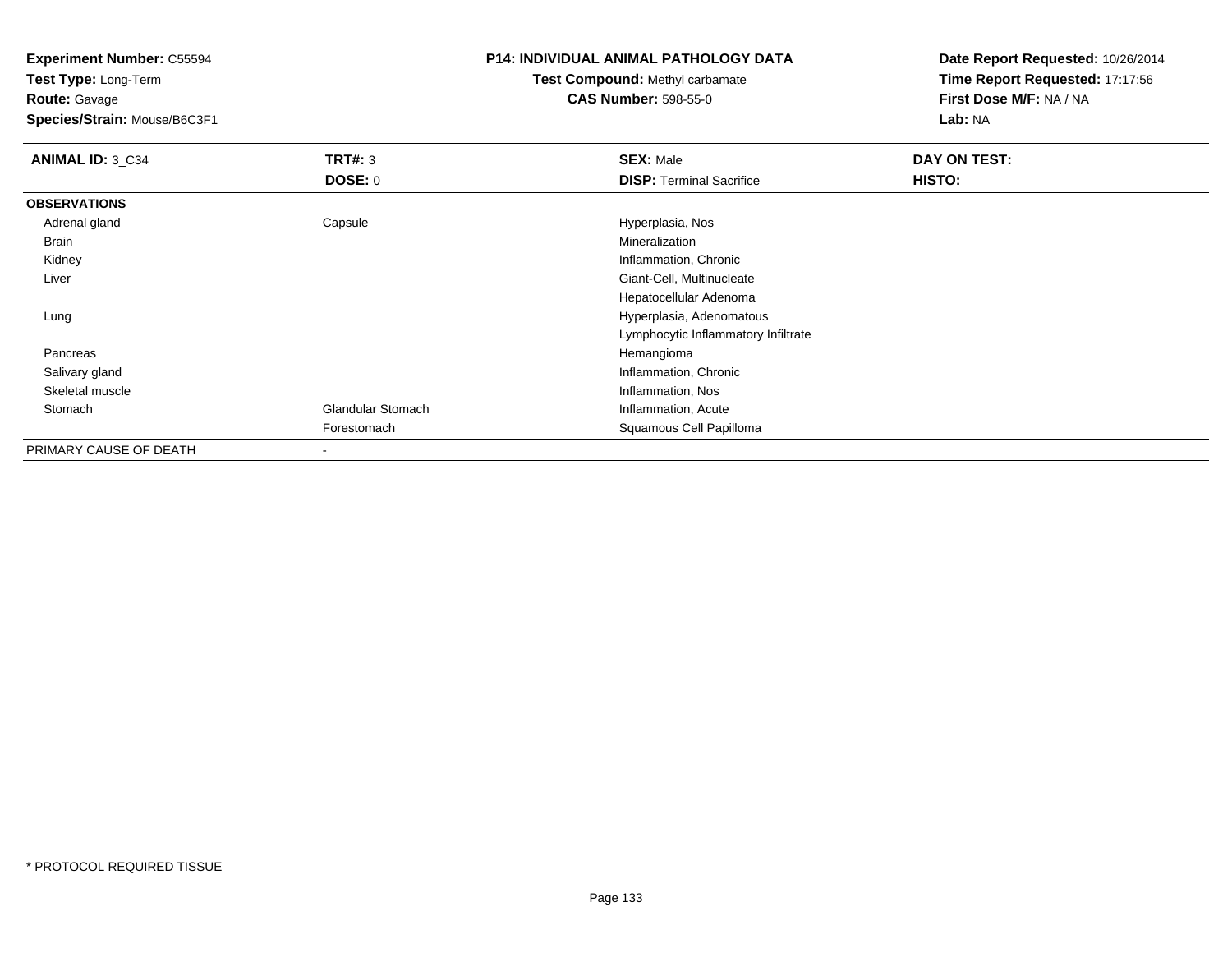**Experiment Number:** C55594
**Test Type:** Long-Term
**Route:** Gavage
**Species/Strain:** Mouse/B6C3F1

**P14: INDIVIDUAL ANIMAL PATHOLOGY DATA**
**Test Compound:** Methyl carbamate
**CAS Number:** 598-55-0

**Date Report Requested:** 10/26/2014
**Time Report Requested:** 17:17:56
**First Dose M/F:** NA / NA
**Lab:** NA

| **ANIMAL ID:** 3_C34 | **TRT#:** 3 | **SEX:** Male | **DAY ON TEST:** |
|---|---|---|---|
| | **DOSE:** 0 | **DISP:** Terminal Sacrifice | **HISTO:** |
| **OBSERVATIONS** | | | |
| Adrenal gland | Capsule | Hyperplasia, Nos | |
| Brain | | Mineralization | |
| Kidney | | Inflammation, Chronic | |
| Liver | | Giant-Cell, Multinucleate | |
| | | Hepatocellular Adenoma | |
| Lung | | Hyperplasia, Adenomatous | |
| | | Lymphocytic Inflammatory Infiltrate | |
| Pancreas | | Hemangioma | |
| Salivary gland | | Inflammation, Chronic | |
| Skeletal muscle | | Inflammation, Nos | |
| Stomach | Glandular Stomach | Inflammation, Acute | |
| | Forestomach | Squamous Cell Papilloma | |
| PRIMARY CAUSE OF DEATH | - | | |

* PROTOCOL REQUIRED TISSUE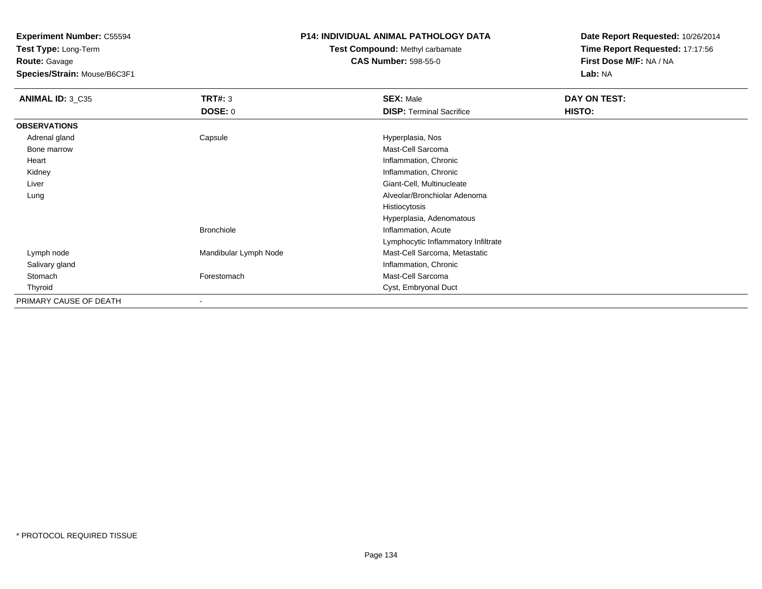**Experiment Number:** C55594
**Test Type:** Long-Term
**Route:** Gavage
**Species/Strain:** Mouse/B6C3F1

**P14: INDIVIDUAL ANIMAL PATHOLOGY DATA**
**Test Compound:** Methyl carbamate
**CAS Number:** 598-55-0

**Date Report Requested:** 10/26/2014
**Time Report Requested:** 17:17:56
**First Dose M/F:** NA / NA
**Lab:** NA

| **ANIMAL ID:** 3_C35 | **TRT#:** 3 | **SEX:** Male | **DAY ON TEST:** |
|---|---|---|---|
| | **DOSE:** 0 | **DISP:** Terminal Sacrifice | **HISTO:** |
| **OBSERVATIONS** | | | |
| Adrenal gland | Capsule | Hyperplasia, Nos | |
| Bone marrow | | Mast-Cell Sarcoma | |
| Heart | | Inflammation, Chronic | |
| Kidney | | Inflammation, Chronic | |
| Liver | | Giant-Cell, Multinucleate | |
| Lung | | Alveolar/Bronchiolar Adenoma | |
| | | Histiocytosis | |
| | | Hyperplasia, Adenomatous | |
| | Bronchiole | Inflammation, Acute | |
| | | Lymphocytic Inflammatory Infiltrate | |
| Lymph node | Mandibular Lymph Node | Mast-Cell Sarcoma, Metastatic | |
| Salivary gland | | Inflammation, Chronic | |
| Stomach | Forestomach | Mast-Cell Sarcoma | |
| Thyroid | | Cyst, Embryonal Duct | |
| PRIMARY CAUSE OF DEATH | - | | |

* PROTOCOL REQUIRED TISSUE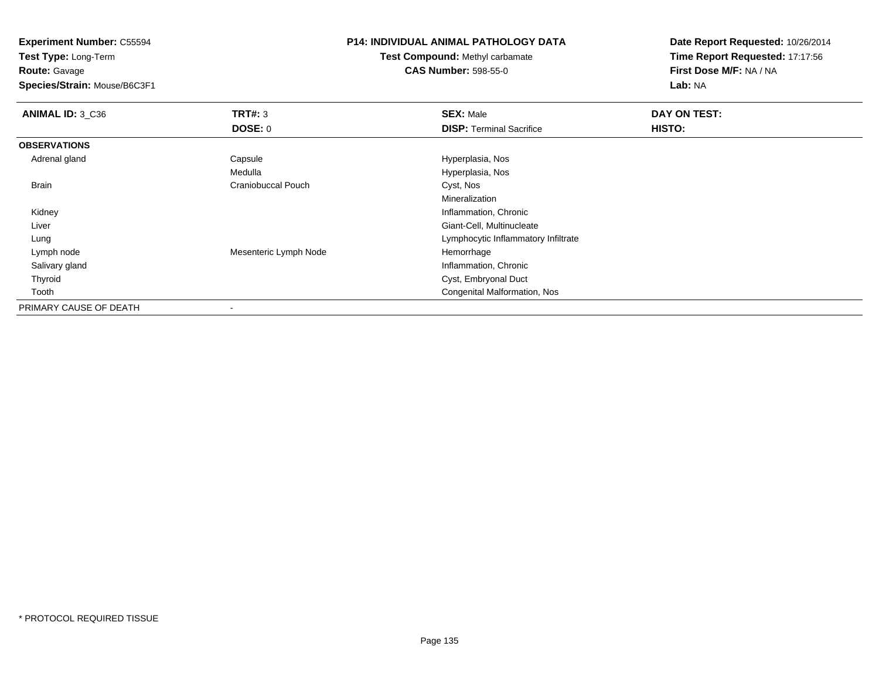**Experiment Number:** C55594
**Test Type:** Long-Term
**Route:** Gavage
**Species/Strain:** Mouse/B6C3F1

**P14: INDIVIDUAL ANIMAL PATHOLOGY DATA**
**Test Compound:** Methyl carbamate
**CAS Number:** 598-55-0

**Date Report Requested:** 10/26/2014
**Time Report Requested:** 17:17:56
**First Dose M/F:** NA / NA
**Lab:** NA

| **ANIMAL ID:** 3_C36 | **TRT#:** 3 | **SEX:** Male | **DAY ON TEST:** |
|---|---|---|---|
| | **DOSE:** 0 | **DISP:** Terminal Sacrifice | **HISTO:** |
| **OBSERVATIONS** | | | |
| Adrenal gland | Capsule | Hyperplasia, Nos | |
| | Medulla | Hyperplasia, Nos | |
| Brain | Craniobuccal Pouch | Cyst, Nos | |
| | | Mineralization | |
| Kidney | | Inflammation, Chronic | |
| Liver | | Giant-Cell, Multinucleate | |
| Lung | | Lymphocytic Inflammatory Infiltrate | |
| Lymph node | Mesenteric Lymph Node | Hemorrhage | |
| Salivary gland | | Inflammation, Chronic | |
| Thyroid | | Cyst, Embryonal Duct | |
| Tooth | | Congenital Malformation, Nos | |
| PRIMARY CAUSE OF DEATH | - | | |

* PROTOCOL REQUIRED TISSUE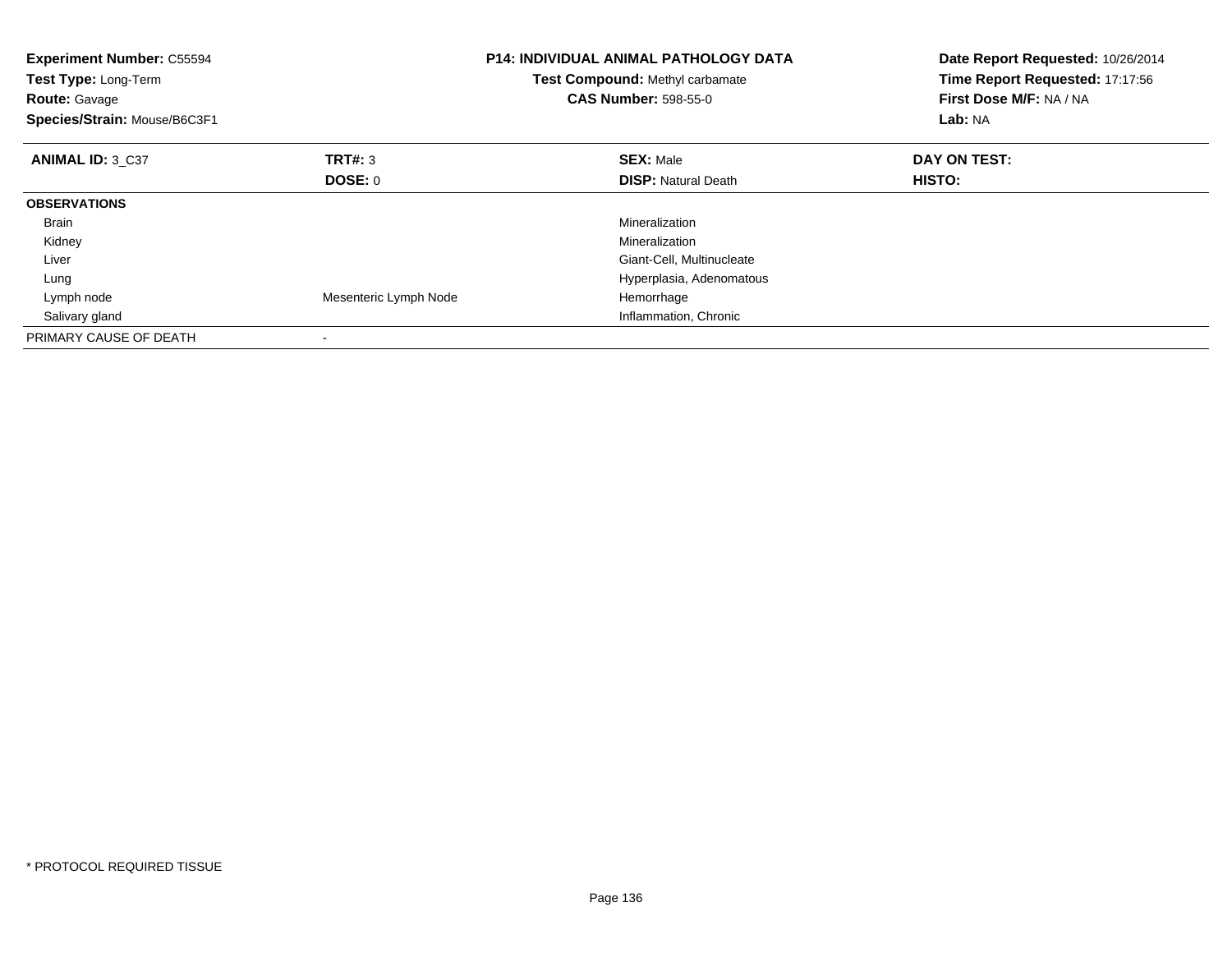**Experiment Number:** C55594
**Test Type:** Long-Term
**Route:** Gavage
**Species/Strain:** Mouse/B6C3F1

**P14: INDIVIDUAL ANIMAL PATHOLOGY DATA**
**Test Compound:** Methyl carbamate
**CAS Number:** 598-55-0

**Date Report Requested:** 10/26/2014
**Time Report Requested:** 17:17:56
**First Dose M/F:** NA / NA
**Lab:** NA

| **ANIMAL ID:** 3_C37 | **TRT#:** 3 | **SEX:** Male | **DAY ON TEST:** |
|---|---|---|---|
| | **DOSE:** 0 | **DISP:** Natural Death | **HISTO:** |
| **OBSERVATIONS** | | | |
| Brain | | Mineralization | |
| Kidney | | Mineralization | |
| Liver | | Giant-Cell, Multinucleate | |
| Lung | | Hyperplasia, Adenomatous | |
| Lymph node | Mesenteric Lymph Node | Hemorrhage | |
| Salivary gland | | Inflammation, Chronic | |
| PRIMARY CAUSE OF DEATH | - | | |

* PROTOCOL REQUIRED TISSUE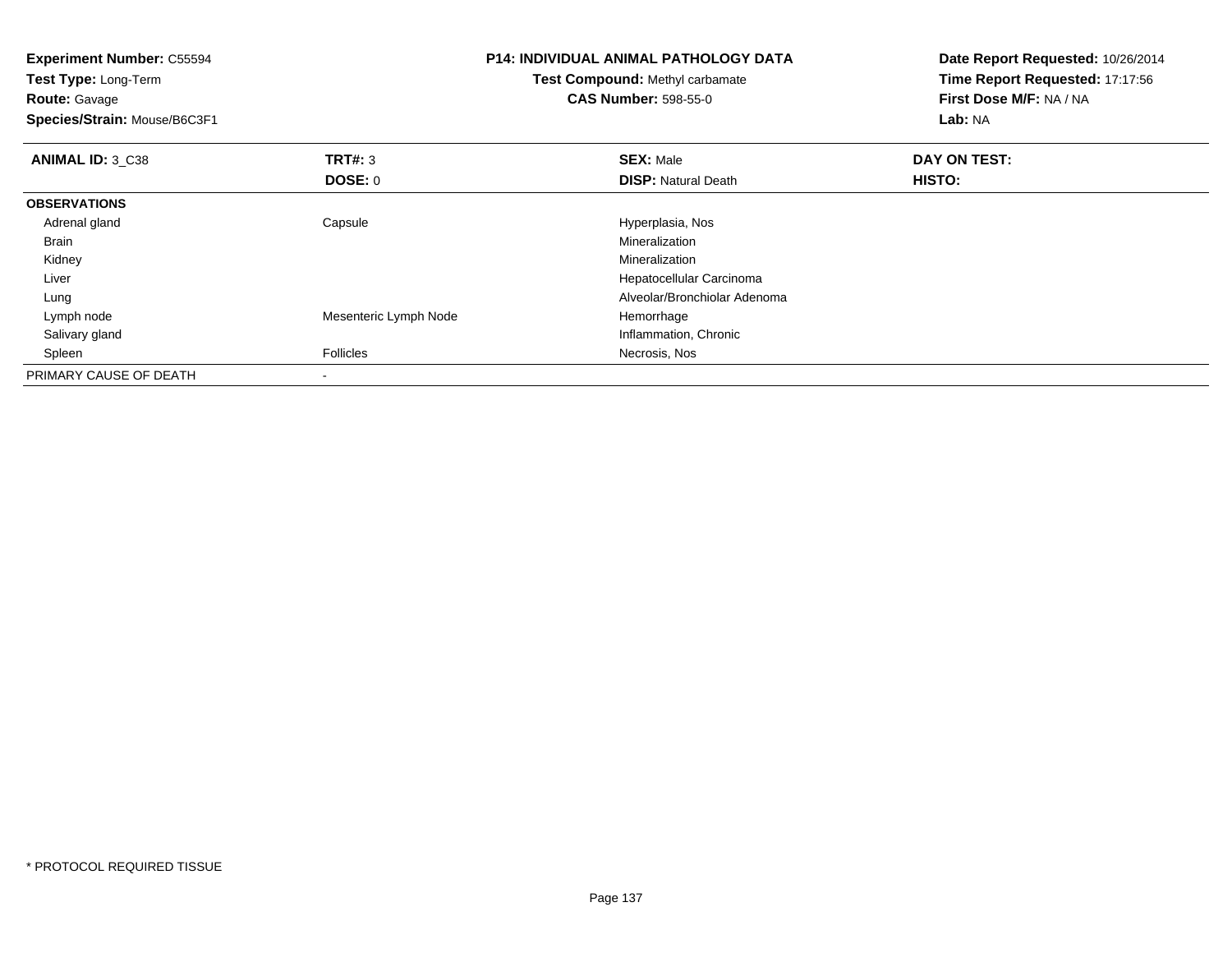**Experiment Number:** C55594
**Test Type:** Long-Term
**Route:** Gavage
**Species/Strain:** Mouse/B6C3F1

**P14: INDIVIDUAL ANIMAL PATHOLOGY DATA**
**Test Compound:** Methyl carbamate
**CAS Number:** 598-55-0

**Date Report Requested:** 10/26/2014
**Time Report Requested:** 17:17:56
**First Dose M/F:** NA / NA
**Lab:** NA

| **ANIMAL ID:** 3_C38 | **TRT#:** 3 | **SEX:** Male | **DAY ON TEST:** |
|---|---|---|---|
| | **DOSE:** 0 | **DISP:** Natural Death | **HISTO:** |
| **OBSERVATIONS** | | | |
| Adrenal gland | Capsule | Hyperplasia, Nos | |
| Brain | | Mineralization | |
| Kidney | | Mineralization | |
| Liver | | Hepatocellular Carcinoma | |
| Lung | | Alveolar/Bronchiolar Adenoma | |
| Lymph node | Mesenteric Lymph Node | Hemorrhage | |
| Salivary gland | | Inflammation, Chronic | |
| Spleen | Follicles | Necrosis, Nos | |
| PRIMARY CAUSE OF DEATH | - | | |

* PROTOCOL REQUIRED TISSUE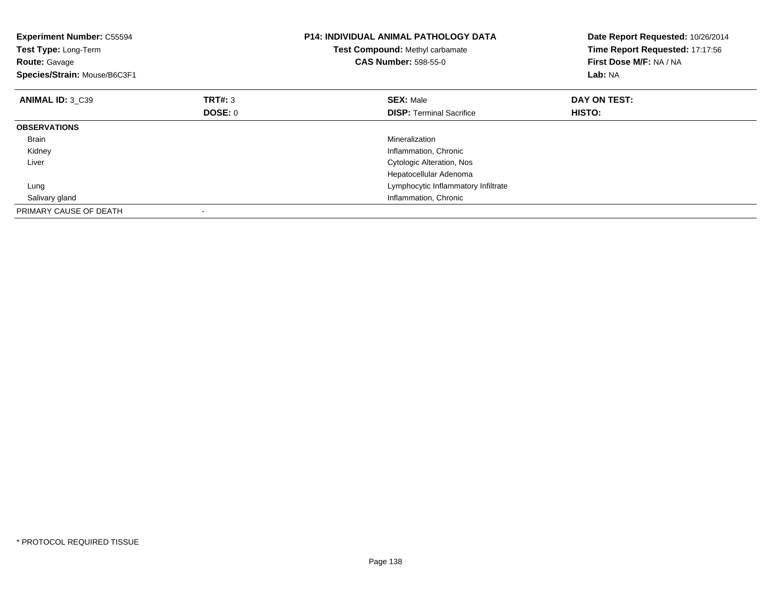**Experiment Number:** C55594
**Test Type:** Long-Term
**Route:** Gavage
**Species/Strain:** Mouse/B6C3F1

**P14: INDIVIDUAL ANIMAL PATHOLOGY DATA**
**Test Compound:** Methyl carbamate
**CAS Number:** 598-55-0

**Date Report Requested:** 10/26/2014
**Time Report Requested:** 17:17:56
**First Dose M/F:** NA / NA
**Lab:** NA

| **ANIMAL ID:** 3_C39 | **TRT#:** 3 | **SEX:** Male | **DAY ON TEST:** |
|---|---|---|---|
| | **DOSE:** 0 | **DISP:** Terminal Sacrifice | **HISTO:** |
| **OBSERVATIONS** | | | |
| Brain | | Mineralization | |
| Kidney | | Inflammation, Chronic | |
| Liver | | Cytologic Alteration, Nos | |
| | | Hepatocellular Adenoma | |
| Lung | | Lymphocytic Inflammatory Infiltrate | |
| Salivary gland | | Inflammation, Chronic | |
| PRIMARY CAUSE OF DEATH | - | | |

\* PROTOCOL REQUIRED TISSUE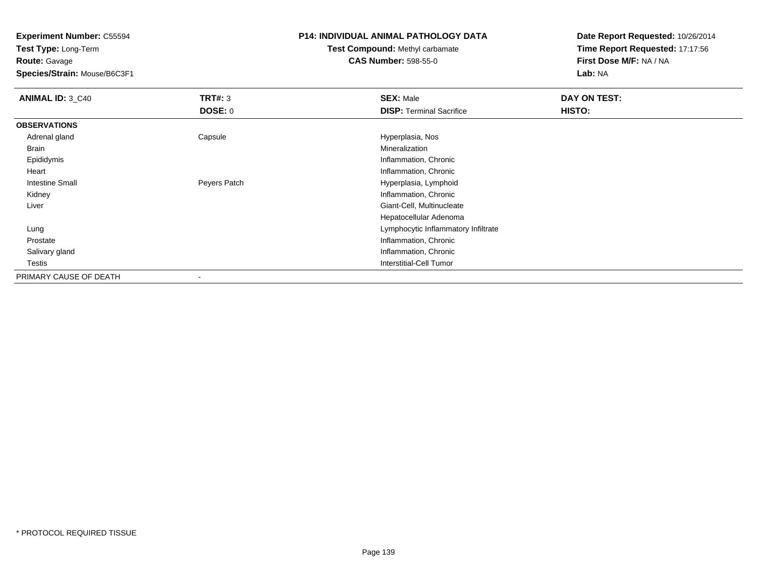**Experiment Number:** C55594
**Test Type:** Long-Term
**Route:** Gavage
**Species/Strain:** Mouse/B6C3F1

**P14: INDIVIDUAL ANIMAL PATHOLOGY DATA**
**Test Compound:** Methyl carbamate
**CAS Number:** 598-55-0

**Date Report Requested:** 10/26/2014
**Time Report Requested:** 17:17:56
**First Dose M/F:** NA / NA
**Lab:** NA

| **ANIMAL ID:** 3_C40 | **TRT#:** 3 | **SEX:** Male | **DAY ON TEST:** |
|---|---|---|---|
| | **DOSE:** 0 | **DISP:** Terminal Sacrifice | **HISTO:** |
| **OBSERVATIONS** | | | |
| Adrenal gland | Capsule | Hyperplasia, Nos | |
| Brain | | Mineralization | |
| Epididymis | | Inflammation, Chronic | |
| Heart | | Inflammation, Chronic | |
| Intestine Small | Peyers Patch | Hyperplasia, Lymphoid | |
| Kidney | | Inflammation, Chronic | |
| Liver | | Giant-Cell, Multinucleate | |
| | | Hepatocellular Adenoma | |
| Lung | | Lymphocytic Inflammatory Infiltrate | |
| Prostate | | Inflammation, Chronic | |
| Salivary gland | | Inflammation, Chronic | |
| Testis | | Interstitial-Cell Tumor | |
| PRIMARY CAUSE OF DEATH | - | | |

* PROTOCOL REQUIRED TISSUE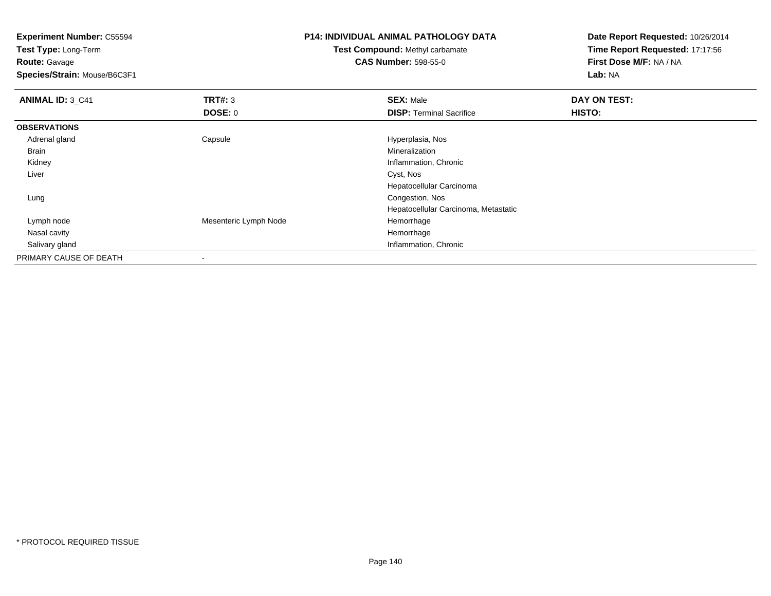**Experiment Number:** C55594
**Test Type:** Long-Term
**Route:** Gavage
**Species/Strain:** Mouse/B6C3F1

**P14: INDIVIDUAL ANIMAL PATHOLOGY DATA**
**Test Compound:** Methyl carbamate
**CAS Number:** 598-55-0

**Date Report Requested:** 10/26/2014
**Time Report Requested:** 17:17:56
**First Dose M/F:** NA / NA
**Lab:** NA

| **ANIMAL ID:** 3_C41 | **TRT#:** 3 | **SEX:** Male | **DAY ON TEST:** |
|---|---|---|---|
| | **DOSE:** 0 | **DISP:** Terminal Sacrifice | **HISTO:** |
| **OBSERVATIONS** | | | |
| Adrenal gland | Capsule | Hyperplasia, Nos | |
| Brain | | Mineralization | |
| Kidney | | Inflammation, Chronic | |
| Liver | | Cyst, Nos | |
| | | Hepatocellular Carcinoma | |
| Lung | | Congestion, Nos | |
| | | Hepatocellular Carcinoma, Metastatic | |
| Lymph node | Mesenteric Lymph Node | Hemorrhage | |
| Nasal cavity | | Hemorrhage | |
| Salivary gland | | Inflammation, Chronic | |
| PRIMARY CAUSE OF DEATH | - | | |

* PROTOCOL REQUIRED TISSUE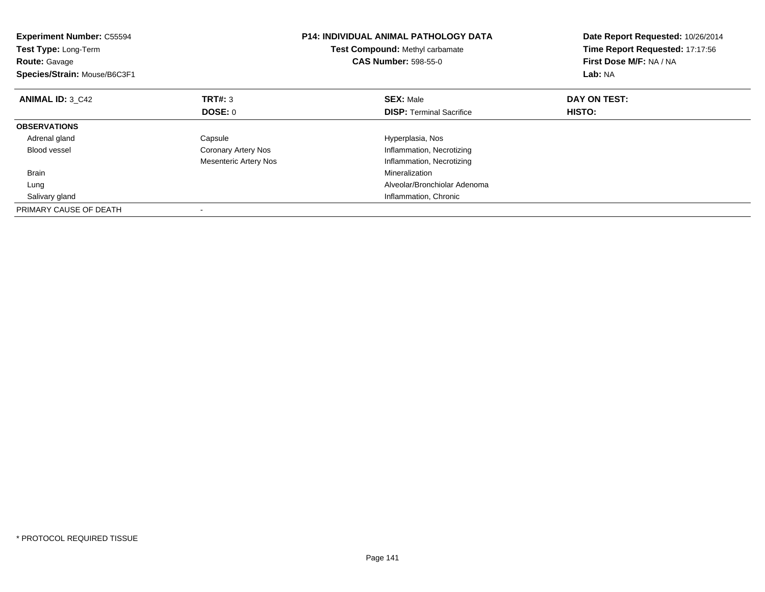**Experiment Number:** C55594
**Test Type:** Long-Term
**Route:** Gavage
**Species/Strain:** Mouse/B6C3F1

**P14: INDIVIDUAL ANIMAL PATHOLOGY DATA**
**Test Compound:** Methyl carbamate
**CAS Number:** 598-55-0

**Date Report Requested:** 10/26/2014
**Time Report Requested:** 17:17:56
**First Dose M/F:** NA / NA
**Lab:** NA

| **ANIMAL ID:** 3_C42 | **TRT#:** 3 | **SEX:** Male | **DAY ON TEST:** |
|---|---|---|---|
| | **DOSE:** 0 | **DISP:** Terminal Sacrifice | **HISTO:** |
| **OBSERVATIONS** | | | |
| Adrenal gland | Capsule | Hyperplasia, Nos | |
| Blood vessel | Coronary Artery Nos | Inflammation, Necrotizing | |
| | Mesenteric Artery Nos | Inflammation, Necrotizing | |
| Brain | | Mineralization | |
| Lung | | Alveolar/Bronchiolar Adenoma | |
| Salivary gland | | Inflammation, Chronic | |
| PRIMARY CAUSE OF DEATH | - | | |

* PROTOCOL REQUIRED TISSUE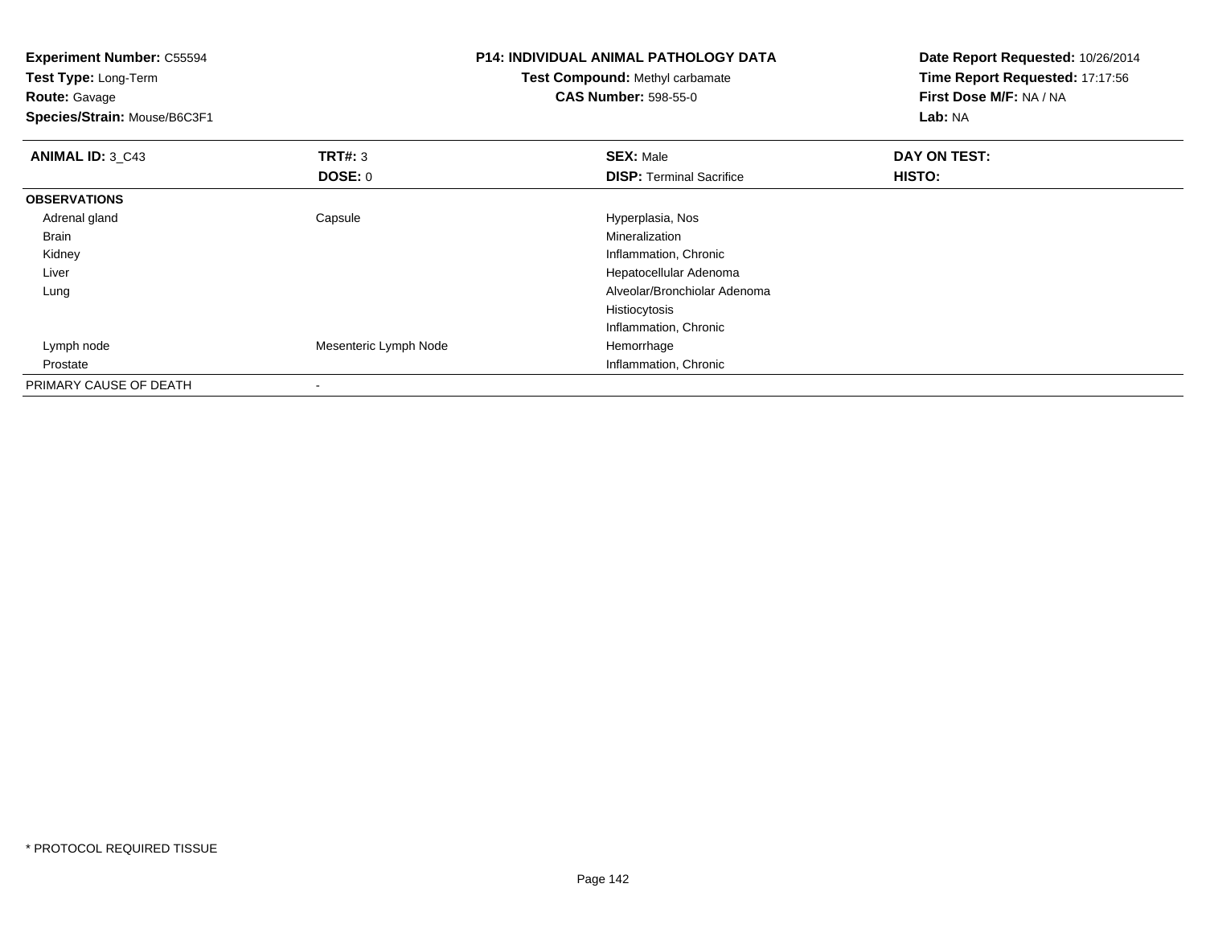**Experiment Number:** C55594
**Test Type:** Long-Term
**Route:** Gavage
**Species/Strain:** Mouse/B6C3F1

**P14: INDIVIDUAL ANIMAL PATHOLOGY DATA**
**Test Compound:** Methyl carbamate
**CAS Number:** 598-55-0

**Date Report Requested:** 10/26/2014
**Time Report Requested:** 17:17:56
**First Dose M/F:** NA / NA
**Lab:** NA

| **ANIMAL ID:** 3_C43 | **TRT#:** 3 | **SEX:** Male | **DAY ON TEST:** |
|---|---|---|---|
| | **DOSE:** 0 | **DISP:** Terminal Sacrifice | **HISTO:** |
| **OBSERVATIONS** | | | |
| Adrenal gland | Capsule | Hyperplasia, Nos | |
| Brain | | Mineralization | |
| Kidney | | Inflammation, Chronic | |
| Liver | | Hepatocellular Adenoma | |
| Lung | | Alveolar/Bronchiolar Adenoma | |
| | | Histiocytosis | |
| | | Inflammation, Chronic | |
| Lymph node | Mesenteric Lymph Node | Hemorrhage | |
| Prostate | | Inflammation, Chronic | |
| PRIMARY CAUSE OF DEATH | - | | |

* PROTOCOL REQUIRED TISSUE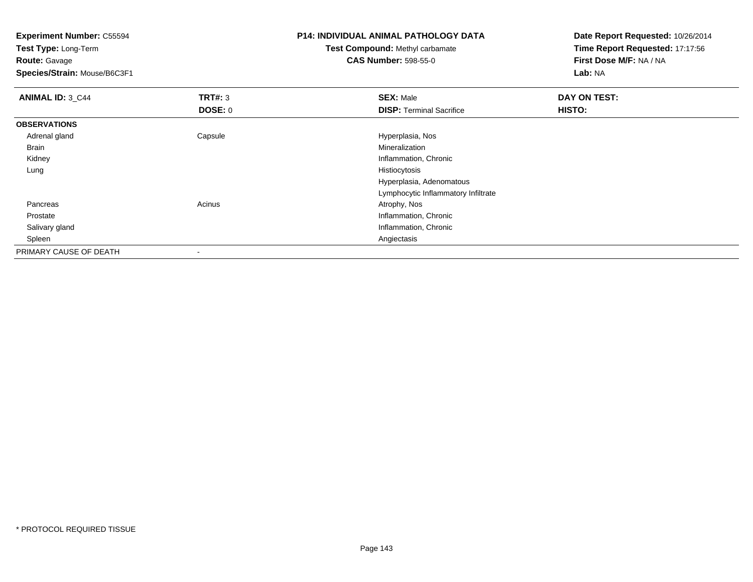**Experiment Number:** C55594
**Test Type:** Long-Term
**Route:** Gavage
**Species/Strain:** Mouse/B6C3F1

**P14: INDIVIDUAL ANIMAL PATHOLOGY DATA**
**Test Compound:** Methyl carbamate
**CAS Number:** 598-55-0

**Date Report Requested:** 10/26/2014
**Time Report Requested:** 17:17:56
**First Dose M/F:** NA / NA
**Lab:** NA

| **ANIMAL ID:** 3_C44 | **TRT#:** 3 | **SEX:** Male | **DAY ON TEST:** |
|---|---|---|---|
| | **DOSE:** 0 | **DISP:** Terminal Sacrifice | **HISTO:** |
| **OBSERVATIONS** | | | |
| Adrenal gland | Capsule | Hyperplasia, Nos | |
| Brain | | Mineralization | |
| Kidney | | Inflammation, Chronic | |
| Lung | | Histiocytosis | |
| | | Hyperplasia, Adenomatous | |
| | | Lymphocytic Inflammatory Infiltrate | |
| Pancreas | Acinus | Atrophy, Nos | |
| Prostate | | Inflammation, Chronic | |
| Salivary gland | | Inflammation, Chronic | |
| Spleen | | Angiectasis | |
| PRIMARY CAUSE OF DEATH | - | | |

* PROTOCOL REQUIRED TISSUE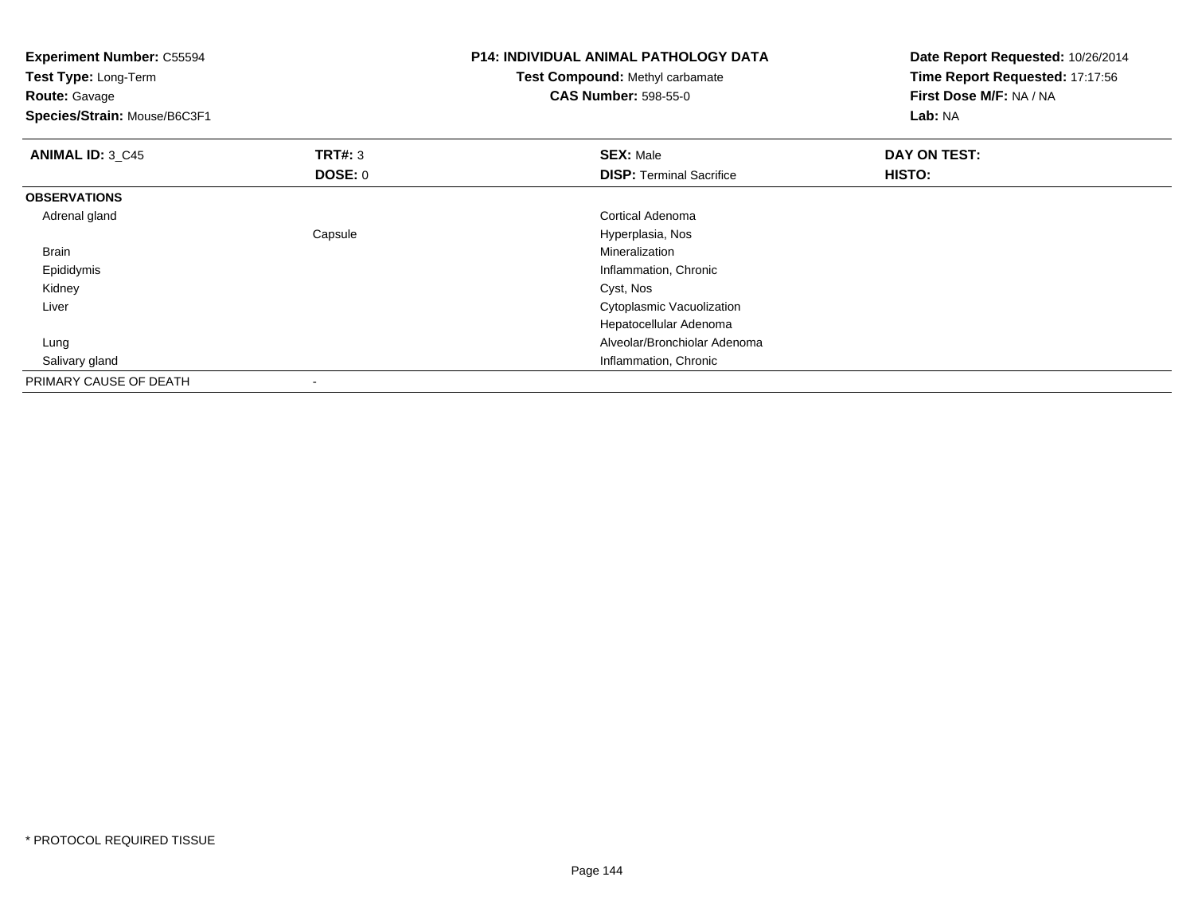**Experiment Number:** C55594
**Test Type:** Long-Term
**Route:** Gavage
**Species/Strain:** Mouse/B6C3F1

**P14: INDIVIDUAL ANIMAL PATHOLOGY DATA**
**Test Compound:** Methyl carbamate
**CAS Number:** 598-55-0

**Date Report Requested:** 10/26/2014
**Time Report Requested:** 17:17:56
**First Dose M/F:** NA / NA
**Lab:** NA

| **ANIMAL ID:** 3_C45 | **TRT#:** 3 | **SEX:** Male | **DAY ON TEST:** |
|---|---|---|---|
| | **DOSE:** 0 | **DISP:** Terminal Sacrifice | **HISTO:** |
| **OBSERVATIONS** | | | |
| Adrenal gland | | Cortical Adenoma | |
| | Capsule | Hyperplasia, Nos | |
| Brain | | Mineralization | |
| Epididymis | | Inflammation, Chronic | |
| Kidney | | Cyst, Nos | |
| Liver | | Cytoplasmic Vacuolization | |
| | | Hepatocellular Adenoma | |
| Lung | | Alveolar/Bronchiolar Adenoma | |
| Salivary gland | | Inflammation, Chronic | |
| PRIMARY CAUSE OF DEATH | - | | |

* PROTOCOL REQUIRED TISSUE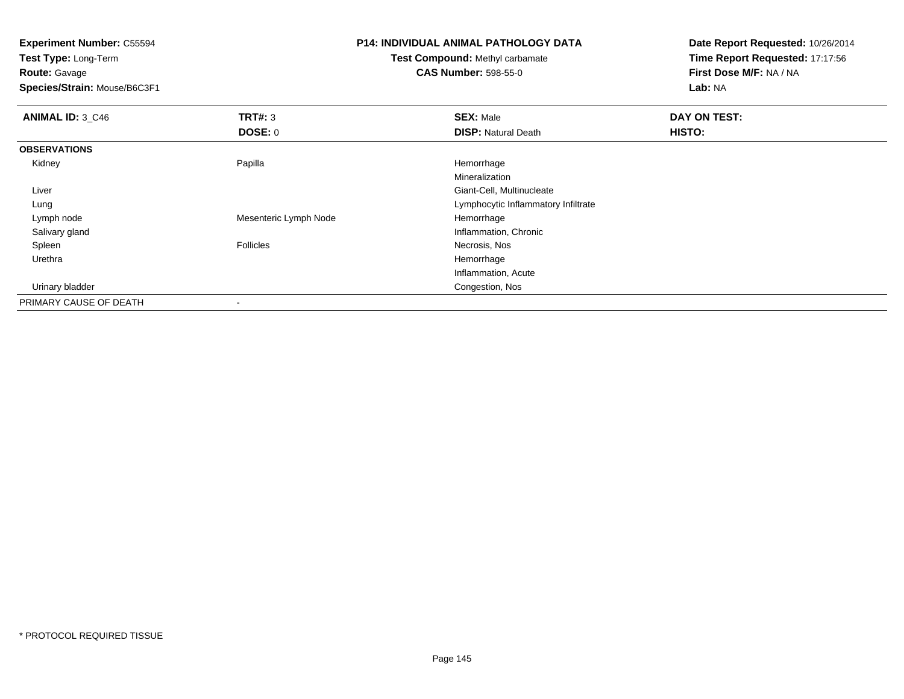**Experiment Number:** C55594
**Test Type:** Long-Term
**Route:** Gavage
**Species/Strain:** Mouse/B6C3F1

**P14: INDIVIDUAL ANIMAL PATHOLOGY DATA**
**Test Compound:** Methyl carbamate
**CAS Number:** 598-55-0

**Date Report Requested:** 10/26/2014
**Time Report Requested:** 17:17:56
**First Dose M/F:** NA / NA
**Lab:** NA

| **ANIMAL ID:** 3_C46 | **TRT#:** 3 | **SEX:** Male | **DAY ON TEST:** |
|---|---|---|---|
| | **DOSE:** 0 | **DISP:** Natural Death | **HISTO:** |
| **OBSERVATIONS** | | | |
| Kidney | Papilla | Hemorrhage | |
| | | Mineralization | |
| Liver | | Giant-Cell, Multinucleate | |
| Lung | | Lymphocytic Inflammatory Infiltrate | |
| Lymph node | Mesenteric Lymph Node | Hemorrhage | |
| Salivary gland | | Inflammation, Chronic | |
| Spleen | Follicles | Necrosis, Nos | |
| Urethra | | Hemorrhage | |
| | | Inflammation, Acute | |
| Urinary bladder | | Congestion, Nos | |
| PRIMARY CAUSE OF DEATH | - | | |

* PROTOCOL REQUIRED TISSUE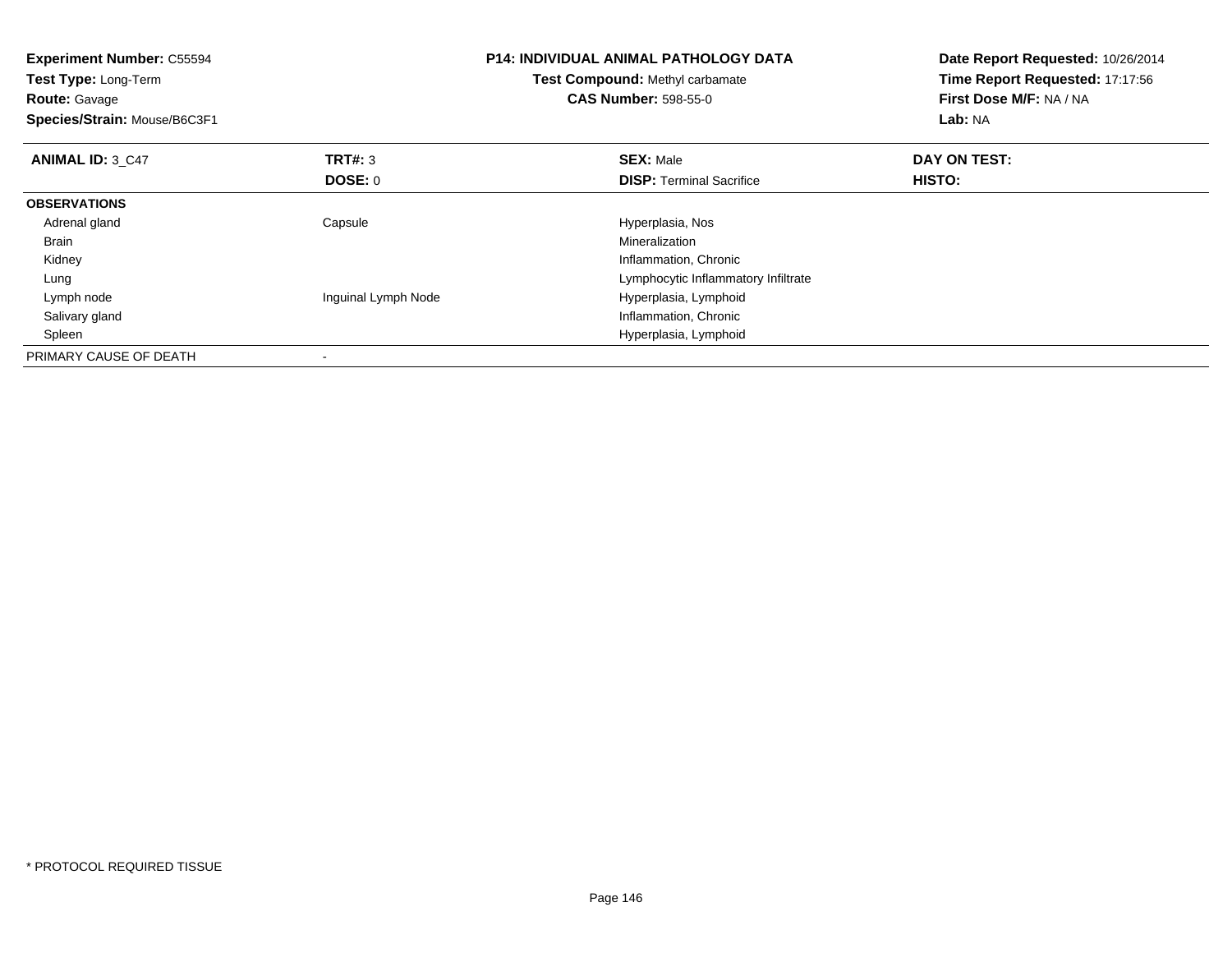**Experiment Number:** C55594
**Test Type:** Long-Term
**Route:** Gavage
**Species/Strain:** Mouse/B6C3F1

**P14: INDIVIDUAL ANIMAL PATHOLOGY DATA**
**Test Compound:** Methyl carbamate
**CAS Number:** 598-55-0

**Date Report Requested:** 10/26/2014
**Time Report Requested:** 17:17:56
**First Dose M/F:** NA / NA
**Lab:** NA

| **ANIMAL ID:** 3_C47 | **TRT#:** 3 | **SEX:** Male | **DAY ON TEST:** |
|---|---|---|---|
| | **DOSE:** 0 | **DISP:** Terminal Sacrifice | **HISTO:** |
| **OBSERVATIONS** | | | |
| Adrenal gland | Capsule | Hyperplasia, Nos | |
| Brain | | Mineralization | |
| Kidney | | Inflammation, Chronic | |
| Lung | | Lymphocytic Inflammatory Infiltrate | |
| Lymph node | Inguinal Lymph Node | Hyperplasia, Lymphoid | |
| Salivary gland | | Inflammation, Chronic | |
| Spleen | | Hyperplasia, Lymphoid | |
| PRIMARY CAUSE OF DEATH | - | | |

\* PROTOCOL REQUIRED TISSUE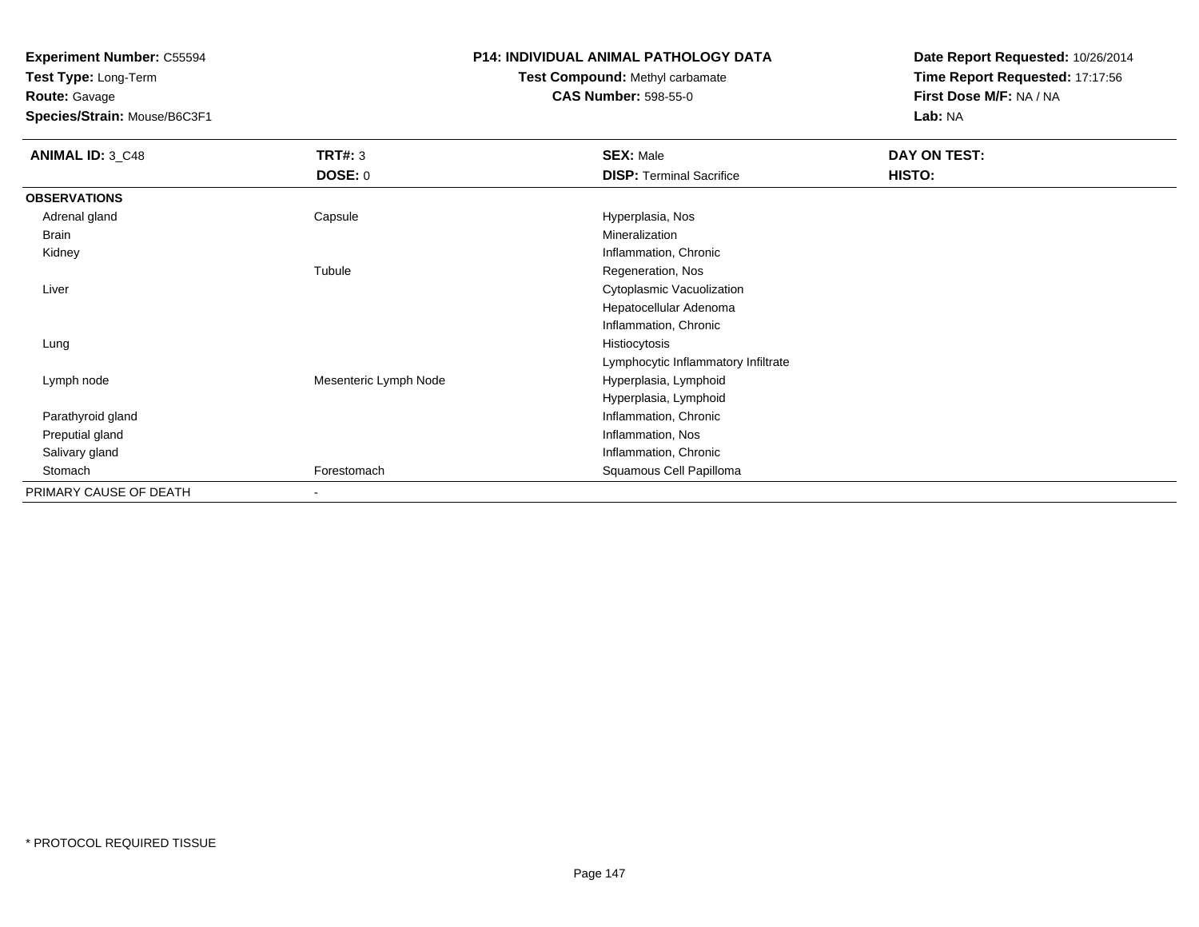**Experiment Number:** C55594
**Test Type:** Long-Term
**Route:** Gavage
**Species/Strain:** Mouse/B6C3F1

**P14: INDIVIDUAL ANIMAL PATHOLOGY DATA**
**Test Compound:** Methyl carbamate
**CAS Number:** 598-55-0

**Date Report Requested:** 10/26/2014
**Time Report Requested:** 17:17:56
**First Dose M/F:** NA / NA
**Lab:** NA

| **ANIMAL ID:** 3_C48 | **TRT#:** 3 | **SEX:** Male | **DAY ON TEST:** |
|---|---|---|---|
| | **DOSE:** 0 | **DISP:** Terminal Sacrifice | **HISTO:** |
| **OBSERVATIONS** | | | |
| Adrenal gland | Capsule | Hyperplasia, Nos | |
| Brain | | Mineralization | |
| Kidney | | Inflammation, Chronic | |
| | Tubule | Regeneration, Nos | |
| Liver | | Cytoplasmic Vacuolization | |
| | | Hepatocellular Adenoma | |
| | | Inflammation, Chronic | |
| Lung | | Histiocytosis | |
| | | Lymphocytic Inflammatory Infiltrate | |
| Lymph node | Mesenteric Lymph Node | Hyperplasia, Lymphoid | |
| | | Hyperplasia, Lymphoid | |
| Parathyroid gland | | Inflammation, Chronic | |
| Preputial gland | | Inflammation, Nos | |
| Salivary gland | | Inflammation, Chronic | |
| Stomach | Forestomach | Squamous Cell Papilloma | |
| PRIMARY CAUSE OF DEATH | - | | |

\* PROTOCOL REQUIRED TISSUE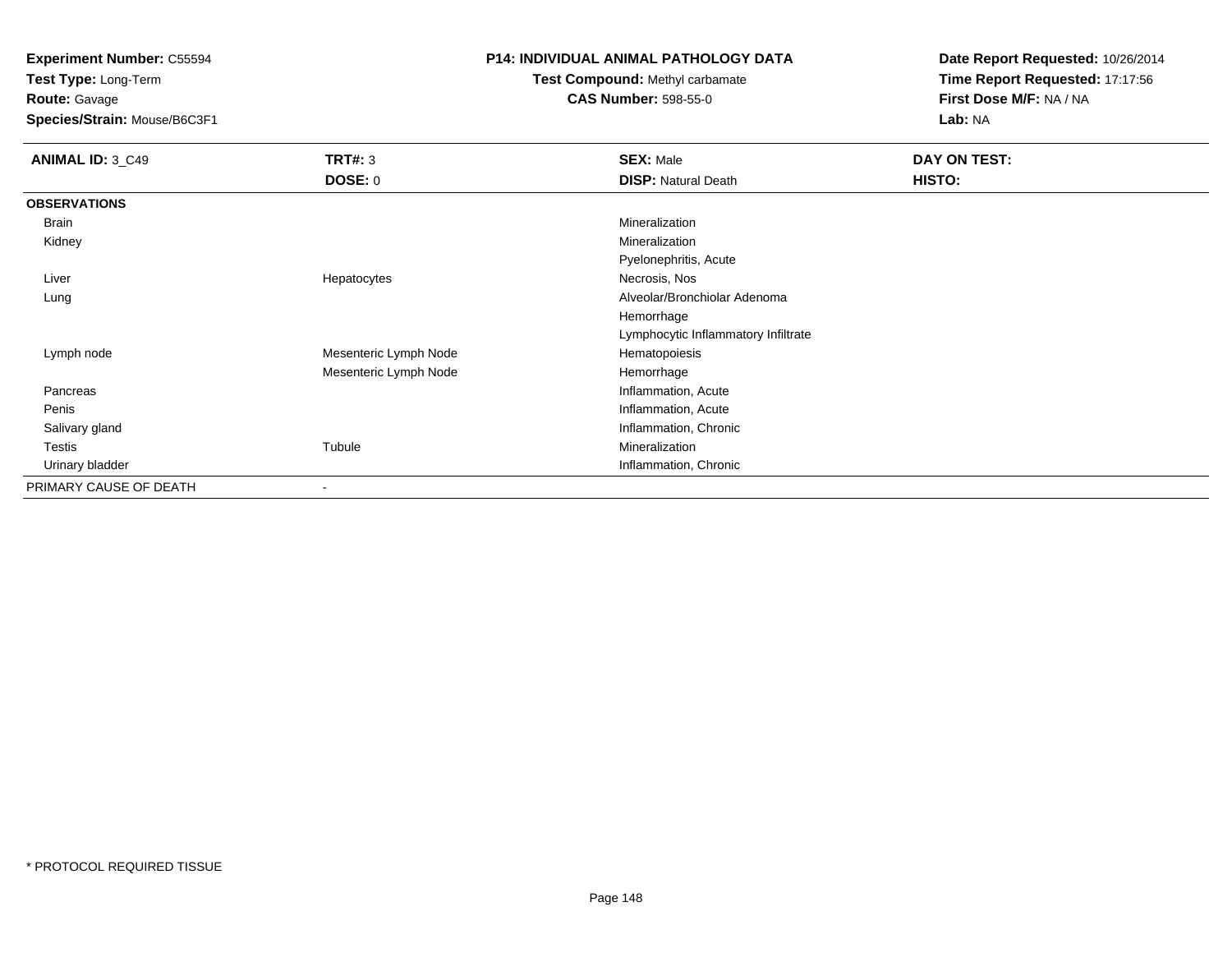**Experiment Number:** C55594
**Test Type:** Long-Term
**Route:** Gavage
**Species/Strain:** Mouse/B6C3F1

**P14: INDIVIDUAL ANIMAL PATHOLOGY DATA**
**Test Compound:** Methyl carbamate
**CAS Number:** 598-55-0

**Date Report Requested:** 10/26/2014
**Time Report Requested:** 17:17:56
**First Dose M/F:** NA / NA
**Lab:** NA

| **ANIMAL ID:** 3_C49 | **TRT#:** 3 | **SEX:** Male | **DAY ON TEST:** |
|---|---|---|---|
| | **DOSE:** 0 | **DISP:** Natural Death | **HISTO:** |
| **OBSERVATIONS** | | | |
| Brain | | Mineralization | |
| Kidney | | Mineralization | |
| | | Pyelonephritis, Acute | |
| Liver | Hepatocytes | Necrosis, Nos | |
| Lung | | Alveolar/Bronchiolar Adenoma | |
| | | Hemorrhage | |
| | | Lymphocytic Inflammatory Infiltrate | |
| Lymph node | Mesenteric Lymph Node | Hematopoiesis | |
| | Mesenteric Lymph Node | Hemorrhage | |
| Pancreas | | Inflammation, Acute | |
| Penis | | Inflammation, Acute | |
| Salivary gland | | Inflammation, Chronic | |
| Testis | Tubule | Mineralization | |
| Urinary bladder | | Inflammation, Chronic | |
| PRIMARY CAUSE OF DEATH | - | | |

* PROTOCOL REQUIRED TISSUE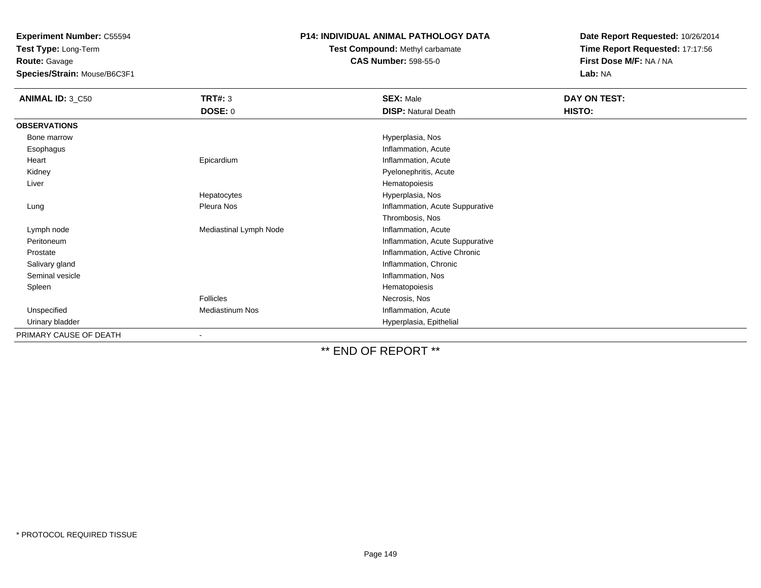**Experiment Number:** C55594
**Test Type:** Long-Term
**Route:** Gavage
**Species/Strain:** Mouse/B6C3F1

**P14: INDIVIDUAL ANIMAL PATHOLOGY DATA**
**Test Compound:** Methyl carbamate
**CAS Number:** 598-55-0

**Date Report Requested:** 10/26/2014
**Time Report Requested:** 17:17:56
**First Dose M/F:** NA / NA
**Lab:** NA

| **ANIMAL ID:** 3_C50 | **TRT#:** 3 | **SEX:** Male | **DAY ON TEST:** |
|---|---|---|---|
| | **DOSE:** 0 | **DISP:** Natural Death | **HISTO:** |
| **OBSERVATIONS** | | | |
| Bone marrow | | Hyperplasia, Nos | |
| Esophagus | | Inflammation, Acute | |
| Heart | Epicardium | Inflammation, Acute | |
| Kidney | | Pyelonephritis, Acute | |
| Liver | | Hematopoiesis | |
| | Hepatocytes | Hyperplasia, Nos | |
| Lung | Pleura Nos | Inflammation, Acute Suppurative | |
| | | Thrombosis, Nos | |
| Lymph node | Mediastinal Lymph Node | Inflammation, Acute | |
| Peritoneum | | Inflammation, Acute Suppurative | |
| Prostate | | Inflammation, Active Chronic | |
| Salivary gland | | Inflammation, Chronic | |
| Seminal vesicle | | Inflammation, Nos | |
| Spleen | | Hematopoiesis | |
| | Follicles | Necrosis, Nos | |
| Unspecified | Mediastinum Nos | Inflammation, Acute | |
| Urinary bladder | | Hyperplasia, Epithelial | |
| PRIMARY CAUSE OF DEATH | - | | |

** END OF REPORT **

* PROTOCOL REQUIRED TISSUE